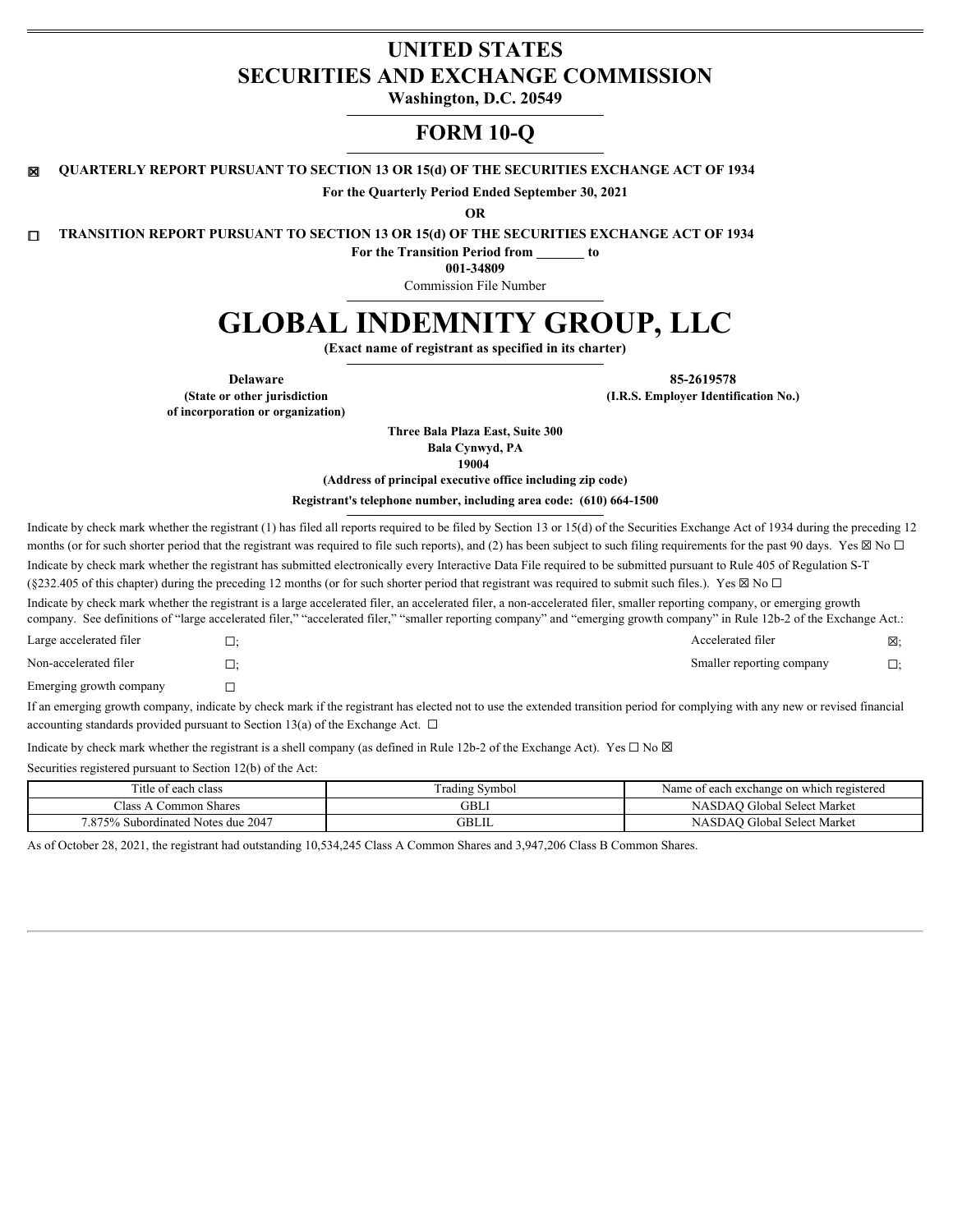# UNITED STATES
# SECURITIES AND EXCHANGE COMMISSION

**Washington, D.C. 20549**

## FORM 10-Q

☒ **QUARTERLY REPORT PURSUANT TO SECTION 13 OR 15(d) OF THE SECURITIES EXCHANGE ACT OF 1934**

**For the Quarterly Period Ended September 30, 2021**

**OR**

☐ **TRANSITION REPORT PURSUANT TO SECTION 13 OR 15(d) OF THE SECURITIES EXCHANGE ACT OF 1934**

**For the Transition Period from _______ to**

**001-34809**

Commission File Number

# GLOBAL INDEMNITY GROUP, LLC

**(Exact name of registrant as specified in its charter)**

| **Delaware** | **85-2619578** |
|---|---|
| **(State or other jurisdiction of incorporation or organization)** | **(I.R.S. Employer Identification No.)** |

**Three Bala Plaza East, Suite 300**
**Bala Cynwyd, PA**
**19004**
**(Address of principal executive office including zip code)**

**Registrant's telephone number, including area code: (610) 664-1500**

Indicate by check mark whether the registrant (1) has filed all reports required to be filed by Section 13 or 15(d) of the Securities Exchange Act of 1934 during the preceding 12 months (or for such shorter period that the registrant was required to file such reports), and (2) has been subject to such filing requirements for the past 90 days. Yes ☒ No ☐

Indicate by check mark whether the registrant has submitted electronically every Interactive Data File required to be submitted pursuant to Rule 405 of Regulation S-T (§232.405 of this chapter) during the preceding 12 months (or for such shorter period that registrant was required to submit such files.). Yes ☒ No ☐

Indicate by check mark whether the registrant is a large accelerated filer, an accelerated filer, a non-accelerated filer, smaller reporting company, or emerging growth company. See definitions of "large accelerated filer," "accelerated filer," "smaller reporting company" and "emerging growth company" in Rule 12b-2 of the Exchange Act.:

| | | | |
|---|---|---|---|
| Large accelerated filer | ☐; | Accelerated filer | ☒; |
| Non-accelerated filer | ☐; | Smaller reporting company | ☐; |
| Emerging growth company | ☐ | | |

If an emerging growth company, indicate by check mark if the registrant has elected not to use the extended transition period for complying with any new or revised financial accounting standards provided pursuant to Section 13(a) of the Exchange Act. ☐

Indicate by check mark whether the registrant is a shell company (as defined in Rule 12b-2 of the Exchange Act). Yes ☐ No ☒

Securities registered pursuant to Section 12(b) of the Act:

| Title of each class | Trading Symbol | Name of each exchange on which registered |
|---|---|---|
| Class A Common Shares | GBLI | NASDAQ Global Select Market |
| 7.875% Subordinated Notes due 2047 | GBLIL | NASDAQ Global Select Market |

As of October 28, 2021, the registrant had outstanding 10,534,245 Class A Common Shares and 3,947,206 Class B Common Shares.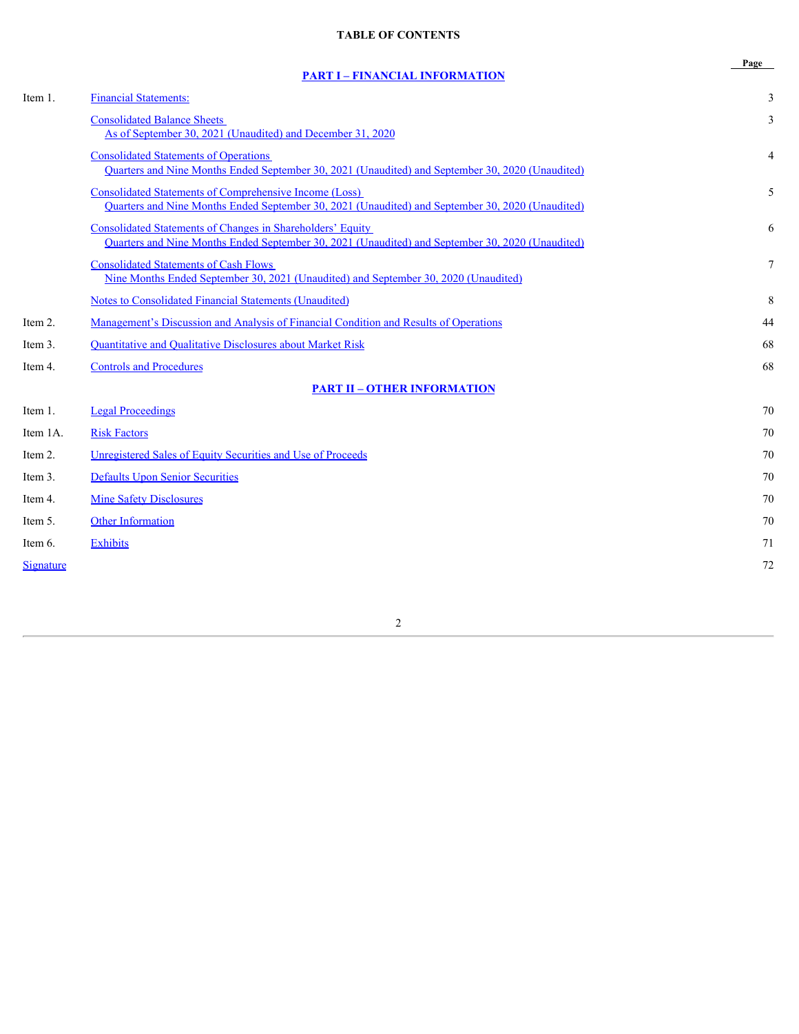# TABLE OF CONTENTS

| | | Page |
|---|---|---|
| | **PART I – FINANCIAL INFORMATION** | |
| Item 1. | Financial Statements: | 3 |
| | Consolidated Balance Sheets As of September 30, 2021 (Unaudited) and December 31, 2020 | 3 |
| | Consolidated Statements of Operations Quarters and Nine Months Ended September 30, 2021 (Unaudited) and September 30, 2020 (Unaudited) | 4 |
| | Consolidated Statements of Comprehensive Income (Loss) Quarters and Nine Months Ended September 30, 2021 (Unaudited) and September 30, 2020 (Unaudited) | 5 |
| | Consolidated Statements of Changes in Shareholders' Equity Quarters and Nine Months Ended September 30, 2021 (Unaudited) and September 30, 2020 (Unaudited) | 6 |
| | Consolidated Statements of Cash Flows Nine Months Ended September 30, 2021 (Unaudited) and September 30, 2020 (Unaudited) | 7 |
| | Notes to Consolidated Financial Statements (Unaudited) | 8 |
| Item 2. | Management's Discussion and Analysis of Financial Condition and Results of Operations | 44 |
| Item 3. | Quantitative and Qualitative Disclosures about Market Risk | 68 |
| Item 4. | Controls and Procedures | 68 |
| | **PART II – OTHER INFORMATION** | |
| Item 1. | Legal Proceedings | 70 |
| Item 1A. | Risk Factors | 70 |
| Item 2. | Unregistered Sales of Equity Securities and Use of Proceeds | 70 |
| Item 3. | Defaults Upon Senior Securities | 70 |
| Item 4. | Mine Safety Disclosures | 70 |
| Item 5. | Other Information | 70 |
| Item 6. | Exhibits | 71 |
| Signature | | 72 |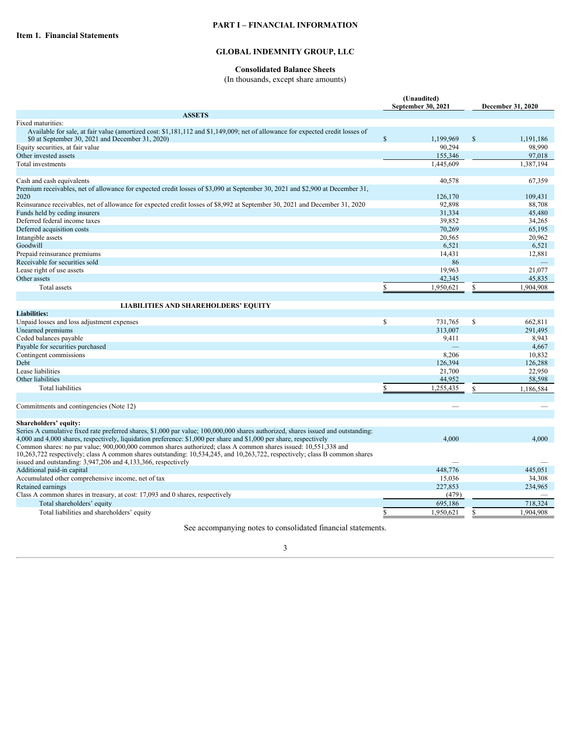# PART I – FINANCIAL INFORMATION

## Item 1. Financial Statements

## GLOBAL INDEMNITY GROUP, LLC

### Consolidated Balance Sheets

(In thousands, except share amounts)

| | (Unaudited) September 30, 2021 | December 31, 2020 |
|---|---|---|
| **ASSETS** | | |
| Fixed maturities: | | |
| Available for sale, at fair value (amortized cost: $1,181,112 and $1,149,009; net of allowance for expected credit losses of $0 at September 30, 2021 and December 31, 2020) | $ 1,199,969 | $ 1,191,186 |
| Equity securities, at fair value | 90,294 | 98,990 |
| Other invested assets | 155,346 | 97,018 |
| Total investments | 1,445,609 | 1,387,194 |
| | | |
| Cash and cash equivalents | 40,578 | 67,359 |
| Premium receivables, net of allowance for expected credit losses of $3,090 at September 30, 2021 and $2,900 at December 31, 2020 | 126,170 | 109,431 |
| Reinsurance receivables, net of allowance for expected credit losses of $8,992 at September 30, 2021 and December 31, 2020 | 92,898 | 88,708 |
| Funds held by ceding insurers | 31,334 | 45,480 |
| Deferred federal income taxes | 39,852 | 34,265 |
| Deferred acquisition costs | 70,269 | 65,195 |
| Intangible assets | 20,565 | 20,962 |
| Goodwill | 6,521 | 6,521 |
| Prepaid reinsurance premiums | 14,431 | 12,881 |
| Receivable for securities sold | 86 | — |
| Lease right of use assets | 19,963 | 21,077 |
| Other assets | 42,345 | 45,835 |
| Total assets | $ 1,950,621 | $ 1,904,908 |
| | | |
| **LIABILITIES AND SHAREHOLDERS' EQUITY** | | |
| **Liabilities:** | | |
| Unpaid losses and loss adjustment expenses | $ 731,765 | $ 662,811 |
| Unearned premiums | 313,007 | 291,495 |
| Ceded balances payable | 9,411 | 8,943 |
| Payable for securities purchased | — | 4,667 |
| Contingent commissions | 8,206 | 10,832 |
| Debt | 126,394 | 126,288 |
| Lease liabilities | 21,700 | 22,950 |
| Other liabilities | 44,952 | 58,598 |
| Total liabilities | $ 1,255,435 | $ 1,186,584 |
| | | |
| Commitments and contingencies (Note 12) | — | — |
| | | |
| **Shareholders' equity:** | | |
| Series A cumulative fixed rate preferred shares, $1,000 par value; 100,000,000 shares authorized, shares issued and outstanding: 4,000 and 4,000 shares, respectively, liquidation preference: $1,000 per share and $1,000 per share, respectively | 4,000 | 4,000 |
| Common shares: no par value; 900,000,000 common shares authorized; class A common shares issued: 10,551,338 and 10,263,722 respectively; class A common shares outstanding: 10,534,245, and 10,263,722, respectively; class B common shares issued and outstanding: 3,947,206 and 4,133,366, respectively | — | — |
| Additional paid-in capital | 448,776 | 445,051 |
| Accumulated other comprehensive income, net of tax | 15,036 | 34,308 |
| Retained earnings | 227,853 | 234,965 |
| Class A common shares in treasury, at cost: 17,093 and 0 shares, respectively | (479) | — |
| Total shareholders' equity | 695,186 | 718,324 |
| Total liabilities and shareholders' equity | $ 1,950,621 | $ 1,904,908 |

See accompanying notes to consolidated financial statements.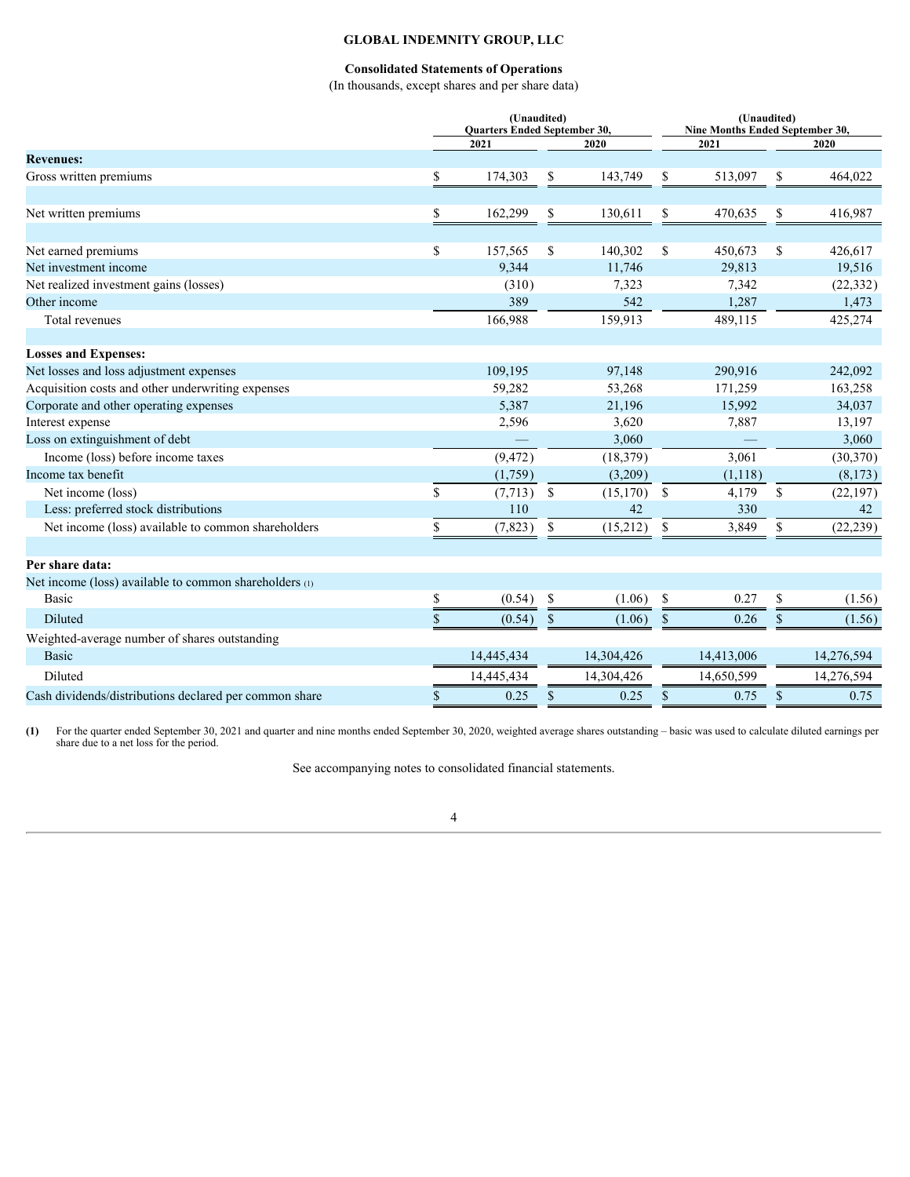**GLOBAL INDEMNITY GROUP, LLC**

**Consolidated Statements of Operations**

(In thousands, except shares and per share data)

| | (Unaudited) Quarters Ended September 30, | | (Unaudited) Nine Months Ended September 30, | |
|---|---|---|---|---|
| | 2021 | 2020 | 2021 | 2020 |
| **Revenues:** | | | | |
| Gross written premiums | $ 174,303 | $ 143,749 | $ 513,097 | $ 464,022 |
| Net written premiums | $ 162,299 | $ 130,611 | $ 470,635 | $ 416,987 |
| Net earned premiums | $ 157,565 | $ 140,302 | $ 450,673 | $ 426,617 |
| Net investment income | 9,344 | 11,746 | 29,813 | 19,516 |
| Net realized investment gains (losses) | (310) | 7,323 | 7,342 | (22,332) |
| Other income | 389 | 542 | 1,287 | 1,473 |
| Total revenues | 166,988 | 159,913 | 489,115 | 425,274 |
| **Losses and Expenses:** | | | | |
| Net losses and loss adjustment expenses | 109,195 | 97,148 | 290,916 | 242,092 |
| Acquisition costs and other underwriting expenses | 59,282 | 53,268 | 171,259 | 163,258 |
| Corporate and other operating expenses | 5,387 | 21,196 | 15,992 | 34,037 |
| Interest expense | 2,596 | 3,620 | 7,887 | 13,197 |
| Loss on extinguishment of debt | — | 3,060 | — | 3,060 |
| Income (loss) before income taxes | (9,472) | (18,379) | 3,061 | (30,370) |
| Income tax benefit | (1,759) | (3,209) | (1,118) | (8,173) |
| Net income (loss) | $ (7,713) | $ (15,170) | $ 4,179 | $ (22,197) |
| Less: preferred stock distributions | 110 | 42 | 330 | 42 |
| Net income (loss) available to common shareholders | $ (7,823) | $ (15,212) | $ 3,849 | $ (22,239) |
| **Per share data:** | | | | |
| Net income (loss) available to common shareholders (1) | | | | |
| Basic | $ (0.54) | $ (1.06) | $ 0.27 | $ (1.56) |
| Diluted | $ (0.54) | $ (1.06) | $ 0.26 | $ (1.56) |
| Weighted-average number of shares outstanding | | | | |
| Basic | 14,445,434 | 14,304,426 | 14,413,006 | 14,276,594 |
| Diluted | 14,445,434 | 14,304,426 | 14,650,599 | 14,276,594 |
| Cash dividends/distributions declared per common share | $ 0.25 | $ 0.25 | $ 0.75 | $ 0.75 |

**(1)** For the quarter ended September 30, 2021 and quarter and nine months ended September 30, 2020, weighted average shares outstanding – basic was used to calculate diluted earnings per share due to a net loss for the period.

See accompanying notes to consolidated financial statements.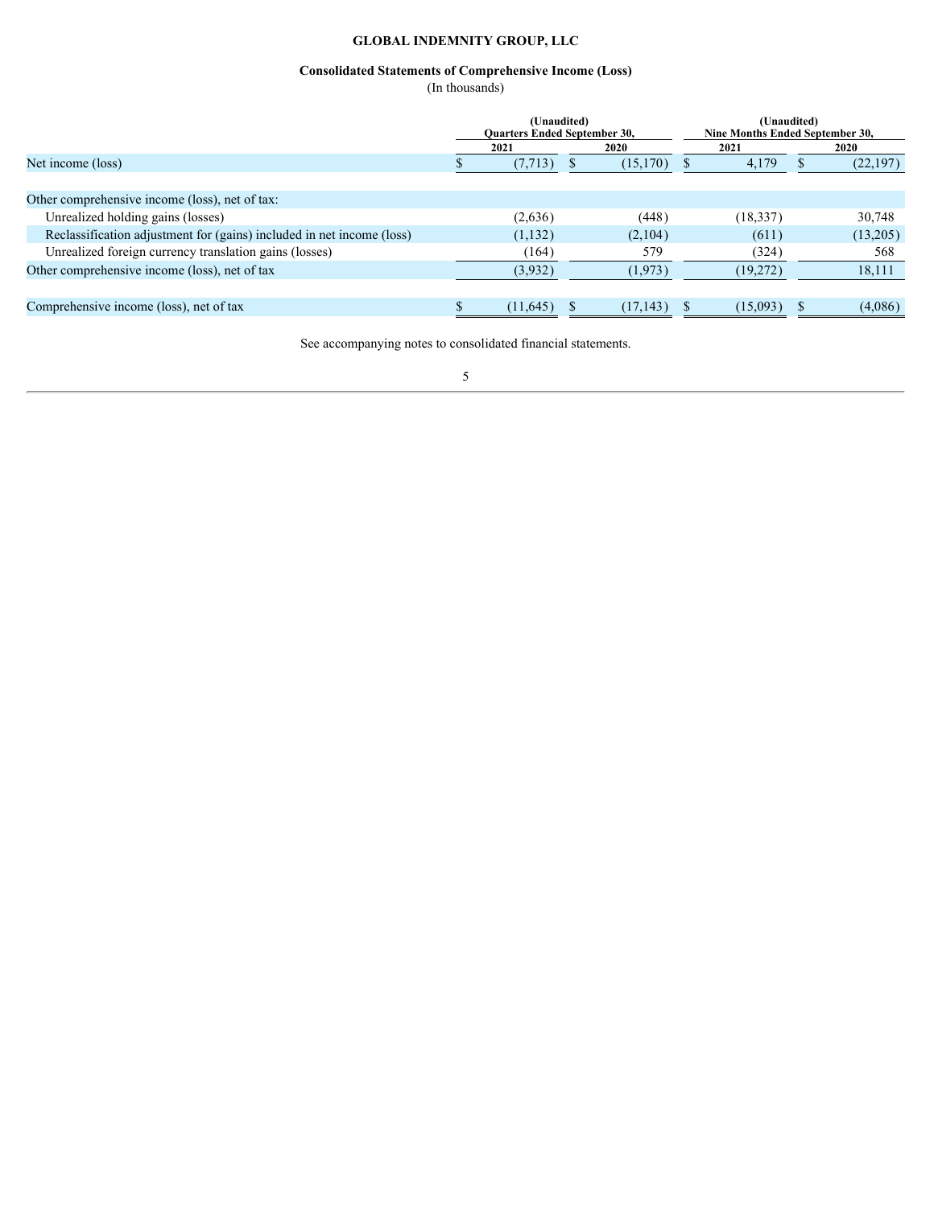**GLOBAL INDEMNITY GROUP, LLC**

**Consolidated Statements of Comprehensive Income (Loss)**
(In thousands)

| | (Unaudited) Quarters Ended September 30, | | (Unaudited) Nine Months Ended September 30, | |
|---|---|---|---|---|
| | 2021 | 2020 | 2021 | 2020 |
| Net income (loss) | $ (7,713) | $ (15,170) | $ 4,179 | $ (22,197) |
| | | | | |
| Other comprehensive income (loss), net of tax: | | | | |
| Unrealized holding gains (losses) | (2,636) | (448) | (18,337) | 30,748 |
| Reclassification adjustment for (gains) included in net income (loss) | (1,132) | (2,104) | (611) | (13,205) |
| Unrealized foreign currency translation gains (losses) | (164) | 579 | (324) | 568 |
| Other comprehensive income (loss), net of tax | (3,932) | (1,973) | (19,272) | 18,111 |
| | | | | |
| Comprehensive income (loss), net of tax | $ (11,645) | $ (17,143) | $ (15,093) | $ (4,086) |

See accompanying notes to consolidated financial statements.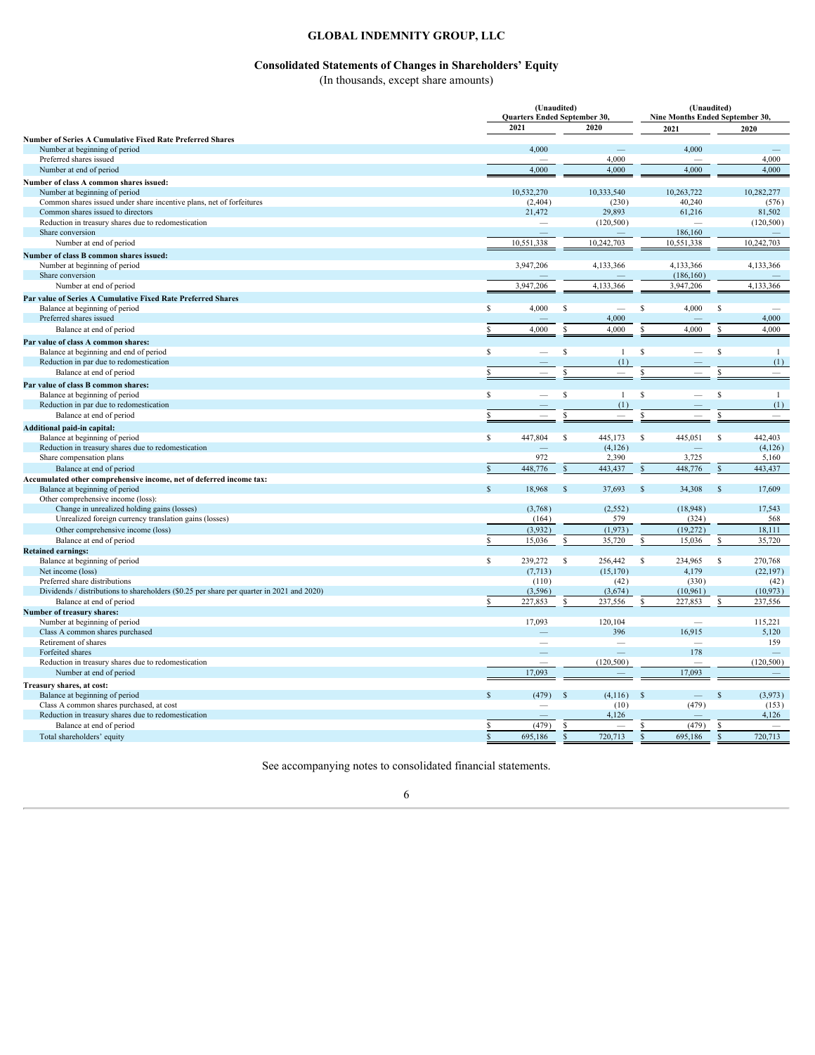# GLOBAL INDEMNITY GROUP, LLC

## Consolidated Statements of Changes in Shareholders' Equity

(In thousands, except share amounts)

| | (Unaudited) Quarters Ended September 30, | | (Unaudited) Nine Months Ended September 30, | |
|---|---|---|---|---|
| | 2021 | 2020 | 2021 | 2020 |
| **Number of Series A Cumulative Fixed Rate Preferred Shares** | | | | |
| Number at beginning of period | 4,000 | — | 4,000 | — |
| Preferred shares issued | — | 4,000 | — | 4,000 |
| Number at end of period | 4,000 | 4,000 | 4,000 | 4,000 |
| **Number of class A common shares issued:** | | | | |
| Number at beginning of period | 10,532,270 | 10,333,540 | 10,263,722 | 10,282,277 |
| Common shares issued under share incentive plans, net of forfeitures | (2,404) | (230) | 40,240 | (576) |
| Common shares issued to directors | 21,472 | 29,893 | 61,216 | 81,502 |
| Reduction in treasury shares due to redomestication | — | (120,500) | — | (120,500) |
| Share conversion | — | — | 186,160 | — |
| Number at end of period | 10,551,338 | 10,242,703 | 10,551,338 | 10,242,703 |
| **Number of class B common shares issued:** | | | | |
| Number at beginning of period | 3,947,206 | 4,133,366 | 4,133,366 | 4,133,366 |
| Share conversion | — | — | (186,160) | — |
| Number at end of period | 3,947,206 | 4,133,366 | 3,947,206 | 4,133,366 |
| **Par value of Series A Cumulative Fixed Rate Preferred Shares** | | | | |
| Balance at beginning of period | $ 4,000 | $ — | $ 4,000 | $ — |
| Preferred shares issued | — | 4,000 | — | 4,000 |
| Balance at end of period | $ 4,000 | $ 4,000 | $ 4,000 | $ 4,000 |
| **Par value of class A common shares:** | | | | |
| Balance at beginning and end of period | $ — | $ 1 | $ — | $ 1 |
| Reduction in par due to redomestication | — | (1) | — | (1) |
| Balance at end of period | $ — | $ — | $ — | $ — |
| **Par value of class B common shares:** | | | | |
| Balance at beginning of period | $ — | $ 1 | $ — | $ 1 |
| Reduction in par due to redomestication | — | (1) | — | (1) |
| Balance at end of period | $ — | $ — | $ — | $ — |
| **Additional paid-in capital:** | | | | |
| Balance at beginning of period | $ 447,804 | $ 445,173 | $ 445,051 | $ 442,403 |
| Reduction in treasury shares due to redomestication | — | (4,126) | — | (4,126) |
| Share compensation plans | 972 | 2,390 | 3,725 | 5,160 |
| Balance at end of period | $ 448,776 | $ 443,437 | $ 448,776 | $ 443,437 |
| **Accumulated other comprehensive income, net of deferred income tax:** | | | | |
| Balance at beginning of period | $ 18,968 | $ 37,693 | $ 34,308 | $ 17,609 |
| Other comprehensive income (loss): | | | | |
| Change in unrealized holding gains (losses) | (3,768) | (2,552) | (18,948) | 17,543 |
| Unrealized foreign currency translation gains (losses) | (164) | 579 | (324) | 568 |
| Other comprehensive income (loss) | (3,932) | (1,973) | (19,272) | 18,111 |
| Balance at end of period | $ 15,036 | $ 35,720 | $ 15,036 | $ 35,720 |
| **Retained earnings:** | | | | |
| Balance at beginning of period | $ 239,272 | $ 256,442 | $ 234,965 | $ 270,768 |
| Net income (loss) | (7,713) | (15,170) | 4,179 | (22,197) |
| Preferred share distributions | (110) | (42) | (330) | (42) |
| Dividends / distributions to shareholders ($0.25 per share per quarter in 2021 and 2020) | (3,596) | (3,674) | (10,961) | (10,973) |
| Balance at end of period | $ 227,853 | $ 237,556 | $ 227,853 | $ 237,556 |
| **Number of treasury shares:** | | | | |
| Number at beginning of period | 17,093 | 120,104 | — | 115,221 |
| Class A common shares purchased | — | 396 | 16,915 | 5,120 |
| Retirement of shares | — | — | — | 159 |
| Forfeited shares | — | — | 178 | — |
| Reduction in treasury shares due to redomestication | — | (120,500) | — | (120,500) |
| Number at end of period | 17,093 | — | 17,093 | — |
| **Treasury shares, at cost:** | | | | |
| Balance at beginning of period | $ (479) | $ (4,116) | $ — | $ (3,973) |
| Class A common shares purchased, at cost | — | (10) | (479) | (153) |
| Reduction in treasury shares due to redomestication | — | 4,126 | — | 4,126 |
| Balance at end of period | $ (479) | $ — | $ (479) | $ — |
| Total shareholders' equity | $ 695,186 | $ 720,713 | $ 695,186 | $ 720,713 |

See accompanying notes to consolidated financial statements.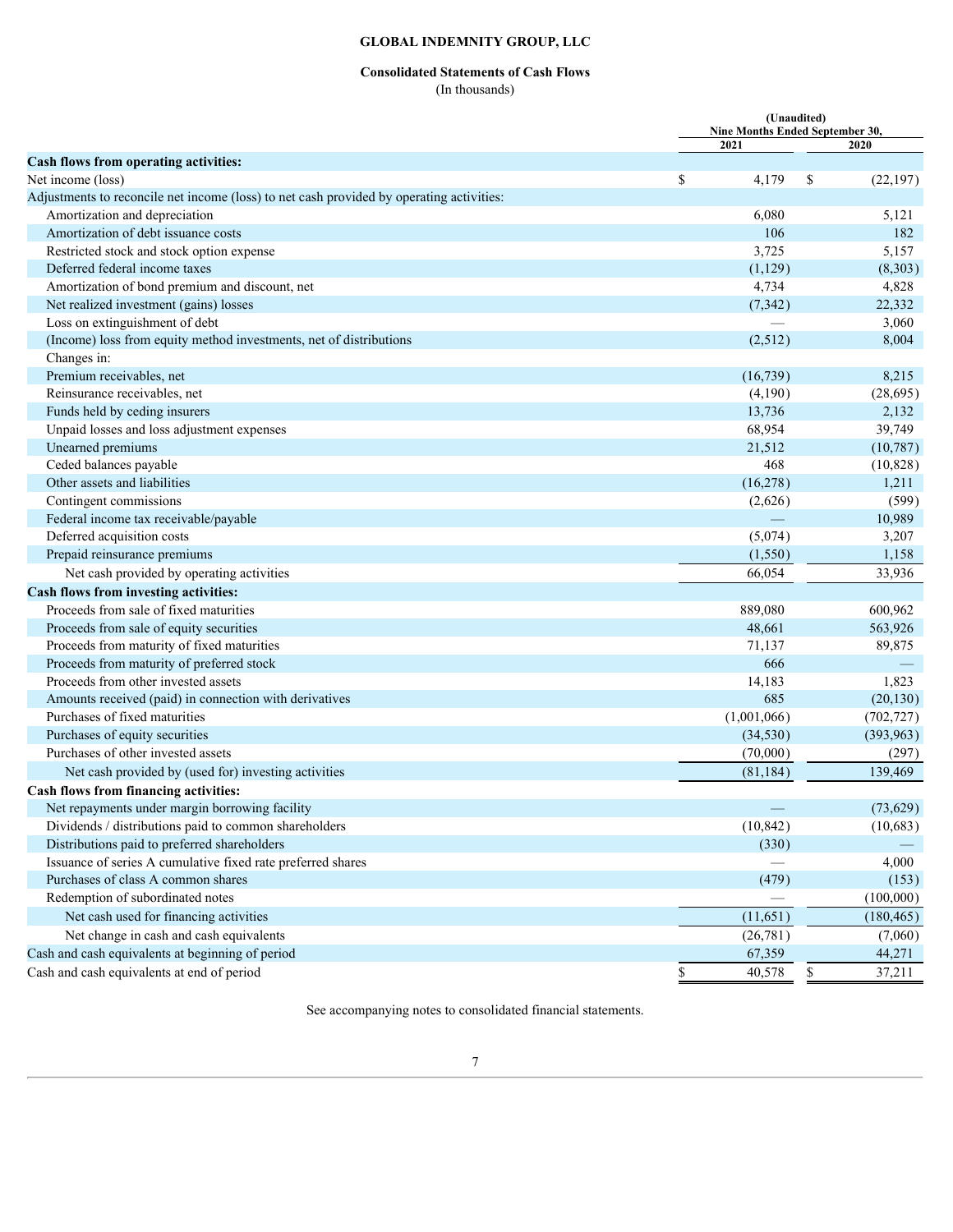**GLOBAL INDEMNITY GROUP, LLC**

**Consolidated Statements of Cash Flows**

(In thousands)

| | (Unaudited) Nine Months Ended September 30, | |
|---|---|---|
| | 2021 | 2020 |
| **Cash flows from operating activities:** | | |
| Net income (loss) | $ 4,179 | $ (22,197) |
| Adjustments to reconcile net income (loss) to net cash provided by operating activities: | | |
| Amortization and depreciation | 6,080 | 5,121 |
| Amortization of debt issuance costs | 106 | 182 |
| Restricted stock and stock option expense | 3,725 | 5,157 |
| Deferred federal income taxes | (1,129) | (8,303) |
| Amortization of bond premium and discount, net | 4,734 | 4,828 |
| Net realized investment (gains) losses | (7,342) | 22,332 |
| Loss on extinguishment of debt | — | 3,060 |
| (Income) loss from equity method investments, net of distributions | (2,512) | 8,004 |
| Changes in: | | |
| Premium receivables, net | (16,739) | 8,215 |
| Reinsurance receivables, net | (4,190) | (28,695) |
| Funds held by ceding insurers | 13,736 | 2,132 |
| Unpaid losses and loss adjustment expenses | 68,954 | 39,749 |
| Unearned premiums | 21,512 | (10,787) |
| Ceded balances payable | 468 | (10,828) |
| Other assets and liabilities | (16,278) | 1,211 |
| Contingent commissions | (2,626) | (599) |
| Federal income tax receivable/payable | — | 10,989 |
| Deferred acquisition costs | (5,074) | 3,207 |
| Prepaid reinsurance premiums | (1,550) | 1,158 |
| Net cash provided by operating activities | 66,054 | 33,936 |
| **Cash flows from investing activities:** | | |
| Proceeds from sale of fixed maturities | 889,080 | 600,962 |
| Proceeds from sale of equity securities | 48,661 | 563,926 |
| Proceeds from maturity of fixed maturities | 71,137 | 89,875 |
| Proceeds from maturity of preferred stock | 666 | — |
| Proceeds from other invested assets | 14,183 | 1,823 |
| Amounts received (paid) in connection with derivatives | 685 | (20,130) |
| Purchases of fixed maturities | (1,001,066) | (702,727) |
| Purchases of equity securities | (34,530) | (393,963) |
| Purchases of other invested assets | (70,000) | (297) |
| Net cash provided by (used for) investing activities | (81,184) | 139,469 |
| **Cash flows from financing activities:** | | |
| Net repayments under margin borrowing facility | — | (73,629) |
| Dividends / distributions paid to common shareholders | (10,842) | (10,683) |
| Distributions paid to preferred shareholders | (330) | — |
| Issuance of series A cumulative fixed rate preferred shares | — | 4,000 |
| Purchases of class A common shares | (479) | (153) |
| Redemption of subordinated notes | — | (100,000) |
| Net cash used for financing activities | (11,651) | (180,465) |
| Net change in cash and cash equivalents | (26,781) | (7,060) |
| Cash and cash equivalents at beginning of period | 67,359 | 44,271 |
| Cash and cash equivalents at end of period | $ 40,578 | $ 37,211 |

See accompanying notes to consolidated financial statements.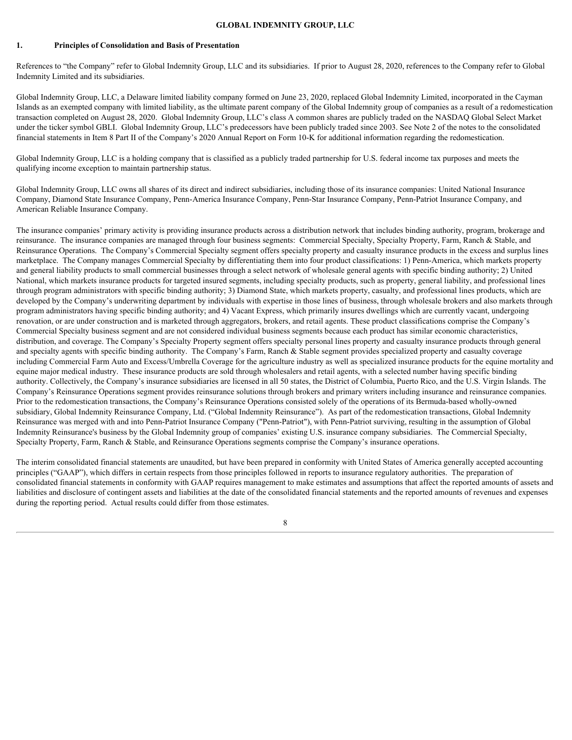## 1. Principles of Consolidation and Basis of Presentation

References to "the Company" refer to Global Indemnity Group, LLC and its subsidiaries. If prior to August 28, 2020, references to the Company refer to Global Indemnity Limited and its subsidiaries.

Global Indemnity Group, LLC, a Delaware limited liability company formed on June 23, 2020, replaced Global Indemnity Limited, incorporated in the Cayman Islands as an exempted company with limited liability, as the ultimate parent company of the Global Indemnity group of companies as a result of a redomestication transaction completed on August 28, 2020. Global Indemnity Group, LLC's class A common shares are publicly traded on the NASDAQ Global Select Market under the ticker symbol GBLI. Global Indemnity Group, LLC's predecessors have been publicly traded since 2003. See Note 2 of the notes to the consolidated financial statements in Item 8 Part II of the Company's 2020 Annual Report on Form 10-K for additional information regarding the redomestication.

Global Indemnity Group, LLC is a holding company that is classified as a publicly traded partnership for U.S. federal income tax purposes and meets the qualifying income exception to maintain partnership status.

Global Indemnity Group, LLC owns all shares of its direct and indirect subsidiaries, including those of its insurance companies: United National Insurance Company, Diamond State Insurance Company, Penn-America Insurance Company, Penn-Star Insurance Company, Penn-Patriot Insurance Company, and American Reliable Insurance Company.

The insurance companies' primary activity is providing insurance products across a distribution network that includes binding authority, program, brokerage and reinsurance. The insurance companies are managed through four business segments: Commercial Specialty, Specialty Property, Farm, Ranch & Stable, and Reinsurance Operations. The Company's Commercial Specialty segment offers specialty property and casualty insurance products in the excess and surplus lines marketplace. The Company manages Commercial Specialty by differentiating them into four product classifications: 1) Penn-America, which markets property and general liability products to small commercial businesses through a select network of wholesale general agents with specific binding authority; 2) United National, which markets insurance products for targeted insured segments, including specialty products, such as property, general liability, and professional lines through program administrators with specific binding authority; 3) Diamond State, which markets property, casualty, and professional lines products, which are developed by the Company's underwriting department by individuals with expertise in those lines of business, through wholesale brokers and also markets through program administrators having specific binding authority; and 4) Vacant Express, which primarily insures dwellings which are currently vacant, undergoing renovation, or are under construction and is marketed through aggregators, brokers, and retail agents. These product classifications comprise the Company's Commercial Specialty business segment and are not considered individual business segments because each product has similar economic characteristics, distribution, and coverage. The Company's Specialty Property segment offers specialty personal lines property and casualty insurance products through general and specialty agents with specific binding authority. The Company's Farm, Ranch & Stable segment provides specialized property and casualty coverage including Commercial Farm Auto and Excess/Umbrella Coverage for the agriculture industry as well as specialized insurance products for the equine mortality and equine major medical industry. These insurance products are sold through wholesalers and retail agents, with a selected number having specific binding authority. Collectively, the Company's insurance subsidiaries are licensed in all 50 states, the District of Columbia, Puerto Rico, and the U.S. Virgin Islands. The Company's Reinsurance Operations segment provides reinsurance solutions through brokers and primary writers including insurance and reinsurance companies. Prior to the redomestication transactions, the Company's Reinsurance Operations consisted solely of the operations of its Bermuda-based wholly-owned subsidiary, Global Indemnity Reinsurance Company, Ltd. ("Global Indemnity Reinsurance"). As part of the redomestication transactions, Global Indemnity Reinsurance was merged with and into Penn-Patriot Insurance Company ("Penn-Patriot"), with Penn-Patriot surviving, resulting in the assumption of Global Indemnity Reinsurance's business by the Global Indemnity group of companies' existing U.S. insurance company subsidiaries. The Commercial Specialty, Specialty Property, Farm, Ranch & Stable, and Reinsurance Operations segments comprise the Company's insurance operations.

The interim consolidated financial statements are unaudited, but have been prepared in conformity with United States of America generally accepted accounting principles ("GAAP"), which differs in certain respects from those principles followed in reports to insurance regulatory authorities. The preparation of consolidated financial statements in conformity with GAAP requires management to make estimates and assumptions that affect the reported amounts of assets and liabilities and disclosure of contingent assets and liabilities at the date of the consolidated financial statements and the reported amounts of revenues and expenses during the reporting period. Actual results could differ from those estimates.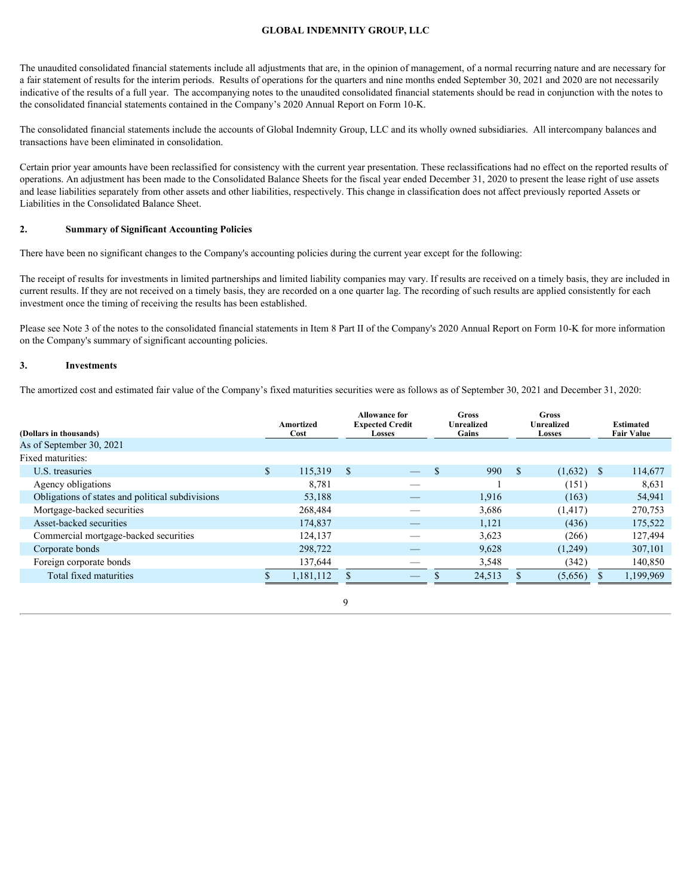The unaudited consolidated financial statements include all adjustments that are, in the opinion of management, of a normal recurring nature and are necessary for a fair statement of results for the interim periods. Results of operations for the quarters and nine months ended September 30, 2021 and 2020 are not necessarily indicative of the results of a full year. The accompanying notes to the unaudited consolidated financial statements should be read in conjunction with the notes to the consolidated financial statements contained in the Company's 2020 Annual Report on Form 10-K.

The consolidated financial statements include the accounts of Global Indemnity Group, LLC and its wholly owned subsidiaries. All intercompany balances and transactions have been eliminated in consolidation.

Certain prior year amounts have been reclassified for consistency with the current year presentation. These reclassifications had no effect on the reported results of operations. An adjustment has been made to the Consolidated Balance Sheets for the fiscal year ended December 31, 2020 to present the lease right of use assets and lease liabilities separately from other assets and other liabilities, respectively. This change in classification does not affect previously reported Assets or Liabilities in the Consolidated Balance Sheet.

## 2. Summary of Significant Accounting Policies

There have been no significant changes to the Company's accounting policies during the current year except for the following:

The receipt of results for investments in limited partnerships and limited liability companies may vary. If results are received on a timely basis, they are included in current results. If they are not received on a timely basis, they are recorded on a one quarter lag. The recording of such results are applied consistently for each investment once the timing of receiving the results has been established.

Please see Note 3 of the notes to the consolidated financial statements in Item 8 Part II of the Company's 2020 Annual Report on Form 10-K for more information on the Company's summary of significant accounting policies.

## 3. Investments

The amortized cost and estimated fair value of the Company's fixed maturities securities were as follows as of September 30, 2021 and December 31, 2020:

| (Dollars in thousands) | Amortized Cost | Allowance for Expected Credit Losses | Gross Unrealized Gains | Gross Unrealized Losses | Estimated Fair Value |
|---|---|---|---|---|---|
| As of September 30, 2021 | | | | | |
| Fixed maturities: | | | | | |
| U.S. treasuries | $ 115,319 | $ — | $ 990 | $ (1,632) | $ 114,677 |
| Agency obligations | 8,781 | — | 1 | (151) | 8,631 |
| Obligations of states and political subdivisions | 53,188 | — | 1,916 | (163) | 54,941 |
| Mortgage-backed securities | 268,484 | — | 3,686 | (1,417) | 270,753 |
| Asset-backed securities | 174,837 | — | 1,121 | (436) | 175,522 |
| Commercial mortgage-backed securities | 124,137 | — | 3,623 | (266) | 127,494 |
| Corporate bonds | 298,722 | — | 9,628 | (1,249) | 307,101 |
| Foreign corporate bonds | 137,644 | — | 3,548 | (342) | 140,850 |
| Total fixed maturities | $ 1,181,112 | $ — | $ 24,513 | $ (5,656) | $ 1,199,969 |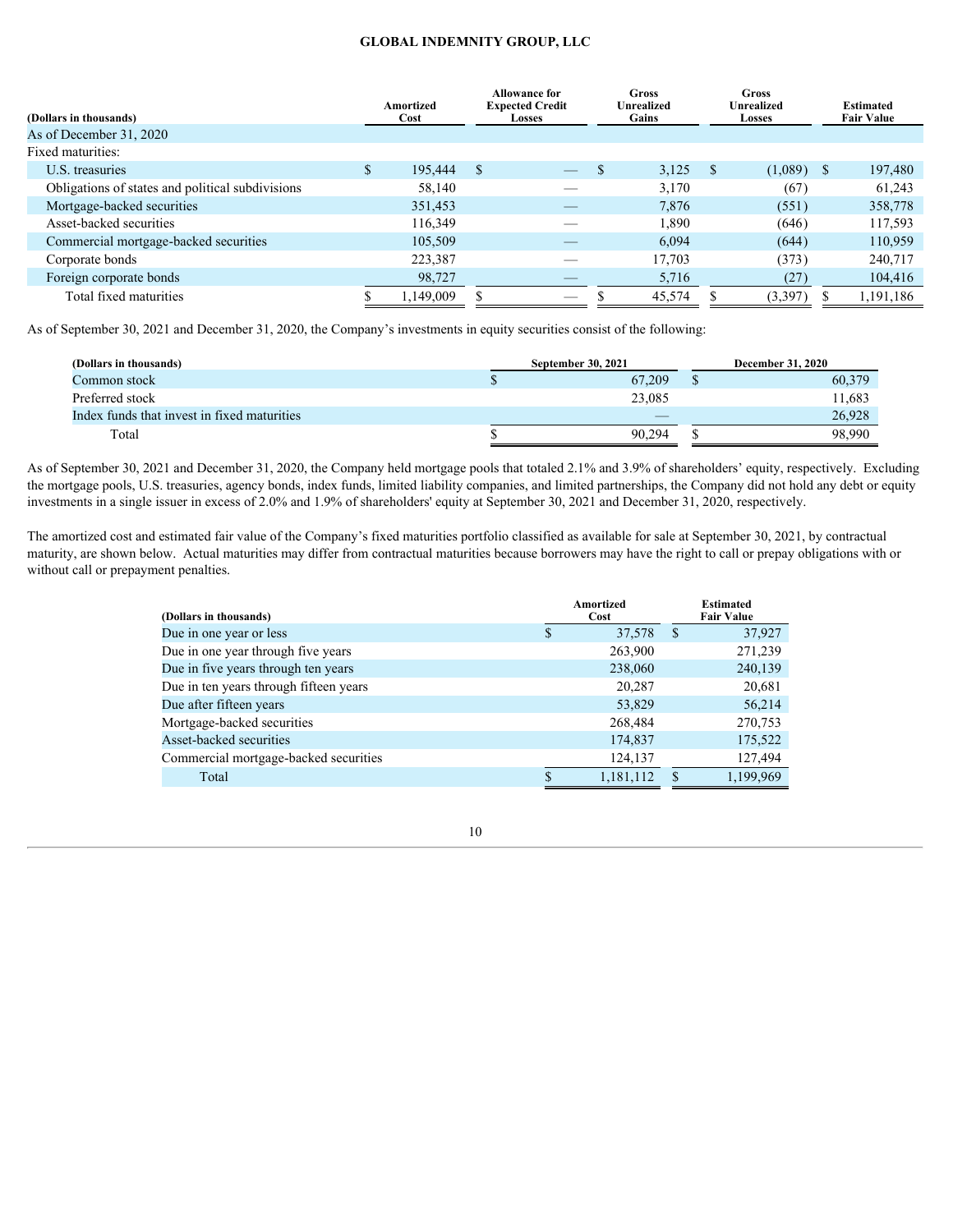| (Dollars in thousands) | Amortized Cost | Allowance for Expected Credit Losses | Gross Unrealized Gains | Gross Unrealized Losses | Estimated Fair Value |
|---|---|---|---|---|---|
| As of December 31, 2020 | | | | | |
| Fixed maturities: | | | | | |
| U.S. treasuries | $ 195,444 | $ — | $ 3,125 | $ (1,089) | $ 197,480 |
| Obligations of states and political subdivisions | 58,140 | — | 3,170 | (67) | 61,243 |
| Mortgage-backed securities | 351,453 | — | 7,876 | (551) | 358,778 |
| Asset-backed securities | 116,349 | — | 1,890 | (646) | 117,593 |
| Commercial mortgage-backed securities | 105,509 | — | 6,094 | (644) | 110,959 |
| Corporate bonds | 223,387 | — | 17,703 | (373) | 240,717 |
| Foreign corporate bonds | 98,727 | — | 5,716 | (27) | 104,416 |
| Total fixed maturities | $ 1,149,009 | $ — | $ 45,574 | $ (3,397) | $ 1,191,186 |

As of September 30, 2021 and December 31, 2020, the Company's investments in equity securities consist of the following:

| (Dollars in thousands) | September 30, 2021 | December 31, 2020 |
|---|---|---|
| Common stock | $ 67,209 | $ 60,379 |
| Preferred stock | 23,085 | 11,683 |
| Index funds that invest in fixed maturities | — | 26,928 |
| Total | $ 90,294 | $ 98,990 |

As of September 30, 2021 and December 31, 2020, the Company held mortgage pools that totaled 2.1% and 3.9% of shareholders' equity, respectively. Excluding the mortgage pools, U.S. treasuries, agency bonds, index funds, limited liability companies, and limited partnerships, the Company did not hold any debt or equity investments in a single issuer in excess of 2.0% and 1.9% of shareholders' equity at September 30, 2021 and December 31, 2020, respectively.

The amortized cost and estimated fair value of the Company's fixed maturities portfolio classified as available for sale at September 30, 2021, by contractual maturity, are shown below. Actual maturities may differ from contractual maturities because borrowers may have the right to call or prepay obligations with or without call or prepayment penalties.

| (Dollars in thousands) | Amortized Cost | Estimated Fair Value |
|---|---|---|
| Due in one year or less | $ 37,578 | $ 37,927 |
| Due in one year through five years | 263,900 | 271,239 |
| Due in five years through ten years | 238,060 | 240,139 |
| Due in ten years through fifteen years | 20,287 | 20,681 |
| Due after fifteen years | 53,829 | 56,214 |
| Mortgage-backed securities | 268,484 | 270,753 |
| Asset-backed securities | 174,837 | 175,522 |
| Commercial mortgage-backed securities | 124,137 | 127,494 |
| Total | $ 1,181,112 | $ 1,199,969 |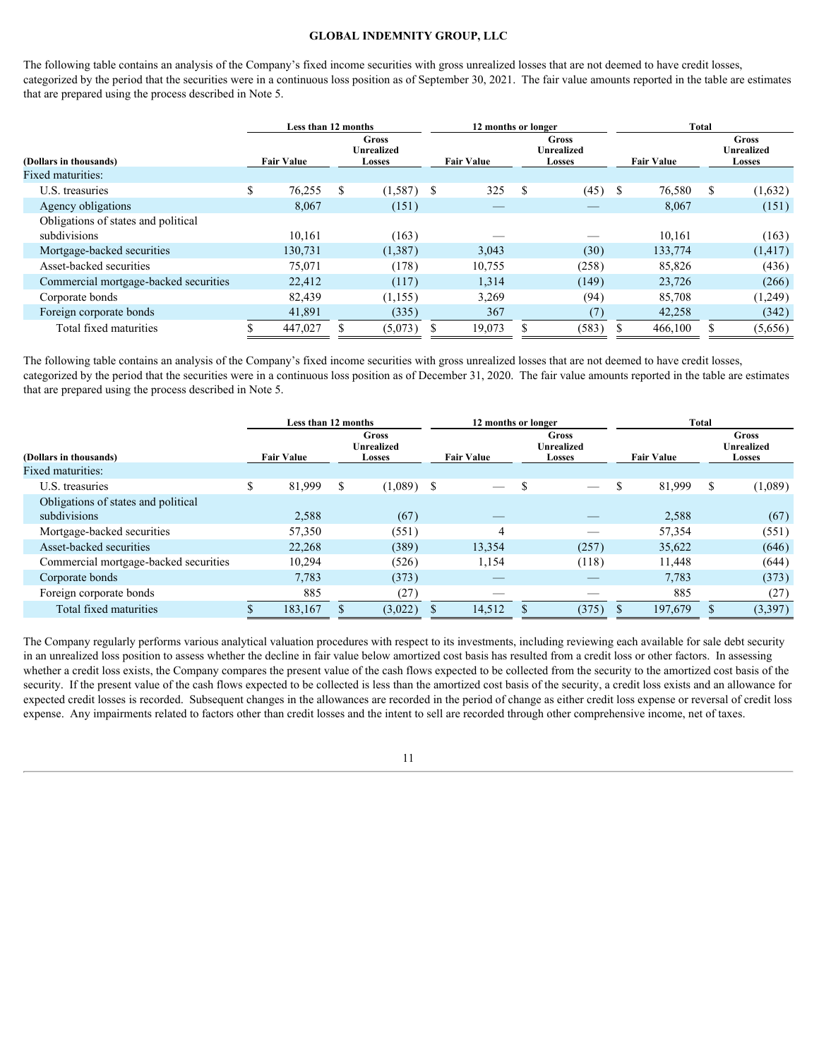The following table contains an analysis of the Company's fixed income securities with gross unrealized losses that are not deemed to have credit losses, categorized by the period that the securities were in a continuous loss position as of September 30, 2021. The fair value amounts reported in the table are estimates that are prepared using the process described in Note 5.

| | Less than 12 months | | 12 months or longer | | Total | |
|---|---|---|---|---|---|---|
| (Dollars in thousands) | Fair Value | Gross Unrealized Losses | Fair Value | Gross Unrealized Losses | Fair Value | Gross Unrealized Losses |
| Fixed maturities: | | | | | | |
| U.S. treasuries | $ 76,255 | $ (1,587) | $ 325 | $ (45) | $ 76,580 | $ (1,632) |
| Agency obligations | 8,067 | (151) | — | — | 8,067 | (151) |
| Obligations of states and political subdivisions | 10,161 | (163) | — | — | 10,161 | (163) |
| Mortgage-backed securities | 130,731 | (1,387) | 3,043 | (30) | 133,774 | (1,417) |
| Asset-backed securities | 75,071 | (178) | 10,755 | (258) | 85,826 | (436) |
| Commercial mortgage-backed securities | 22,412 | (117) | 1,314 | (149) | 23,726 | (266) |
| Corporate bonds | 82,439 | (1,155) | 3,269 | (94) | 85,708 | (1,249) |
| Foreign corporate bonds | 41,891 | (335) | 367 | (7) | 42,258 | (342) |
| Total fixed maturities | $ 447,027 | $ (5,073) | $ 19,073 | $ (583) | $ 466,100 | $ (5,656) |

The following table contains an analysis of the Company's fixed income securities with gross unrealized losses that are not deemed to have credit losses, categorized by the period that the securities were in a continuous loss position as of December 31, 2020. The fair value amounts reported in the table are estimates that are prepared using the process described in Note 5.

| | Less than 12 months | | 12 months or longer | | Total | |
|---|---|---|---|---|---|---|
| (Dollars in thousands) | Fair Value | Gross Unrealized Losses | Fair Value | Gross Unrealized Losses | Fair Value | Gross Unrealized Losses |
| Fixed maturities: | | | | | | |
| U.S. treasuries | $ 81,999 | $ (1,089) | $ — | $ — | $ 81,999 | $ (1,089) |
| Obligations of states and political subdivisions | 2,588 | (67) | — | — | 2,588 | (67) |
| Mortgage-backed securities | 57,350 | (551) | 4 | — | 57,354 | (551) |
| Asset-backed securities | 22,268 | (389) | 13,354 | (257) | 35,622 | (646) |
| Commercial mortgage-backed securities | 10,294 | (526) | 1,154 | (118) | 11,448 | (644) |
| Corporate bonds | 7,783 | (373) | — | — | 7,783 | (373) |
| Foreign corporate bonds | 885 | (27) | — | — | 885 | (27) |
| Total fixed maturities | $ 183,167 | $ (3,022) | $ 14,512 | $ (375) | $ 197,679 | $ (3,397) |

The Company regularly performs various analytical valuation procedures with respect to its investments, including reviewing each available for sale debt security in an unrealized loss position to assess whether the decline in fair value below amortized cost basis has resulted from a credit loss or other factors. In assessing whether a credit loss exists, the Company compares the present value of the cash flows expected to be collected from the security to the amortized cost basis of the security. If the present value of the cash flows expected to be collected is less than the amortized cost basis of the security, a credit loss exists and an allowance for expected credit losses is recorded. Subsequent changes in the allowances are recorded in the period of change as either credit loss expense or reversal of credit loss expense. Any impairments related to factors other than credit losses and the intent to sell are recorded through other comprehensive income, net of taxes.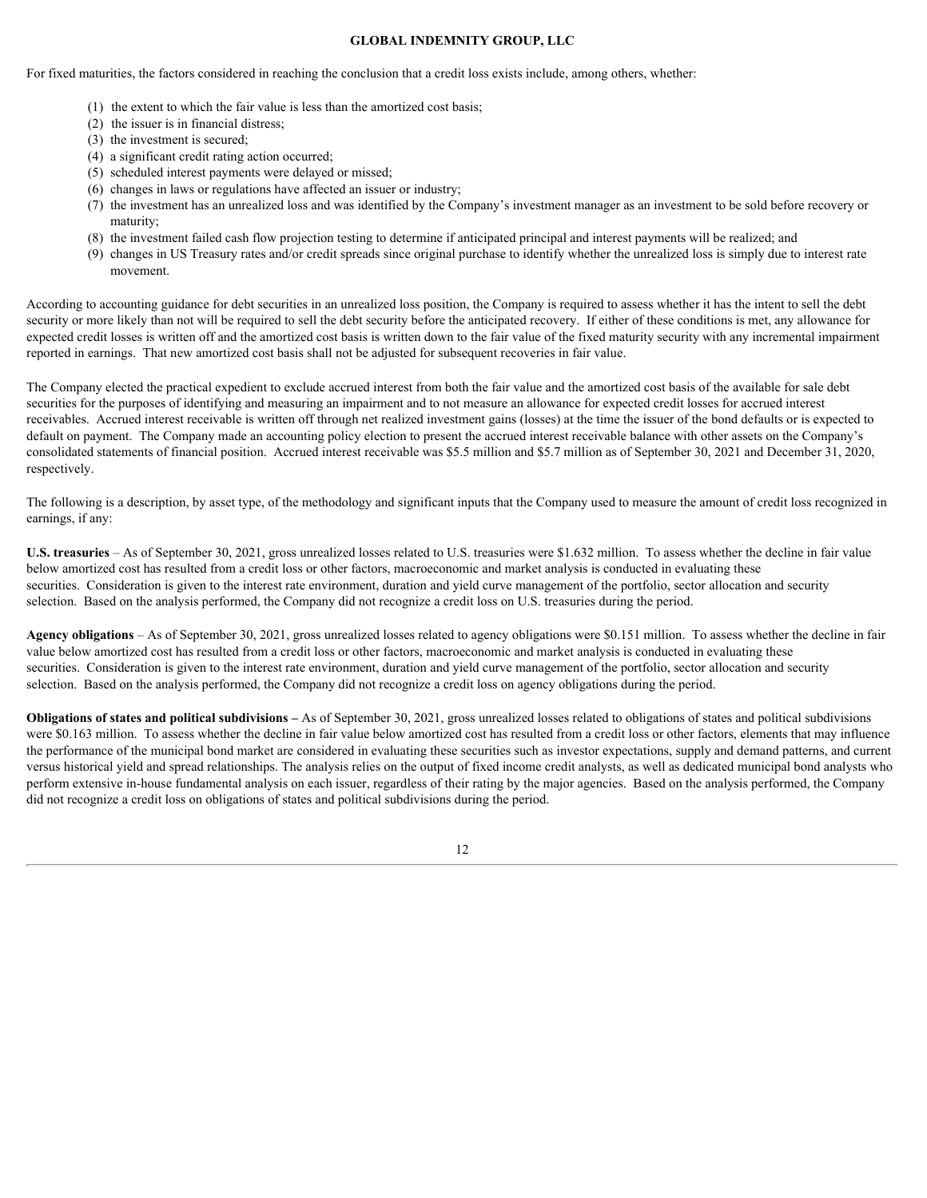For fixed maturities, the factors considered in reaching the conclusion that a credit loss exists include, among others, whether:

(1) the extent to which the fair value is less than the amortized cost basis;
(2) the issuer is in financial distress;
(3) the investment is secured;
(4) a significant credit rating action occurred;
(5) scheduled interest payments were delayed or missed;
(6) changes in laws or regulations have affected an issuer or industry;
(7) the investment has an unrealized loss and was identified by the Company's investment manager as an investment to be sold before recovery or maturity;
(8) the investment failed cash flow projection testing to determine if anticipated principal and interest payments will be realized; and
(9) changes in US Treasury rates and/or credit spreads since original purchase to identify whether the unrealized loss is simply due to interest rate movement.

According to accounting guidance for debt securities in an unrealized loss position, the Company is required to assess whether it has the intent to sell the debt security or more likely than not will be required to sell the debt security before the anticipated recovery. If either of these conditions is met, any allowance for expected credit losses is written off and the amortized cost basis is written down to the fair value of the fixed maturity security with any incremental impairment reported in earnings. That new amortized cost basis shall not be adjusted for subsequent recoveries in fair value.

The Company elected the practical expedient to exclude accrued interest from both the fair value and the amortized cost basis of the available for sale debt securities for the purposes of identifying and measuring an impairment and to not measure an allowance for expected credit losses for accrued interest receivables. Accrued interest receivable is written off through net realized investment gains (losses) at the time the issuer of the bond defaults or is expected to default on payment. The Company made an accounting policy election to present the accrued interest receivable balance with other assets on the Company's consolidated statements of financial position. Accrued interest receivable was $5.5 million and $5.7 million as of September 30, 2021 and December 31, 2020, respectively.

The following is a description, by asset type, of the methodology and significant inputs that the Company used to measure the amount of credit loss recognized in earnings, if any:

**U.S. treasuries** – As of September 30, 2021, gross unrealized losses related to U.S. treasuries were $1.632 million. To assess whether the decline in fair value below amortized cost has resulted from a credit loss or other factors, macroeconomic and market analysis is conducted in evaluating these securities. Consideration is given to the interest rate environment, duration and yield curve management of the portfolio, sector allocation and security selection. Based on the analysis performed, the Company did not recognize a credit loss on U.S. treasuries during the period.

**Agency obligations** – As of September 30, 2021, gross unrealized losses related to agency obligations were $0.151 million. To assess whether the decline in fair value below amortized cost has resulted from a credit loss or other factors, macroeconomic and market analysis is conducted in evaluating these securities. Consideration is given to the interest rate environment, duration and yield curve management of the portfolio, sector allocation and security selection. Based on the analysis performed, the Company did not recognize a credit loss on agency obligations during the period.

**Obligations of states and political subdivisions –** As of September 30, 2021, gross unrealized losses related to obligations of states and political subdivisions were $0.163 million. To assess whether the decline in fair value below amortized cost has resulted from a credit loss or other factors, elements that may influence the performance of the municipal bond market are considered in evaluating these securities such as investor expectations, supply and demand patterns, and current versus historical yield and spread relationships. The analysis relies on the output of fixed income credit analysts, as well as dedicated municipal bond analysts who perform extensive in-house fundamental analysis on each issuer, regardless of their rating by the major agencies. Based on the analysis performed, the Company did not recognize a credit loss on obligations of states and political subdivisions during the period.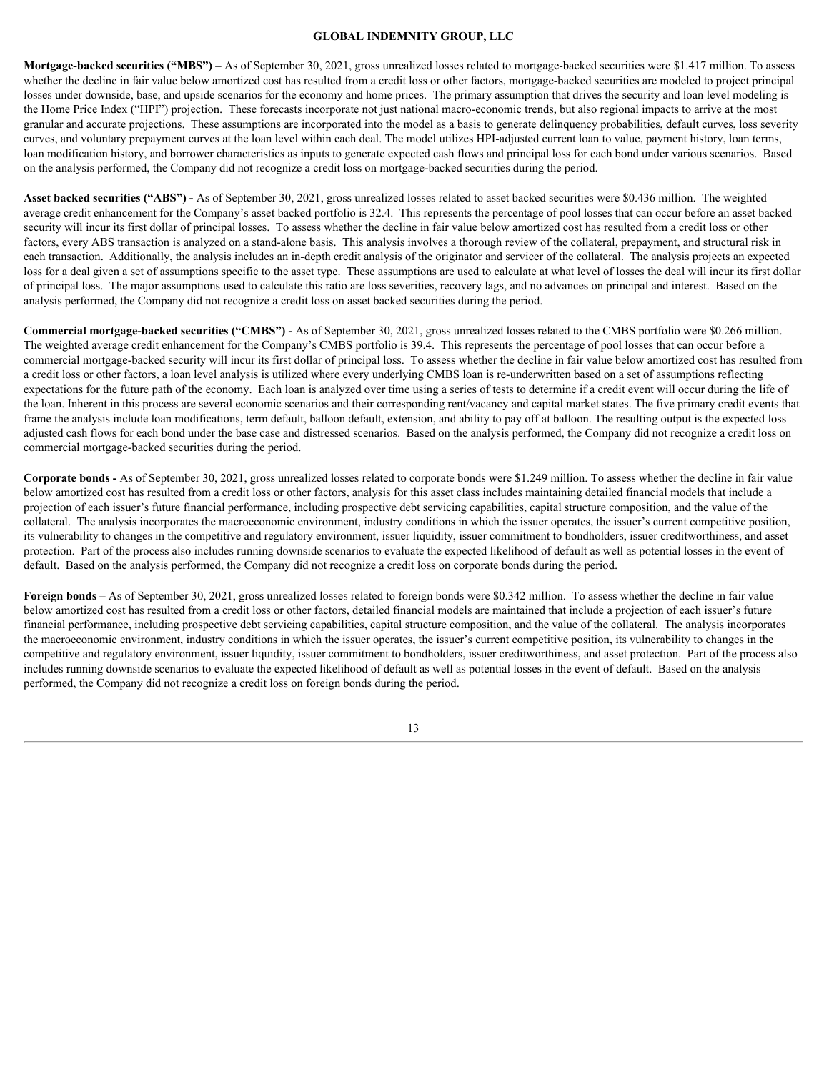**Mortgage-backed securities ("MBS") –** As of September 30, 2021, gross unrealized losses related to mortgage-backed securities were $1.417 million. To assess whether the decline in fair value below amortized cost has resulted from a credit loss or other factors, mortgage-backed securities are modeled to project principal losses under downside, base, and upside scenarios for the economy and home prices. The primary assumption that drives the security and loan level modeling is the Home Price Index ("HPI") projection. These forecasts incorporate not just national macro-economic trends, but also regional impacts to arrive at the most granular and accurate projections. These assumptions are incorporated into the model as a basis to generate delinquency probabilities, default curves, loss severity curves, and voluntary prepayment curves at the loan level within each deal. The model utilizes HPI-adjusted current loan to value, payment history, loan terms, loan modification history, and borrower characteristics as inputs to generate expected cash flows and principal loss for each bond under various scenarios. Based on the analysis performed, the Company did not recognize a credit loss on mortgage-backed securities during the period.

**Asset backed securities ("ABS") -** As of September 30, 2021, gross unrealized losses related to asset backed securities were $0.436 million. The weighted average credit enhancement for the Company's asset backed portfolio is 32.4. This represents the percentage of pool losses that can occur before an asset backed security will incur its first dollar of principal losses. To assess whether the decline in fair value below amortized cost has resulted from a credit loss or other factors, every ABS transaction is analyzed on a stand-alone basis. This analysis involves a thorough review of the collateral, prepayment, and structural risk in each transaction. Additionally, the analysis includes an in-depth credit analysis of the originator and servicer of the collateral. The analysis projects an expected loss for a deal given a set of assumptions specific to the asset type. These assumptions are used to calculate at what level of losses the deal will incur its first dollar of principal loss. The major assumptions used to calculate this ratio are loss severities, recovery lags, and no advances on principal and interest. Based on the analysis performed, the Company did not recognize a credit loss on asset backed securities during the period.

**Commercial mortgage-backed securities ("CMBS") -** As of September 30, 2021, gross unrealized losses related to the CMBS portfolio were $0.266 million. The weighted average credit enhancement for the Company's CMBS portfolio is 39.4. This represents the percentage of pool losses that can occur before a commercial mortgage-backed security will incur its first dollar of principal loss. To assess whether the decline in fair value below amortized cost has resulted from a credit loss or other factors, a loan level analysis is utilized where every underlying CMBS loan is re-underwritten based on a set of assumptions reflecting expectations for the future path of the economy. Each loan is analyzed over time using a series of tests to determine if a credit event will occur during the life of the loan. Inherent in this process are several economic scenarios and their corresponding rent/vacancy and capital market states. The five primary credit events that frame the analysis include loan modifications, term default, balloon default, extension, and ability to pay off at balloon. The resulting output is the expected loss adjusted cash flows for each bond under the base case and distressed scenarios. Based on the analysis performed, the Company did not recognize a credit loss on commercial mortgage-backed securities during the period.

**Corporate bonds -** As of September 30, 2021, gross unrealized losses related to corporate bonds were $1.249 million. To assess whether the decline in fair value below amortized cost has resulted from a credit loss or other factors, analysis for this asset class includes maintaining detailed financial models that include a projection of each issuer's future financial performance, including prospective debt servicing capabilities, capital structure composition, and the value of the collateral. The analysis incorporates the macroeconomic environment, industry conditions in which the issuer operates, the issuer's current competitive position, its vulnerability to changes in the competitive and regulatory environment, issuer liquidity, issuer commitment to bondholders, issuer creditworthiness, and asset protection. Part of the process also includes running downside scenarios to evaluate the expected likelihood of default as well as potential losses in the event of default. Based on the analysis performed, the Company did not recognize a credit loss on corporate bonds during the period.

**Foreign bonds –** As of September 30, 2021, gross unrealized losses related to foreign bonds were $0.342 million. To assess whether the decline in fair value below amortized cost has resulted from a credit loss or other factors, detailed financial models are maintained that include a projection of each issuer's future financial performance, including prospective debt servicing capabilities, capital structure composition, and the value of the collateral. The analysis incorporates the macroeconomic environment, industry conditions in which the issuer operates, the issuer's current competitive position, its vulnerability to changes in the competitive and regulatory environment, issuer liquidity, issuer commitment to bondholders, issuer creditworthiness, and asset protection. Part of the process also includes running downside scenarios to evaluate the expected likelihood of default as well as potential losses in the event of default. Based on the analysis performed, the Company did not recognize a credit loss on foreign bonds during the period.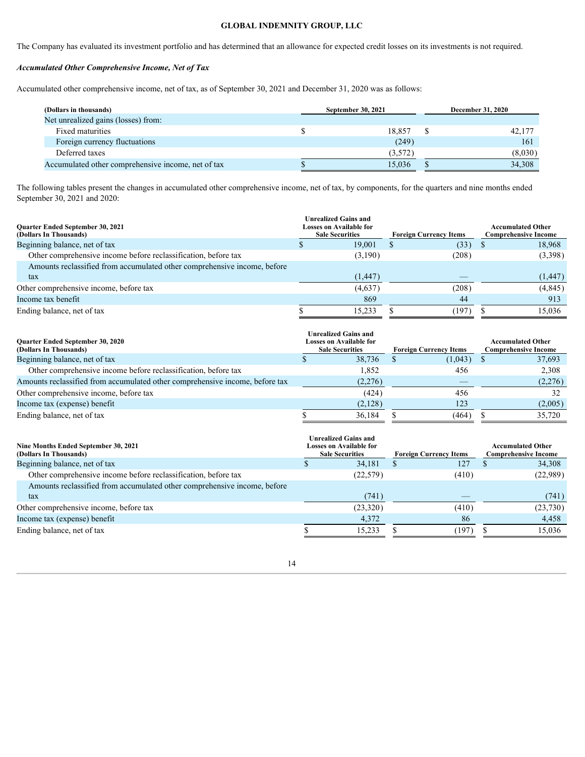The Company has evaluated its investment portfolio and has determined that an allowance for expected credit losses on its investments is not required.

***Accumulated Other Comprehensive Income, Net of Tax***

Accumulated other comprehensive income, net of tax, as of September 30, 2021 and December 31, 2020 was as follows:

| (Dollars in thousands) | September 30, 2021 | December 31, 2020 |
|---|---|---|
| Net unrealized gains (losses) from: | | |
| Fixed maturities | $ 18,857 | $ 42,177 |
| Foreign currency fluctuations | (249) | 161 |
| Deferred taxes | (3,572) | (8,030) |
| Accumulated other comprehensive income, net of tax | $ 15,036 | $ 34,308 |

The following tables present the changes in accumulated other comprehensive income, net of tax, by components, for the quarters and nine months ended September 30, 2021 and 2020:

| Quarter Ended September 30, 2021 (Dollars In Thousands) | Unrealized Gains and Losses on Available for Sale Securities | Foreign Currency Items | Accumulated Other Comprehensive Income |
|---|---|---|---|
| Beginning balance, net of tax | $ 19,001 | $ (33) | $ 18,968 |
| Other comprehensive income before reclassification, before tax | (3,190) | (208) | (3,398) |
| Amounts reclassified from accumulated other comprehensive income, before tax | (1,447) | — | (1,447) |
| Other comprehensive income, before tax | (4,637) | (208) | (4,845) |
| Income tax benefit | 869 | 44 | 913 |
| Ending balance, net of tax | $ 15,233 | $ (197) | $ 15,036 |

| Quarter Ended September 30, 2020 (Dollars In Thousands) | Unrealized Gains and Losses on Available for Sale Securities | Foreign Currency Items | Accumulated Other Comprehensive Income |
|---|---|---|---|
| Beginning balance, net of tax | $ 38,736 | $ (1,043) | $ 37,693 |
| Other comprehensive income before reclassification, before tax | 1,852 | 456 | 2,308 |
| Amounts reclassified from accumulated other comprehensive income, before tax | (2,276) | — | (2,276) |
| Other comprehensive income, before tax | (424) | 456 | 32 |
| Income tax (expense) benefit | (2,128) | 123 | (2,005) |
| Ending balance, net of tax | $ 36,184 | $ (464) | $ 35,720 |

| Nine Months Ended September 30, 2021 (Dollars In Thousands) | Unrealized Gains and Losses on Available for Sale Securities | Foreign Currency Items | Accumulated Other Comprehensive Income |
|---|---|---|---|
| Beginning balance, net of tax | $ 34,181 | $ 127 | $ 34,308 |
| Other comprehensive income before reclassification, before tax | (22,579) | (410) | (22,989) |
| Amounts reclassified from accumulated other comprehensive income, before tax | (741) | — | (741) |
| Other comprehensive income, before tax | (23,320) | (410) | (23,730) |
| Income tax (expense) benefit | 4,372 | 86 | 4,458 |
| Ending balance, net of tax | $ 15,233 | $ (197) | $ 15,036 |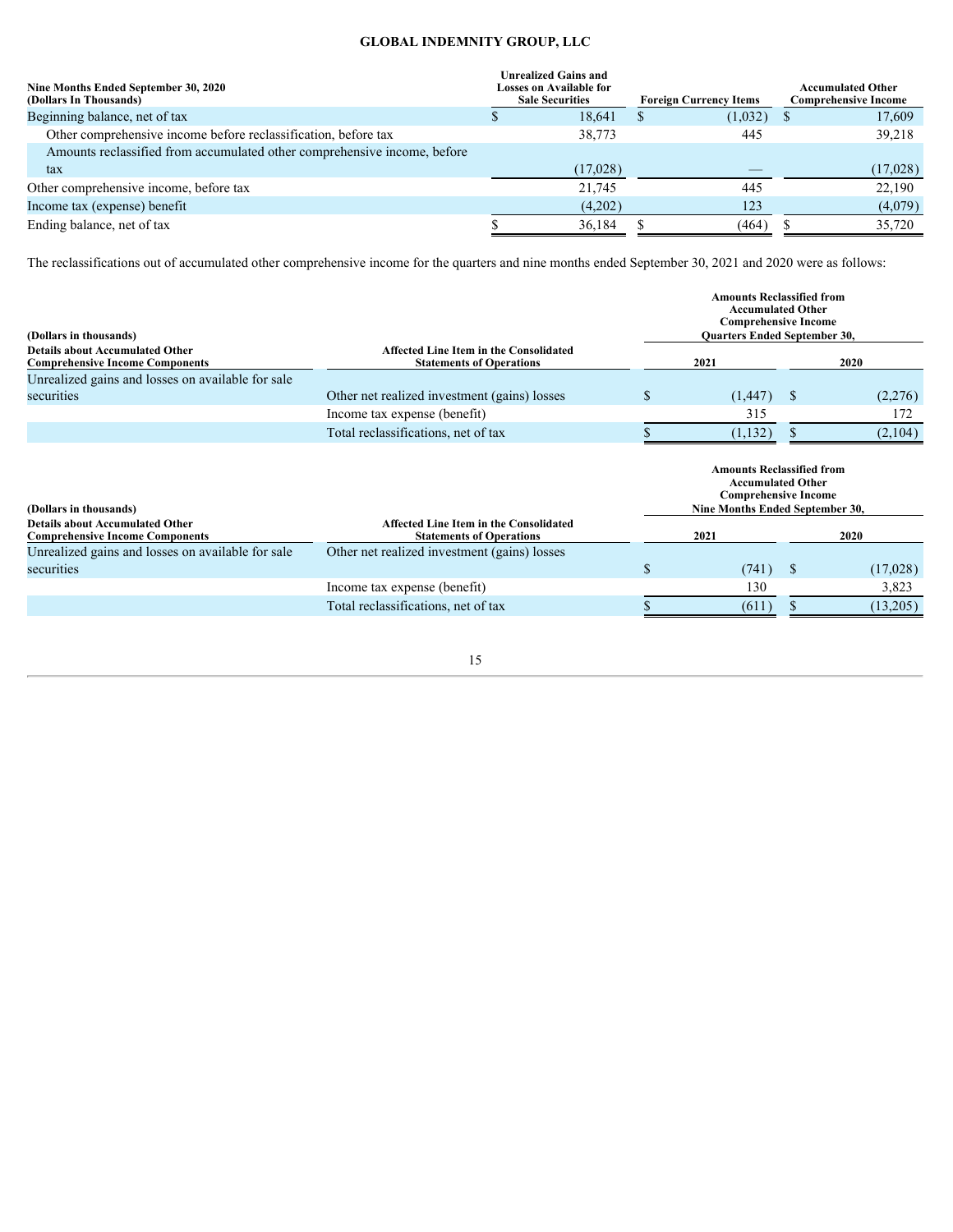**GLOBAL INDEMNITY GROUP, LLC**

| Nine Months Ended September 30, 2020 (Dollars In Thousands) | Unrealized Gains and Losses on Available for Sale Securities | Foreign Currency Items | Accumulated Other Comprehensive Income |
|---|---|---|---|
| Beginning balance, net of tax | $ 18,641 | $ (1,032) | $ 17,609 |
| Other comprehensive income before reclassification, before tax | 38,773 | 445 | 39,218 |
| Amounts reclassified from accumulated other comprehensive income, before tax | (17,028) | — | (17,028) |
| Other comprehensive income, before tax | 21,745 | 445 | 22,190 |
| Income tax (expense) benefit | (4,202) | 123 | (4,079) |
| Ending balance, net of tax | $ 36,184 | $ (464) | $ 35,720 |

The reclassifications out of accumulated other comprehensive income for the quarters and nine months ended September 30, 2021 and 2020 were as follows:

| (Dollars in thousands) | | Amounts Reclassified from Accumulated Other Comprehensive Income Quarters Ended September 30, | |
|---|---|---|---|
| Details about Accumulated Other Comprehensive Income Components | Affected Line Item in the Consolidated Statements of Operations | 2021 | 2020 |
| Unrealized gains and losses on available for sale securities | Other net realized investment (gains) losses | $ (1,447) | $ (2,276) |
| | Income tax expense (benefit) | 315 | 172 |
| | Total reclassifications, net of tax | $ (1,132) | $ (2,104) |

| (Dollars in thousands) | | Amounts Reclassified from Accumulated Other Comprehensive Income Nine Months Ended September 30, | |
|---|---|---|---|
| Details about Accumulated Other Comprehensive Income Components | Affected Line Item in the Consolidated Statements of Operations | 2021 | 2020 |
| Unrealized gains and losses on available for sale securities | Other net realized investment (gains) losses | $ (741) | $ (17,028) |
| | Income tax expense (benefit) | 130 | 3,823 |
| | Total reclassifications, net of tax | $ (611) | $ (13,205) |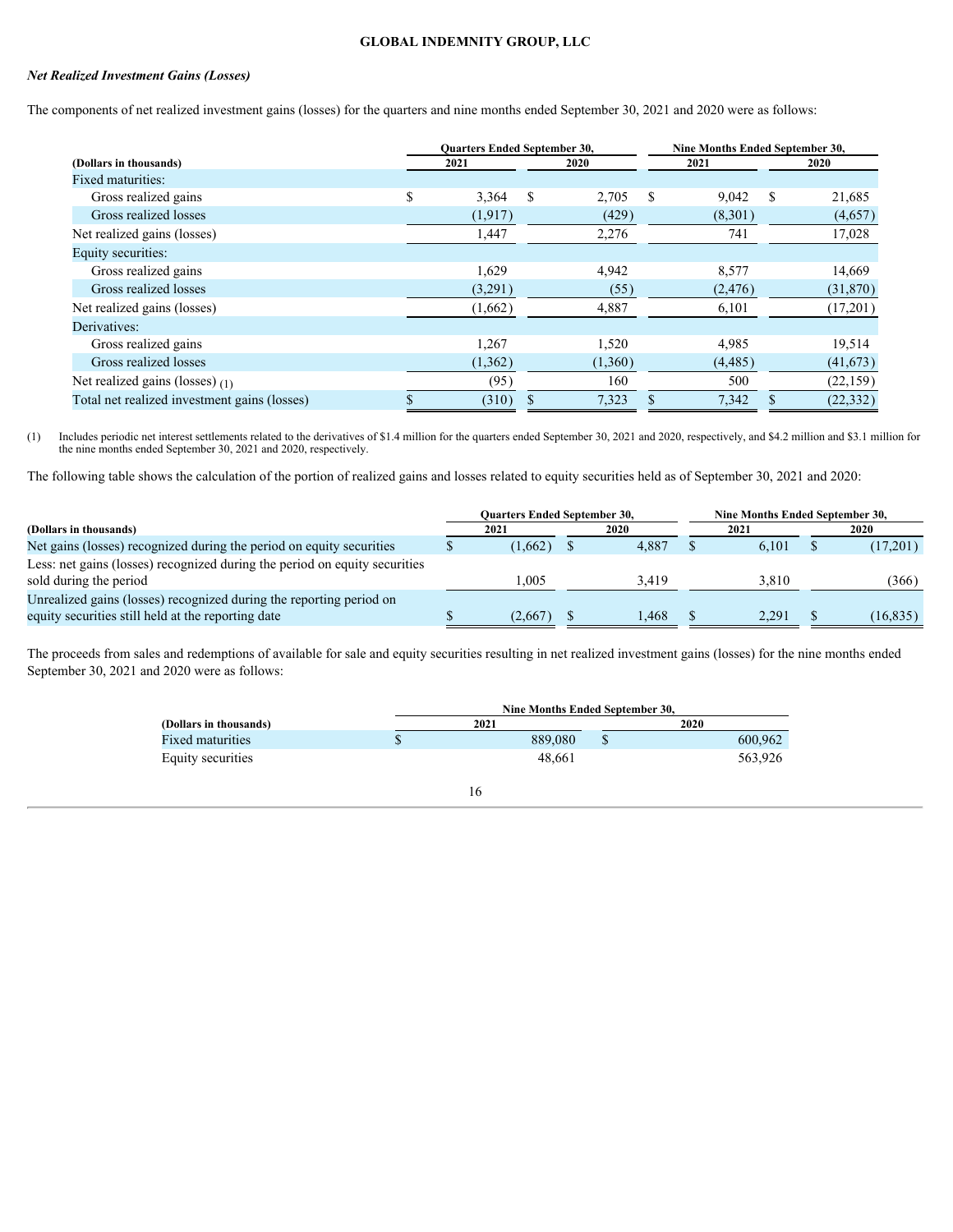*Net Realized Investment Gains (Losses)*

The components of net realized investment gains (losses) for the quarters and nine months ended September 30, 2021 and 2020 were as follows:

| (Dollars in thousands) | Quarters Ended September 30, 2021 | Quarters Ended September 30, 2020 | Nine Months Ended September 30, 2021 | Nine Months Ended September 30, 2020 |
|---|---|---|---|---|
| Fixed maturities: | | | | |
| Gross realized gains | $ 3,364 | $ 2,705 | $ 9,042 | $ 21,685 |
| Gross realized losses | (1,917) | (429) | (8,301) | (4,657) |
| Net realized gains (losses) | 1,447 | 2,276 | 741 | 17,028 |
| Equity securities: | | | | |
| Gross realized gains | 1,629 | 4,942 | 8,577 | 14,669 |
| Gross realized losses | (3,291) | (55) | (2,476) | (31,870) |
| Net realized gains (losses) | (1,662) | 4,887 | 6,101 | (17,201) |
| Derivatives: | | | | |
| Gross realized gains | 1,267 | 1,520 | 4,985 | 19,514 |
| Gross realized losses | (1,362) | (1,360) | (4,485) | (41,673) |
| Net realized gains (losses) (1) | (95) | 160 | 500 | (22,159) |
| Total net realized investment gains (losses) | $ (310) | $ 7,323 | $ 7,342 | $ (22,332) |

(1) Includes periodic net interest settlements related to the derivatives of $1.4 million for the quarters ended September 30, 2021 and 2020, respectively, and $4.2 million and $3.1 million for the nine months ended September 30, 2021 and 2020, respectively.

The following table shows the calculation of the portion of realized gains and losses related to equity securities held as of September 30, 2021 and 2020:

| (Dollars in thousands) | Quarters Ended September 30, 2021 | Quarters Ended September 30, 2020 | Nine Months Ended September 30, 2021 | Nine Months Ended September 30, 2020 |
|---|---|---|---|---|
| Net gains (losses) recognized during the period on equity securities | $ (1,662) | $ 4,887 | $ 6,101 | $ (17,201) |
| Less: net gains (losses) recognized during the period on equity securities sold during the period | 1,005 | 3,419 | 3,810 | (366) |
| Unrealized gains (losses) recognized during the reporting period on equity securities still held at the reporting date | $ (2,667) | $ 1,468 | $ 2,291 | $ (16,835) |

The proceeds from sales and redemptions of available for sale and equity securities resulting in net realized investment gains (losses) for the nine months ended September 30, 2021 and 2020 were as follows:

| (Dollars in thousands) | Nine Months Ended September 30, 2021 | Nine Months Ended September 30, 2020 |
|---|---|---|
| Fixed maturities | $ 889,080 | $ 600,962 |
| Equity securities | 48,661 | 563,926 |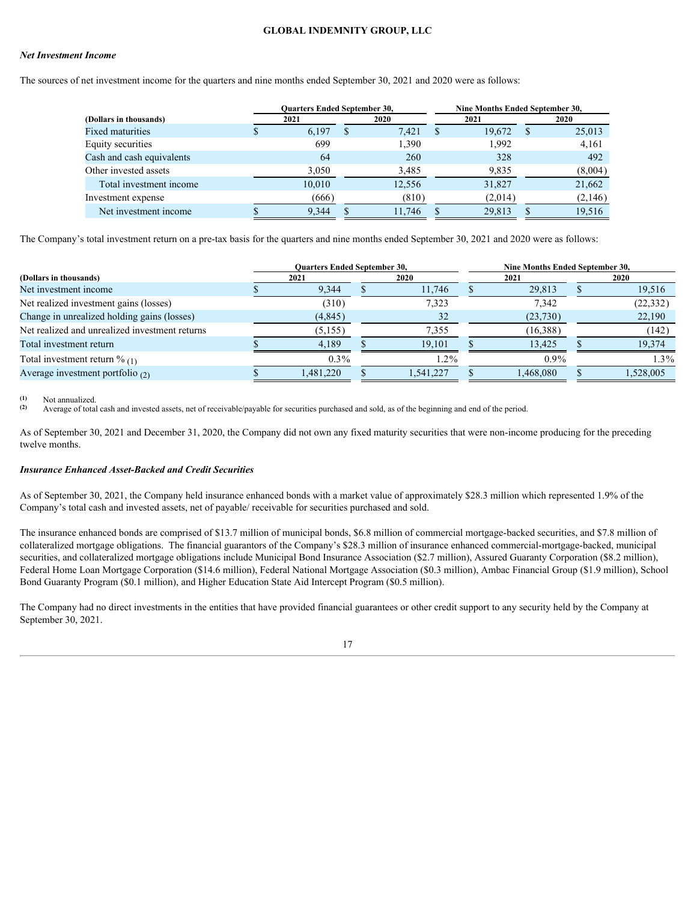### *Net Investment Income*

The sources of net investment income for the quarters and nine months ended September 30, 2021 and 2020 were as follows:

| (Dollars in thousands) | Quarters Ended September 30, | | Nine Months Ended September 30, | |
|---|---|---|---|---|
| | 2021 | 2020 | 2021 | 2020 |
| Fixed maturities | $ 6,197 | $ 7,421 | $ 19,672 | $ 25,013 |
| Equity securities | 699 | 1,390 | 1,992 | 4,161 |
| Cash and cash equivalents | 64 | 260 | 328 | 492 |
| Other invested assets | 3,050 | 3,485 | 9,835 | (8,004) |
| Total investment income | 10,010 | 12,556 | 31,827 | 21,662 |
| Investment expense | (666) | (810) | (2,014) | (2,146) |
| Net investment income | $ 9,344 | $ 11,746 | $ 29,813 | $ 19,516 |

The Company's total investment return on a pre-tax basis for the quarters and nine months ended September 30, 2021 and 2020 were as follows:

| (Dollars in thousands) | Quarters Ended September 30, | | Nine Months Ended September 30, | |
|---|---|---|---|---|
| | 2021 | 2020 | 2021 | 2020 |
| Net investment income | $ 9,344 | $ 11,746 | $ 29,813 | $ 19,516 |
| Net realized investment gains (losses) | (310) | 7,323 | 7,342 | (22,332) |
| Change in unrealized holding gains (losses) | (4,845) | 32 | (23,730) | 22,190 |
| Net realized and unrealized investment returns | (5,155) | 7,355 | (16,388) | (142) |
| Total investment return | $ 4,189 | $ 19,101 | $ 13,425 | $ 19,374 |
| Total investment return % (1) | 0.3% | 1.2% | 0.9% | 1.3% |
| Average investment portfolio (2) | $ 1,481,220 | $ 1,541,227 | $ 1,468,080 | $ 1,528,005 |

(1) Not annualized.
(2) Average of total cash and invested assets, net of receivable/payable for securities purchased and sold, as of the beginning and end of the period.

As of September 30, 2021 and December 31, 2020, the Company did not own any fixed maturity securities that were non-income producing for the preceding twelve months.

### *Insurance Enhanced Asset-Backed and Credit Securities*

As of September 30, 2021, the Company held insurance enhanced bonds with a market value of approximately $28.3 million which represented 1.9% of the Company's total cash and invested assets, net of payable/ receivable for securities purchased and sold.

The insurance enhanced bonds are comprised of $13.7 million of municipal bonds, $6.8 million of commercial mortgage-backed securities, and $7.8 million of collateralized mortgage obligations. The financial guarantors of the Company's $28.3 million of insurance enhanced commercial-mortgage-backed, municipal securities, and collateralized mortgage obligations include Municipal Bond Insurance Association ($2.7 million), Assured Guaranty Corporation ($8.2 million), Federal Home Loan Mortgage Corporation ($14.6 million), Federal National Mortgage Association ($0.3 million), Ambac Financial Group ($1.9 million), School Bond Guaranty Program ($0.1 million), and Higher Education State Aid Intercept Program ($0.5 million).

The Company had no direct investments in the entities that have provided financial guarantees or other credit support to any security held by the Company at September 30, 2021.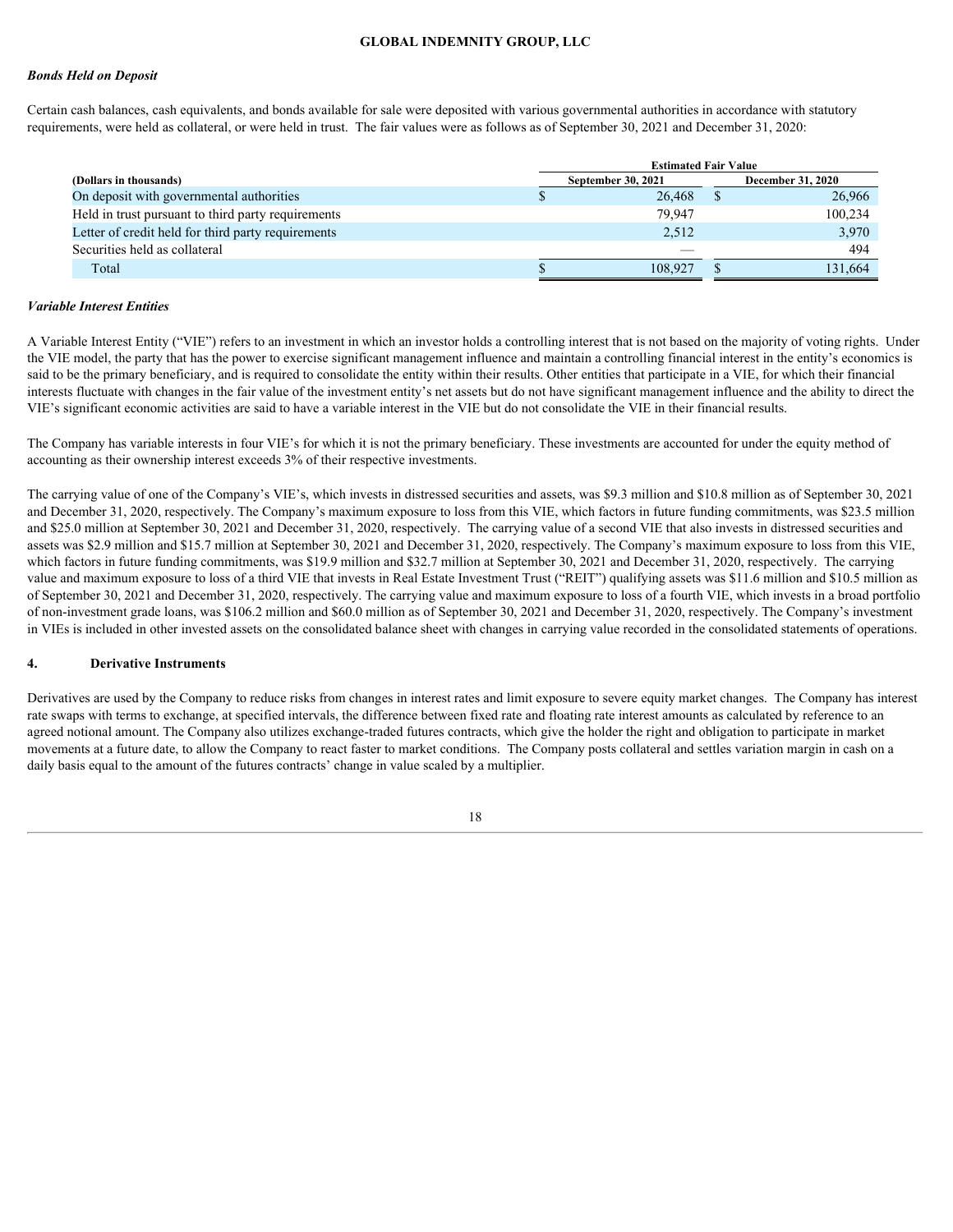### *Bonds Held on Deposit*

Certain cash balances, cash equivalents, and bonds available for sale were deposited with various governmental authorities in accordance with statutory requirements, were held as collateral, or were held in trust. The fair values were as follows as of September 30, 2021 and December 31, 2020:

| | Estimated Fair Value | |
|---|---|---|
| **(Dollars in thousands)** | **September 30, 2021** | **December 31, 2020** |
| On deposit with governmental authorities | $ 26,468 | $ 26,966 |
| Held in trust pursuant to third party requirements | 79,947 | 100,234 |
| Letter of credit held for third party requirements | 2,512 | 3,970 |
| Securities held as collateral | — | 494 |
| Total | $ 108,927 | $ 131,664 |

### *Variable Interest Entities*

A Variable Interest Entity ("VIE") refers to an investment in which an investor holds a controlling interest that is not based on the majority of voting rights. Under the VIE model, the party that has the power to exercise significant management influence and maintain a controlling financial interest in the entity's economics is said to be the primary beneficiary, and is required to consolidate the entity within their results. Other entities that participate in a VIE, for which their financial interests fluctuate with changes in the fair value of the investment entity's net assets but do not have significant management influence and the ability to direct the VIE's significant economic activities are said to have a variable interest in the VIE but do not consolidate the VIE in their financial results.

The Company has variable interests in four VIE's for which it is not the primary beneficiary. These investments are accounted for under the equity method of accounting as their ownership interest exceeds 3% of their respective investments.

The carrying value of one of the Company's VIE's, which invests in distressed securities and assets, was $9.3 million and $10.8 million as of September 30, 2021 and December 31, 2020, respectively. The Company's maximum exposure to loss from this VIE, which factors in future funding commitments, was $23.5 million and $25.0 million at September 30, 2021 and December 31, 2020, respectively. The carrying value of a second VIE that also invests in distressed securities and assets was $2.9 million and $15.7 million at September 30, 2021 and December 31, 2020, respectively. The Company's maximum exposure to loss from this VIE, which factors in future funding commitments, was $19.9 million and $32.7 million at September 30, 2021 and December 31, 2020, respectively. The carrying value and maximum exposure to loss of a third VIE that invests in Real Estate Investment Trust ("REIT") qualifying assets was $11.6 million and $10.5 million as of September 30, 2021 and December 31, 2020, respectively. The carrying value and maximum exposure to loss of a fourth VIE, which invests in a broad portfolio of non-investment grade loans, was $106.2 million and $60.0 million as of September 30, 2021 and December 31, 2020, respectively. The Company's investment in VIEs is included in other invested assets on the consolidated balance sheet with changes in carrying value recorded in the consolidated statements of operations.

## 4. Derivative Instruments

Derivatives are used by the Company to reduce risks from changes in interest rates and limit exposure to severe equity market changes. The Company has interest rate swaps with terms to exchange, at specified intervals, the difference between fixed rate and floating rate interest amounts as calculated by reference to an agreed notional amount. The Company also utilizes exchange-traded futures contracts, which give the holder the right and obligation to participate in market movements at a future date, to allow the Company to react faster to market conditions. The Company posts collateral and settles variation margin in cash on a daily basis equal to the amount of the futures contracts' change in value scaled by a multiplier.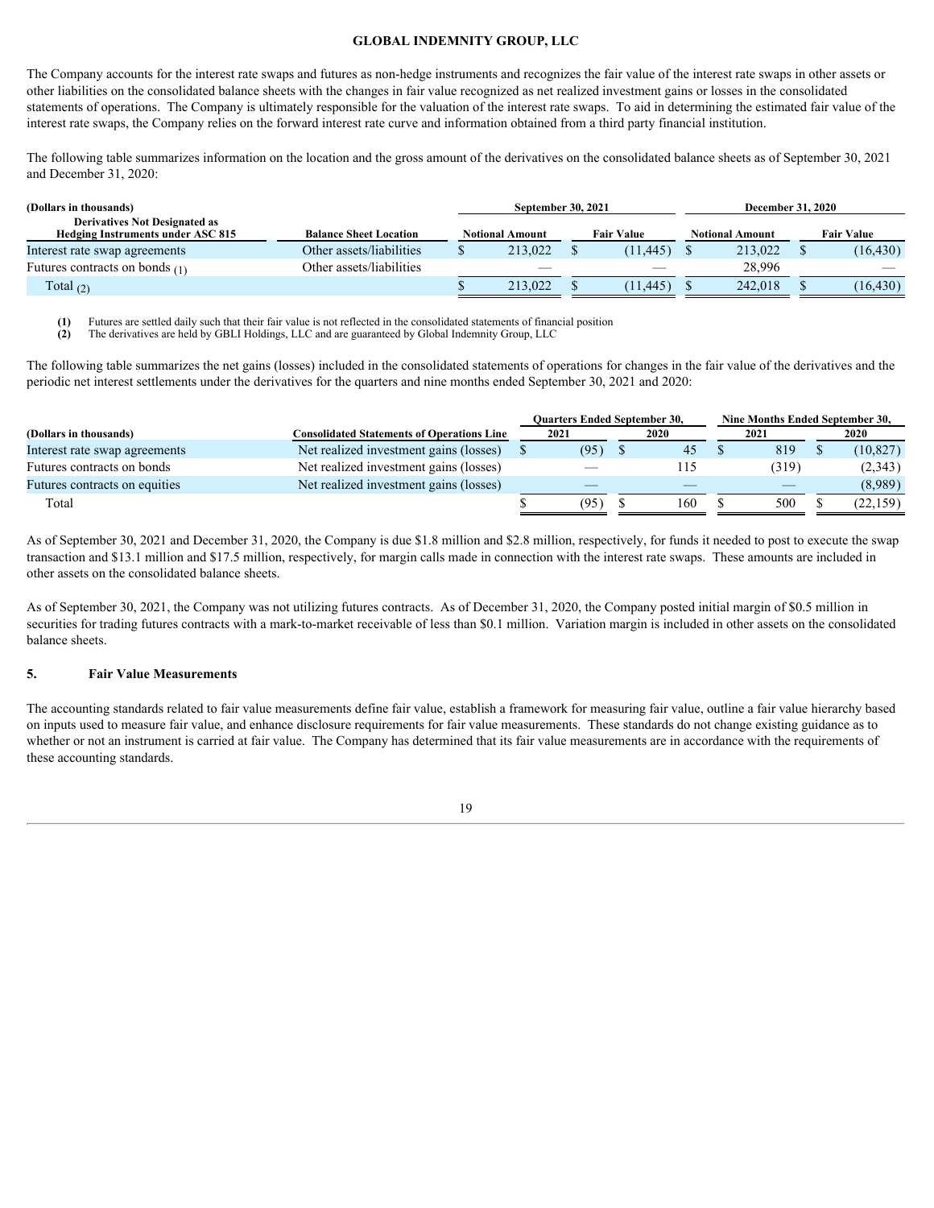The Company accounts for the interest rate swaps and futures as non-hedge instruments and recognizes the fair value of the interest rate swaps in other assets or other liabilities on the consolidated balance sheets with the changes in fair value recognized as net realized investment gains or losses in the consolidated statements of operations. The Company is ultimately responsible for the valuation of the interest rate swaps. To aid in determining the estimated fair value of the interest rate swaps, the Company relies on the forward interest rate curve and information obtained from a third party financial institution.

The following table summarizes information on the location and the gross amount of the derivatives on the consolidated balance sheets as of September 30, 2021 and December 31, 2020:

| (Dollars in thousands) | | September 30, 2021 | | December 31, 2020 | |
|---|---|---|---|---|---|
| **Derivatives Not Designated as Hedging Instruments under ASC 815** | **Balance Sheet Location** | **Notional Amount** | **Fair Value** | **Notional Amount** | **Fair Value** |
| Interest rate swap agreements | Other assets/liabilities | $ 213,022 | $ (11,445) | $ 213,022 | $ (16,430) |
| Futures contracts on bonds (1) | Other assets/liabilities | — | — | 28,996 | — |
| Total (2) | | $ 213,022 | $ (11,445) | $ 242,018 | $ (16,430) |

**(1)** Futures are settled daily such that their fair value is not reflected in the consolidated statements of financial position
**(2)** The derivatives are held by GBLI Holdings, LLC and are guaranteed by Global Indemnity Group, LLC

The following table summarizes the net gains (losses) included in the consolidated statements of operations for changes in the fair value of the derivatives and the periodic net interest settlements under the derivatives for the quarters and nine months ended September 30, 2021 and 2020:

| | | Quarters Ended September 30, | | Nine Months Ended September 30, | |
|---|---|---|---|---|---|
| **(Dollars in thousands)** | **Consolidated Statements of Operations Line** | **2021** | **2020** | **2021** | **2020** |
| Interest rate swap agreements | Net realized investment gains (losses) | $ (95) | $ 45 | $ 819 | $ (10,827) |
| Futures contracts on bonds | Net realized investment gains (losses) | — | 115 | (319) | (2,343) |
| Futures contracts on equities | Net realized investment gains (losses) | — | — | — | (8,989) |
| Total | | $ (95) | $ 160 | $ 500 | $ (22,159) |

As of September 30, 2021 and December 31, 2020, the Company is due $1.8 million and $2.8 million, respectively, for funds it needed to post to execute the swap transaction and $13.1 million and $17.5 million, respectively, for margin calls made in connection with the interest rate swaps. These amounts are included in other assets on the consolidated balance sheets.

As of September 30, 2021, the Company was not utilizing futures contracts. As of December 31, 2020, the Company posted initial margin of $0.5 million in securities for trading futures contracts with a mark-to-market receivable of less than $0.1 million. Variation margin is included in other assets on the consolidated balance sheets.

## 5. Fair Value Measurements

The accounting standards related to fair value measurements define fair value, establish a framework for measuring fair value, outline a fair value hierarchy based on inputs used to measure fair value, and enhance disclosure requirements for fair value measurements. These standards do not change existing guidance as to whether or not an instrument is carried at fair value. The Company has determined that its fair value measurements are in accordance with the requirements of these accounting standards.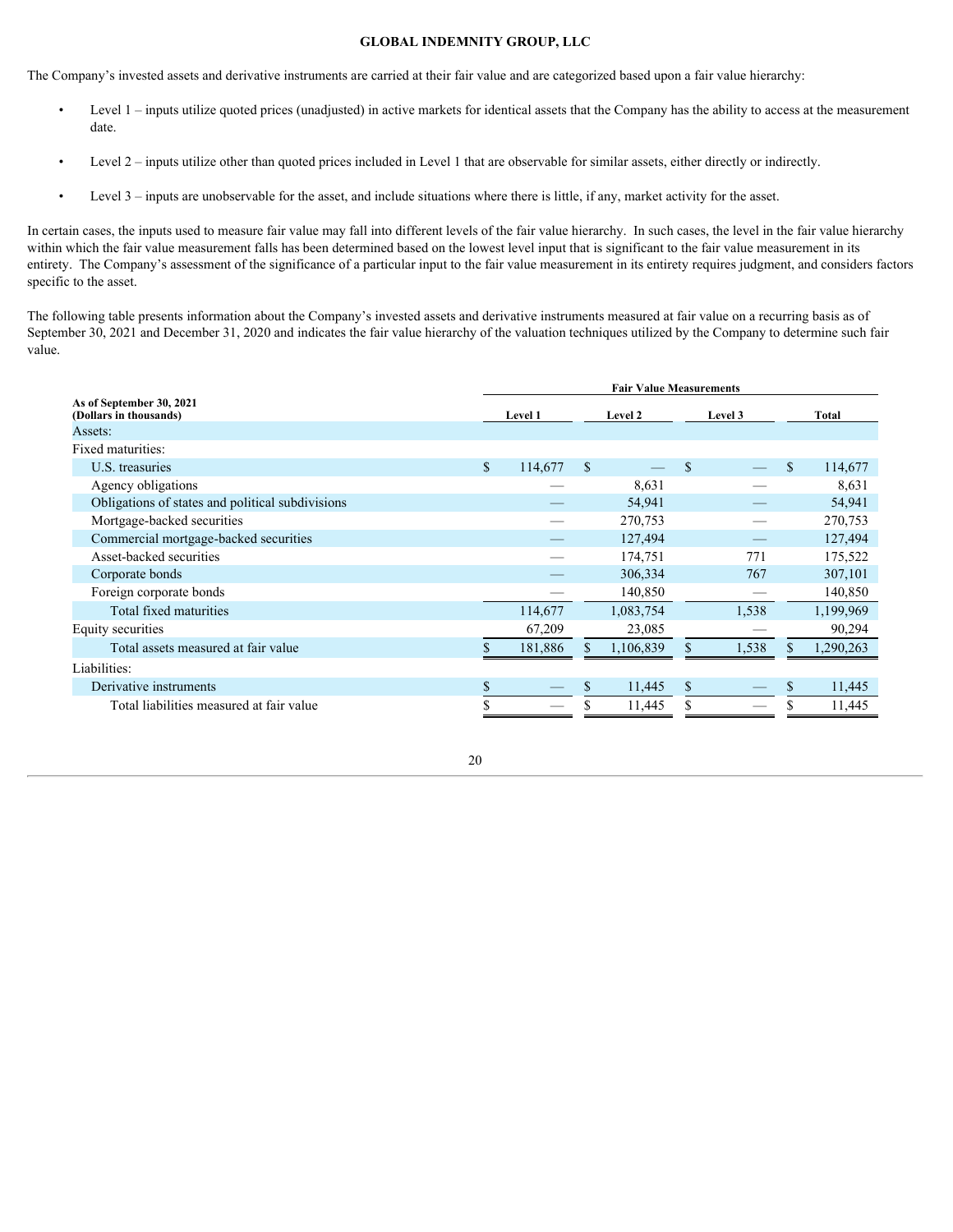**GLOBAL INDEMNITY GROUP, LLC**

The Company's invested assets and derivative instruments are carried at their fair value and are categorized based upon a fair value hierarchy:

- Level 1 – inputs utilize quoted prices (unadjusted) in active markets for identical assets that the Company has the ability to access at the measurement date.
- Level 2 – inputs utilize other than quoted prices included in Level 1 that are observable for similar assets, either directly or indirectly.
- Level 3 – inputs are unobservable for the asset, and include situations where there is little, if any, market activity for the asset.

In certain cases, the inputs used to measure fair value may fall into different levels of the fair value hierarchy. In such cases, the level in the fair value hierarchy within which the fair value measurement falls has been determined based on the lowest level input that is significant to the fair value measurement in its entirety. The Company's assessment of the significance of a particular input to the fair value measurement in its entirety requires judgment, and considers factors specific to the asset.

The following table presents information about the Company's invested assets and derivative instruments measured at fair value on a recurring basis as of September 30, 2021 and December 31, 2020 and indicates the fair value hierarchy of the valuation techniques utilized by the Company to determine such fair value.

| As of September 30, 2021 (Dollars in thousands) | Fair Value Measurements | | | |
|---|---|---|---|---|
| | Level 1 | Level 2 | Level 3 | Total |
| Assets: | | | | |
| Fixed maturities: | | | | |
| U.S. treasuries | $ 114,677 | $ — | $ — | $ 114,677 |
| Agency obligations | — | 8,631 | — | 8,631 |
| Obligations of states and political subdivisions | — | 54,941 | — | 54,941 |
| Mortgage-backed securities | — | 270,753 | — | 270,753 |
| Commercial mortgage-backed securities | — | 127,494 | — | 127,494 |
| Asset-backed securities | — | 174,751 | 771 | 175,522 |
| Corporate bonds | — | 306,334 | 767 | 307,101 |
| Foreign corporate bonds | — | 140,850 | — | 140,850 |
| Total fixed maturities | 114,677 | 1,083,754 | 1,538 | 1,199,969 |
| Equity securities | 67,209 | 23,085 | — | 90,294 |
| Total assets measured at fair value | $ 181,886 | $ 1,106,839 | $ 1,538 | $ 1,290,263 |
| Liabilities: | | | | |
| Derivative instruments | $ — | $ 11,445 | $ — | $ 11,445 |
| Total liabilities measured at fair value | $ — | $ 11,445 | $ — | $ 11,445 |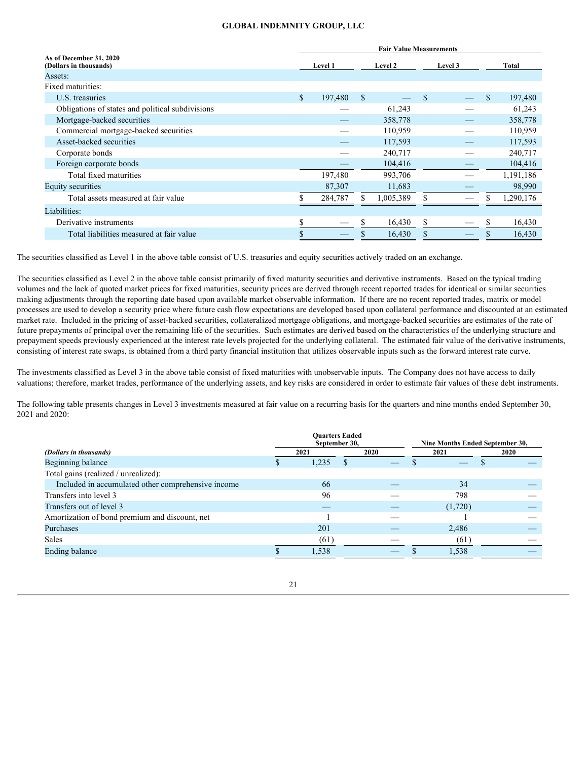| As of December 31, 2020 (Dollars in thousands) | Fair Value Measurements | | | |
|---|---|---|---|---|
| | Level 1 | Level 2 | Level 3 | Total |
| Assets: | | | | |
| Fixed maturities: | | | | |
| U.S. treasuries | $ 197,480 | $ — | $ — | $ 197,480 |
| Obligations of states and political subdivisions | — | 61,243 | — | 61,243 |
| Mortgage-backed securities | — | 358,778 | — | 358,778 |
| Commercial mortgage-backed securities | — | 110,959 | — | 110,959 |
| Asset-backed securities | — | 117,593 | — | 117,593 |
| Corporate bonds | — | 240,717 | — | 240,717 |
| Foreign corporate bonds | — | 104,416 | — | 104,416 |
| Total fixed maturities | 197,480 | 993,706 | — | 1,191,186 |
| Equity securities | 87,307 | 11,683 | — | 98,990 |
| Total assets measured at fair value | $ 284,787 | $ 1,005,389 | $ — | $ 1,290,176 |
| Liabilities: | | | | |
| Derivative instruments | $ — | $ 16,430 | $ — | $ 16,430 |
| Total liabilities measured at fair value | $ — | $ 16,430 | $ — | $ 16,430 |

The securities classified as Level 1 in the above table consist of U.S. treasuries and equity securities actively traded on an exchange.

The securities classified as Level 2 in the above table consist primarily of fixed maturity securities and derivative instruments. Based on the typical trading volumes and the lack of quoted market prices for fixed maturities, security prices are derived through recent reported trades for identical or similar securities making adjustments through the reporting date based upon available market observable information. If there are no recent reported trades, matrix or model processes are used to develop a security price where future cash flow expectations are developed based upon collateral performance and discounted at an estimated market rate. Included in the pricing of asset-backed securities, collateralized mortgage obligations, and mortgage-backed securities are estimates of the rate of future prepayments of principal over the remaining life of the securities. Such estimates are derived based on the characteristics of the underlying structure and prepayment speeds previously experienced at the interest rate levels projected for the underlying collateral. The estimated fair value of the derivative instruments, consisting of interest rate swaps, is obtained from a third party financial institution that utilizes observable inputs such as the forward interest rate curve.

The investments classified as Level 3 in the above table consist of fixed maturities with unobservable inputs. The Company does not have access to daily valuations; therefore, market trades, performance of the underlying assets, and key risks are considered in order to estimate fair values of these debt instruments.

The following table presents changes in Level 3 investments measured at fair value on a recurring basis for the quarters and nine months ended September 30, 2021 and 2020:

| *(Dollars in thousands)* | Quarters Ended September 30, | | Nine Months Ended September 30, | |
|---|---|---|---|---|
| | 2021 | 2020 | 2021 | 2020 |
| Beginning balance | $ 1,235 | $ — | $ — | $ — |
| Total gains (realized / unrealized): | | | | |
| Included in accumulated other comprehensive income | 66 | — | 34 | — |
| Transfers into level 3 | 96 | — | 798 | — |
| Transfers out of level 3 | — | — | (1,720) | — |
| Amortization of bond premium and discount, net | 1 | — | 1 | — |
| Purchases | 201 | — | 2,486 | — |
| Sales | (61) | — | (61) | — |
| Ending balance | $ 1,538 | — | $ 1,538 | — |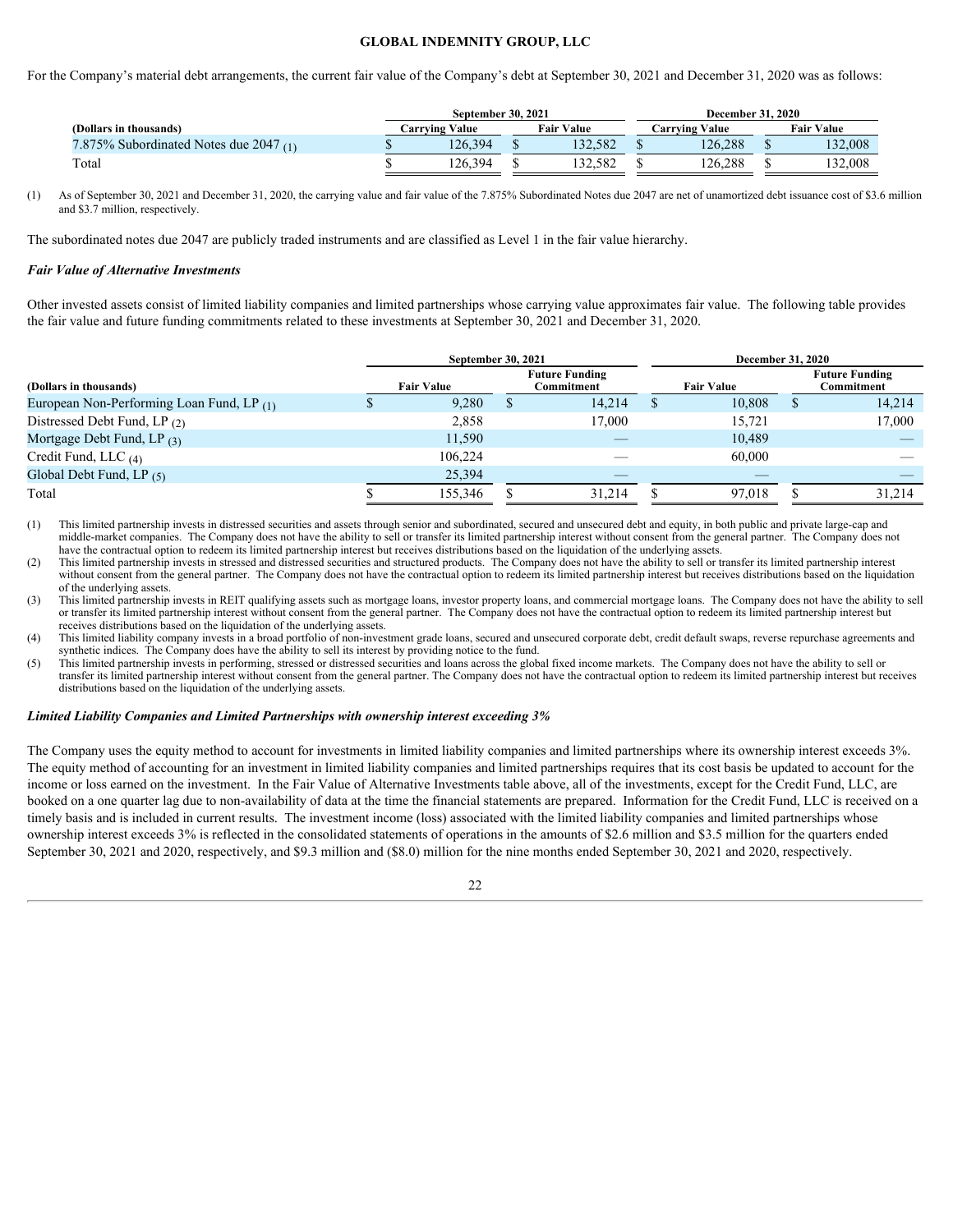For the Company's material debt arrangements, the current fair value of the Company's debt at September 30, 2021 and December 31, 2020 was as follows:

| (Dollars in thousands) | September 30, 2021 | | December 31, 2020 | |
|---|---|---|---|---|
| | Carrying Value | Fair Value | Carrying Value | Fair Value |
| 7.875% Subordinated Notes due 2047 (1) | $ 126,394 | $ 132,582 | $ 126,288 | $ 132,008 |
| Total | $ 126,394 | $ 132,582 | $ 126,288 | $ 132,008 |

(1) As of September 30, 2021 and December 31, 2020, the carrying value and fair value of the 7.875% Subordinated Notes due 2047 are net of unamortized debt issuance cost of $3.6 million and $3.7 million, respectively.

The subordinated notes due 2047 are publicly traded instruments and are classified as Level 1 in the fair value hierarchy.

***Fair Value of Alternative Investments***

Other invested assets consist of limited liability companies and limited partnerships whose carrying value approximates fair value. The following table provides the fair value and future funding commitments related to these investments at September 30, 2021 and December 31, 2020.

| (Dollars in thousands) | September 30, 2021 | | December 31, 2020 | |
|---|---|---|---|---|
| | Fair Value | Future Funding Commitment | Fair Value | Future Funding Commitment |
| European Non-Performing Loan Fund, LP (1) | $ 9,280 | $ 14,214 | $ 10,808 | $ 14,214 |
| Distressed Debt Fund, LP (2) | 2,858 | 17,000 | 15,721 | 17,000 |
| Mortgage Debt Fund, LP (3) | 11,590 | — | 10,489 | — |
| Credit Fund, LLC (4) | 106,224 | — | 60,000 | — |
| Global Debt Fund, LP (5) | 25,394 | — | — | — |
| Total | $ 155,346 | $ 31,214 | $ 97,018 | $ 31,214 |

(1) This limited partnership invests in distressed securities and assets through senior and subordinated, secured and unsecured debt and equity, in both public and private large-cap and middle-market companies. The Company does not have the ability to sell or transfer its limited partnership interest without consent from the general partner. The Company does not have the contractual option to redeem its limited partnership interest but receives distributions based on the liquidation of the underlying assets.

(2) This limited partnership invests in stressed and distressed securities and structured products. The Company does not have the ability to sell or transfer its limited partnership interest without consent from the general partner. The Company does not have the contractual option to redeem its limited partnership interest but receives distributions based on the liquidation of the underlying assets.

(3) This limited partnership invests in REIT qualifying assets such as mortgage loans, investor property loans, and commercial mortgage loans. The Company does not have the ability to sell or transfer its limited partnership interest without consent from the general partner. The Company does not have the contractual option to redeem its limited partnership interest but receives distributions based on the liquidation of the underlying assets.

(4) This limited liability company invests in a broad portfolio of non-investment grade loans, secured and unsecured corporate debt, credit default swaps, reverse repurchase agreements and synthetic indices. The Company does have the ability to sell its interest by providing notice to the fund.

(5) This limited partnership invests in performing, stressed or distressed securities and loans across the global fixed income markets. The Company does not have the ability to sell or transfer its limited partnership interest without consent from the general partner. The Company does not have the contractual option to redeem its limited partnership interest but receives distributions based on the liquidation of the underlying assets.

***Limited Liability Companies and Limited Partnerships with ownership interest exceeding 3%***

The Company uses the equity method to account for investments in limited liability companies and limited partnerships where its ownership interest exceeds 3%. The equity method of accounting for an investment in limited liability companies and limited partnerships requires that its cost basis be updated to account for the income or loss earned on the investment. In the Fair Value of Alternative Investments table above, all of the investments, except for the Credit Fund, LLC, are booked on a one quarter lag due to non-availability of data at the time the financial statements are prepared. Information for the Credit Fund, LLC is received on a timely basis and is included in current results. The investment income (loss) associated with the limited liability companies and limited partnerships whose ownership interest exceeds 3% is reflected in the consolidated statements of operations in the amounts of $2.6 million and $3.5 million for the quarters ended September 30, 2021 and 2020, respectively, and $9.3 million and ($8.0) million for the nine months ended September 30, 2021 and 2020, respectively.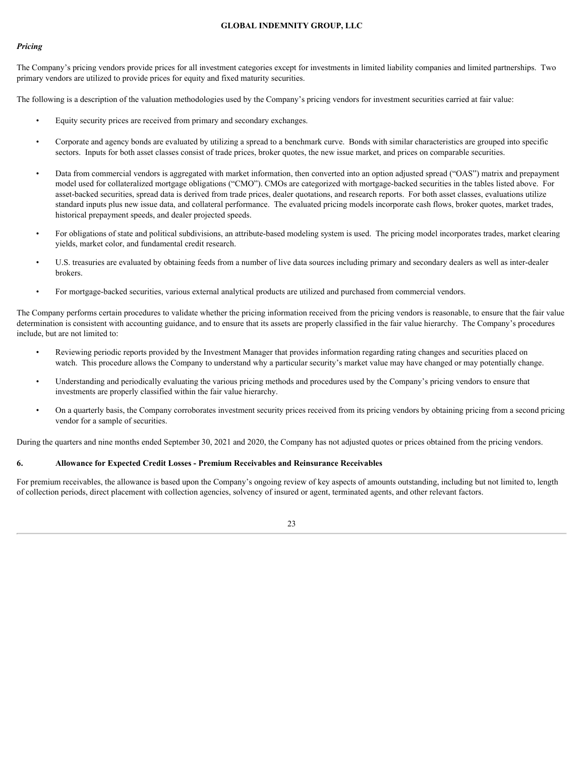*Pricing*

The Company's pricing vendors provide prices for all investment categories except for investments in limited liability companies and limited partnerships. Two primary vendors are utilized to provide prices for equity and fixed maturity securities.

The following is a description of the valuation methodologies used by the Company's pricing vendors for investment securities carried at fair value:

- Equity security prices are received from primary and secondary exchanges.
- Corporate and agency bonds are evaluated by utilizing a spread to a benchmark curve. Bonds with similar characteristics are grouped into specific sectors. Inputs for both asset classes consist of trade prices, broker quotes, the new issue market, and prices on comparable securities.
- Data from commercial vendors is aggregated with market information, then converted into an option adjusted spread ("OAS") matrix and prepayment model used for collateralized mortgage obligations ("CMO"). CMOs are categorized with mortgage-backed securities in the tables listed above. For asset-backed securities, spread data is derived from trade prices, dealer quotations, and research reports. For both asset classes, evaluations utilize standard inputs plus new issue data, and collateral performance. The evaluated pricing models incorporate cash flows, broker quotes, market trades, historical prepayment speeds, and dealer projected speeds.
- For obligations of state and political subdivisions, an attribute-based modeling system is used. The pricing model incorporates trades, market clearing yields, market color, and fundamental credit research.
- U.S. treasuries are evaluated by obtaining feeds from a number of live data sources including primary and secondary dealers as well as inter-dealer brokers.
- For mortgage-backed securities, various external analytical products are utilized and purchased from commercial vendors.

The Company performs certain procedures to validate whether the pricing information received from the pricing vendors is reasonable, to ensure that the fair value determination is consistent with accounting guidance, and to ensure that its assets are properly classified in the fair value hierarchy. The Company's procedures include, but are not limited to:

- Reviewing periodic reports provided by the Investment Manager that provides information regarding rating changes and securities placed on watch. This procedure allows the Company to understand why a particular security's market value may have changed or may potentially change.
- Understanding and periodically evaluating the various pricing methods and procedures used by the Company's pricing vendors to ensure that investments are properly classified within the fair value hierarchy.
- On a quarterly basis, the Company corroborates investment security prices received from its pricing vendors by obtaining pricing from a second pricing vendor for a sample of securities.

During the quarters and nine months ended September 30, 2021 and 2020, the Company has not adjusted quotes or prices obtained from the pricing vendors.

## 6. Allowance for Expected Credit Losses - Premium Receivables and Reinsurance Receivables

For premium receivables, the allowance is based upon the Company's ongoing review of key aspects of amounts outstanding, including but not limited to, length of collection periods, direct placement with collection agencies, solvency of insured or agent, terminated agents, and other relevant factors.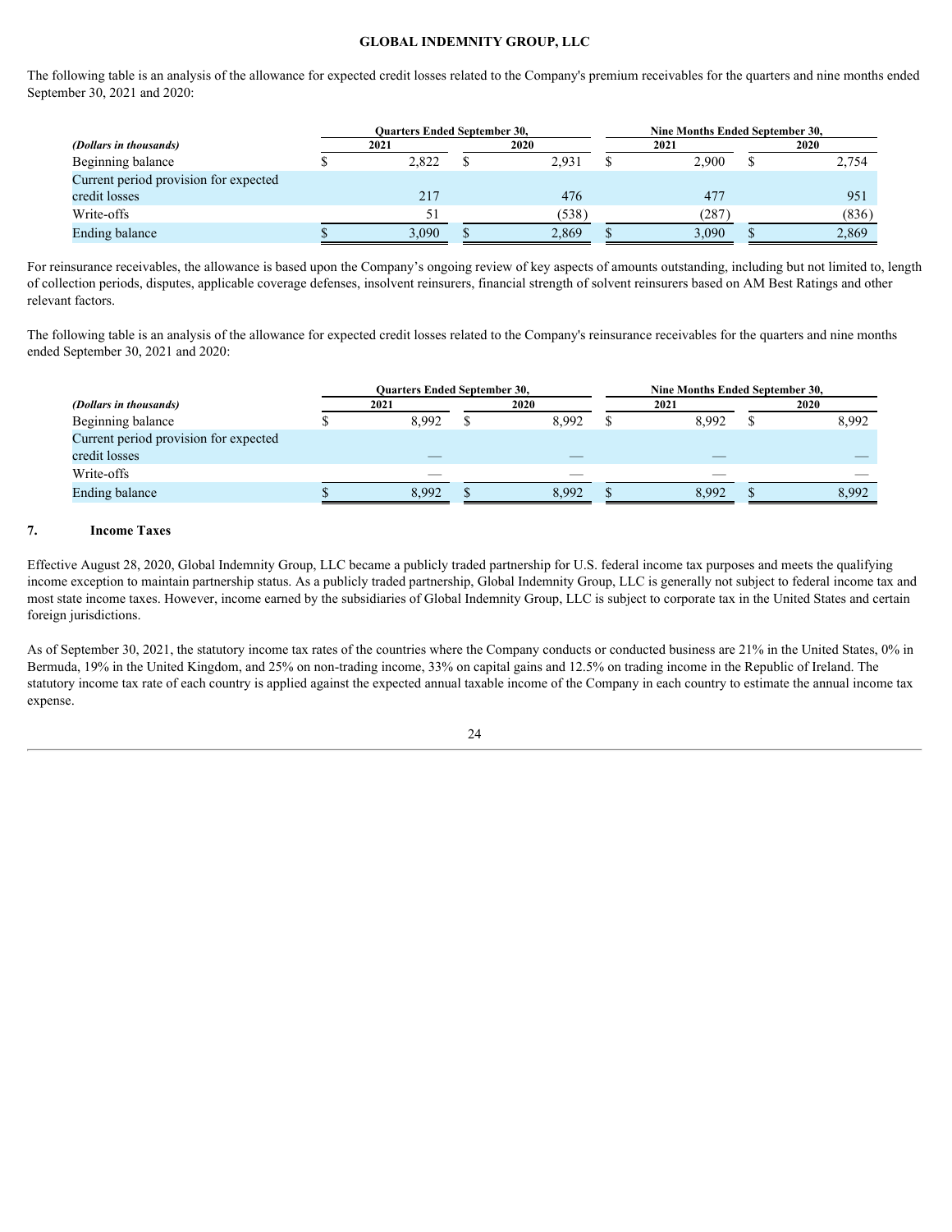The following table is an analysis of the allowance for expected credit losses related to the Company's premium receivables for the quarters and nine months ended September 30, 2021 and 2020:

| | Quarters Ended September 30, | | Nine Months Ended September 30, | |
|---|---|---|---|---|
| *(Dollars in thousands)* | 2021 | 2020 | 2021 | 2020 |
| Beginning balance | $ 2,822 | $ 2,931 | $ 2,900 | $ 2,754 |
| Current period provision for expected credit losses | 217 | 476 | 477 | 951 |
| Write-offs | 51 | (538) | (287) | (836) |
| Ending balance | $ 3,090 | $ 2,869 | $ 3,090 | $ 2,869 |

For reinsurance receivables, the allowance is based upon the Company's ongoing review of key aspects of amounts outstanding, including but not limited to, length of collection periods, disputes, applicable coverage defenses, insolvent reinsurers, financial strength of solvent reinsurers based on AM Best Ratings and other relevant factors.

The following table is an analysis of the allowance for expected credit losses related to the Company's reinsurance receivables for the quarters and nine months ended September 30, 2021 and 2020:

| | Quarters Ended September 30, | | Nine Months Ended September 30, | |
|---|---|---|---|---|
| *(Dollars in thousands)* | 2021 | 2020 | 2021 | 2020 |
| Beginning balance | $ 8,992 | $ 8,992 | $ 8,992 | $ 8,992 |
| Current period provision for expected credit losses | — | — | — | — |
| Write-offs | — | — | — | — |
| Ending balance | $ 8,992 | $ 8,992 | $ 8,992 | $ 8,992 |

## 7. Income Taxes

Effective August 28, 2020, Global Indemnity Group, LLC became a publicly traded partnership for U.S. federal income tax purposes and meets the qualifying income exception to maintain partnership status. As a publicly traded partnership, Global Indemnity Group, LLC is generally not subject to federal income tax and most state income taxes. However, income earned by the subsidiaries of Global Indemnity Group, LLC is subject to corporate tax in the United States and certain foreign jurisdictions.

As of September 30, 2021, the statutory income tax rates of the countries where the Company conducts or conducted business are 21% in the United States, 0% in Bermuda, 19% in the United Kingdom, and 25% on non-trading income, 33% on capital gains and 12.5% on trading income in the Republic of Ireland. The statutory income tax rate of each country is applied against the expected annual taxable income of the Company in each country to estimate the annual income tax expense.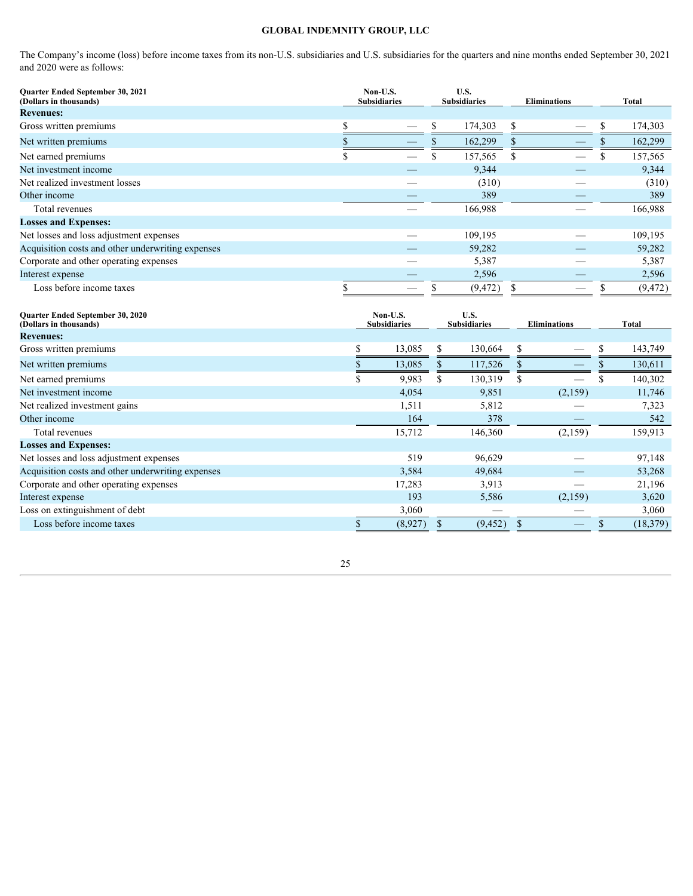**GLOBAL INDEMNITY GROUP, LLC**

The Company's income (loss) before income taxes from its non-U.S. subsidiaries and U.S. subsidiaries for the quarters and nine months ended September 30, 2021 and 2020 were as follows:

| Quarter Ended September 30, 2021 (Dollars in thousands) | Non-U.S. Subsidiaries | U.S. Subsidiaries | Eliminations | Total |
|---|---|---|---|---|
| **Revenues:** | | | | |
| Gross written premiums | $ — | $ 174,303 | $ — | $ 174,303 |
| Net written premiums | $ — | $ 162,299 | $ — | $ 162,299 |
| Net earned premiums | $ — | $ 157,565 | $ — | $ 157,565 |
| Net investment income | — | 9,344 | — | 9,344 |
| Net realized investment losses | — | (310) | — | (310) |
| Other income | — | 389 | — | 389 |
| Total revenues | — | 166,988 | — | 166,988 |
| **Losses and Expenses:** | | | | |
| Net losses and loss adjustment expenses | — | 109,195 | — | 109,195 |
| Acquisition costs and other underwriting expenses | — | 59,282 | — | 59,282 |
| Corporate and other operating expenses | — | 5,387 | — | 5,387 |
| Interest expense | — | 2,596 | — | 2,596 |
| Loss before income taxes | $ — | $ (9,472) | $ — | $ (9,472) |

| Quarter Ended September 30, 2020 (Dollars in thousands) | Non-U.S. Subsidiaries | U.S. Subsidiaries | Eliminations | Total |
|---|---|---|---|---|
| **Revenues:** | | | | |
| Gross written premiums | $ 13,085 | $ 130,664 | $ — | $ 143,749 |
| Net written premiums | $ 13,085 | $ 117,526 | $ — | $ 130,611 |
| Net earned premiums | $ 9,983 | $ 130,319 | $ — | $ 140,302 |
| Net investment income | 4,054 | 9,851 | (2,159) | 11,746 |
| Net realized investment gains | 1,511 | 5,812 | — | 7,323 |
| Other income | 164 | 378 | — | 542 |
| Total revenues | 15,712 | 146,360 | (2,159) | 159,913 |
| **Losses and Expenses:** | | | | |
| Net losses and loss adjustment expenses | 519 | 96,629 | — | 97,148 |
| Acquisition costs and other underwriting expenses | 3,584 | 49,684 | — | 53,268 |
| Corporate and other operating expenses | 17,283 | 3,913 | — | 21,196 |
| Interest expense | 193 | 5,586 | (2,159) | 3,620 |
| Loss on extinguishment of debt | 3,060 | — | — | 3,060 |
| Loss before income taxes | $ (8,927) | $ (9,452) | $ — | $ (18,379) |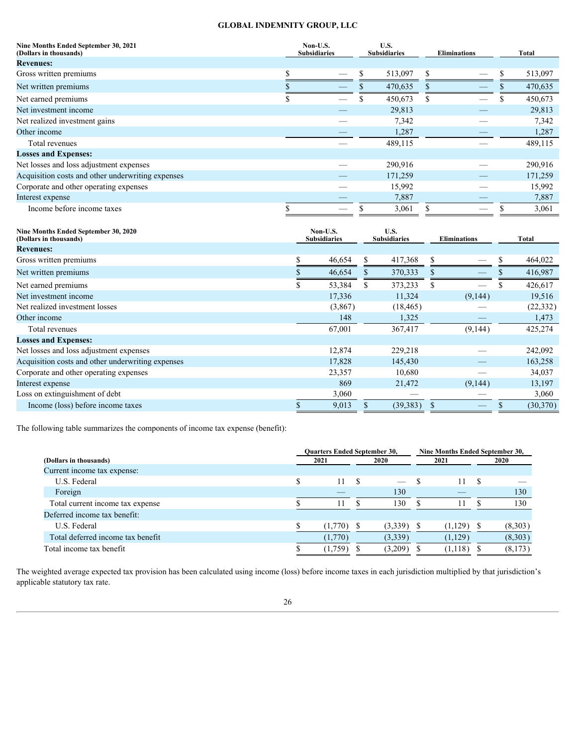| Nine Months Ended September 30, 2021 (Dollars in thousands) | Non-U.S. Subsidiaries | U.S. Subsidiaries | Eliminations | Total |
|---|---|---|---|---|
| **Revenues:** | | | | |
| Gross written premiums | $ — | $ 513,097 | $ — | $ 513,097 |
| Net written premiums | $ — | $ 470,635 | $ — | $ 470,635 |
| Net earned premiums | $ — | $ 450,673 | $ — | $ 450,673 |
| Net investment income | — | 29,813 | — | 29,813 |
| Net realized investment gains | — | 7,342 | — | 7,342 |
| Other income | — | 1,287 | — | 1,287 |
| Total revenues | — | 489,115 | — | 489,115 |
| **Losses and Expenses:** | | | | |
| Net losses and loss adjustment expenses | — | 290,916 | — | 290,916 |
| Acquisition costs and other underwriting expenses | — | 171,259 | — | 171,259 |
| Corporate and other operating expenses | — | 15,992 | — | 15,992 |
| Interest expense | — | 7,887 | — | 7,887 |
| Income before income taxes | $ — | $ 3,061 | $ — | $ 3,061 |

| Nine Months Ended September 30, 2020 (Dollars in thousands) | Non-U.S. Subsidiaries | U.S. Subsidiaries | Eliminations | Total |
|---|---|---|---|---|
| **Revenues:** | | | | |
| Gross written premiums | $ 46,654 | $ 417,368 | $ — | $ 464,022 |
| Net written premiums | $ 46,654 | $ 370,333 | $ — | $ 416,987 |
| Net earned premiums | $ 53,384 | $ 373,233 | $ — | $ 426,617 |
| Net investment income | 17,336 | 11,324 | (9,144) | 19,516 |
| Net realized investment losses | (3,867) | (18,465) | — | (22,332) |
| Other income | 148 | 1,325 | — | 1,473 |
| Total revenues | 67,001 | 367,417 | (9,144) | 425,274 |
| **Losses and Expenses:** | | | | |
| Net losses and loss adjustment expenses | 12,874 | 229,218 | — | 242,092 |
| Acquisition costs and other underwriting expenses | 17,828 | 145,430 | — | 163,258 |
| Corporate and other operating expenses | 23,357 | 10,680 | — | 34,037 |
| Interest expense | 869 | 21,472 | (9,144) | 13,197 |
| Loss on extinguishment of debt | 3,060 | — | — | 3,060 |
| Income (loss) before income taxes | $ 9,013 | $ (39,383) | $ — | $ (30,370) |

The following table summarizes the components of income tax expense (benefit):

| (Dollars in thousands) | Quarters Ended September 30, 2021 | Quarters Ended September 30, 2020 | Nine Months Ended September 30, 2021 | Nine Months Ended September 30, 2020 |
|---|---|---|---|---|
| Current income tax expense: | | | | |
| U.S. Federal | $ 11 | $ — | $ 11 | $ — |
| Foreign | — | 130 | — | 130 |
| Total current income tax expense | $ 11 | $ 130 | $ 11 | $ 130 |
| Deferred income tax benefit: | | | | |
| U.S. Federal | $ (1,770) | $ (3,339) | $ (1,129) | $ (8,303) |
| Total deferred income tax benefit | (1,770) | (3,339) | (1,129) | (8,303) |
| Total income tax benefit | $ (1,759) | $ (3,209) | $ (1,118) | $ (8,173) |

The weighted average expected tax provision has been calculated using income (loss) before income taxes in each jurisdiction multiplied by that jurisdiction's applicable statutory tax rate.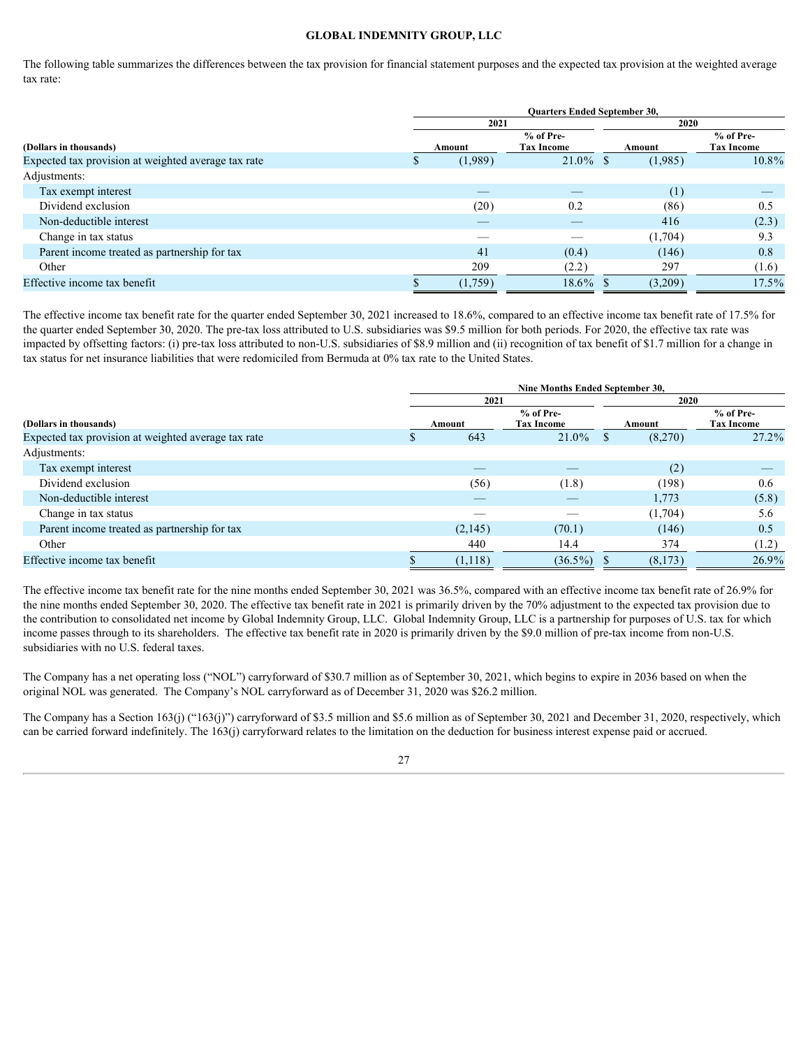The following table summarizes the differences between the tax provision for financial statement purposes and the expected tax provision at the weighted average tax rate:

| | Quarters Ended September 30, | | | |
|---|---|---|---|---|
| | 2021 | | 2020 | |
| (Dollars in thousands) | Amount | % of Pre-Tax Income | Amount | % of Pre-Tax Income |
| Expected tax provision at weighted average tax rate | $ (1,989) | 21.0% | $ (1,985) | 10.8% |
| Adjustments: | | | | |
| Tax exempt interest | — | — | (1) | — |
| Dividend exclusion | (20) | 0.2 | (86) | 0.5 |
| Non-deductible interest | — | — | 416 | (2.3) |
| Change in tax status | — | — | (1,704) | 9.3 |
| Parent income treated as partnership for tax | 41 | (0.4) | (146) | 0.8 |
| Other | 209 | (2.2) | 297 | (1.6) |
| Effective income tax benefit | $ (1,759) | 18.6% | $ (3,209) | 17.5% |

The effective income tax benefit rate for the quarter ended September 30, 2021 increased to 18.6%, compared to an effective income tax benefit rate of 17.5% for the quarter ended September 30, 2020. The pre-tax loss attributed to U.S. subsidiaries was $9.5 million for both periods. For 2020, the effective tax rate was impacted by offsetting factors: (i) pre-tax loss attributed to non-U.S. subsidiaries of $8.9 million and (ii) recognition of tax benefit of $1.7 million for a change in tax status for net insurance liabilities that were redomiciled from Bermuda at 0% tax rate to the United States.

| | Nine Months Ended September 30, | | | |
|---|---|---|---|---|
| | 2021 | | 2020 | |
| (Dollars in thousands) | Amount | % of Pre-Tax Income | Amount | % of Pre-Tax Income |
| Expected tax provision at weighted average tax rate | $ 643 | 21.0% | $ (8,270) | 27.2% |
| Adjustments: | | | | |
| Tax exempt interest | — | — | (2) | — |
| Dividend exclusion | (56) | (1.8) | (198) | 0.6 |
| Non-deductible interest | — | — | 1,773 | (5.8) |
| Change in tax status | — | — | (1,704) | 5.6 |
| Parent income treated as partnership for tax | (2,145) | (70.1) | (146) | 0.5 |
| Other | 440 | 14.4 | 374 | (1.2) |
| Effective income tax benefit | $ (1,118) | (36.5%) | $ (8,173) | 26.9% |

The effective income tax benefit rate for the nine months ended September 30, 2021 was 36.5%, compared with an effective income tax benefit rate of 26.9% for the nine months ended September 30, 2020. The effective tax benefit rate in 2021 is primarily driven by the 70% adjustment to the expected tax provision due to the contribution to consolidated net income by Global Indemnity Group, LLC. Global Indemnity Group, LLC is a partnership for purposes of U.S. tax for which income passes through to its shareholders. The effective tax benefit rate in 2020 is primarily driven by the $9.0 million of pre-tax income from non-U.S. subsidiaries with no U.S. federal taxes.

The Company has a net operating loss ("NOL") carryforward of $30.7 million as of September 30, 2021, which begins to expire in 2036 based on when the original NOL was generated. The Company's NOL carryforward as of December 31, 2020 was $26.2 million.

The Company has a Section 163(j) ("163(j)") carryforward of $3.5 million and $5.6 million as of September 30, 2021 and December 31, 2020, respectively, which can be carried forward indefinitely. The 163(j) carryforward relates to the limitation on the deduction for business interest expense paid or accrued.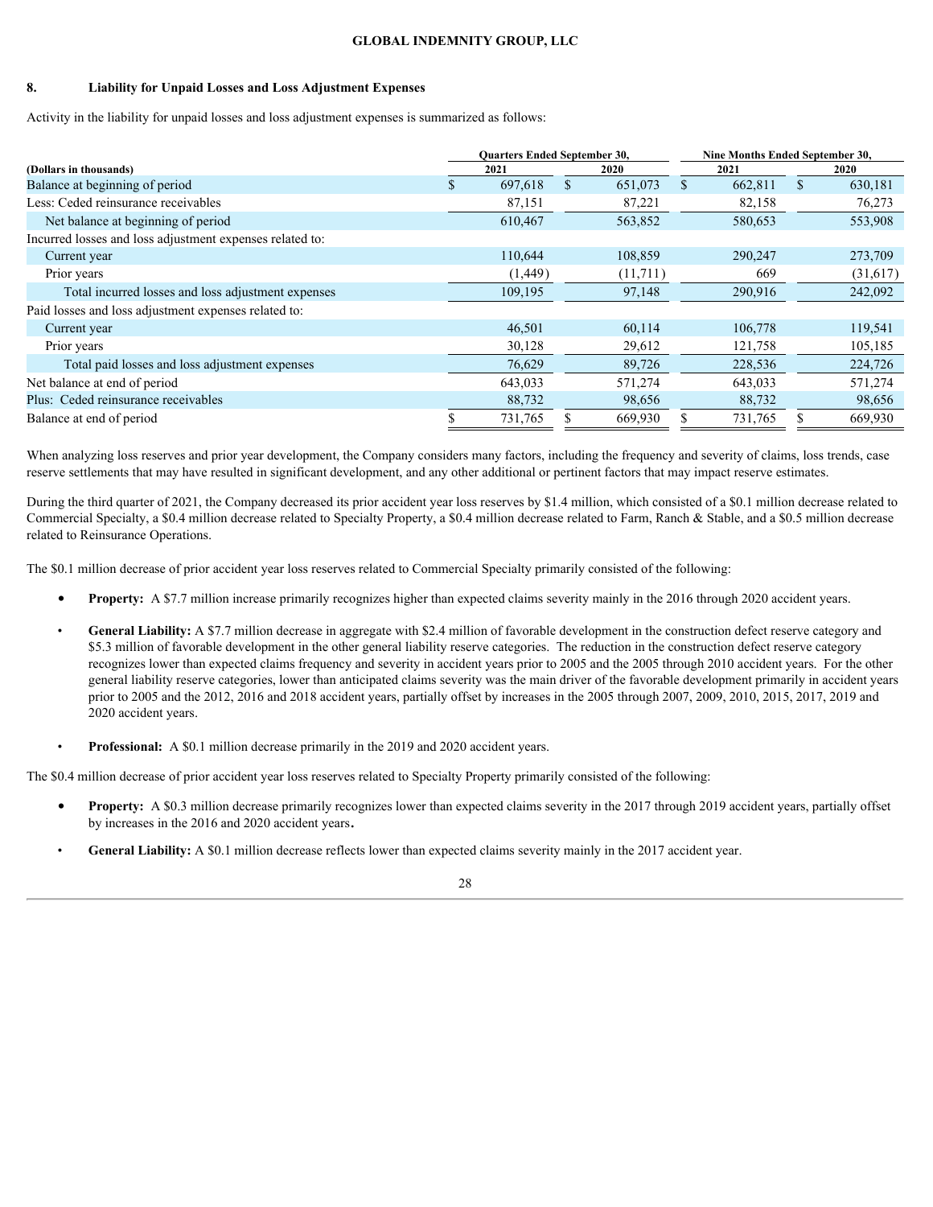## 8. Liability for Unpaid Losses and Loss Adjustment Expenses

Activity in the liability for unpaid losses and loss adjustment expenses is summarized as follows:

| (Dollars in thousands) | Quarters Ended September 30, 2021 | Quarters Ended September 30, 2020 | Nine Months Ended September 30, 2021 | Nine Months Ended September 30, 2020 |
|---|---|---|---|---|
| Balance at beginning of period | $ 697,618 | $ 651,073 | $ 662,811 | $ 630,181 |
| Less: Ceded reinsurance receivables | 87,151 | 87,221 | 82,158 | 76,273 |
| Net balance at beginning of period | 610,467 | 563,852 | 580,653 | 553,908 |
| Incurred losses and loss adjustment expenses related to: | | | | |
| Current year | 110,644 | 108,859 | 290,247 | 273,709 |
| Prior years | (1,449) | (11,711) | 669 | (31,617) |
| Total incurred losses and loss adjustment expenses | 109,195 | 97,148 | 290,916 | 242,092 |
| Paid losses and loss adjustment expenses related to: | | | | |
| Current year | 46,501 | 60,114 | 106,778 | 119,541 |
| Prior years | 30,128 | 29,612 | 121,758 | 105,185 |
| Total paid losses and loss adjustment expenses | 76,629 | 89,726 | 228,536 | 224,726 |
| Net balance at end of period | 643,033 | 571,274 | 643,033 | 571,274 |
| Plus: Ceded reinsurance receivables | 88,732 | 98,656 | 88,732 | 98,656 |
| Balance at end of period | $ 731,765 | $ 669,930 | $ 731,765 | $ 669,930 |

When analyzing loss reserves and prior year development, the Company considers many factors, including the frequency and severity of claims, loss trends, case reserve settlements that may have resulted in significant development, and any other additional or pertinent factors that may impact reserve estimates.

During the third quarter of 2021, the Company decreased its prior accident year loss reserves by $1.4 million, which consisted of a $0.1 million decrease related to Commercial Specialty, a $0.4 million decrease related to Specialty Property, a $0.4 million decrease related to Farm, Ranch & Stable, and a $0.5 million decrease related to Reinsurance Operations.

The $0.1 million decrease of prior accident year loss reserves related to Commercial Specialty primarily consisted of the following:

- **Property:** A $7.7 million increase primarily recognizes higher than expected claims severity mainly in the 2016 through 2020 accident years.
- **General Liability:** A $7.7 million decrease in aggregate with $2.4 million of favorable development in the construction defect reserve category and $5.3 million of favorable development in the other general liability reserve categories. The reduction in the construction defect reserve category recognizes lower than expected claims frequency and severity in accident years prior to 2005 and the 2005 through 2010 accident years. For the other general liability reserve categories, lower than anticipated claims severity was the main driver of the favorable development primarily in accident years prior to 2005 and the 2012, 2016 and 2018 accident years, partially offset by increases in the 2005 through 2007, 2009, 2010, 2015, 2017, 2019 and 2020 accident years.
- **Professional:** A $0.1 million decrease primarily in the 2019 and 2020 accident years.

The $0.4 million decrease of prior accident year loss reserves related to Specialty Property primarily consisted of the following:

- **Property:** A $0.3 million decrease primarily recognizes lower than expected claims severity in the 2017 through 2019 accident years, partially offset by increases in the 2016 and 2020 accident years.
- **General Liability:** A $0.1 million decrease reflects lower than expected claims severity mainly in the 2017 accident year.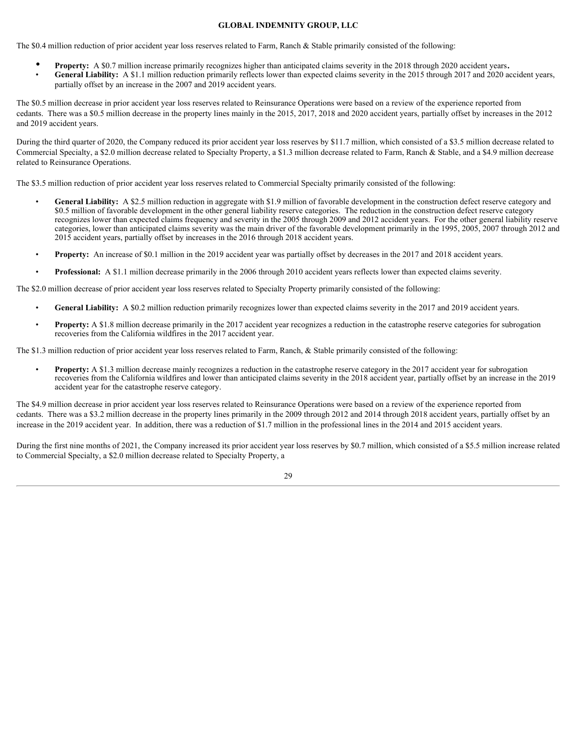The $0.4 million reduction of prior accident year loss reserves related to Farm, Ranch & Stable primarily consisted of the following:

- **Property:** A $0.7 million increase primarily recognizes higher than anticipated claims severity in the 2018 through 2020 accident years**.**
- **General Liability:** A $1.1 million reduction primarily reflects lower than expected claims severity in the 2015 through 2017 and 2020 accident years, partially offset by an increase in the 2007 and 2019 accident years.

The $0.5 million decrease in prior accident year loss reserves related to Reinsurance Operations were based on a review of the experience reported from cedants. There was a $0.5 million decrease in the property lines mainly in the 2015, 2017, 2018 and 2020 accident years, partially offset by increases in the 2012 and 2019 accident years.

During the third quarter of 2020, the Company reduced its prior accident year loss reserves by $11.7 million, which consisted of a $3.5 million decrease related to Commercial Specialty, a $2.0 million decrease related to Specialty Property, a $1.3 million decrease related to Farm, Ranch & Stable, and a $4.9 million decrease related to Reinsurance Operations.

The $3.5 million reduction of prior accident year loss reserves related to Commercial Specialty primarily consisted of the following:

- **General Liability:** A $2.5 million reduction in aggregate with $1.9 million of favorable development in the construction defect reserve category and $0.5 million of favorable development in the other general liability reserve categories. The reduction in the construction defect reserve category recognizes lower than expected claims frequency and severity in the 2005 through 2009 and 2012 accident years. For the other general liability reserve categories, lower than anticipated claims severity was the main driver of the favorable development primarily in the 1995, 2005, 2007 through 2012 and 2015 accident years, partially offset by increases in the 2016 through 2018 accident years.

- **Property:** An increase of $0.1 million in the 2019 accident year was partially offset by decreases in the 2017 and 2018 accident years.

- **Professional:** A $1.1 million decrease primarily in the 2006 through 2010 accident years reflects lower than expected claims severity.

The $2.0 million decrease of prior accident year loss reserves related to Specialty Property primarily consisted of the following:

- **General Liability:** A $0.2 million reduction primarily recognizes lower than expected claims severity in the 2017 and 2019 accident years.

- **Property:** A $1.8 million decrease primarily in the 2017 accident year recognizes a reduction in the catastrophe reserve categories for subrogation recoveries from the California wildfires in the 2017 accident year.

The $1.3 million reduction of prior accident year loss reserves related to Farm, Ranch, & Stable primarily consisted of the following:

- **Property:** A $1.3 million decrease mainly recognizes a reduction in the catastrophe reserve category in the 2017 accident year for subrogation recoveries from the California wildfires and lower than anticipated claims severity in the 2018 accident year, partially offset by an increase in the 2019 accident year for the catastrophe reserve category.

The $4.9 million decrease in prior accident year loss reserves related to Reinsurance Operations were based on a review of the experience reported from cedants. There was a $3.2 million decrease in the property lines primarily in the 2009 through 2012 and 2014 through 2018 accident years, partially offset by an increase in the 2019 accident year. In addition, there was a reduction of $1.7 million in the professional lines in the 2014 and 2015 accident years.

During the first nine months of 2021, the Company increased its prior accident year loss reserves by $0.7 million, which consisted of a $5.5 million increase related to Commercial Specialty, a $2.0 million decrease related to Specialty Property, a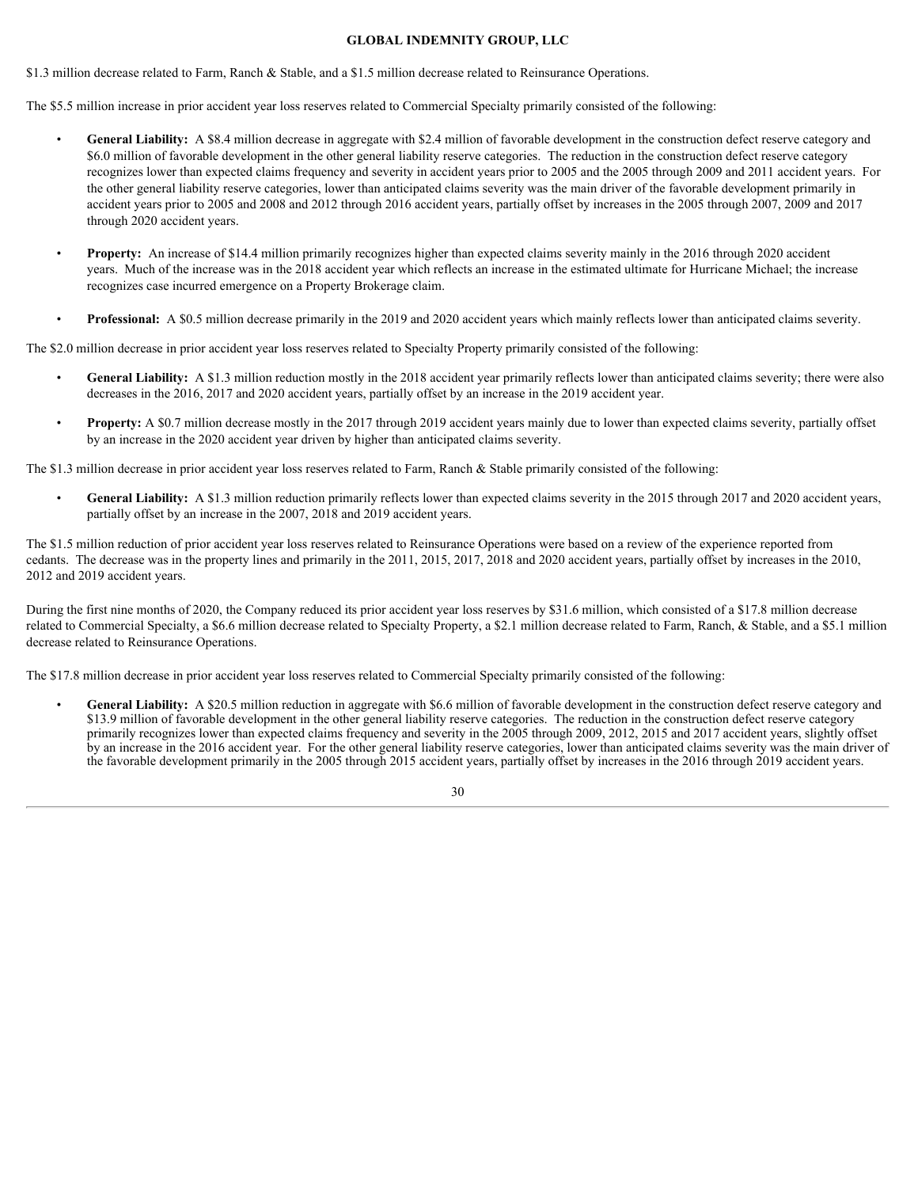$1.3 million decrease related to Farm, Ranch & Stable, and a $1.5 million decrease related to Reinsurance Operations.

The $5.5 million increase in prior accident year loss reserves related to Commercial Specialty primarily consisted of the following:

- **General Liability:** A $8.4 million decrease in aggregate with $2.4 million of favorable development in the construction defect reserve category and $6.0 million of favorable development in the other general liability reserve categories. The reduction in the construction defect reserve category recognizes lower than expected claims frequency and severity in accident years prior to 2005 and the 2005 through 2009 and 2011 accident years. For the other general liability reserve categories, lower than anticipated claims severity was the main driver of the favorable development primarily in accident years prior to 2005 and 2008 and 2012 through 2016 accident years, partially offset by increases in the 2005 through 2007, 2009 and 2017 through 2020 accident years.

- **Property:** An increase of $14.4 million primarily recognizes higher than expected claims severity mainly in the 2016 through 2020 accident years. Much of the increase was in the 2018 accident year which reflects an increase in the estimated ultimate for Hurricane Michael; the increase recognizes case incurred emergence on a Property Brokerage claim.

- **Professional:** A $0.5 million decrease primarily in the 2019 and 2020 accident years which mainly reflects lower than anticipated claims severity.

The $2.0 million decrease in prior accident year loss reserves related to Specialty Property primarily consisted of the following:

- **General Liability:** A $1.3 million reduction mostly in the 2018 accident year primarily reflects lower than anticipated claims severity; there were also decreases in the 2016, 2017 and 2020 accident years, partially offset by an increase in the 2019 accident year.

- **Property:** A $0.7 million decrease mostly in the 2017 through 2019 accident years mainly due to lower than expected claims severity, partially offset by an increase in the 2020 accident year driven by higher than anticipated claims severity.

The $1.3 million decrease in prior accident year loss reserves related to Farm, Ranch & Stable primarily consisted of the following:

- **General Liability:** A $1.3 million reduction primarily reflects lower than expected claims severity in the 2015 through 2017 and 2020 accident years, partially offset by an increase in the 2007, 2018 and 2019 accident years.

The $1.5 million reduction of prior accident year loss reserves related to Reinsurance Operations were based on a review of the experience reported from cedants. The decrease was in the property lines and primarily in the 2011, 2015, 2017, 2018 and 2020 accident years, partially offset by increases in the 2010, 2012 and 2019 accident years.

During the first nine months of 2020, the Company reduced its prior accident year loss reserves by $31.6 million, which consisted of a $17.8 million decrease related to Commercial Specialty, a $6.6 million decrease related to Specialty Property, a $2.1 million decrease related to Farm, Ranch, & Stable, and a $5.1 million decrease related to Reinsurance Operations.

The $17.8 million decrease in prior accident year loss reserves related to Commercial Specialty primarily consisted of the following:

- **General Liability:** A $20.5 million reduction in aggregate with $6.6 million of favorable development in the construction defect reserve category and $13.9 million of favorable development in the other general liability reserve categories. The reduction in the construction defect reserve category primarily recognizes lower than expected claims frequency and severity in the 2005 through 2009, 2012, 2015 and 2017 accident years, slightly offset by an increase in the 2016 accident year. For the other general liability reserve categories, lower than anticipated claims severity was the main driver of the favorable development primarily in the 2005 through 2015 accident years, partially offset by increases in the 2016 through 2019 accident years.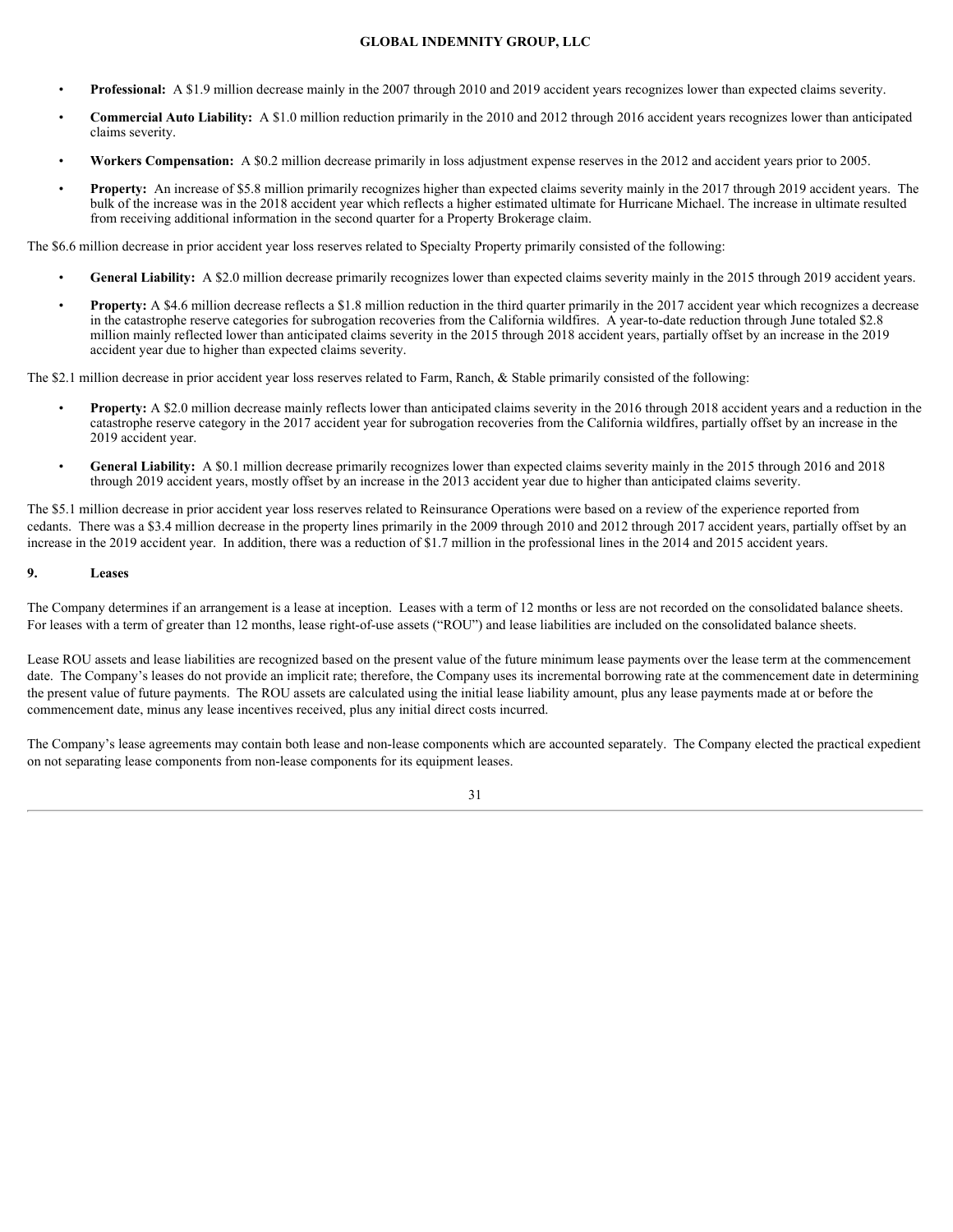- **Professional:** A $1.9 million decrease mainly in the 2007 through 2010 and 2019 accident years recognizes lower than expected claims severity.
- **Commercial Auto Liability:** A $1.0 million reduction primarily in the 2010 and 2012 through 2016 accident years recognizes lower than anticipated claims severity.
- **Workers Compensation:** A $0.2 million decrease primarily in loss adjustment expense reserves in the 2012 and accident years prior to 2005.
- **Property:** An increase of $5.8 million primarily recognizes higher than expected claims severity mainly in the 2017 through 2019 accident years. The bulk of the increase was in the 2018 accident year which reflects a higher estimated ultimate for Hurricane Michael. The increase in ultimate resulted from receiving additional information in the second quarter for a Property Brokerage claim.

The $6.6 million decrease in prior accident year loss reserves related to Specialty Property primarily consisted of the following:

- **General Liability:** A $2.0 million decrease primarily recognizes lower than expected claims severity mainly in the 2015 through 2019 accident years.
- **Property:** A $4.6 million decrease reflects a $1.8 million reduction in the third quarter primarily in the 2017 accident year which recognizes a decrease in the catastrophe reserve categories for subrogation recoveries from the California wildfires. A year-to-date reduction through June totaled $2.8 million mainly reflected lower than anticipated claims severity in the 2015 through 2018 accident years, partially offset by an increase in the 2019 accident year due to higher than expected claims severity.

The $2.1 million decrease in prior accident year loss reserves related to Farm, Ranch, & Stable primarily consisted of the following:

- **Property:** A $2.0 million decrease mainly reflects lower than anticipated claims severity in the 2016 through 2018 accident years and a reduction in the catastrophe reserve category in the 2017 accident year for subrogation recoveries from the California wildfires, partially offset by an increase in the 2019 accident year.
- **General Liability:** A $0.1 million decrease primarily recognizes lower than expected claims severity mainly in the 2015 through 2016 and 2018 through 2019 accident years, mostly offset by an increase in the 2013 accident year due to higher than anticipated claims severity.

The $5.1 million decrease in prior accident year loss reserves related to Reinsurance Operations were based on a review of the experience reported from cedants. There was a $3.4 million decrease in the property lines primarily in the 2009 through 2010 and 2012 through 2017 accident years, partially offset by an increase in the 2019 accident year. In addition, there was a reduction of $1.7 million in the professional lines in the 2014 and 2015 accident years.

## 9. Leases

The Company determines if an arrangement is a lease at inception. Leases with a term of 12 months or less are not recorded on the consolidated balance sheets. For leases with a term of greater than 12 months, lease right-of-use assets ("ROU") and lease liabilities are included on the consolidated balance sheets.

Lease ROU assets and lease liabilities are recognized based on the present value of the future minimum lease payments over the lease term at the commencement date. The Company's leases do not provide an implicit rate; therefore, the Company uses its incremental borrowing rate at the commencement date in determining the present value of future payments. The ROU assets are calculated using the initial lease liability amount, plus any lease payments made at or before the commencement date, minus any lease incentives received, plus any initial direct costs incurred.

The Company's lease agreements may contain both lease and non-lease components which are accounted separately. The Company elected the practical expedient on not separating lease components from non-lease components for its equipment leases.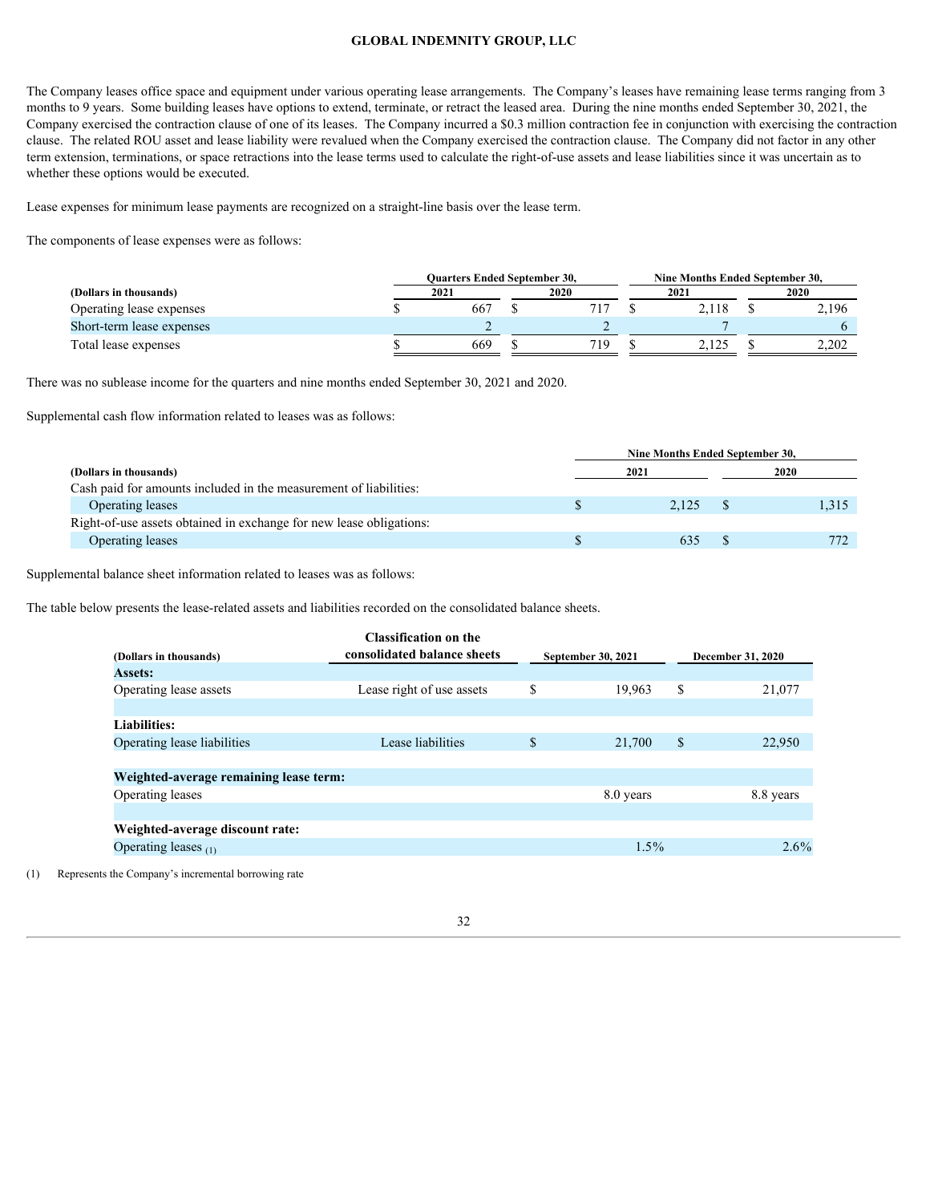The Company leases office space and equipment under various operating lease arrangements. The Company's leases have remaining lease terms ranging from 3 months to 9 years. Some building leases have options to extend, terminate, or retract the leased area. During the nine months ended September 30, 2021, the Company exercised the contraction clause of one of its leases. The Company incurred a $0.3 million contraction fee in conjunction with exercising the contraction clause. The related ROU asset and lease liability were revalued when the Company exercised the contraction clause. The Company did not factor in any other term extension, terminations, or space retractions into the lease terms used to calculate the right-of-use assets and lease liabilities since it was uncertain as to whether these options would be executed.

Lease expenses for minimum lease payments are recognized on a straight-line basis over the lease term.

The components of lease expenses were as follows:

| (Dollars in thousands) | Quarters Ended September 30, 2021 | Quarters Ended September 30, 2020 | Nine Months Ended September 30, 2021 | Nine Months Ended September 30, 2020 |
|---|---|---|---|---|
| Operating lease expenses | $ 667 | $ 717 | $ 2,118 | $ 2,196 |
| Short-term lease expenses | 2 | 2 | 7 | 6 |
| Total lease expenses | $ 669 | $ 719 | $ 2,125 | $ 2,202 |

There was no sublease income for the quarters and nine months ended September 30, 2021 and 2020.

Supplemental cash flow information related to leases was as follows:

| (Dollars in thousands) | Nine Months Ended September 30, 2021 | Nine Months Ended September 30, 2020 |
|---|---|---|
| Cash paid for amounts included in the measurement of liabilities: | | |
| Operating leases | $ 2,125 | $ 1,315 |
| Right-of-use assets obtained in exchange for new lease obligations: | | |
| Operating leases | $ 635 | $ 772 |

Supplemental balance sheet information related to leases was as follows:

The table below presents the lease-related assets and liabilities recorded on the consolidated balance sheets.

| (Dollars in thousands) | Classification on the consolidated balance sheets | September 30, 2021 | December 31, 2020 |
|---|---|---|---|
| **Assets:** | | | |
| Operating lease assets | Lease right of use assets | $ 19,963 | $ 21,077 |
| | | | |
| **Liabilities:** | | | |
| Operating lease liabilities | Lease liabilities | $ 21,700 | $ 22,950 |
| | | | |
| **Weighted-average remaining lease term:** | | | |
| Operating leases | | 8.0 years | 8.8 years |
| | | | |
| **Weighted-average discount rate:** | | | |
| Operating leases (1) | | 1.5% | 2.6% |

(1) Represents the Company's incremental borrowing rate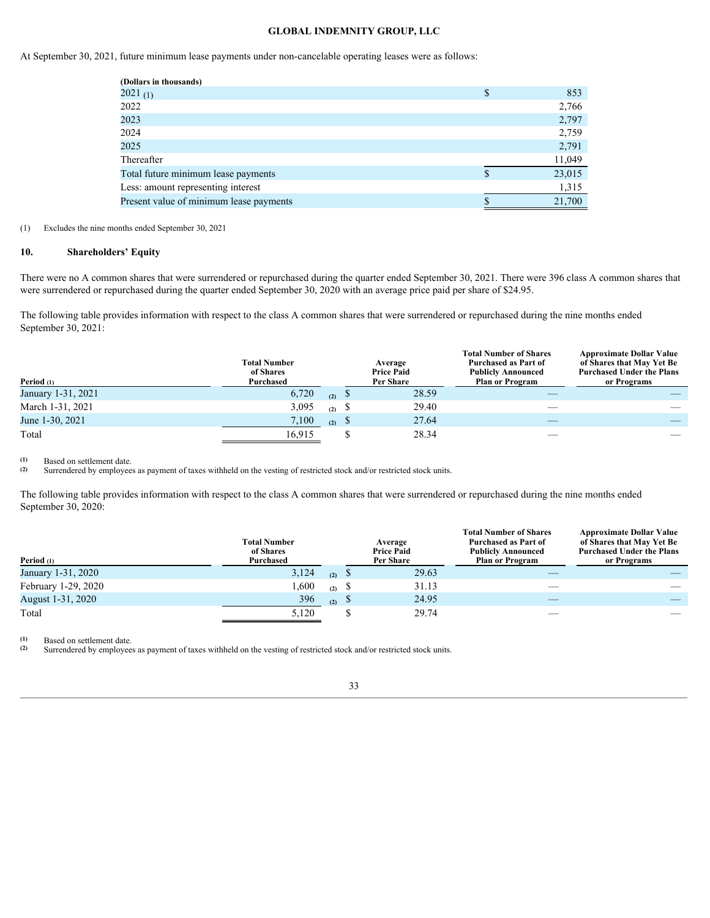At September 30, 2021, future minimum lease payments under non-cancelable operating leases were as follows:

| (Dollars in thousands) | |
|---|---|
| 2021 (1) | $ 853 |
| 2022 | 2,766 |
| 2023 | 2,797 |
| 2024 | 2,759 |
| 2025 | 2,791 |
| Thereafter | 11,049 |
| Total future minimum lease payments | $ 23,015 |
| Less: amount representing interest | 1,315 |
| Present value of minimum lease payments | $ 21,700 |

(1) Excludes the nine months ended September 30, 2021

## 10. Shareholders' Equity

There were no A common shares that were surrendered or repurchased during the quarter ended September 30, 2021. There were 396 class A common shares that were surrendered or repurchased during the quarter ended September 30, 2020 with an average price paid per share of $24.95.

The following table provides information with respect to the class A common shares that were surrendered or repurchased during the nine months ended September 30, 2021:

| Period (1) | Total Number of Shares Purchased | Average Price Paid Per Share | Total Number of Shares Purchased as Part of Publicly Announced Plan or Program | Approximate Dollar Value of Shares that May Yet Be Purchased Under the Plans or Programs |
|---|---|---|---|---|
| January 1-31, 2021 | 6,720 (2) | $ 28.59 | — | — |
| March 1-31, 2021 | 3,095 (2) | $ 29.40 | — | — |
| June 1-30, 2021 | 7,100 (2) | $ 27.64 | — | — |
| Total | 16,915 | $ 28.34 | — | — |

(1) Based on settlement date.
(2) Surrendered by employees as payment of taxes withheld on the vesting of restricted stock and/or restricted stock units.

The following table provides information with respect to the class A common shares that were surrendered or repurchased during the nine months ended September 30, 2020:

| Period (1) | Total Number of Shares Purchased | Average Price Paid Per Share | Total Number of Shares Purchased as Part of Publicly Announced Plan or Program | Approximate Dollar Value of Shares that May Yet Be Purchased Under the Plans or Programs |
|---|---|---|---|---|
| January 1-31, 2020 | 3,124 (2) | $ 29.63 | — | — |
| February 1-29, 2020 | 1,600 (2) | $ 31.13 | — | — |
| August 1-31, 2020 | 396 (2) | $ 24.95 | — | — |
| Total | 5,120 | $ 29.74 | — | — |

(1) Based on settlement date.
(2) Surrendered by employees as payment of taxes withheld on the vesting of restricted stock and/or restricted stock units.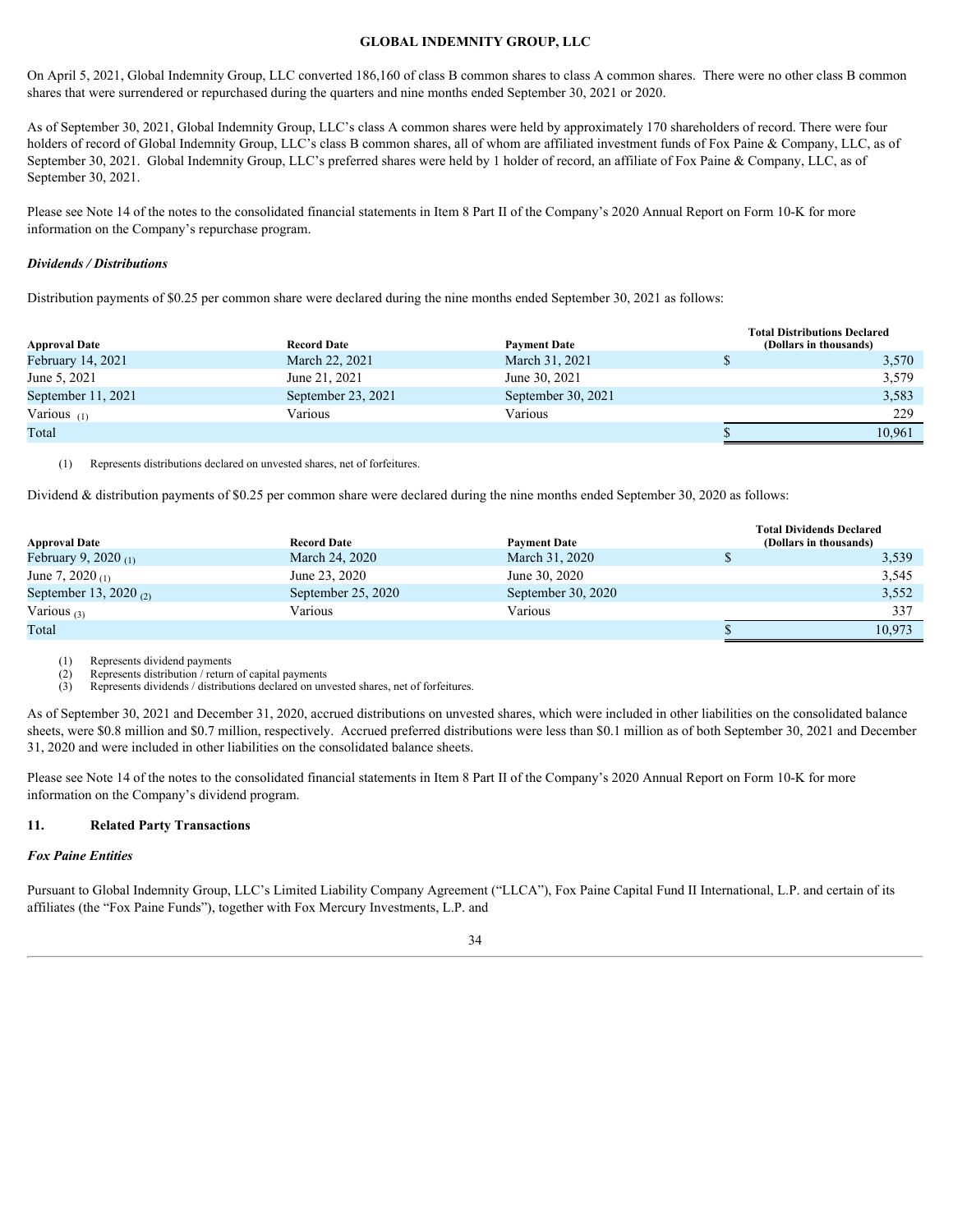On April 5, 2021, Global Indemnity Group, LLC converted 186,160 of class B common shares to class A common shares. There were no other class B common shares that were surrendered or repurchased during the quarters and nine months ended September 30, 2021 or 2020.

As of September 30, 2021, Global Indemnity Group, LLC's class A common shares were held by approximately 170 shareholders of record. There were four holders of record of Global Indemnity Group, LLC's class B common shares, all of whom are affiliated investment funds of Fox Paine & Company, LLC, as of September 30, 2021. Global Indemnity Group, LLC's preferred shares were held by 1 holder of record, an affiliate of Fox Paine & Company, LLC, as of September 30, 2021.

Please see Note 14 of the notes to the consolidated financial statements in Item 8 Part II of the Company's 2020 Annual Report on Form 10-K for more information on the Company's repurchase program.

***Dividends / Distributions***

Distribution payments of $0.25 per common share were declared during the nine months ended September 30, 2021 as follows:

| Approval Date | Record Date | Payment Date | Total Distributions Declared (Dollars in thousands) |
|---|---|---|---|
| February 14, 2021 | March 22, 2021 | March 31, 2021 | $ 3,570 |
| June 5, 2021 | June 21, 2021 | June 30, 2021 | 3,579 |
| September 11, 2021 | September 23, 2021 | September 30, 2021 | 3,583 |
| Various (1) | Various | Various | 229 |
| Total | | | $ 10,961 |

(1) Represents distributions declared on unvested shares, net of forfeitures.

Dividend & distribution payments of $0.25 per common share were declared during the nine months ended September 30, 2020 as follows:

| Approval Date | Record Date | Payment Date | Total Dividends Declared (Dollars in thousands) |
|---|---|---|---|
| February 9, 2020 (1) | March 24, 2020 | March 31, 2020 | $ 3,539 |
| June 7, 2020 (1) | June 23, 2020 | June 30, 2020 | 3,545 |
| September 13, 2020 (2) | September 25, 2020 | September 30, 2020 | 3,552 |
| Various (3) | Various | Various | 337 |
| Total | | | $ 10,973 |

(1) Represents dividend payments
(2) Represents distribution / return of capital payments
(3) Represents dividends / distributions declared on unvested shares, net of forfeitures.

As of September 30, 2021 and December 31, 2020, accrued distributions on unvested shares, which were included in other liabilities on the consolidated balance sheets, were $0.8 million and $0.7 million, respectively. Accrued preferred distributions were less than $0.1 million as of both September 30, 2021 and December 31, 2020 and were included in other liabilities on the consolidated balance sheets.

Please see Note 14 of the notes to the consolidated financial statements in Item 8 Part II of the Company's 2020 Annual Report on Form 10-K for more information on the Company's dividend program.

## 11. Related Party Transactions

***Fox Paine Entities***

Pursuant to Global Indemnity Group, LLC's Limited Liability Company Agreement ("LLCA"), Fox Paine Capital Fund II International, L.P. and certain of its affiliates (the "Fox Paine Funds"), together with Fox Mercury Investments, L.P. and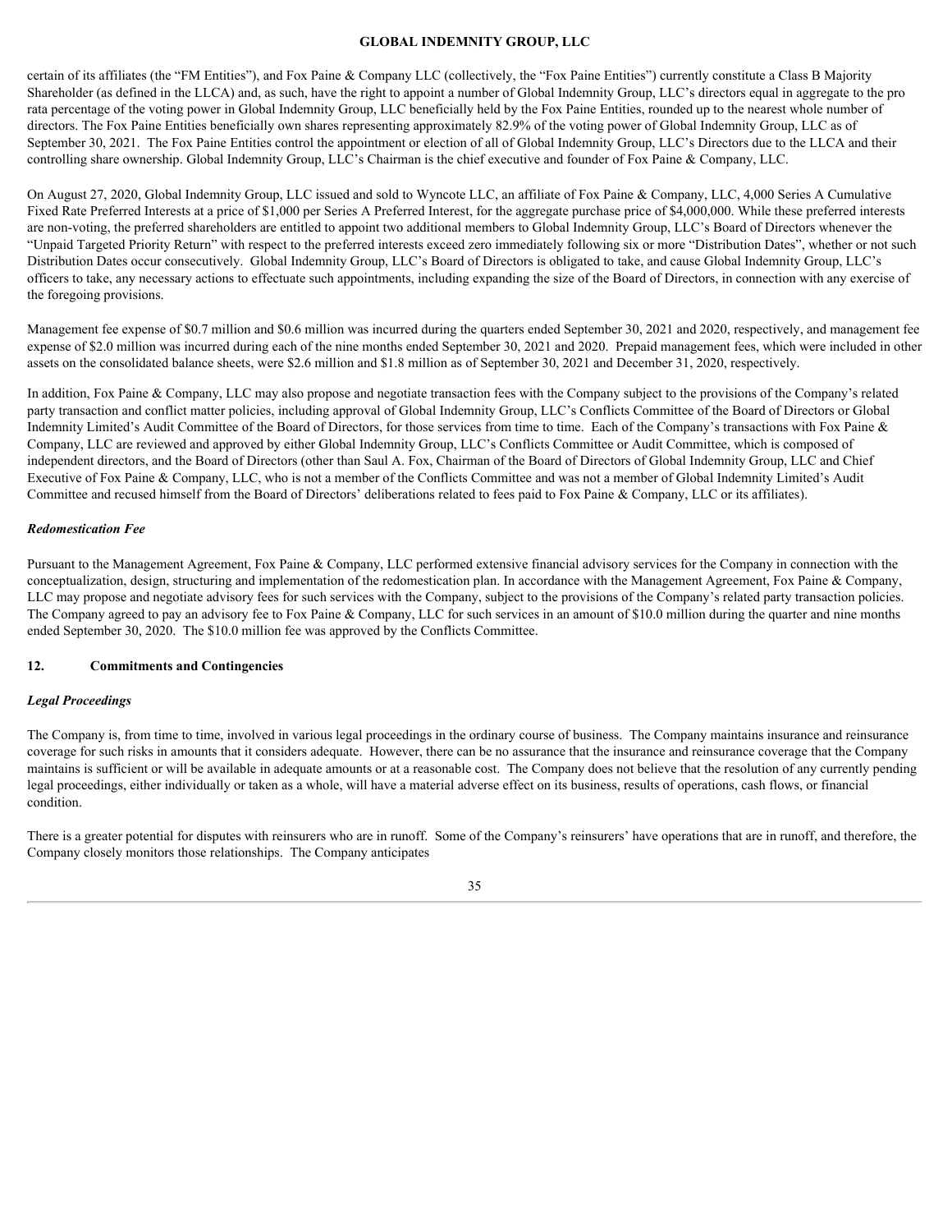certain of its affiliates (the "FM Entities"), and Fox Paine & Company LLC (collectively, the "Fox Paine Entities") currently constitute a Class B Majority Shareholder (as defined in the LLCA) and, as such, have the right to appoint a number of Global Indemnity Group, LLC's directors equal in aggregate to the pro rata percentage of the voting power in Global Indemnity Group, LLC beneficially held by the Fox Paine Entities, rounded up to the nearest whole number of directors. The Fox Paine Entities beneficially own shares representing approximately 82.9% of the voting power of Global Indemnity Group, LLC as of September 30, 2021. The Fox Paine Entities control the appointment or election of all of Global Indemnity Group, LLC's Directors due to the LLCA and their controlling share ownership. Global Indemnity Group, LLC's Chairman is the chief executive and founder of Fox Paine & Company, LLC.

On August 27, 2020, Global Indemnity Group, LLC issued and sold to Wyncote LLC, an affiliate of Fox Paine & Company, LLC, 4,000 Series A Cumulative Fixed Rate Preferred Interests at a price of $1,000 per Series A Preferred Interest, for the aggregate purchase price of $4,000,000. While these preferred interests are non-voting, the preferred shareholders are entitled to appoint two additional members to Global Indemnity Group, LLC's Board of Directors whenever the "Unpaid Targeted Priority Return" with respect to the preferred interests exceed zero immediately following six or more "Distribution Dates", whether or not such Distribution Dates occur consecutively. Global Indemnity Group, LLC's Board of Directors is obligated to take, and cause Global Indemnity Group, LLC's officers to take, any necessary actions to effectuate such appointments, including expanding the size of the Board of Directors, in connection with any exercise of the foregoing provisions.

Management fee expense of $0.7 million and $0.6 million was incurred during the quarters ended September 30, 2021 and 2020, respectively, and management fee expense of $2.0 million was incurred during each of the nine months ended September 30, 2021 and 2020. Prepaid management fees, which were included in other assets on the consolidated balance sheets, were $2.6 million and $1.8 million as of September 30, 2021 and December 31, 2020, respectively.

In addition, Fox Paine & Company, LLC may also propose and negotiate transaction fees with the Company subject to the provisions of the Company's related party transaction and conflict matter policies, including approval of Global Indemnity Group, LLC's Conflicts Committee of the Board of Directors or Global Indemnity Limited's Audit Committee of the Board of Directors, for those services from time to time. Each of the Company's transactions with Fox Paine & Company, LLC are reviewed and approved by either Global Indemnity Group, LLC's Conflicts Committee or Audit Committee, which is composed of independent directors, and the Board of Directors (other than Saul A. Fox, Chairman of the Board of Directors of Global Indemnity Group, LLC and Chief Executive of Fox Paine & Company, LLC, who is not a member of the Conflicts Committee and was not a member of Global Indemnity Limited's Audit Committee and recused himself from the Board of Directors' deliberations related to fees paid to Fox Paine & Company, LLC or its affiliates).

*Redomestication Fee*

Pursuant to the Management Agreement, Fox Paine & Company, LLC performed extensive financial advisory services for the Company in connection with the conceptualization, design, structuring and implementation of the redomestication plan. In accordance with the Management Agreement, Fox Paine & Company, LLC may propose and negotiate advisory fees for such services with the Company, subject to the provisions of the Company's related party transaction policies. The Company agreed to pay an advisory fee to Fox Paine & Company, LLC for such services in an amount of $10.0 million during the quarter and nine months ended September 30, 2020. The $10.0 million fee was approved by the Conflicts Committee.

## 12. Commitments and Contingencies

*Legal Proceedings*

The Company is, from time to time, involved in various legal proceedings in the ordinary course of business. The Company maintains insurance and reinsurance coverage for such risks in amounts that it considers adequate. However, there can be no assurance that the insurance and reinsurance coverage that the Company maintains is sufficient or will be available in adequate amounts or at a reasonable cost. The Company does not believe that the resolution of any currently pending legal proceedings, either individually or taken as a whole, will have a material adverse effect on its business, results of operations, cash flows, or financial condition.

There is a greater potential for disputes with reinsurers who are in runoff. Some of the Company's reinsurers' have operations that are in runoff, and therefore, the Company closely monitors those relationships. The Company anticipates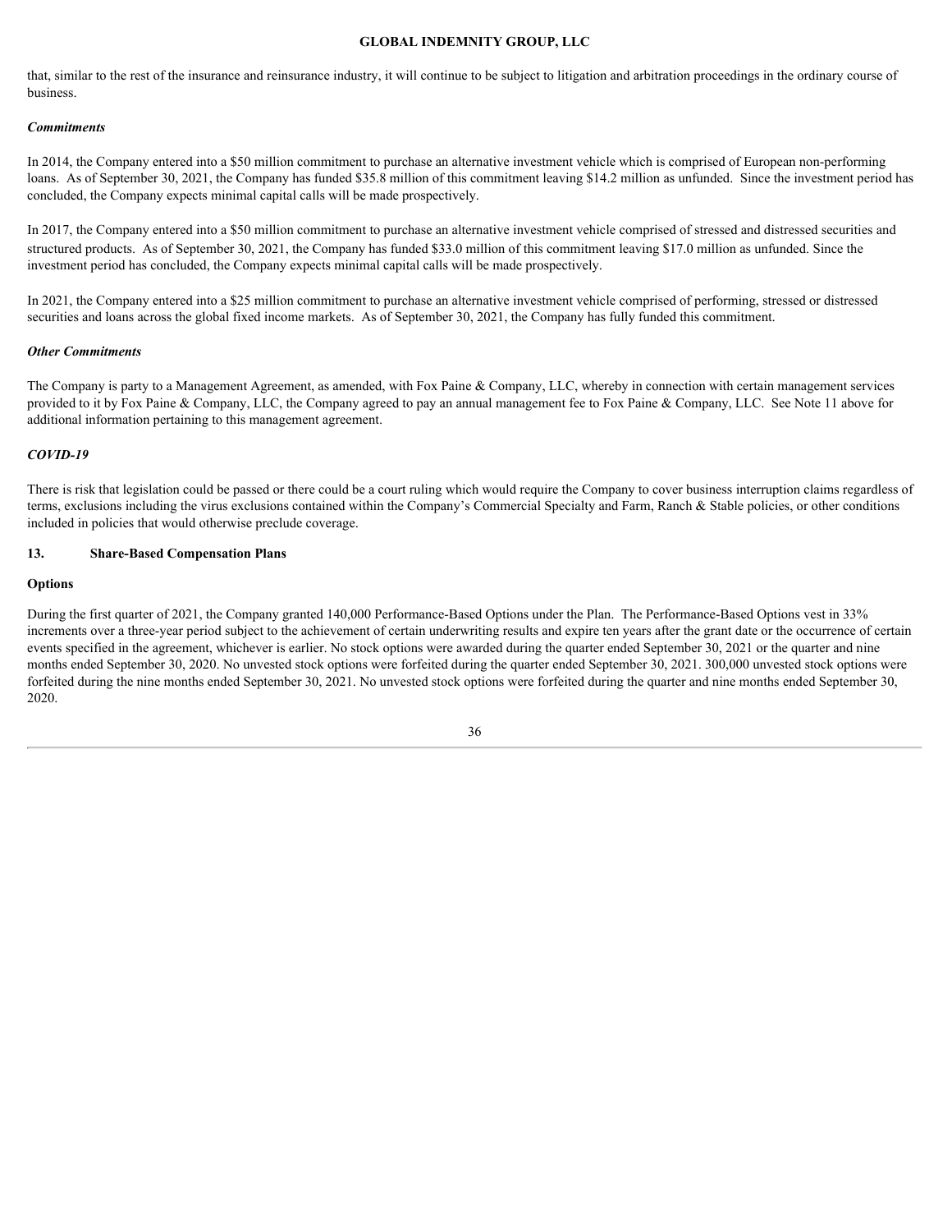that, similar to the rest of the insurance and reinsurance industry, it will continue to be subject to litigation and arbitration proceedings in the ordinary course of business.

***Commitments***

In 2014, the Company entered into a $50 million commitment to purchase an alternative investment vehicle which is comprised of European non-performing loans. As of September 30, 2021, the Company has funded $35.8 million of this commitment leaving $14.2 million as unfunded. Since the investment period has concluded, the Company expects minimal capital calls will be made prospectively.

In 2017, the Company entered into a $50 million commitment to purchase an alternative investment vehicle comprised of stressed and distressed securities and structured products. As of September 30, 2021, the Company has funded $33.0 million of this commitment leaving $17.0 million as unfunded. Since the investment period has concluded, the Company expects minimal capital calls will be made prospectively.

In 2021, the Company entered into a $25 million commitment to purchase an alternative investment vehicle comprised of performing, stressed or distressed securities and loans across the global fixed income markets. As of September 30, 2021, the Company has fully funded this commitment.

***Other Commitments***

The Company is party to a Management Agreement, as amended, with Fox Paine & Company, LLC, whereby in connection with certain management services provided to it by Fox Paine & Company, LLC, the Company agreed to pay an annual management fee to Fox Paine & Company, LLC. See Note 11 above for additional information pertaining to this management agreement.

***COVID-19***

There is risk that legislation could be passed or there could be a court ruling which would require the Company to cover business interruption claims regardless of terms, exclusions including the virus exclusions contained within the Company's Commercial Specialty and Farm, Ranch & Stable policies, or other conditions included in policies that would otherwise preclude coverage.

## 13. Share-Based Compensation Plans

### Options

During the first quarter of 2021, the Company granted 140,000 Performance-Based Options under the Plan. The Performance-Based Options vest in 33% increments over a three-year period subject to the achievement of certain underwriting results and expire ten years after the grant date or the occurrence of certain events specified in the agreement, whichever is earlier. No stock options were awarded during the quarter ended September 30, 2021 or the quarter and nine months ended September 30, 2020. No unvested stock options were forfeited during the quarter ended September 30, 2021. 300,000 unvested stock options were forfeited during the nine months ended September 30, 2021. No unvested stock options were forfeited during the quarter and nine months ended September 30, 2020.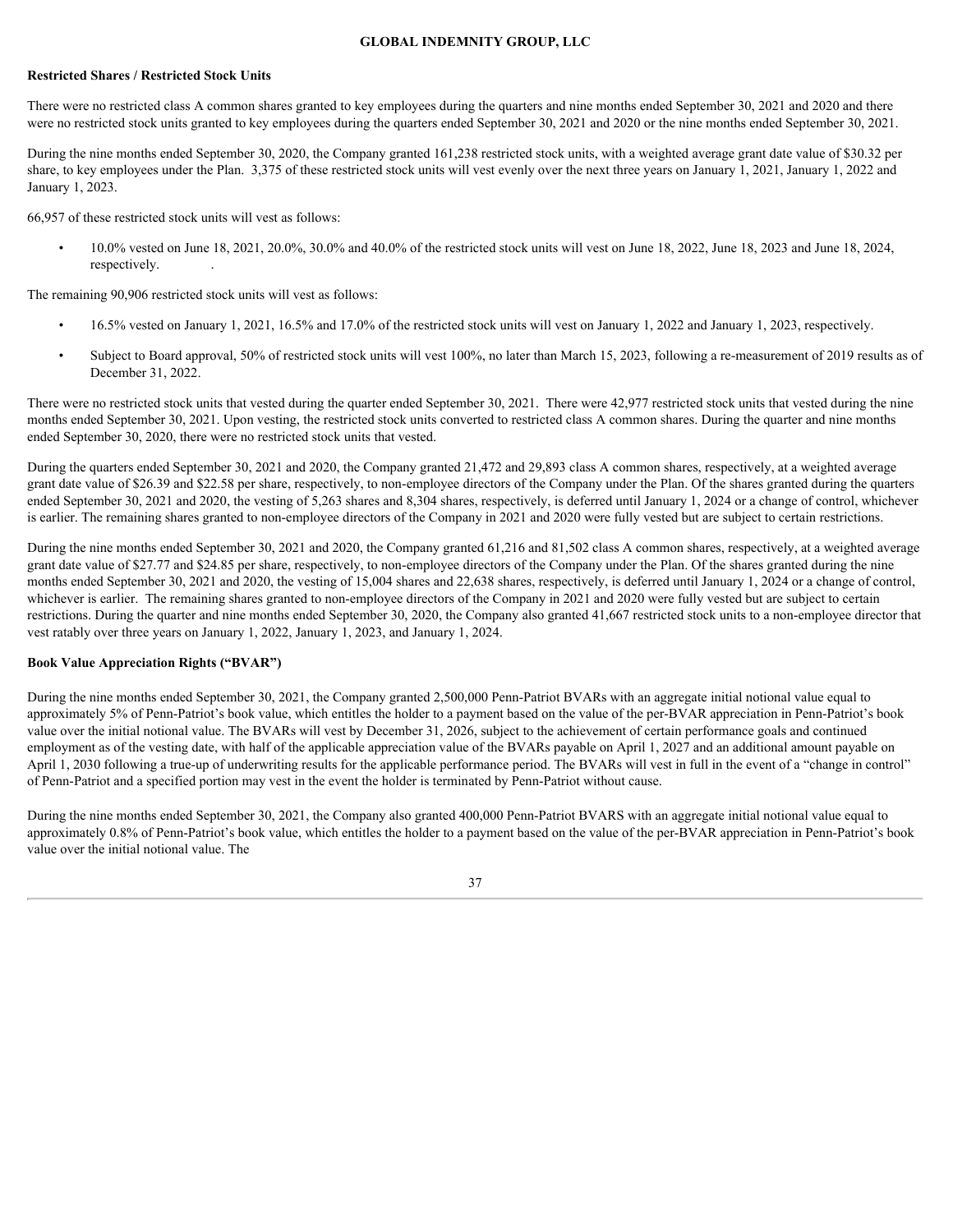**Restricted Shares / Restricted Stock Units**

There were no restricted class A common shares granted to key employees during the quarters and nine months ended September 30, 2021 and 2020 and there were no restricted stock units granted to key employees during the quarters ended September 30, 2021 and 2020 or the nine months ended September 30, 2021.

During the nine months ended September 30, 2020, the Company granted 161,238 restricted stock units, with a weighted average grant date value of $30.32 per share, to key employees under the Plan. 3,375 of these restricted stock units will vest evenly over the next three years on January 1, 2021, January 1, 2022 and January 1, 2023.

66,957 of these restricted stock units will vest as follows:

- 10.0% vested on June 18, 2021, 20.0%, 30.0% and 40.0% of the restricted stock units will vest on June 18, 2022, June 18, 2023 and June 18, 2024, respectively.

The remaining 90,906 restricted stock units will vest as follows:

- 16.5% vested on January 1, 2021, 16.5% and 17.0% of the restricted stock units will vest on January 1, 2022 and January 1, 2023, respectively.
- Subject to Board approval, 50% of restricted stock units will vest 100%, no later than March 15, 2023, following a re-measurement of 2019 results as of December 31, 2022.

There were no restricted stock units that vested during the quarter ended September 30, 2021. There were 42,977 restricted stock units that vested during the nine months ended September 30, 2021. Upon vesting, the restricted stock units converted to restricted class A common shares. During the quarter and nine months ended September 30, 2020, there were no restricted stock units that vested.

During the quarters ended September 30, 2021 and 2020, the Company granted 21,472 and 29,893 class A common shares, respectively, at a weighted average grant date value of $26.39 and $22.58 per share, respectively, to non-employee directors of the Company under the Plan. Of the shares granted during the quarters ended September 30, 2021 and 2020, the vesting of 5,263 shares and 8,304 shares, respectively, is deferred until January 1, 2024 or a change of control, whichever is earlier. The remaining shares granted to non-employee directors of the Company in 2021 and 2020 were fully vested but are subject to certain restrictions.

During the nine months ended September 30, 2021 and 2020, the Company granted 61,216 and 81,502 class A common shares, respectively, at a weighted average grant date value of $27.77 and $24.85 per share, respectively, to non-employee directors of the Company under the Plan. Of the shares granted during the nine months ended September 30, 2021 and 2020, the vesting of 15,004 shares and 22,638 shares, respectively, is deferred until January 1, 2024 or a change of control, whichever is earlier. The remaining shares granted to non-employee directors of the Company in 2021 and 2020 were fully vested but are subject to certain restrictions. During the quarter and nine months ended September 30, 2020, the Company also granted 41,667 restricted stock units to a non-employee director that vest ratably over three years on January 1, 2022, January 1, 2023, and January 1, 2024.

**Book Value Appreciation Rights ("BVAR")**

During the nine months ended September 30, 2021, the Company granted 2,500,000 Penn-Patriot BVARs with an aggregate initial notional value equal to approximately 5% of Penn-Patriot's book value, which entitles the holder to a payment based on the value of the per-BVAR appreciation in Penn-Patriot's book value over the initial notional value. The BVARs will vest by December 31, 2026, subject to the achievement of certain performance goals and continued employment as of the vesting date, with half of the applicable appreciation value of the BVARs payable on April 1, 2027 and an additional amount payable on April 1, 2030 following a true-up of underwriting results for the applicable performance period. The BVARs will vest in full in the event of a "change in control" of Penn-Patriot and a specified portion may vest in the event the holder is terminated by Penn-Patriot without cause.

During the nine months ended September 30, 2021, the Company also granted 400,000 Penn-Patriot BVARS with an aggregate initial notional value equal to approximately 0.8% of Penn-Patriot's book value, which entitles the holder to a payment based on the value of the per-BVAR appreciation in Penn-Patriot's book value over the initial notional value. The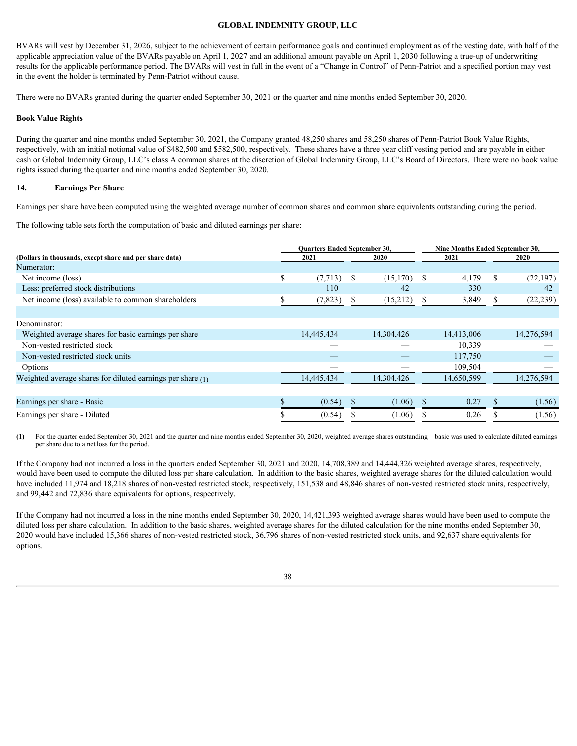BVARs will vest by December 31, 2026, subject to the achievement of certain performance goals and continued employment as of the vesting date, with half of the applicable appreciation value of the BVARs payable on April 1, 2027 and an additional amount payable on April 1, 2030 following a true-up of underwriting results for the applicable performance period. The BVARs will vest in full in the event of a "Change in Control" of Penn-Patriot and a specified portion may vest in the event the holder is terminated by Penn-Patriot without cause.

There were no BVARs granted during the quarter ended September 30, 2021 or the quarter and nine months ended September 30, 2020.

**Book Value Rights**

During the quarter and nine months ended September 30, 2021, the Company granted 48,250 shares and 58,250 shares of Penn-Patriot Book Value Rights, respectively, with an initial notional value of $482,500 and $582,500, respectively. These shares have a three year cliff vesting period and are payable in either cash or Global Indemnity Group, LLC's class A common shares at the discretion of Global Indemnity Group, LLC's Board of Directors. There were no book value rights issued during the quarter and nine months ended September 30, 2020.

## 14. Earnings Per Share

Earnings per share have been computed using the weighted average number of common shares and common share equivalents outstanding during the period.

The following table sets forth the computation of basic and diluted earnings per share:

| (Dollars in thousands, except share and per share data) | Quarters Ended September 30, 2021 | Quarters Ended September 30, 2020 | Nine Months Ended September 30, 2021 | Nine Months Ended September 30, 2020 |
|---|---|---|---|---|
| Numerator: | | | | |
| Net income (loss) | $ (7,713) | $ (15,170) | $ 4,179 | $ (22,197) |
| Less: preferred stock distributions | 110 | 42 | 330 | 42 |
| Net income (loss) available to common shareholders | $ (7,823) | $ (15,212) | $ 3,849 | $ (22,239) |
| | | | | |
| Denominator: | | | | |
| Weighted average shares for basic earnings per share | 14,445,434 | 14,304,426 | 14,413,006 | 14,276,594 |
| Non-vested restricted stock | — | — | 10,339 | — |
| Non-vested restricted stock units | — | — | 117,750 | — |
| Options | — | — | 109,504 | — |
| Weighted average shares for diluted earnings per share (1) | 14,445,434 | 14,304,426 | 14,650,599 | 14,276,594 |
| | | | | |
| Earnings per share - Basic | $ (0.54) | $ (1.06) | $ 0.27 | $ (1.56) |
| Earnings per share - Diluted | $ (0.54) | $ (1.06) | $ 0.26 | $ (1.56) |

(1) For the quarter ended September 30, 2021 and the quarter and nine months ended September 30, 2020, weighted average shares outstanding – basic was used to calculate diluted earnings per share due to a net loss for the period.

If the Company had not incurred a loss in the quarters ended September 30, 2021 and 2020, 14,708,389 and 14,444,326 weighted average shares, respectively, would have been used to compute the diluted loss per share calculation. In addition to the basic shares, weighted average shares for the diluted calculation would have included 11,974 and 18,218 shares of non-vested restricted stock, respectively, 151,538 and 48,846 shares of non-vested restricted stock units, respectively, and 99,442 and 72,836 share equivalents for options, respectively.

If the Company had not incurred a loss in the nine months ended September 30, 2020, 14,421,393 weighted average shares would have been used to compute the diluted loss per share calculation. In addition to the basic shares, weighted average shares for the diluted calculation for the nine months ended September 30, 2020 would have included 15,366 shares of non-vested restricted stock, 36,796 shares of non-vested restricted stock units, and 92,637 share equivalents for options.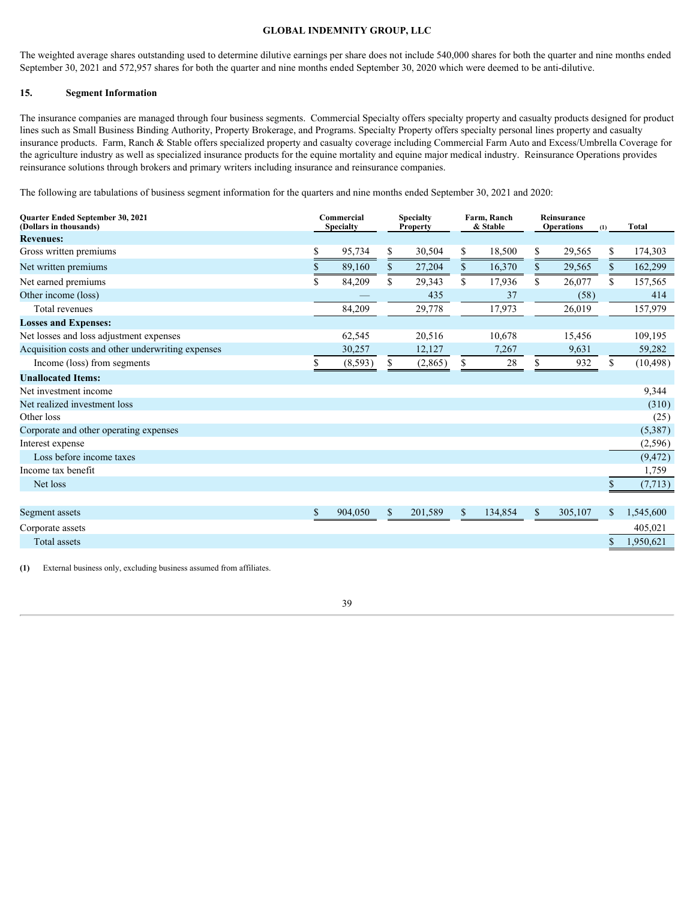The weighted average shares outstanding used to determine dilutive earnings per share does not include 540,000 shares for both the quarter and nine months ended September 30, 2021 and 572,957 shares for both the quarter and nine months ended September 30, 2020 which were deemed to be anti-dilutive.

## 15. Segment Information

The insurance companies are managed through four business segments. Commercial Specialty offers specialty property and casualty products designed for product lines such as Small Business Binding Authority, Property Brokerage, and Programs. Specialty Property offers specialty personal lines property and casualty insurance products. Farm, Ranch & Stable offers specialized property and casualty coverage including Commercial Farm Auto and Excess/Umbrella Coverage for the agriculture industry as well as specialized insurance products for the equine mortality and equine major medical industry. Reinsurance Operations provides reinsurance solutions through brokers and primary writers including insurance and reinsurance companies.

The following are tabulations of business segment information for the quarters and nine months ended September 30, 2021 and 2020:

| **Quarter Ended September 30, 2021 (Dollars in thousands)** | **Commercial Specialty** | **Specialty Property** | **Farm, Ranch & Stable** | **Reinsurance Operations (1)** | **Total** |
|---|---|---|---|---|---|
| **Revenues:** | | | | | |
| Gross written premiums | $ 95,734 | $ 30,504 | $ 18,500 | $ 29,565 | $ 174,303 |
| Net written premiums | $ 89,160 | $ 27,204 | $ 16,370 | $ 29,565 | $ 162,299 |
| Net earned premiums | $ 84,209 | $ 29,343 | $ 17,936 | $ 26,077 | $ 157,565 |
| Other income (loss) | — | 435 | 37 | (58) | 414 |
| Total revenues | 84,209 | 29,778 | 17,973 | 26,019 | 157,979 |
| **Losses and Expenses:** | | | | | |
| Net losses and loss adjustment expenses | 62,545 | 20,516 | 10,678 | 15,456 | 109,195 |
| Acquisition costs and other underwriting expenses | 30,257 | 12,127 | 7,267 | 9,631 | 59,282 |
| Income (loss) from segments | $ (8,593) | $ (2,865) | $ 28 | $ 932 | $ (10,498) |
| **Unallocated Items:** | | | | | |
| Net investment income | | | | | 9,344 |
| Net realized investment loss | | | | | (310) |
| Other loss | | | | | (25) |
| Corporate and other operating expenses | | | | | (5,387) |
| Interest expense | | | | | (2,596) |
| Loss before income taxes | | | | | (9,472) |
| Income tax benefit | | | | | 1,759 |
| Net loss | | | | | $ (7,713) |
| | | | | | |
| Segment assets | $ 904,050 | $ 201,589 | $ 134,854 | $ 305,107 | $ 1,545,600 |
| Corporate assets | | | | | 405,021 |
| Total assets | | | | | $ 1,950,621 |

**(1)** External business only, excluding business assumed from affiliates.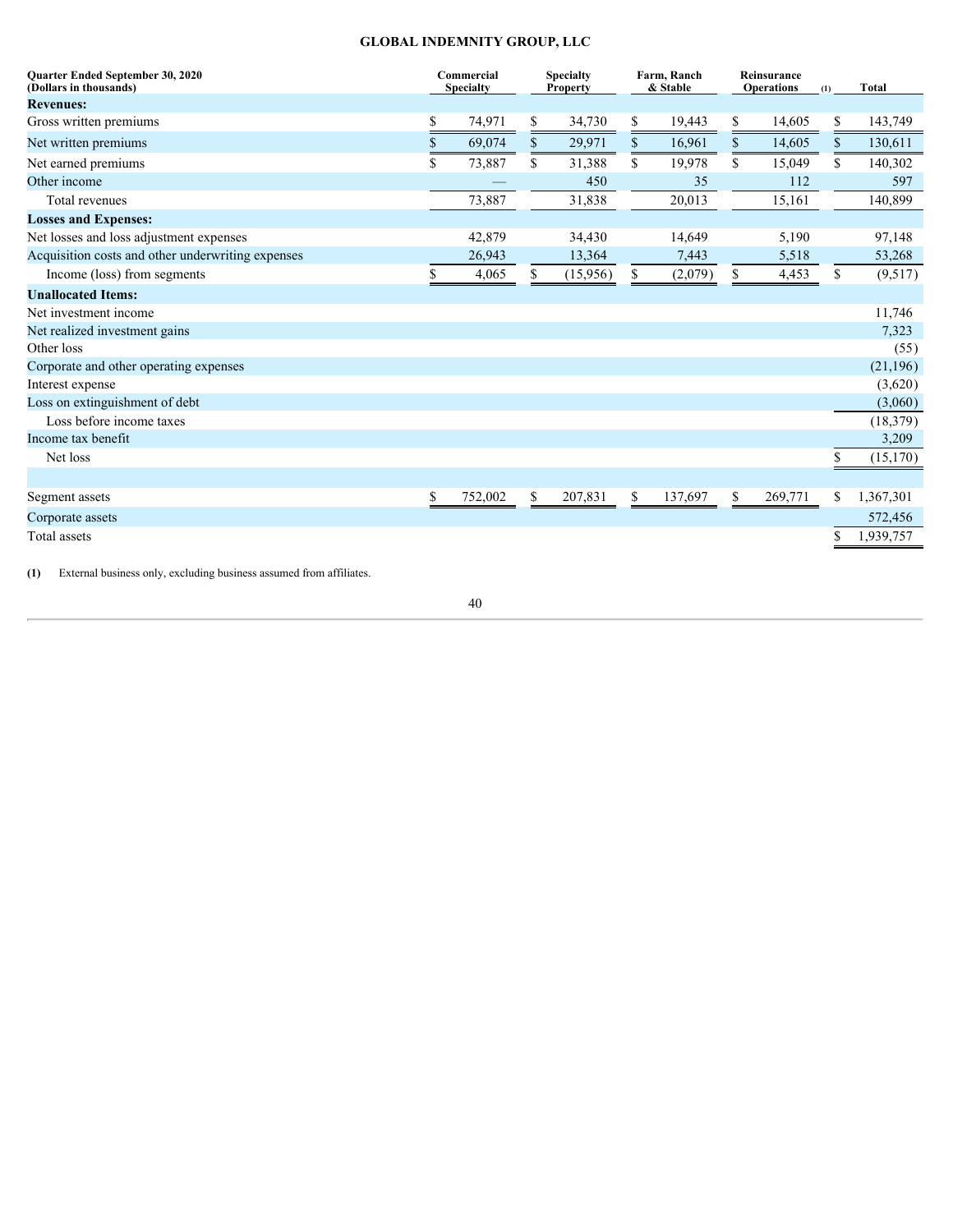**GLOBAL INDEMNITY GROUP, LLC**

| Quarter Ended September 30, 2020 (Dollars in thousands) | Commercial Specialty | Specialty Property | Farm, Ranch & Stable | Reinsurance Operations (1) | Total |
|---|---|---|---|---|---|
| **Revenues:** | | | | | |
| Gross written premiums | $ 74,971 | $ 34,730 | $ 19,443 | $ 14,605 | $ 143,749 |
| Net written premiums | $ 69,074 | $ 29,971 | $ 16,961 | $ 14,605 | $ 130,611 |
| Net earned premiums | $ 73,887 | $ 31,388 | $ 19,978 | $ 15,049 | $ 140,302 |
| Other income | — | 450 | 35 | 112 | 597 |
| Total revenues | 73,887 | 31,838 | 20,013 | 15,161 | 140,899 |
| **Losses and Expenses:** | | | | | |
| Net losses and loss adjustment expenses | 42,879 | 34,430 | 14,649 | 5,190 | 97,148 |
| Acquisition costs and other underwriting expenses | 26,943 | 13,364 | 7,443 | 5,518 | 53,268 |
| Income (loss) from segments | $ 4,065 | $ (15,956) | $ (2,079) | $ 4,453 | $ (9,517) |
| **Unallocated Items:** | | | | | |
| Net investment income | | | | | 11,746 |
| Net realized investment gains | | | | | 7,323 |
| Other loss | | | | | (55) |
| Corporate and other operating expenses | | | | | (21,196) |
| Interest expense | | | | | (3,620) |
| Loss on extinguishment of debt | | | | | (3,060) |
| Loss before income taxes | | | | | (18,379) |
| Income tax benefit | | | | | 3,209 |
| Net loss | | | | | $ (15,170) |
| | | | | | |
| Segment assets | $ 752,002 | $ 207,831 | $ 137,697 | $ 269,771 | $ 1,367,301 |
| Corporate assets | | | | | 572,456 |
| Total assets | | | | | $ 1,939,757 |

**(1)** External business only, excluding business assumed from affiliates.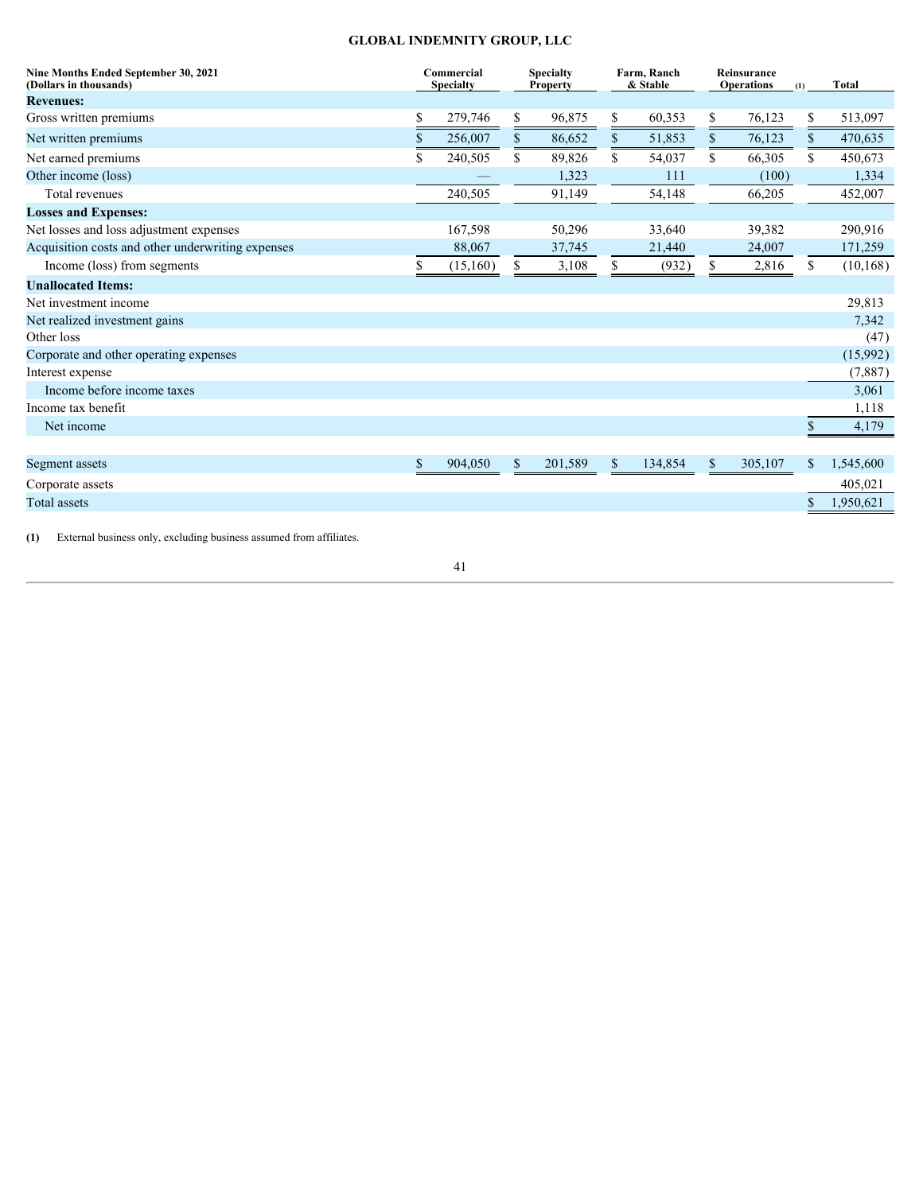**GLOBAL INDEMNITY GROUP, LLC**

| Nine Months Ended September 30, 2021 (Dollars in thousands) | Commercial Specialty | Specialty Property | Farm, Ranch & Stable | Reinsurance Operations (1) | Total |
|---|---|---|---|---|---|
| **Revenues:** | | | | | |
| Gross written premiums | $ 279,746 | $ 96,875 | $ 60,353 | $ 76,123 | $ 513,097 |
| Net written premiums | $ 256,007 | $ 86,652 | $ 51,853 | $ 76,123 | $ 470,635 |
| Net earned premiums | $ 240,505 | $ 89,826 | $ 54,037 | $ 66,305 | $ 450,673 |
| Other income (loss) | — | 1,323 | 111 | (100) | 1,334 |
| Total revenues | 240,505 | 91,149 | 54,148 | 66,205 | 452,007 |
| **Losses and Expenses:** | | | | | |
| Net losses and loss adjustment expenses | 167,598 | 50,296 | 33,640 | 39,382 | 290,916 |
| Acquisition costs and other underwriting expenses | 88,067 | 37,745 | 21,440 | 24,007 | 171,259 |
| Income (loss) from segments | $ (15,160) | $ 3,108 | $ (932) | $ 2,816 | $ (10,168) |
| **Unallocated Items:** | | | | | |
| Net investment income | | | | | 29,813 |
| Net realized investment gains | | | | | 7,342 |
| Other loss | | | | | (47) |
| Corporate and other operating expenses | | | | | (15,992) |
| Interest expense | | | | | (7,887) |
| Income before income taxes | | | | | 3,061 |
| Income tax benefit | | | | | 1,118 |
| Net income | | | | | $ 4,179 |
| | | | | | |
| Segment assets | $ 904,050 | $ 201,589 | $ 134,854 | $ 305,107 | $ 1,545,600 |
| Corporate assets | | | | | 405,021 |
| Total assets | | | | | $ 1,950,621 |

**(1)** External business only, excluding business assumed from affiliates.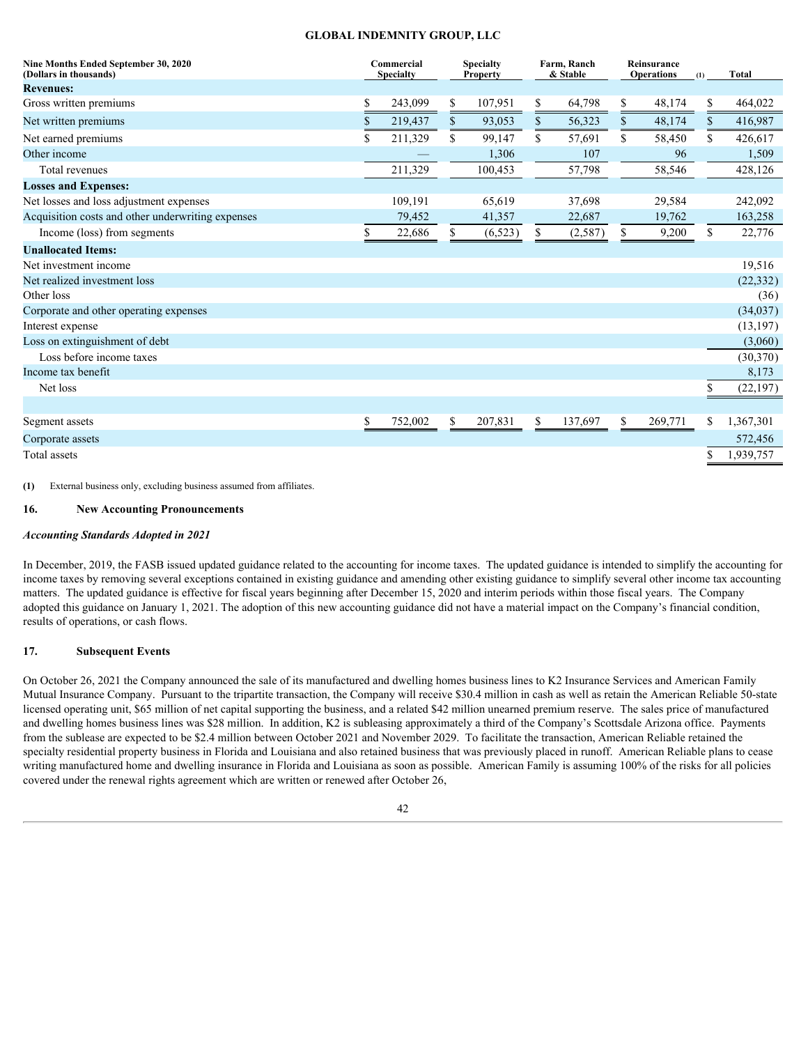| Nine Months Ended September 30, 2020 (Dollars in thousands) | Commercial Specialty | Specialty Property | Farm, Ranch & Stable | Reinsurance Operations (1) | Total |
|---|---|---|---|---|---|
| **Revenues:** | | | | | |
| Gross written premiums | $ 243,099 | $ 107,951 | $ 64,798 | $ 48,174 | $ 464,022 |
| Net written premiums | $ 219,437 | $ 93,053 | $ 56,323 | $ 48,174 | $ 416,987 |
| Net earned premiums | $ 211,329 | $ 99,147 | $ 57,691 | $ 58,450 | $ 426,617 |
| Other income | — | 1,306 | 107 | 96 | 1,509 |
| Total revenues | 211,329 | 100,453 | 57,798 | 58,546 | 428,126 |
| **Losses and Expenses:** | | | | | |
| Net losses and loss adjustment expenses | 109,191 | 65,619 | 37,698 | 29,584 | 242,092 |
| Acquisition costs and other underwriting expenses | 79,452 | 41,357 | 22,687 | 19,762 | 163,258 |
| Income (loss) from segments | $ 22,686 | $ (6,523) | $ (2,587) | $ 9,200 | $ 22,776 |
| **Unallocated Items:** | | | | | |
| Net investment income | | | | | 19,516 |
| Net realized investment loss | | | | | (22,332) |
| Other loss | | | | | (36) |
| Corporate and other operating expenses | | | | | (34,037) |
| Interest expense | | | | | (13,197) |
| Loss on extinguishment of debt | | | | | (3,060) |
| Loss before income taxes | | | | | (30,370) |
| Income tax benefit | | | | | 8,173 |
| Net loss | | | | | $ (22,197) |
| | | | | | |
| Segment assets | $ 752,002 | $ 207,831 | $ 137,697 | $ 269,771 | $ 1,367,301 |
| Corporate assets | | | | | 572,456 |
| Total assets | | | | | $ 1,939,757 |

**(1)** External business only, excluding business assumed from affiliates.

## 16. New Accounting Pronouncements

***Accounting Standards Adopted in 2021***

In December, 2019, the FASB issued updated guidance related to the accounting for income taxes. The updated guidance is intended to simplify the accounting for income taxes by removing several exceptions contained in existing guidance and amending other existing guidance to simplify several other income tax accounting matters. The updated guidance is effective for fiscal years beginning after December 15, 2020 and interim periods within those fiscal years. The Company adopted this guidance on January 1, 2021. The adoption of this new accounting guidance did not have a material impact on the Company's financial condition, results of operations, or cash flows.

## 17. Subsequent Events

On October 26, 2021 the Company announced the sale of its manufactured and dwelling homes business lines to K2 Insurance Services and American Family Mutual Insurance Company. Pursuant to the tripartite transaction, the Company will receive $30.4 million in cash as well as retain the American Reliable 50-state licensed operating unit, $65 million of net capital supporting the business, and a related $42 million unearned premium reserve. The sales price of manufactured and dwelling homes business lines was $28 million. In addition, K2 is subleasing approximately a third of the Company's Scottsdale Arizona office. Payments from the sublease are expected to be $2.4 million between October 2021 and November 2029. To facilitate the transaction, American Reliable retained the specialty residential property business in Florida and Louisiana and also retained business that was previously placed in runoff. American Reliable plans to cease writing manufactured home and dwelling insurance in Florida and Louisiana as soon as possible. American Family is assuming 100% of the risks for all policies covered under the renewal rights agreement which are written or renewed after October 26,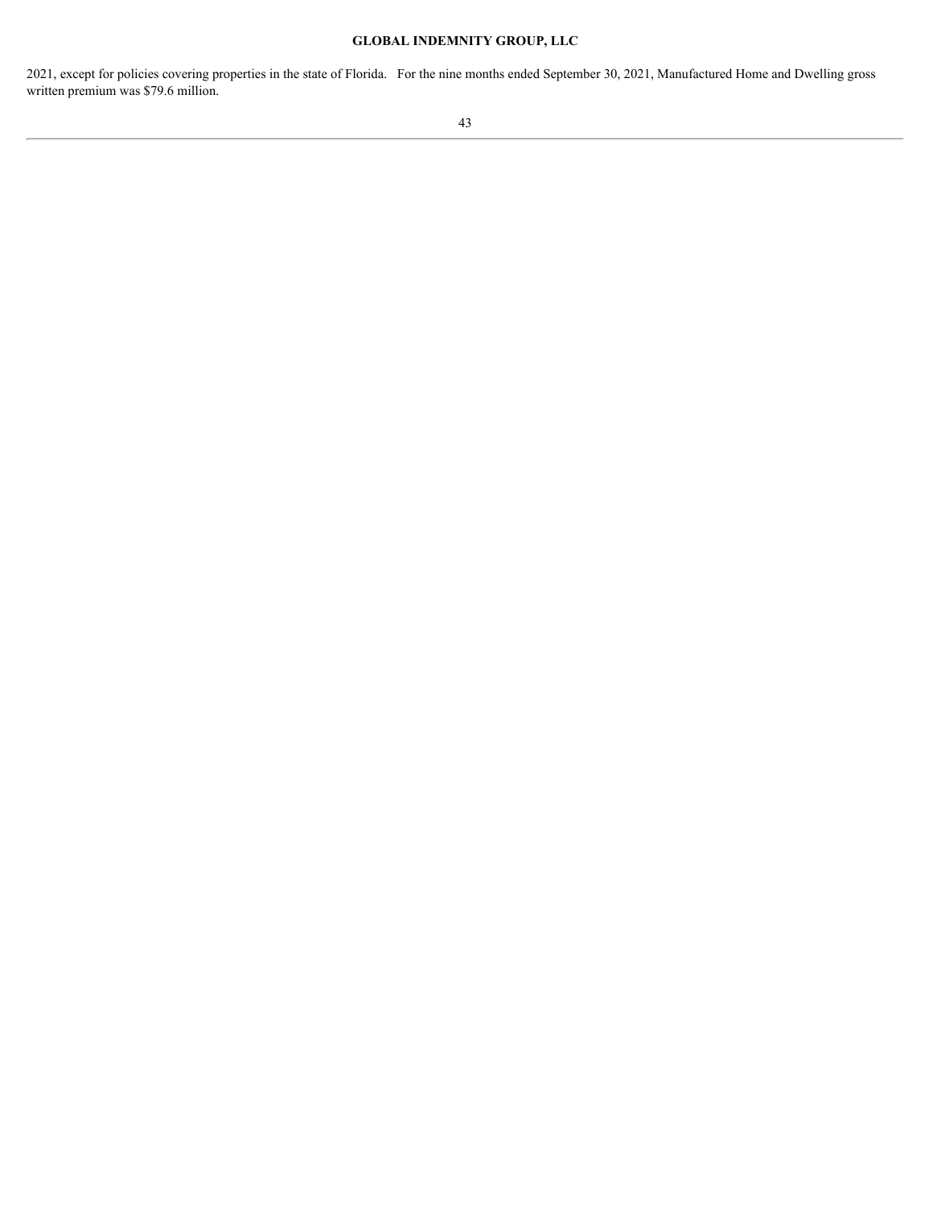2021, except for policies covering properties in the state of Florida. For the nine months ended September 30, 2021, Manufactured Home and Dwelling gross written premium was $79.6 million.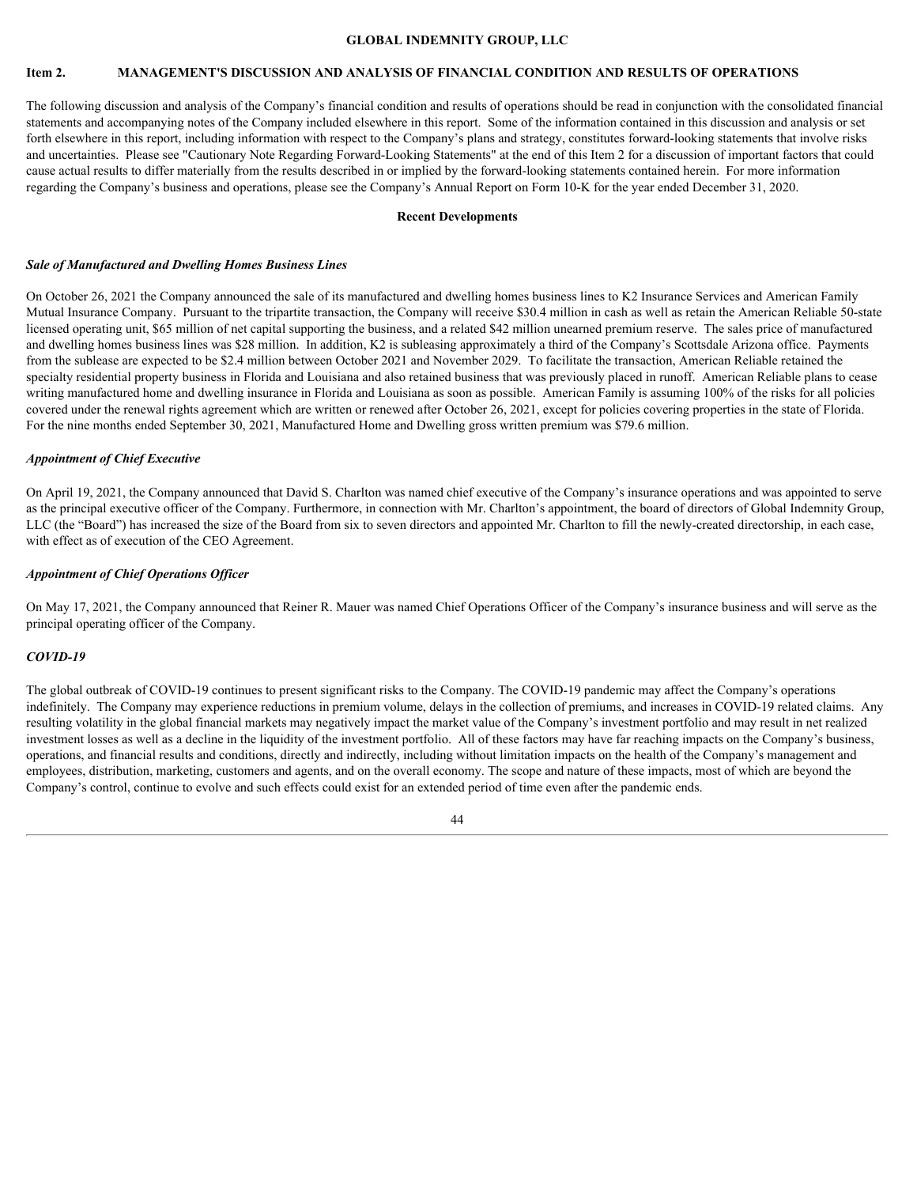## Item 2. MANAGEMENT'S DISCUSSION AND ANALYSIS OF FINANCIAL CONDITION AND RESULTS OF OPERATIONS

The following discussion and analysis of the Company's financial condition and results of operations should be read in conjunction with the consolidated financial statements and accompanying notes of the Company included elsewhere in this report. Some of the information contained in this discussion and analysis or set forth elsewhere in this report, including information with respect to the Company's plans and strategy, constitutes forward-looking statements that involve risks and uncertainties. Please see "Cautionary Note Regarding Forward-Looking Statements" at the end of this Item 2 for a discussion of important factors that could cause actual results to differ materially from the results described in or implied by the forward-looking statements contained herein. For more information regarding the Company's business and operations, please see the Company's Annual Report on Form 10-K for the year ended December 31, 2020.

### Recent Developments

***Sale of Manufactured and Dwelling Homes Business Lines***

On October 26, 2021 the Company announced the sale of its manufactured and dwelling homes business lines to K2 Insurance Services and American Family Mutual Insurance Company. Pursuant to the tripartite transaction, the Company will receive $30.4 million in cash as well as retain the American Reliable 50-state licensed operating unit, $65 million of net capital supporting the business, and a related $42 million unearned premium reserve. The sales price of manufactured and dwelling homes business lines was $28 million. In addition, K2 is subleasing approximately a third of the Company's Scottsdale Arizona office. Payments from the sublease are expected to be $2.4 million between October 2021 and November 2029. To facilitate the transaction, American Reliable retained the specialty residential property business in Florida and Louisiana and also retained business that was previously placed in runoff. American Reliable plans to cease writing manufactured home and dwelling insurance in Florida and Louisiana as soon as possible. American Family is assuming 100% of the risks for all policies covered under the renewal rights agreement which are written or renewed after October 26, 2021, except for policies covering properties in the state of Florida. For the nine months ended September 30, 2021, Manufactured Home and Dwelling gross written premium was $79.6 million.

***Appointment of Chief Executive***

On April 19, 2021, the Company announced that David S. Charlton was named chief executive of the Company's insurance operations and was appointed to serve as the principal executive officer of the Company. Furthermore, in connection with Mr. Charlton's appointment, the board of directors of Global Indemnity Group, LLC (the "Board") has increased the size of the Board from six to seven directors and appointed Mr. Charlton to fill the newly-created directorship, in each case, with effect as of execution of the CEO Agreement.

***Appointment of Chief Operations Officer***

On May 17, 2021, the Company announced that Reiner R. Mauer was named Chief Operations Officer of the Company's insurance business and will serve as the principal operating officer of the Company.

***COVID-19***

The global outbreak of COVID-19 continues to present significant risks to the Company. The COVID-19 pandemic may affect the Company's operations indefinitely. The Company may experience reductions in premium volume, delays in the collection of premiums, and increases in COVID-19 related claims. Any resulting volatility in the global financial markets may negatively impact the market value of the Company's investment portfolio and may result in net realized investment losses as well as a decline in the liquidity of the investment portfolio. All of these factors may have far reaching impacts on the Company's business, operations, and financial results and conditions, directly and indirectly, including without limitation impacts on the health of the Company's management and employees, distribution, marketing, customers and agents, and on the overall economy. The scope and nature of these impacts, most of which are beyond the Company's control, continue to evolve and such effects could exist for an extended period of time even after the pandemic ends.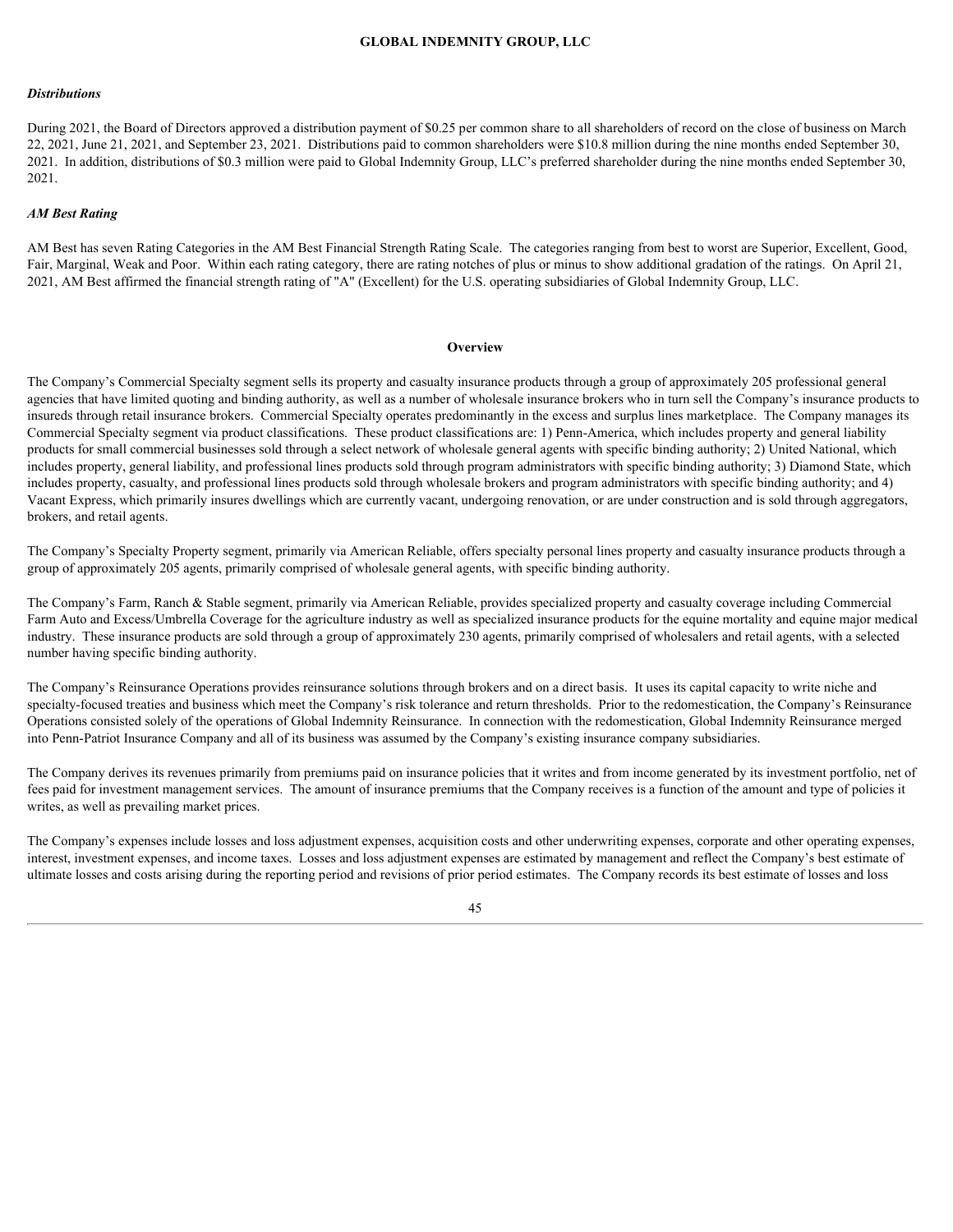### *Distributions*

During 2021, the Board of Directors approved a distribution payment of $0.25 per common share to all shareholders of record on the close of business on March 22, 2021, June 21, 2021, and September 23, 2021. Distributions paid to common shareholders were $10.8 million during the nine months ended September 30, 2021. In addition, distributions of $0.3 million were paid to Global Indemnity Group, LLC's preferred shareholder during the nine months ended September 30, 2021.

### *AM Best Rating*

AM Best has seven Rating Categories in the AM Best Financial Strength Rating Scale. The categories ranging from best to worst are Superior, Excellent, Good, Fair, Marginal, Weak and Poor. Within each rating category, there are rating notches of plus or minus to show additional gradation of the ratings. On April 21, 2021, AM Best affirmed the financial strength rating of "A" (Excellent) for the U.S. operating subsidiaries of Global Indemnity Group, LLC.

## Overview

The Company's Commercial Specialty segment sells its property and casualty insurance products through a group of approximately 205 professional general agencies that have limited quoting and binding authority, as well as a number of wholesale insurance brokers who in turn sell the Company's insurance products to insureds through retail insurance brokers. Commercial Specialty operates predominantly in the excess and surplus lines marketplace. The Company manages its Commercial Specialty segment via product classifications. These product classifications are: 1) Penn-America, which includes property and general liability products for small commercial businesses sold through a select network of wholesale general agents with specific binding authority; 2) United National, which includes property, general liability, and professional lines products sold through program administrators with specific binding authority; 3) Diamond State, which includes property, casualty, and professional lines products sold through wholesale brokers and program administrators with specific binding authority; and 4) Vacant Express, which primarily insures dwellings which are currently vacant, undergoing renovation, or are under construction and is sold through aggregators, brokers, and retail agents.

The Company's Specialty Property segment, primarily via American Reliable, offers specialty personal lines property and casualty insurance products through a group of approximately 205 agents, primarily comprised of wholesale general agents, with specific binding authority.

The Company's Farm, Ranch & Stable segment, primarily via American Reliable, provides specialized property and casualty coverage including Commercial Farm Auto and Excess/Umbrella Coverage for the agriculture industry as well as specialized insurance products for the equine mortality and equine major medical industry. These insurance products are sold through a group of approximately 230 agents, primarily comprised of wholesalers and retail agents, with a selected number having specific binding authority.

The Company's Reinsurance Operations provides reinsurance solutions through brokers and on a direct basis. It uses its capital capacity to write niche and specialty-focused treaties and business which meet the Company's risk tolerance and return thresholds. Prior to the redomestication, the Company's Reinsurance Operations consisted solely of the operations of Global Indemnity Reinsurance. In connection with the redomestication, Global Indemnity Reinsurance merged into Penn-Patriot Insurance Company and all of its business was assumed by the Company's existing insurance company subsidiaries.

The Company derives its revenues primarily from premiums paid on insurance policies that it writes and from income generated by its investment portfolio, net of fees paid for investment management services. The amount of insurance premiums that the Company receives is a function of the amount and type of policies it writes, as well as prevailing market prices.

The Company's expenses include losses and loss adjustment expenses, acquisition costs and other underwriting expenses, corporate and other operating expenses, interest, investment expenses, and income taxes. Losses and loss adjustment expenses are estimated by management and reflect the Company's best estimate of ultimate losses and costs arising during the reporting period and revisions of prior period estimates. The Company records its best estimate of losses and loss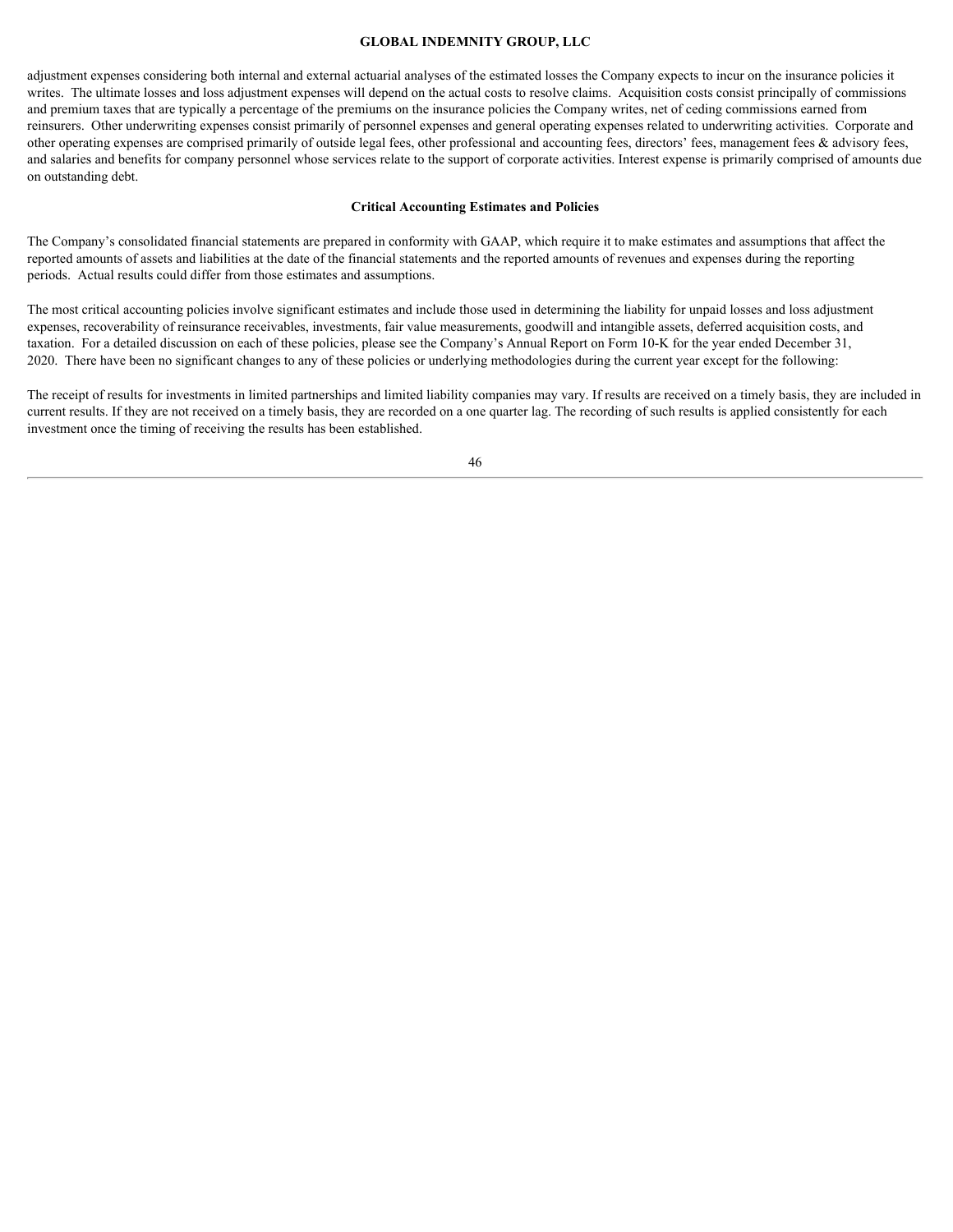adjustment expenses considering both internal and external actuarial analyses of the estimated losses the Company expects to incur on the insurance policies it writes.  The ultimate losses and loss adjustment expenses will depend on the actual costs to resolve claims.  Acquisition costs consist principally of commissions and premium taxes that are typically a percentage of the premiums on the insurance policies the Company writes, net of ceding commissions earned from reinsurers.  Other underwriting expenses consist primarily of personnel expenses and general operating expenses related to underwriting activities.  Corporate and other operating expenses are comprised primarily of outside legal fees, other professional and accounting fees, directors' fees, management fees & advisory fees, and salaries and benefits for company personnel whose services relate to the support of corporate activities. Interest expense is primarily comprised of amounts due on outstanding debt.

## Critical Accounting Estimates and Policies

The Company's consolidated financial statements are prepared in conformity with GAAP, which require it to make estimates and assumptions that affect the reported amounts of assets and liabilities at the date of the financial statements and the reported amounts of revenues and expenses during the reporting periods.  Actual results could differ from those estimates and assumptions.

The most critical accounting policies involve significant estimates and include those used in determining the liability for unpaid losses and loss adjustment expenses, recoverability of reinsurance receivables, investments, fair value measurements, goodwill and intangible assets, deferred acquisition costs, and taxation.  For a detailed discussion on each of these policies, please see the Company's Annual Report on Form 10-K for the year ended December 31, 2020.  There have been no significant changes to any of these policies or underlying methodologies during the current year except for the following:

The receipt of results for investments in limited partnerships and limited liability companies may vary. If results are received on a timely basis, they are included in current results. If they are not received on a timely basis, they are recorded on a one quarter lag. The recording of such results is applied consistently for each investment once the timing of receiving the results has been established.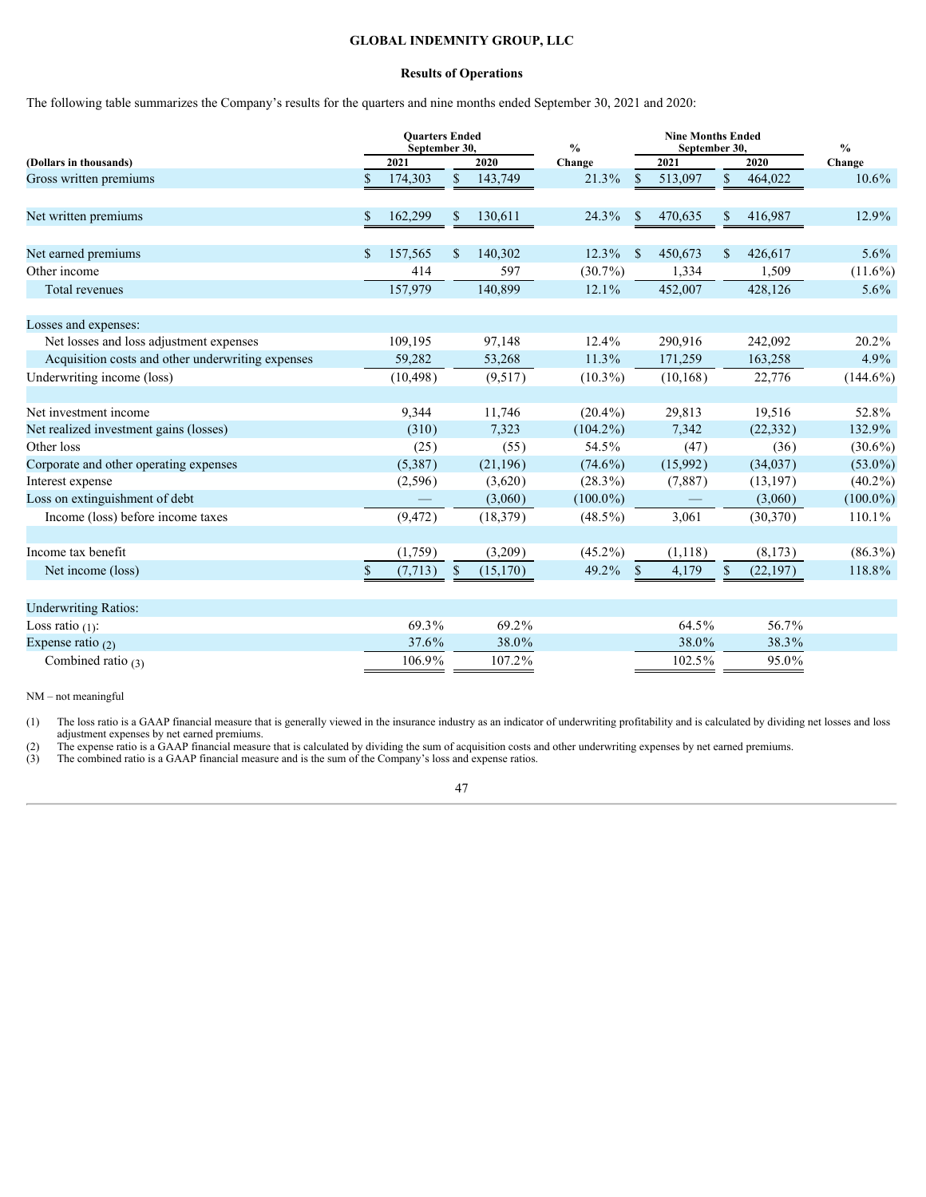**GLOBAL INDEMNITY GROUP, LLC**

**Results of Operations**

The following table summarizes the Company's results for the quarters and nine months ended September 30, 2021 and 2020:

| (Dollars in thousands) | Quarters Ended September 30, 2021 | Quarters Ended September 30, 2020 | % Change | Nine Months Ended September 30, 2021 | Nine Months Ended September 30, 2020 | % Change |
|---|---|---|---|---|---|---|
| Gross written premiums | $ 174,303 | $ 143,749 | 21.3% | $ 513,097 | $ 464,022 | 10.6% |
| | | | | | | |
| Net written premiums | $ 162,299 | $ 130,611 | 24.3% | $ 470,635 | $ 416,987 | 12.9% |
| | | | | | | |
| Net earned premiums | $ 157,565 | $ 140,302 | 12.3% | $ 450,673 | $ 426,617 | 5.6% |
| Other income | 414 | 597 | (30.7%) | 1,334 | 1,509 | (11.6%) |
| Total revenues | 157,979 | 140,899 | 12.1% | 452,007 | 428,126 | 5.6% |
| | | | | | | |
| Losses and expenses: | | | | | | |
| Net losses and loss adjustment expenses | 109,195 | 97,148 | 12.4% | 290,916 | 242,092 | 20.2% |
| Acquisition costs and other underwriting expenses | 59,282 | 53,268 | 11.3% | 171,259 | 163,258 | 4.9% |
| Underwriting income (loss) | (10,498) | (9,517) | (10.3%) | (10,168) | 22,776 | (144.6%) |
| | | | | | | |
| Net investment income | 9,344 | 11,746 | (20.4%) | 29,813 | 19,516 | 52.8% |
| Net realized investment gains (losses) | (310) | 7,323 | (104.2%) | 7,342 | (22,332) | 132.9% |
| Other loss | (25) | (55) | 54.5% | (47) | (36) | (30.6%) |
| Corporate and other operating expenses | (5,387) | (21,196) | (74.6%) | (15,992) | (34,037) | (53.0%) |
| Interest expense | (2,596) | (3,620) | (28.3%) | (7,887) | (13,197) | (40.2%) |
| Loss on extinguishment of debt | — | (3,060) | (100.0%) | — | (3,060) | (100.0%) |
| Income (loss) before income taxes | (9,472) | (18,379) | (48.5%) | 3,061 | (30,370) | 110.1% |
| | | | | | | |
| Income tax benefit | (1,759) | (3,209) | (45.2%) | (1,118) | (8,173) | (86.3%) |
| Net income (loss) | $ (7,713) | $ (15,170) | 49.2% | $ 4,179 | $ (22,197) | 118.8% |
| | | | | | | |
| Underwriting Ratios: | | | | | | |
| Loss ratio (1): | 69.3% | 69.2% | | 64.5% | 56.7% | |
| Expense ratio (2) | 37.6% | 38.0% | | 38.0% | 38.3% | |
| Combined ratio (3) | 106.9% | 107.2% | | 102.5% | 95.0% | |

NM – not meaningful

(1) The loss ratio is a GAAP financial measure that is generally viewed in the insurance industry as an indicator of underwriting profitability and is calculated by dividing net losses and loss adjustment expenses by net earned premiums.

(2) The expense ratio is a GAAP financial measure that is calculated by dividing the sum of acquisition costs and other underwriting expenses by net earned premiums.

(3) The combined ratio is a GAAP financial measure and is the sum of the Company's loss and expense ratios.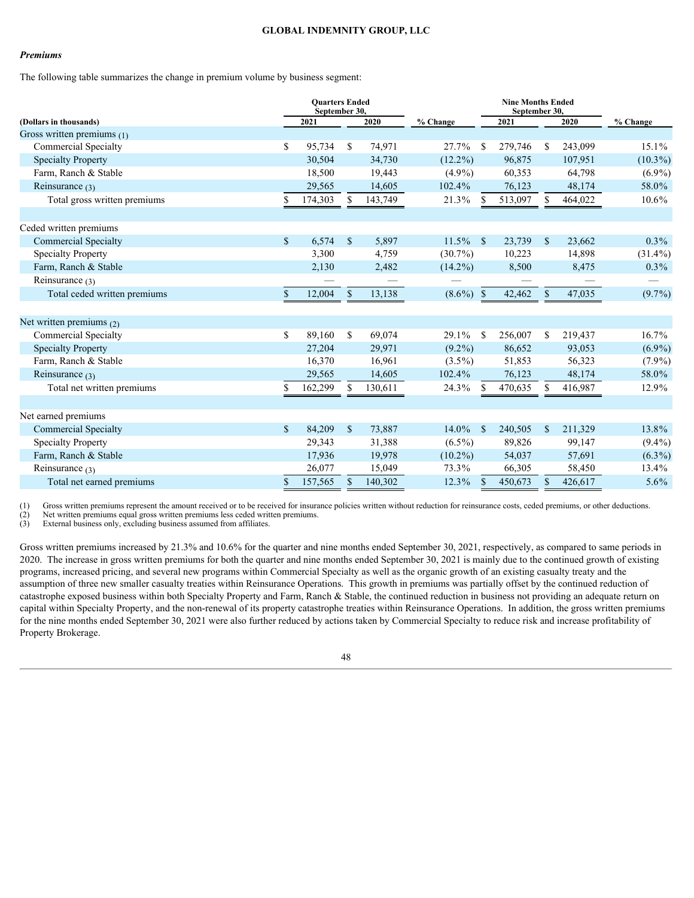*Premiums*

The following table summarizes the change in premium volume by business segment:

| (Dollars in thousands) | Quarters Ended September 30, 2021 | Quarters Ended September 30, 2020 | % Change | Nine Months Ended September 30, 2021 | Nine Months Ended September 30, 2020 | % Change |
|---|---|---|---|---|---|---|
| Gross written premiums (1) | | | | | | |
| Commercial Specialty | $ 95,734 | $ 74,971 | 27.7% | $ 279,746 | $ 243,099 | 15.1% |
| Specialty Property | 30,504 | 34,730 | (12.2%) | 96,875 | 107,951 | (10.3%) |
| Farm, Ranch & Stable | 18,500 | 19,443 | (4.9%) | 60,353 | 64,798 | (6.9%) |
| Reinsurance (3) | 29,565 | 14,605 | 102.4% | 76,123 | 48,174 | 58.0% |
| Total gross written premiums | $ 174,303 | $ 143,749 | 21.3% | $ 513,097 | $ 464,022 | 10.6% |
| | | | | | | |
| Ceded written premiums | | | | | | |
| Commercial Specialty | $ 6,574 | $ 5,897 | 11.5% | $ 23,739 | $ 23,662 | 0.3% |
| Specialty Property | 3,300 | 4,759 | (30.7%) | 10,223 | 14,898 | (31.4%) |
| Farm, Ranch & Stable | 2,130 | 2,482 | (14.2%) | 8,500 | 8,475 | 0.3% |
| Reinsurance (3) | — | — | — | — | — | — |
| Total ceded written premiums | $ 12,004 | $ 13,138 | (8.6%) | $ 42,462 | $ 47,035 | (9.7%) |
| | | | | | | |
| Net written premiums (2) | | | | | | |
| Commercial Specialty | $ 89,160 | $ 69,074 | 29.1% | $ 256,007 | $ 219,437 | 16.7% |
| Specialty Property | 27,204 | 29,971 | (9.2%) | 86,652 | 93,053 | (6.9%) |
| Farm, Ranch & Stable | 16,370 | 16,961 | (3.5%) | 51,853 | 56,323 | (7.9%) |
| Reinsurance (3) | 29,565 | 14,605 | 102.4% | 76,123 | 48,174 | 58.0% |
| Total net written premiums | $ 162,299 | $ 130,611 | 24.3% | $ 470,635 | $ 416,987 | 12.9% |
| | | | | | | |
| Net earned premiums | | | | | | |
| Commercial Specialty | $ 84,209 | $ 73,887 | 14.0% | $ 240,505 | $ 211,329 | 13.8% |
| Specialty Property | 29,343 | 31,388 | (6.5%) | 89,826 | 99,147 | (9.4%) |
| Farm, Ranch & Stable | 17,936 | 19,978 | (10.2%) | 54,037 | 57,691 | (6.3%) |
| Reinsurance (3) | 26,077 | 15,049 | 73.3% | 66,305 | 58,450 | 13.4% |
| Total net earned premiums | $ 157,565 | $ 140,302 | 12.3% | $ 450,673 | $ 426,617 | 5.6% |

(1) Gross written premiums represent the amount received or to be received for insurance policies written without reduction for reinsurance costs, ceded premiums, or other deductions.
(2) Net written premiums equal gross written premiums less ceded written premiums.
(3) External business only, excluding business assumed from affiliates.

Gross written premiums increased by 21.3% and 10.6% for the quarter and nine months ended September 30, 2021, respectively, as compared to same periods in 2020. The increase in gross written premiums for both the quarter and nine months ended September 30, 2021 is mainly due to the continued growth of existing programs, increased pricing, and several new programs within Commercial Specialty as well as the organic growth of an existing casualty treaty and the assumption of three new smaller casualty treaties within Reinsurance Operations. This growth in premiums was partially offset by the continued reduction of catastrophe exposed business within both Specialty Property and Farm, Ranch & Stable, the continued reduction in business not providing an adequate return on capital within Specialty Property, and the non-renewal of its property catastrophe treaties within Reinsurance Operations. In addition, the gross written premiums for the nine months ended September 30, 2021 were also further reduced by actions taken by Commercial Specialty to reduce risk and increase profitability of Property Brokerage.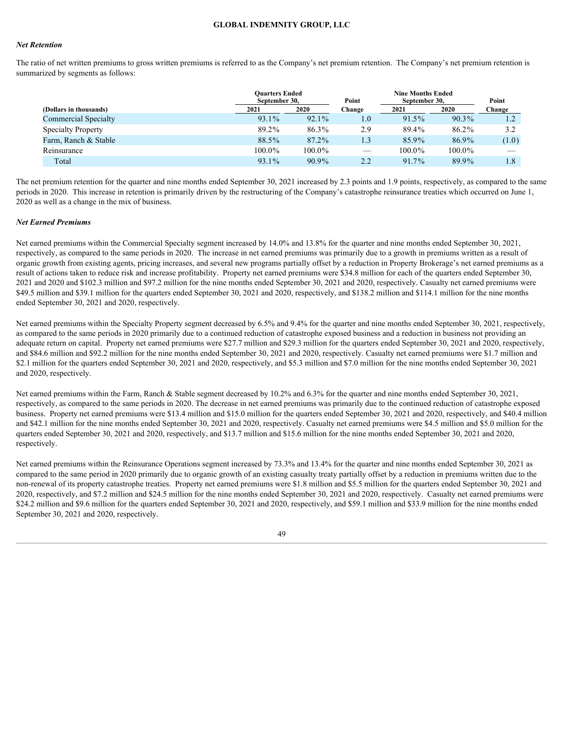### *Net Retention*

The ratio of net written premiums to gross written premiums is referred to as the Company's net premium retention. The Company's net premium retention is summarized by segments as follows:

| | Quarters Ended September 30, | | Point | Nine Months Ended September 30, | | Point |
|---|---|---|---|---|---|---|
| **(Dollars in thousands)** | **2021** | **2020** | **Change** | **2021** | **2020** | **Change** |
| Commercial Specialty | 93.1% | 92.1% | 1.0 | 91.5% | 90.3% | 1.2 |
| Specialty Property | 89.2% | 86.3% | 2.9 | 89.4% | 86.2% | 3.2 |
| Farm, Ranch & Stable | 88.5% | 87.2% | 1.3 | 85.9% | 86.9% | (1.0) |
| Reinsurance | 100.0% | 100.0% | — | 100.0% | 100.0% | — |
| Total | 93.1% | 90.9% | 2.2 | 91.7% | 89.9% | 1.8 |

The net premium retention for the quarter and nine months ended September 30, 2021 increased by 2.3 points and 1.9 points, respectively, as compared to the same periods in 2020. This increase in retention is primarily driven by the restructuring of the Company's catastrophe reinsurance treaties which occurred on June 1, 2020 as well as a change in the mix of business.

### *Net Earned Premiums*

Net earned premiums within the Commercial Specialty segment increased by 14.0% and 13.8% for the quarter and nine months ended September 30, 2021, respectively, as compared to the same periods in 2020. The increase in net earned premiums was primarily due to a growth in premiums written as a result of organic growth from existing agents, pricing increases, and several new programs partially offset by a reduction in Property Brokerage's net earned premiums as a result of actions taken to reduce risk and increase profitability. Property net earned premiums were $34.8 million for each of the quarters ended September 30, 2021 and 2020 and $102.3 million and $97.2 million for the nine months ended September 30, 2021 and 2020, respectively. Casualty net earned premiums were $49.5 million and $39.1 million for the quarters ended September 30, 2021 and 2020, respectively, and $138.2 million and $114.1 million for the nine months ended September 30, 2021 and 2020, respectively.

Net earned premiums within the Specialty Property segment decreased by 6.5% and 9.4% for the quarter and nine months ended September 30, 2021, respectively, as compared to the same periods in 2020 primarily due to a continued reduction of catastrophe exposed business and a reduction in business not providing an adequate return on capital. Property net earned premiums were $27.7 million and $29.3 million for the quarters ended September 30, 2021 and 2020, respectively, and $84.6 million and $92.2 million for the nine months ended September 30, 2021 and 2020, respectively. Casualty net earned premiums were $1.7 million and $2.1 million for the quarters ended September 30, 2021 and 2020, respectively, and $5.3 million and $7.0 million for the nine months ended September 30, 2021 and 2020, respectively.

Net earned premiums within the Farm, Ranch & Stable segment decreased by 10.2% and 6.3% for the quarter and nine months ended September 30, 2021, respectively, as compared to the same periods in 2020. The decrease in net earned premiums was primarily due to the continued reduction of catastrophe exposed business. Property net earned premiums were $13.4 million and $15.0 million for the quarters ended September 30, 2021 and 2020, respectively, and $40.4 million and $42.1 million for the nine months ended September 30, 2021 and 2020, respectively. Casualty net earned premiums were $4.5 million and $5.0 million for the quarters ended September 30, 2021 and 2020, respectively, and $13.7 million and $15.6 million for the nine months ended September 30, 2021 and 2020, respectively.

Net earned premiums within the Reinsurance Operations segment increased by 73.3% and 13.4% for the quarter and nine months ended September 30, 2021 as compared to the same period in 2020 primarily due to organic growth of an existing casualty treaty partially offset by a reduction in premiums written due to the non-renewal of its property catastrophe treaties. Property net earned premiums were $1.8 million and $5.5 million for the quarters ended September 30, 2021 and 2020, respectively, and $7.2 million and $24.5 million for the nine months ended September 30, 2021 and 2020, respectively. Casualty net earned premiums were $24.2 million and $9.6 million for the quarters ended September 30, 2021 and 2020, respectively, and $59.1 million and $33.9 million for the nine months ended September 30, 2021 and 2020, respectively.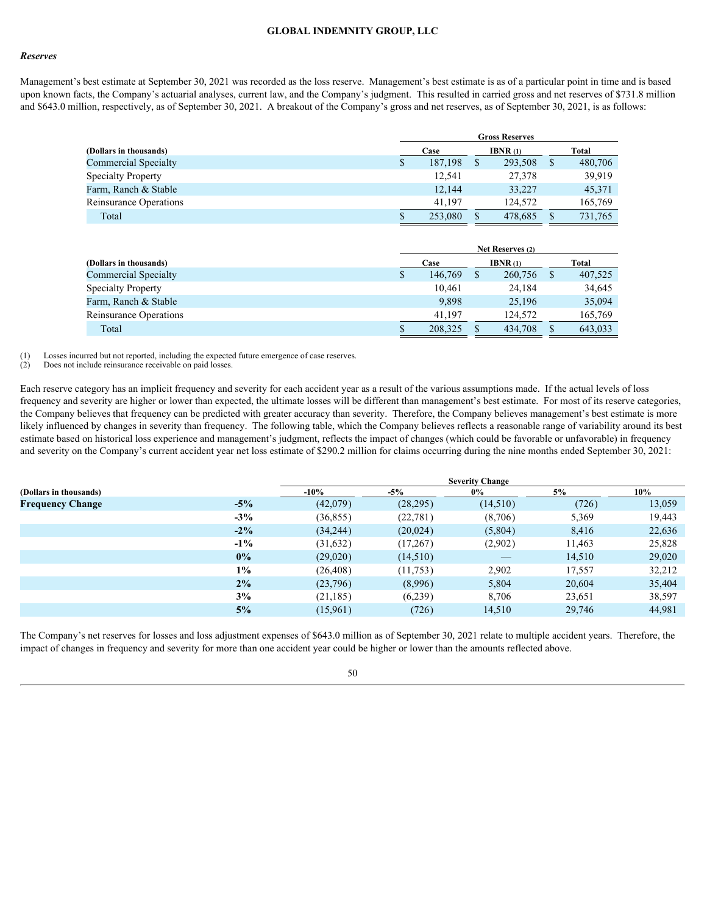*Reserves*

Management's best estimate at September 30, 2021 was recorded as the loss reserve. Management's best estimate is as of a particular point in time and is based upon known facts, the Company's actuarial analyses, current law, and the Company's judgment. This resulted in carried gross and net reserves of $731.8 million and $643.0 million, respectively, as of September 30, 2021. A breakout of the Company's gross and net reserves, as of September 30, 2021, is as follows:

| (Dollars in thousands) | Gross Reserves | | |
|---|---|---|---|
| | Case | IBNR (1) | Total |
| Commercial Specialty | $ 187,198 | $ 293,508 | $ 480,706 |
| Specialty Property | 12,541 | 27,378 | 39,919 |
| Farm, Ranch & Stable | 12,144 | 33,227 | 45,371 |
| Reinsurance Operations | 41,197 | 124,572 | 165,769 |
| Total | $ 253,080 | $ 478,685 | $ 731,765 |

| (Dollars in thousands) | Net Reserves (2) | | |
|---|---|---|---|
| | Case | IBNR (1) | Total |
| Commercial Specialty | $ 146,769 | $ 260,756 | $ 407,525 |
| Specialty Property | 10,461 | 24,184 | 34,645 |
| Farm, Ranch & Stable | 9,898 | 25,196 | 35,094 |
| Reinsurance Operations | 41,197 | 124,572 | 165,769 |
| Total | $ 208,325 | $ 434,708 | $ 643,033 |

(1) Losses incurred but not reported, including the expected future emergence of case reserves.
(2) Does not include reinsurance receivable on paid losses.

Each reserve category has an implicit frequency and severity for each accident year as a result of the various assumptions made. If the actual levels of loss frequency and severity are higher or lower than expected, the ultimate losses will be different than management's best estimate. For most of its reserve categories, the Company believes that frequency can be predicted with greater accuracy than severity. Therefore, the Company believes management's best estimate is more likely influenced by changes in severity than frequency. The following table, which the Company believes reflects a reasonable range of variability around its best estimate based on historical loss experience and management's judgment, reflects the impact of changes (which could be favorable or unfavorable) in frequency and severity on the Company's current accident year net loss estimate of $290.2 million for claims occurring during the nine months ended September 30, 2021:

| (Dollars in thousands) | | Severity Change | | | | |
|---|---|---|---|---|---|---|
| | | -10% | -5% | 0% | 5% | 10% |
| **Frequency Change** | **-5%** | (42,079) | (28,295) | (14,510) | (726) | 13,059 |
| | **-3%** | (36,855) | (22,781) | (8,706) | 5,369 | 19,443 |
| | **-2%** | (34,244) | (20,024) | (5,804) | 8,416 | 22,636 |
| | **-1%** | (31,632) | (17,267) | (2,902) | 11,463 | 25,828 |
| | **0%** | (29,020) | (14,510) | — | 14,510 | 29,020 |
| | **1%** | (26,408) | (11,753) | 2,902 | 17,557 | 32,212 |
| | **2%** | (23,796) | (8,996) | 5,804 | 20,604 | 35,404 |
| | **3%** | (21,185) | (6,239) | 8,706 | 23,651 | 38,597 |
| | **5%** | (15,961) | (726) | 14,510 | 29,746 | 44,981 |

The Company's net reserves for losses and loss adjustment expenses of $643.0 million as of September 30, 2021 relate to multiple accident years. Therefore, the impact of changes in frequency and severity for more than one accident year could be higher or lower than the amounts reflected above.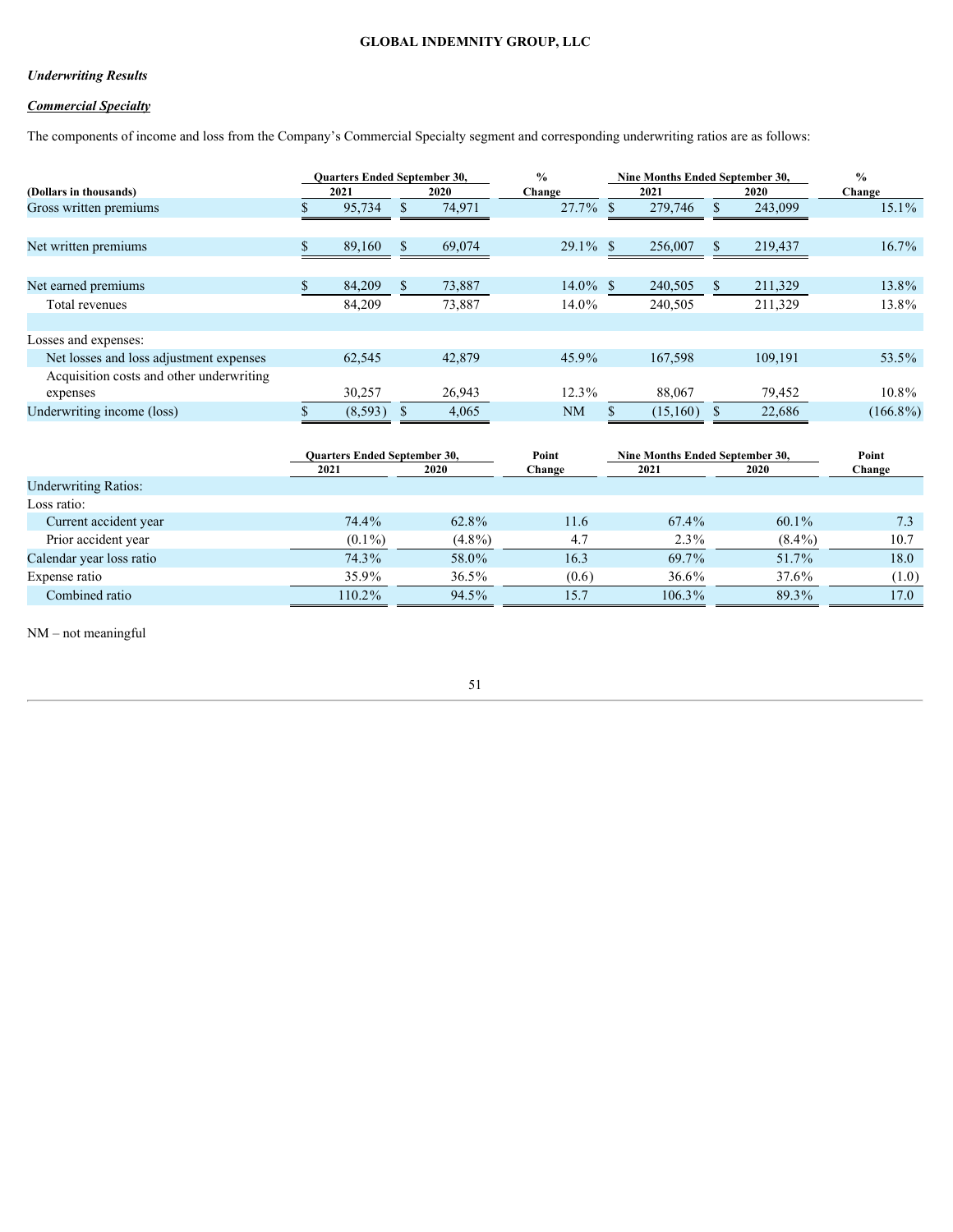*Underwriting Results*

***Commercial Specialty***

The components of income and loss from the Company's Commercial Specialty segment and corresponding underwriting ratios are as follows:

| (Dollars in thousands) | Quarters Ended September 30, 2021 | Quarters Ended September 30, 2020 | % Change | Nine Months Ended September 30, 2021 | Nine Months Ended September 30, 2020 | % Change |
|---|---|---|---|---|---|---|
| Gross written premiums | $ 95,734 | $ 74,971 | 27.7% | $ 279,746 | $ 243,099 | 15.1% |
| Net written premiums | $ 89,160 | $ 69,074 | 29.1% | $ 256,007 | $ 219,437 | 16.7% |
| Net earned premiums | $ 84,209 | $ 73,887 | 14.0% | $ 240,505 | $ 211,329 | 13.8% |
| Total revenues | 84,209 | 73,887 | 14.0% | 240,505 | 211,329 | 13.8% |
| Losses and expenses: | | | | | | |
| Net losses and loss adjustment expenses | 62,545 | 42,879 | 45.9% | 167,598 | 109,191 | 53.5% |
| Acquisition costs and other underwriting expenses | 30,257 | 26,943 | 12.3% | 88,067 | 79,452 | 10.8% |
| Underwriting income (loss) | $ (8,593) | $ 4,065 | NM | $ (15,160) | $ 22,686 | (166.8%) |

| | Quarters Ended September 30, 2021 | Quarters Ended September 30, 2020 | Point Change | Nine Months Ended September 30, 2021 | Nine Months Ended September 30, 2020 | Point Change |
|---|---|---|---|---|---|---|
| Underwriting Ratios: | | | | | | |
| Loss ratio: | | | | | | |
| Current accident year | 74.4% | 62.8% | 11.6 | 67.4% | 60.1% | 7.3 |
| Prior accident year | (0.1%) | (4.8%) | 4.7 | 2.3% | (8.4%) | 10.7 |
| Calendar year loss ratio | 74.3% | 58.0% | 16.3 | 69.7% | 51.7% | 18.0 |
| Expense ratio | 35.9% | 36.5% | (0.6) | 36.6% | 37.6% | (1.0) |
| Combined ratio | 110.2% | 94.5% | 15.7 | 106.3% | 89.3% | 17.0 |

NM – not meaningful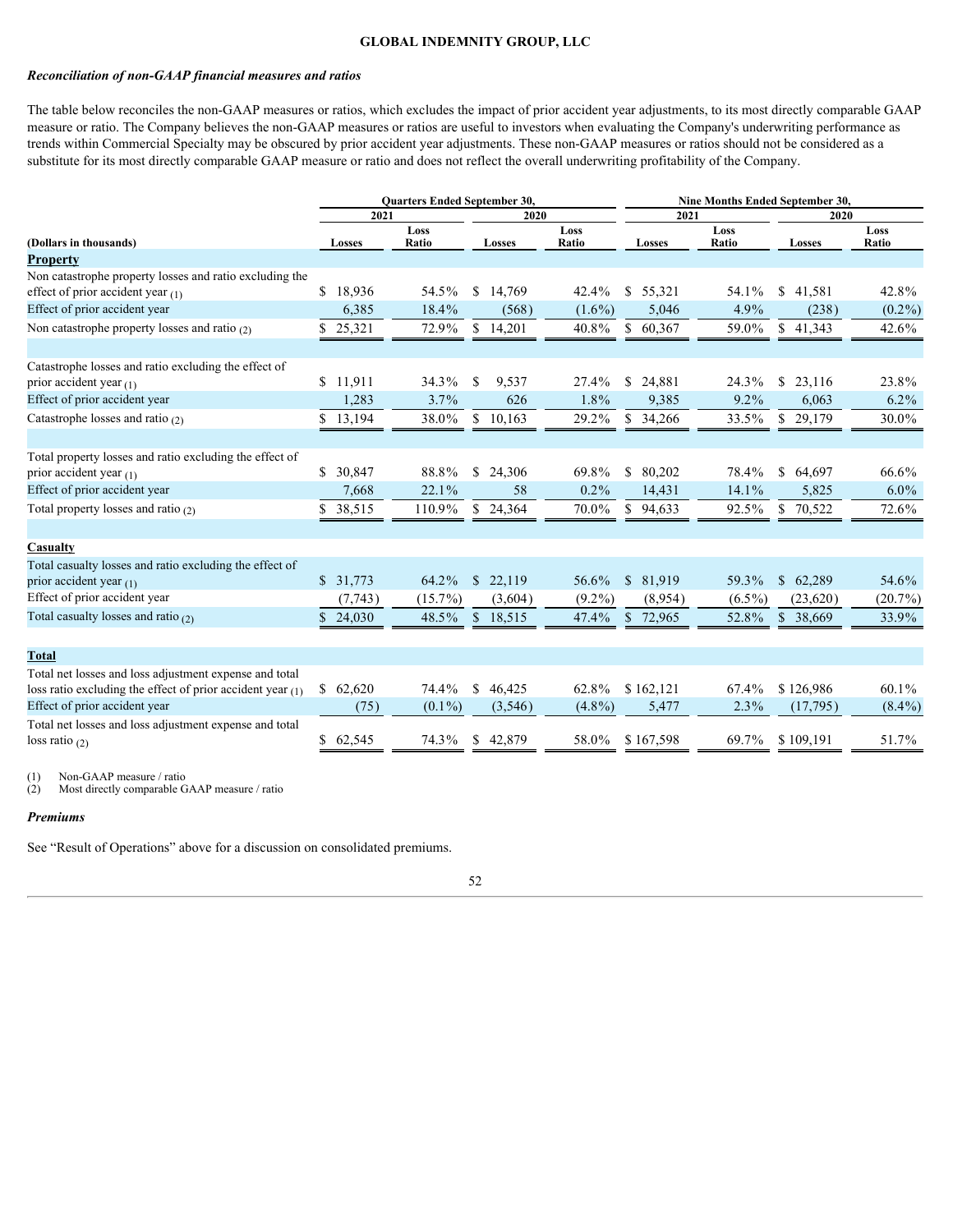### *Reconciliation of non-GAAP financial measures and ratios*

The table below reconciles the non-GAAP measures or ratios, which excludes the impact of prior accident year adjustments, to its most directly comparable GAAP measure or ratio. The Company believes the non-GAAP measures or ratios are useful to investors when evaluating the Company's underwriting performance as trends within Commercial Specialty may be obscured by prior accident year adjustments. These non-GAAP measures or ratios should not be considered as a substitute for its most directly comparable GAAP measure or ratio and does not reflect the overall underwriting profitability of the Company.

| | Quarters Ended September 30, | | | | Nine Months Ended September 30, | | | |
|---|---|---|---|---|---|---|---|---|
| | 2021 | | 2020 | | 2021 | | 2020 | |
| (Dollars in thousands) | Losses | Loss Ratio | Losses | Loss Ratio | Losses | Loss Ratio | Losses | Loss Ratio |
| **Property** | | | | | | | | |
| Non catastrophe property losses and ratio excluding the effect of prior accident year (1) | $ 18,936 | 54.5% | $ 14,769 | 42.4% | $ 55,321 | 54.1% | $ 41,581 | 42.8% |
| Effect of prior accident year | 6,385 | 18.4% | (568) | (1.6%) | 5,046 | 4.9% | (238) | (0.2%) |
| Non catastrophe property losses and ratio (2) | $ 25,321 | 72.9% | $ 14,201 | 40.8% | $ 60,367 | 59.0% | $ 41,343 | 42.6% |
| | | | | | | | | |
| Catastrophe losses and ratio excluding the effect of prior accident year (1) | $ 11,911 | 34.3% | $ 9,537 | 27.4% | $ 24,881 | 24.3% | $ 23,116 | 23.8% |
| Effect of prior accident year | 1,283 | 3.7% | 626 | 1.8% | 9,385 | 9.2% | 6,063 | 6.2% |
| Catastrophe losses and ratio (2) | $ 13,194 | 38.0% | $ 10,163 | 29.2% | $ 34,266 | 33.5% | $ 29,179 | 30.0% |
| | | | | | | | | |
| Total property losses and ratio excluding the effect of prior accident year (1) | $ 30,847 | 88.8% | $ 24,306 | 69.8% | $ 80,202 | 78.4% | $ 64,697 | 66.6% |
| Effect of prior accident year | 7,668 | 22.1% | 58 | 0.2% | 14,431 | 14.1% | 5,825 | 6.0% |
| Total property losses and ratio (2) | $ 38,515 | 110.9% | $ 24,364 | 70.0% | $ 94,633 | 92.5% | $ 70,522 | 72.6% |
| | | | | | | | | |
| **Casualty** | | | | | | | | |
| Total casualty losses and ratio excluding the effect of prior accident year (1) | $ 31,773 | 64.2% | $ 22,119 | 56.6% | $ 81,919 | 59.3% | $ 62,289 | 54.6% |
| Effect of prior accident year | (7,743) | (15.7%) | (3,604) | (9.2%) | (8,954) | (6.5%) | (23,620) | (20.7%) |
| Total casualty losses and ratio (2) | $ 24,030 | 48.5% | $ 18,515 | 47.4% | $ 72,965 | 52.8% | $ 38,669 | 33.9% |
| | | | | | | | | |
| **Total** | | | | | | | | |
| Total net losses and loss adjustment expense and total loss ratio excluding the effect of prior accident year (1) | $ 62,620 | 74.4% | $ 46,425 | 62.8% | $ 162,121 | 67.4% | $ 126,986 | 60.1% |
| Effect of prior accident year | (75) | (0.1%) | (3,546) | (4.8%) | 5,477 | 2.3% | (17,795) | (8.4%) |
| Total net losses and loss adjustment expense and total loss ratio (2) | $ 62,545 | 74.3% | $ 42,879 | 58.0% | $ 167,598 | 69.7% | $ 109,191 | 51.7% |

(1) Non-GAAP measure / ratio
(2) Most directly comparable GAAP measure / ratio

### *Premiums*

See "Result of Operations" above for a discussion on consolidated premiums.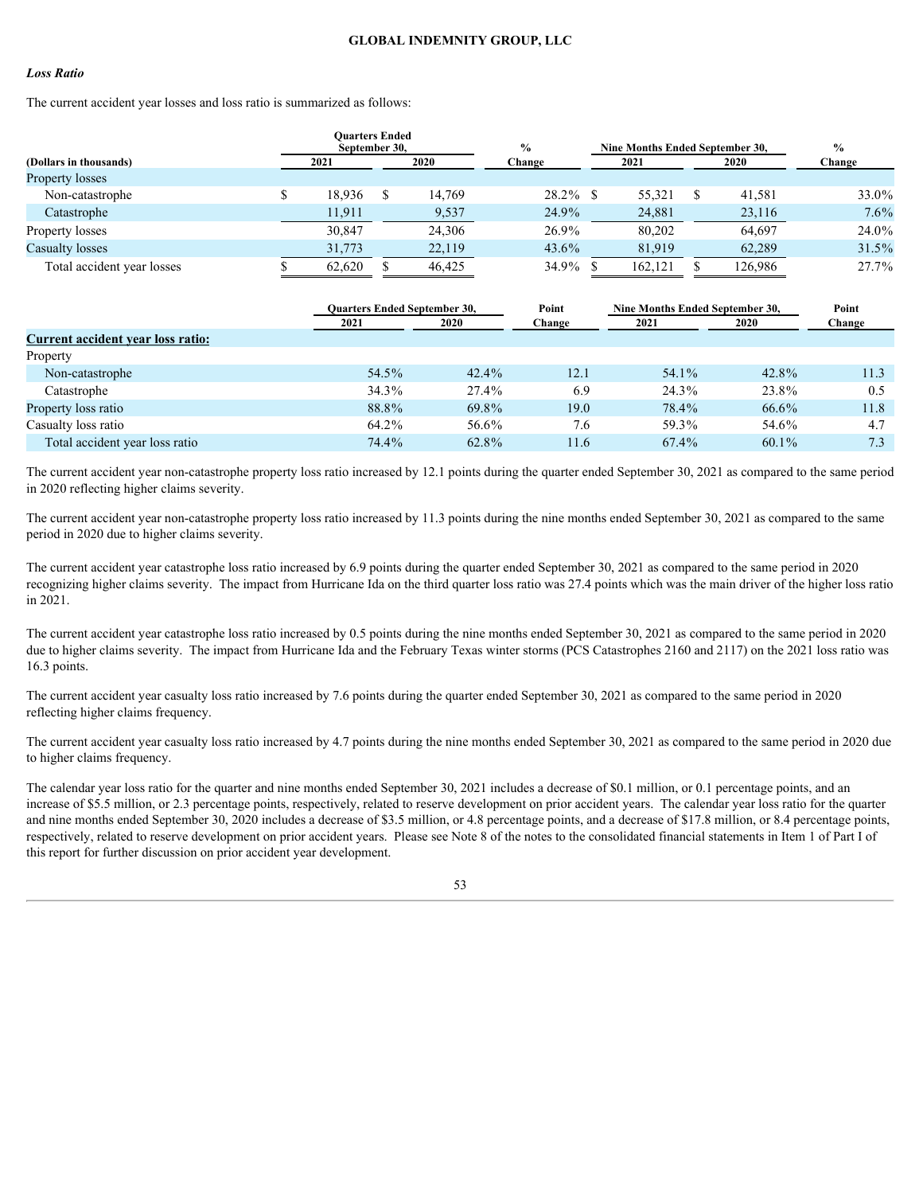*Loss Ratio*

The current accident year losses and loss ratio is summarized as follows:

| (Dollars in thousands) | Quarters Ended September 30, 2021 | Quarters Ended September 30, 2020 | % Change | Nine Months Ended September 30, 2021 | Nine Months Ended September 30, 2020 | % Change |
|---|---|---|---|---|---|---|
| Property losses | | | | | | |
| Non-catastrophe | $ 18,936 | $ 14,769 | 28.2% | $ 55,321 | $ 41,581 | 33.0% |
| Catastrophe | 11,911 | 9,537 | 24.9% | 24,881 | 23,116 | 7.6% |
| Property losses | 30,847 | 24,306 | 26.9% | 80,202 | 64,697 | 24.0% |
| Casualty losses | 31,773 | 22,119 | 43.6% | 81,919 | 62,289 | 31.5% |
| Total accident year losses | $ 62,620 | $ 46,425 | 34.9% | $ 162,121 | $ 126,986 | 27.7% |

| | Quarters Ended September 30, 2021 | Quarters Ended September 30, 2020 | Point Change | Nine Months Ended September 30, 2021 | Nine Months Ended September 30, 2020 | Point Change |
|---|---|---|---|---|---|---|
| **Current accident year loss ratio:** | | | | | | |
| Property | | | | | | |
| Non-catastrophe | 54.5% | 42.4% | 12.1 | 54.1% | 42.8% | 11.3 |
| Catastrophe | 34.3% | 27.4% | 6.9 | 24.3% | 23.8% | 0.5 |
| Property loss ratio | 88.8% | 69.8% | 19.0 | 78.4% | 66.6% | 11.8 |
| Casualty loss ratio | 64.2% | 56.6% | 7.6 | 59.3% | 54.6% | 4.7 |
| Total accident year loss ratio | 74.4% | 62.8% | 11.6 | 67.4% | 60.1% | 7.3 |

The current accident year non-catastrophe property loss ratio increased by 12.1 points during the quarter ended September 30, 2021 as compared to the same period in 2020 reflecting higher claims severity.

The current accident year non-catastrophe property loss ratio increased by 11.3 points during the nine months ended September 30, 2021 as compared to the same period in 2020 due to higher claims severity.

The current accident year catastrophe loss ratio increased by 6.9 points during the quarter ended September 30, 2021 as compared to the same period in 2020 recognizing higher claims severity. The impact from Hurricane Ida on the third quarter loss ratio was 27.4 points which was the main driver of the higher loss ratio in 2021.

The current accident year catastrophe loss ratio increased by 0.5 points during the nine months ended September 30, 2021 as compared to the same period in 2020 due to higher claims severity. The impact from Hurricane Ida and the February Texas winter storms (PCS Catastrophes 2160 and 2117) on the 2021 loss ratio was 16.3 points.

The current accident year casualty loss ratio increased by 7.6 points during the quarter ended September 30, 2021 as compared to the same period in 2020 reflecting higher claims frequency.

The current accident year casualty loss ratio increased by 4.7 points during the nine months ended September 30, 2021 as compared to the same period in 2020 due to higher claims frequency.

The calendar year loss ratio for the quarter and nine months ended September 30, 2021 includes a decrease of $0.1 million, or 0.1 percentage points, and an increase of $5.5 million, or 2.3 percentage points, respectively, related to reserve development on prior accident years. The calendar year loss ratio for the quarter and nine months ended September 30, 2020 includes a decrease of $3.5 million, or 4.8 percentage points, and a decrease of $17.8 million, or 8.4 percentage points, respectively, related to reserve development on prior accident years. Please see Note 8 of the notes to the consolidated financial statements in Item 1 of Part I of this report for further discussion on prior accident year development.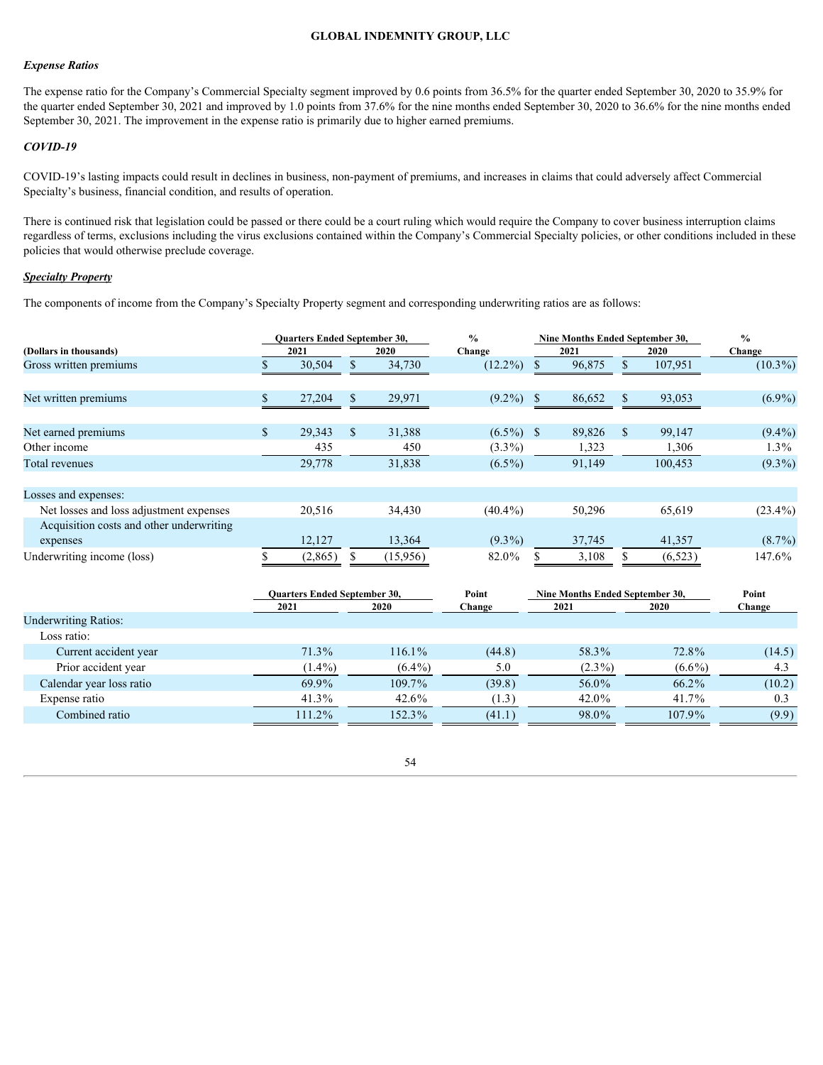*Expense Ratios*

The expense ratio for the Company's Commercial Specialty segment improved by 0.6 points from 36.5% for the quarter ended September 30, 2020 to 35.9% for the quarter ended September 30, 2021 and improved by 1.0 points from 37.6% for the nine months ended September 30, 2020 to 36.6% for the nine months ended September 30, 2021. The improvement in the expense ratio is primarily due to higher earned premiums.

***COVID-19***

COVID-19's lasting impacts could result in declines in business, non-payment of premiums, and increases in claims that could adversely affect Commercial Specialty's business, financial condition, and results of operation.

There is continued risk that legislation could be passed or there could be a court ruling which would require the Company to cover business interruption claims regardless of terms, exclusions including the virus exclusions contained within the Company's Commercial Specialty policies, or other conditions included in these policies that would otherwise preclude coverage.

***Specialty Property***

The components of income from the Company's Specialty Property segment and corresponding underwriting ratios are as follows:

| (Dollars in thousands) | Quarters Ended September 30, 2021 | Quarters Ended September 30, 2020 | % Change | Nine Months Ended September 30, 2021 | Nine Months Ended September 30, 2020 | % Change |
|---|---|---|---|---|---|---|
| Gross written premiums | $ 30,504 | $ 34,730 | (12.2%) | $ 96,875 | $ 107,951 | (10.3%) |
| Net written premiums | $ 27,204 | $ 29,971 | (9.2%) | $ 86,652 | $ 93,053 | (6.9%) |
| Net earned premiums | $ 29,343 | $ 31,388 | (6.5%) | $ 89,826 | $ 99,147 | (9.4%) |
| Other income | 435 | 450 | (3.3%) | 1,323 | 1,306 | 1.3% |
| Total revenues | 29,778 | 31,838 | (6.5%) | 91,149 | 100,453 | (9.3%) |
| Losses and expenses: | | | | | | |
| Net losses and loss adjustment expenses | 20,516 | 34,430 | (40.4%) | 50,296 | 65,619 | (23.4%) |
| Acquisition costs and other underwriting expenses | 12,127 | 13,364 | (9.3%) | 37,745 | 41,357 | (8.7%) |
| Underwriting income (loss) | $ (2,865) | $ (15,956) | 82.0% | $ 3,108 | $ (6,523) | 147.6% |

| | Quarters Ended September 30, 2021 | Quarters Ended September 30, 2020 | Point Change | Nine Months Ended September 30, 2021 | Nine Months Ended September 30, 2020 | Point Change |
|---|---|---|---|---|---|---|
| Underwriting Ratios: | | | | | | |
| Loss ratio: | | | | | | |
| Current accident year | 71.3% | 116.1% | (44.8) | 58.3% | 72.8% | (14.5) |
| Prior accident year | (1.4%) | (6.4%) | 5.0 | (2.3%) | (6.6%) | 4.3 |
| Calendar year loss ratio | 69.9% | 109.7% | (39.8) | 56.0% | 66.2% | (10.2) |
| Expense ratio | 41.3% | 42.6% | (1.3) | 42.0% | 41.7% | 0.3 |
| Combined ratio | 111.2% | 152.3% | (41.1) | 98.0% | 107.9% | (9.9) |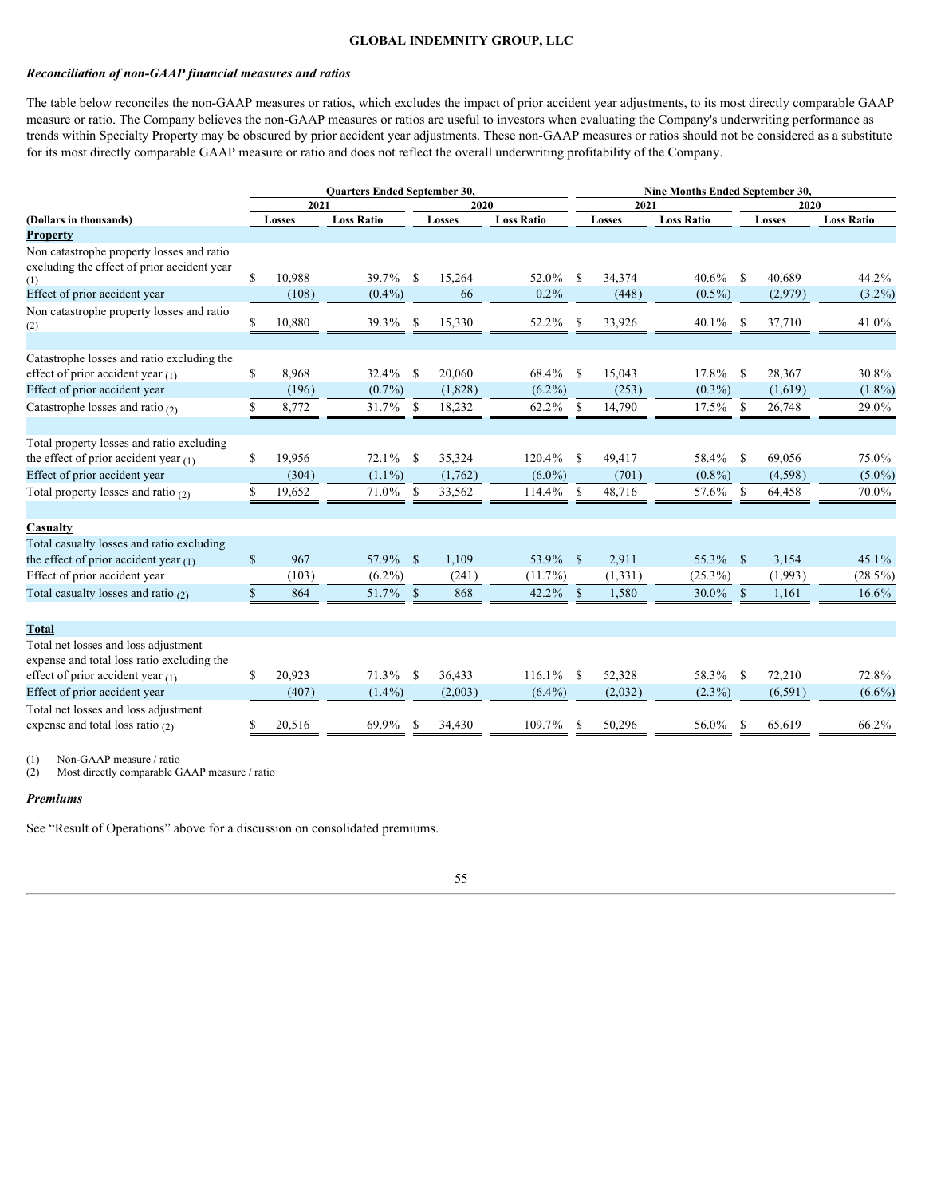### *Reconciliation of non-GAAP financial measures and ratios*

The table below reconciles the non-GAAP measures or ratios, which excludes the impact of prior accident year adjustments, to its most directly comparable GAAP measure or ratio. The Company believes the non-GAAP measures or ratios are useful to investors when evaluating the Company's underwriting performance as trends within Specialty Property may be obscured by prior accident year adjustments. These non-GAAP measures or ratios should not be considered as a substitute for its most directly comparable GAAP measure or ratio and does not reflect the overall underwriting profitability of the Company.

| | Quarters Ended September 30, | | | | Nine Months Ended September 30, | | | |
|---|---|---|---|---|---|---|---|---|
| | 2021 | | 2020 | | 2021 | | 2020 | |
| (Dollars in thousands) | Losses | Loss Ratio | Losses | Loss Ratio | Losses | Loss Ratio | Losses | Loss Ratio |
| **Property** | | | | | | | | |
| Non catastrophe property losses and ratio excluding the effect of prior accident year (1) | $ 10,988 | 39.7% | $ 15,264 | 52.0% | $ 34,374 | 40.6% | $ 40,689 | 44.2% |
| Effect of prior accident year | (108) | (0.4%) | 66 | 0.2% | (448) | (0.5%) | (2,979) | (3.2%) |
| Non catastrophe property losses and ratio (2) | $ 10,880 | 39.3% | $ 15,330 | 52.2% | $ 33,926 | 40.1% | $ 37,710 | 41.0% |
| | | | | | | | | |
| Catastrophe losses and ratio excluding the effect of prior accident year (1) | $ 8,968 | 32.4% | $ 20,060 | 68.4% | $ 15,043 | 17.8% | $ 28,367 | 30.8% |
| Effect of prior accident year | (196) | (0.7%) | (1,828) | (6.2%) | (253) | (0.3%) | (1,619) | (1.8%) |
| Catastrophe losses and ratio (2) | $ 8,772 | 31.7% | $ 18,232 | 62.2% | $ 14,790 | 17.5% | $ 26,748 | 29.0% |
| | | | | | | | | |
| Total property losses and ratio excluding the effect of prior accident year (1) | $ 19,956 | 72.1% | $ 35,324 | 120.4% | $ 49,417 | 58.4% | $ 69,056 | 75.0% |
| Effect of prior accident year | (304) | (1.1%) | (1,762) | (6.0%) | (701) | (0.8%) | (4,598) | (5.0%) |
| Total property losses and ratio (2) | $ 19,652 | 71.0% | $ 33,562 | 114.4% | $ 48,716 | 57.6% | $ 64,458 | 70.0% |
| | | | | | | | | |
| **Casualty** | | | | | | | | |
| Total casualty losses and ratio excluding the effect of prior accident year (1) | $ 967 | 57.9% | $ 1,109 | 53.9% | $ 2,911 | 55.3% | $ 3,154 | 45.1% |
| Effect of prior accident year | (103) | (6.2%) | (241) | (11.7%) | (1,331) | (25.3%) | (1,993) | (28.5%) |
| Total casualty losses and ratio (2) | $ 864 | 51.7% | $ 868 | 42.2% | $ 1,580 | 30.0% | $ 1,161 | 16.6% |
| | | | | | | | | |
| **Total** | | | | | | | | |
| Total net losses and loss adjustment expense and total loss ratio excluding the effect of prior accident year (1) | $ 20,923 | 71.3% | $ 36,433 | 116.1% | $ 52,328 | 58.3% | $ 72,210 | 72.8% |
| Effect of prior accident year | (407) | (1.4%) | (2,003) | (6.4%) | (2,032) | (2.3%) | (6,591) | (6.6%) |
| Total net losses and loss adjustment expense and total loss ratio (2) | $ 20,516 | 69.9% | $ 34,430 | 109.7% | $ 50,296 | 56.0% | $ 65,619 | 66.2% |

(1) Non-GAAP measure / ratio
(2) Most directly comparable GAAP measure / ratio

### *Premiums*

See "Result of Operations" above for a discussion on consolidated premiums.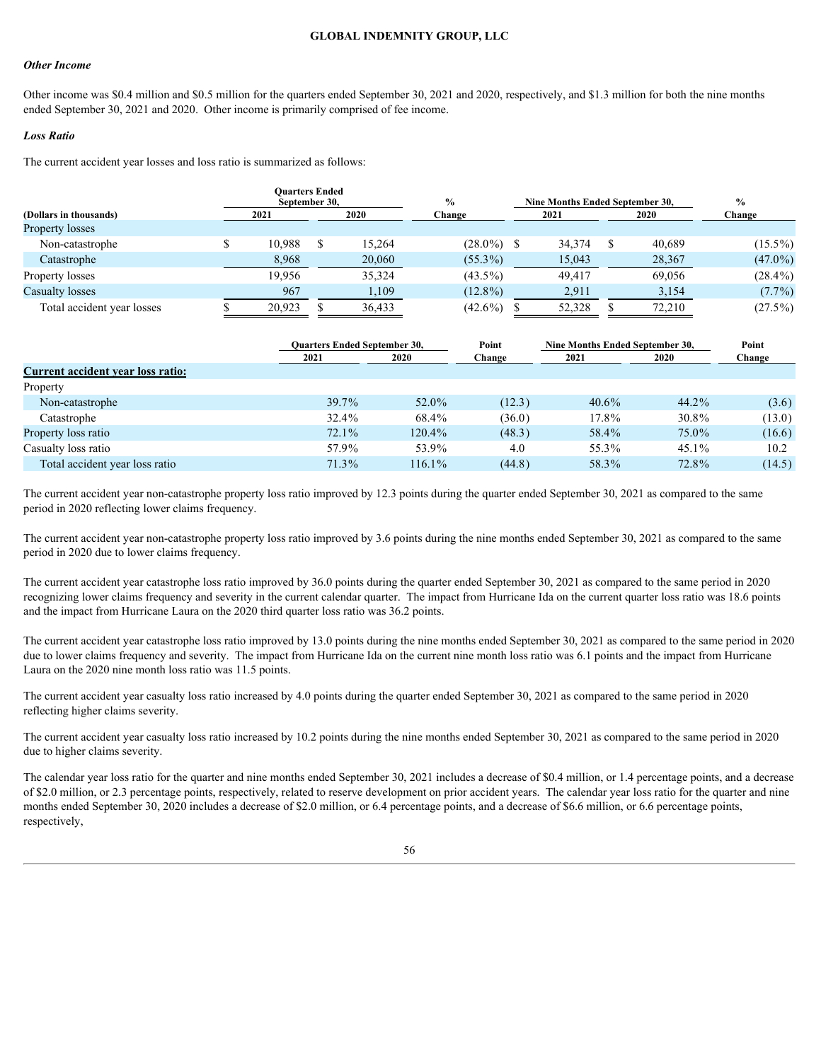*Other Income*

Other income was \$0.4 million and \$0.5 million for the quarters ended September 30, 2021 and 2020, respectively, and \$1.3 million for both the nine months ended September 30, 2021 and 2020. Other income is primarily comprised of fee income.

*Loss Ratio*

The current accident year losses and loss ratio is summarized as follows:

| (Dollars in thousands) | Quarters Ended September 30, 2021 | Quarters Ended September 30, 2020 | % Change | Nine Months Ended September 30, 2021 | Nine Months Ended September 30, 2020 | % Change |
|---|---|---|---|---|---|---|
| Property losses | | | | | | |
| Non-catastrophe | \$ 10,988 | \$ 15,264 | (28.0%) | \$ 34,374 | \$ 40,689 | (15.5%) |
| Catastrophe | 8,968 | 20,060 | (55.3%) | 15,043 | 28,367 | (47.0%) |
| Property losses | 19,956 | 35,324 | (43.5%) | 49,417 | 69,056 | (28.4%) |
| Casualty losses | 967 | 1,109 | (12.8%) | 2,911 | 3,154 | (7.7%) |
| Total accident year losses | \$ 20,923 | \$ 36,433 | (42.6%) | \$ 52,328 | \$ 72,210 | (27.5%) |

| | Quarters Ended September 30, 2021 | Quarters Ended September 30, 2020 | Point Change | Nine Months Ended September 30, 2021 | Nine Months Ended September 30, 2020 | Point Change |
|---|---|---|---|---|---|---|
| **Current accident year loss ratio:** | | | | | | |
| Property | | | | | | |
| Non-catastrophe | 39.7% | 52.0% | (12.3) | 40.6% | 44.2% | (3.6) |
| Catastrophe | 32.4% | 68.4% | (36.0) | 17.8% | 30.8% | (13.0) |
| Property loss ratio | 72.1% | 120.4% | (48.3) | 58.4% | 75.0% | (16.6) |
| Casualty loss ratio | 57.9% | 53.9% | 4.0 | 55.3% | 45.1% | 10.2 |
| Total accident year loss ratio | 71.3% | 116.1% | (44.8) | 58.3% | 72.8% | (14.5) |

The current accident year non-catastrophe property loss ratio improved by 12.3 points during the quarter ended September 30, 2021 as compared to the same period in 2020 reflecting lower claims frequency.

The current accident year non-catastrophe property loss ratio improved by 3.6 points during the nine months ended September 30, 2021 as compared to the same period in 2020 due to lower claims frequency.

The current accident year catastrophe loss ratio improved by 36.0 points during the quarter ended September 30, 2021 as compared to the same period in 2020 recognizing lower claims frequency and severity in the current calendar quarter. The impact from Hurricane Ida on the current quarter loss ratio was 18.6 points and the impact from Hurricane Laura on the 2020 third quarter loss ratio was 36.2 points.

The current accident year catastrophe loss ratio improved by 13.0 points during the nine months ended September 30, 2021 as compared to the same period in 2020 due to lower claims frequency and severity. The impact from Hurricane Ida on the current nine month loss ratio was 6.1 points and the impact from Hurricane Laura on the 2020 nine month loss ratio was 11.5 points.

The current accident year casualty loss ratio increased by 4.0 points during the quarter ended September 30, 2021 as compared to the same period in 2020 reflecting higher claims severity.

The current accident year casualty loss ratio increased by 10.2 points during the nine months ended September 30, 2021 as compared to the same period in 2020 due to higher claims severity.

The calendar year loss ratio for the quarter and nine months ended September 30, 2021 includes a decrease of \$0.4 million, or 1.4 percentage points, and a decrease of \$2.0 million, or 2.3 percentage points, respectively, related to reserve development on prior accident years. The calendar year loss ratio for the quarter and nine months ended September 30, 2020 includes a decrease of \$2.0 million, or 6.4 percentage points, and a decrease of \$6.6 million, or 6.6 percentage points, respectively,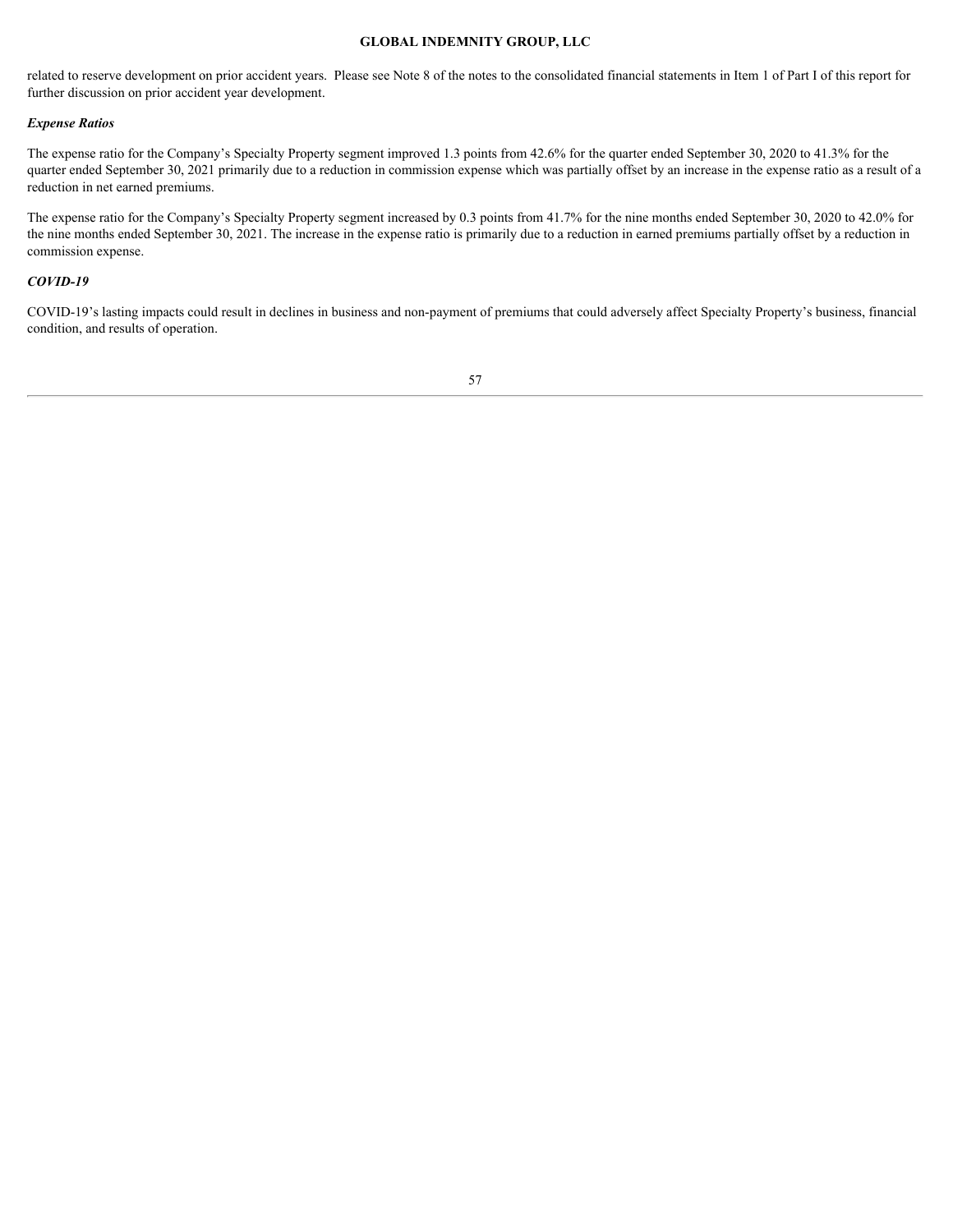related to reserve development on prior accident years. Please see Note 8 of the notes to the consolidated financial statements in Item 1 of Part I of this report for further discussion on prior accident year development.

### *Expense Ratios*

The expense ratio for the Company's Specialty Property segment improved 1.3 points from 42.6% for the quarter ended September 30, 2020 to 41.3% for the quarter ended September 30, 2021 primarily due to a reduction in commission expense which was partially offset by an increase in the expense ratio as a result of a reduction in net earned premiums.

The expense ratio for the Company's Specialty Property segment increased by 0.3 points from 41.7% for the nine months ended September 30, 2020 to 42.0% for the nine months ended September 30, 2021. The increase in the expense ratio is primarily due to a reduction in earned premiums partially offset by a reduction in commission expense.

### *COVID-19*

COVID-19's lasting impacts could result in declines in business and non-payment of premiums that could adversely affect Specialty Property's business, financial condition, and results of operation.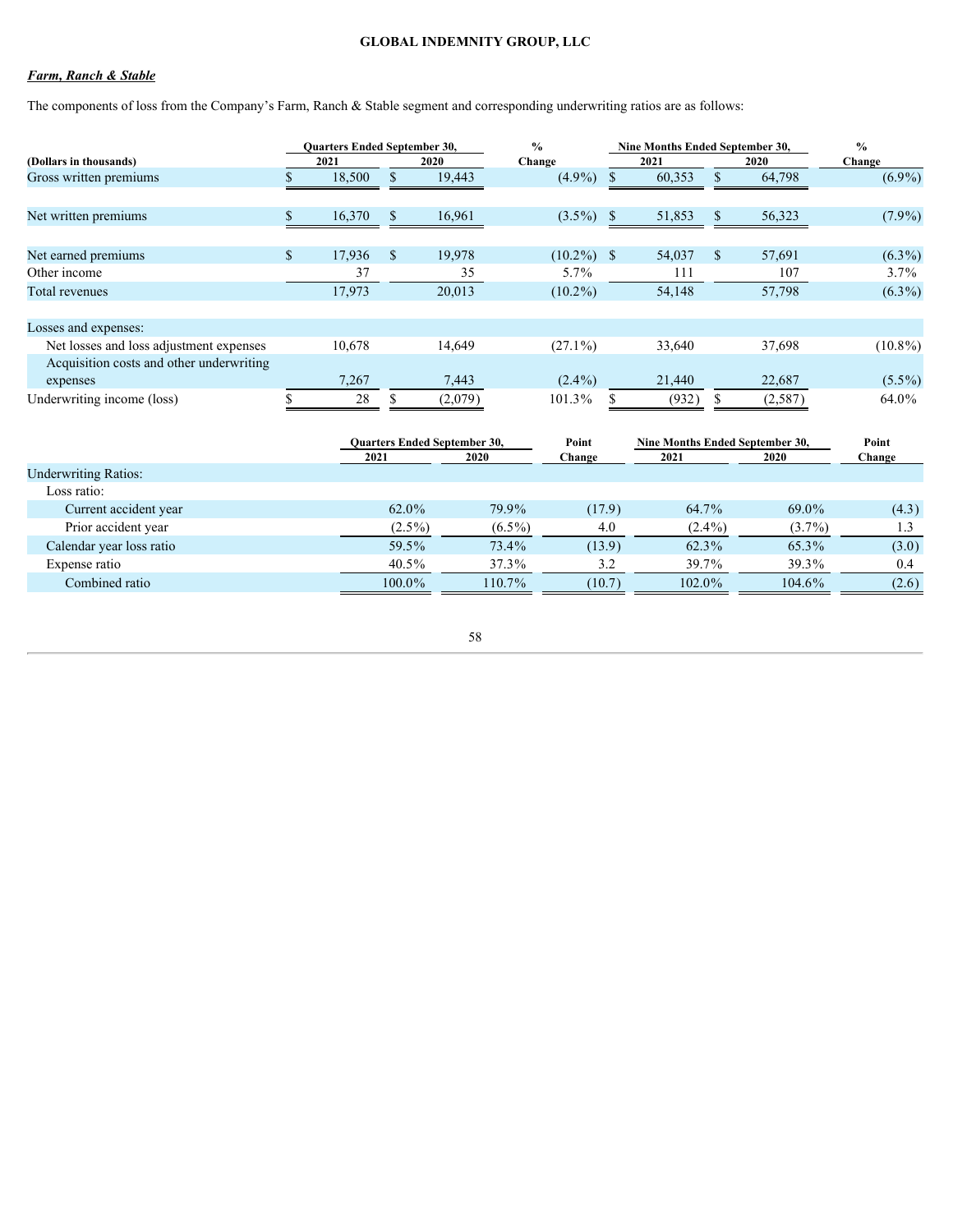***Farm, Ranch & Stable***

The components of loss from the Company's Farm, Ranch & Stable segment and corresponding underwriting ratios are as follows:

| (Dollars in thousands) | Quarters Ended September 30, 2021 | Quarters Ended September 30, 2020 | % Change | Nine Months Ended September 30, 2021 | Nine Months Ended September 30, 2020 | % Change |
|---|---|---|---|---|---|---|
| Gross written premiums | $ 18,500 | $ 19,443 | (4.9%) | $ 60,353 | $ 64,798 | (6.9%) |
| Net written premiums | $ 16,370 | $ 16,961 | (3.5%) | $ 51,853 | $ 56,323 | (7.9%) |
| Net earned premiums | $ 17,936 | $ 19,978 | (10.2%) | $ 54,037 | $ 57,691 | (6.3%) |
| Other income | 37 | 35 | 5.7% | 111 | 107 | 3.7% |
| Total revenues | 17,973 | 20,013 | (10.2%) | 54,148 | 57,798 | (6.3%) |
| Losses and expenses: | | | | | | |
| Net losses and loss adjustment expenses | 10,678 | 14,649 | (27.1%) | 33,640 | 37,698 | (10.8%) |
| Acquisition costs and other underwriting expenses | 7,267 | 7,443 | (2.4%) | 21,440 | 22,687 | (5.5%) |
| Underwriting income (loss) | $ 28 | $ (2,079) | 101.3% | $ (932) | $ (2,587) | 64.0% |

| | Quarters Ended September 30, 2021 | Quarters Ended September 30, 2020 | Point Change | Nine Months Ended September 30, 2021 | Nine Months Ended September 30, 2020 | Point Change |
|---|---|---|---|---|---|---|
| Underwriting Ratios: | | | | | | |
| Loss ratio: | | | | | | |
| Current accident year | 62.0% | 79.9% | (17.9) | 64.7% | 69.0% | (4.3) |
| Prior accident year | (2.5%) | (6.5%) | 4.0 | (2.4%) | (3.7%) | 1.3 |
| Calendar year loss ratio | 59.5% | 73.4% | (13.9) | 62.3% | 65.3% | (3.0) |
| Expense ratio | 40.5% | 37.3% | 3.2 | 39.7% | 39.3% | 0.4 |
| Combined ratio | 100.0% | 110.7% | (10.7) | 102.0% | 104.6% | (2.6) |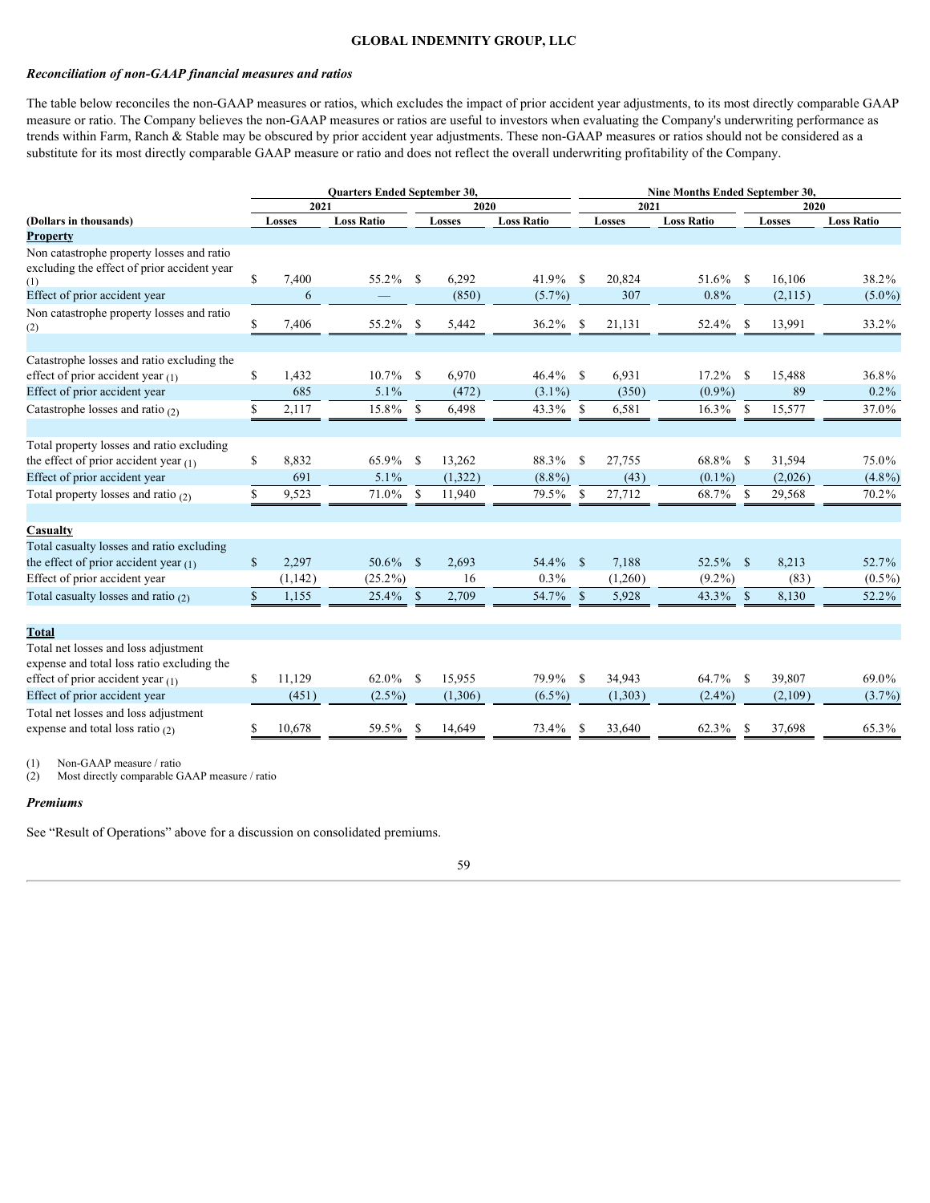## *Reconciliation of non-GAAP financial measures and ratios*

The table below reconciles the non-GAAP measures or ratios, which excludes the impact of prior accident year adjustments, to its most directly comparable GAAP measure or ratio. The Company believes the non-GAAP measures or ratios are useful to investors when evaluating the Company's underwriting performance as trends within Farm, Ranch & Stable may be obscured by prior accident year adjustments. These non-GAAP measures or ratios should not be considered as a substitute for its most directly comparable GAAP measure or ratio and does not reflect the overall underwriting profitability of the Company.

| | Quarters Ended September 30, | | | | Nine Months Ended September 30, | | | |
|---|---|---|---|---|---|---|---|---|
| | 2021 | | 2020 | | 2021 | | 2020 | |
| (Dollars in thousands) | Losses | Loss Ratio | Losses | Loss Ratio | Losses | Loss Ratio | Losses | Loss Ratio |
| **Property** | | | | | | | | |
| Non catastrophe property losses and ratio excluding the effect of prior accident year (1) | $ 7,400 | 55.2% | $ 6,292 | 41.9% | $ 20,824 | 51.6% | $ 16,106 | 38.2% |
| Effect of prior accident year | 6 | — | (850) | (5.7%) | 307 | 0.8% | (2,115) | (5.0%) |
| Non catastrophe property losses and ratio (2) | $ 7,406 | 55.2% | $ 5,442 | 36.2% | $ 21,131 | 52.4% | $ 13,991 | 33.2% |
| | | | | | | | | |
| Catastrophe losses and ratio excluding the effect of prior accident year (1) | $ 1,432 | 10.7% | $ 6,970 | 46.4% | $ 6,931 | 17.2% | $ 15,488 | 36.8% |
| Effect of prior accident year | 685 | 5.1% | (472) | (3.1%) | (350) | (0.9%) | 89 | 0.2% |
| Catastrophe losses and ratio (2) | $ 2,117 | 15.8% | $ 6,498 | 43.3% | $ 6,581 | 16.3% | $ 15,577 | 37.0% |
| | | | | | | | | |
| Total property losses and ratio excluding the effect of prior accident year (1) | $ 8,832 | 65.9% | $ 13,262 | 88.3% | $ 27,755 | 68.8% | $ 31,594 | 75.0% |
| Effect of prior accident year | 691 | 5.1% | (1,322) | (8.8%) | (43) | (0.1%) | (2,026) | (4.8%) |
| Total property losses and ratio (2) | $ 9,523 | 71.0% | $ 11,940 | 79.5% | $ 27,712 | 68.7% | $ 29,568 | 70.2% |
| | | | | | | | | |
| **Casualty** | | | | | | | | |
| Total casualty losses and ratio excluding the effect of prior accident year (1) | $ 2,297 | 50.6% | $ 2,693 | 54.4% | $ 7,188 | 52.5% | $ 8,213 | 52.7% |
| Effect of prior accident year | (1,142) | (25.2%) | 16 | 0.3% | (1,260) | (9.2%) | (83) | (0.5%) |
| Total casualty losses and ratio (2) | $ 1,155 | 25.4% | $ 2,709 | 54.7% | $ 5,928 | 43.3% | $ 8,130 | 52.2% |
| | | | | | | | | |
| **Total** | | | | | | | | |
| Total net losses and loss adjustment expense and total loss ratio excluding the effect of prior accident year (1) | $ 11,129 | 62.0% | $ 15,955 | 79.9% | $ 34,943 | 64.7% | $ 39,807 | 69.0% |
| Effect of prior accident year | (451) | (2.5%) | (1,306) | (6.5%) | (1,303) | (2.4%) | (2,109) | (3.7%) |
| Total net losses and loss adjustment expense and total loss ratio (2) | $ 10,678 | 59.5% | $ 14,649 | 73.4% | $ 33,640 | 62.3% | $ 37,698 | 65.3% |

(1) Non-GAAP measure / ratio
(2) Most directly comparable GAAP measure / ratio

### *Premiums*

See "Result of Operations" above for a discussion on consolidated premiums.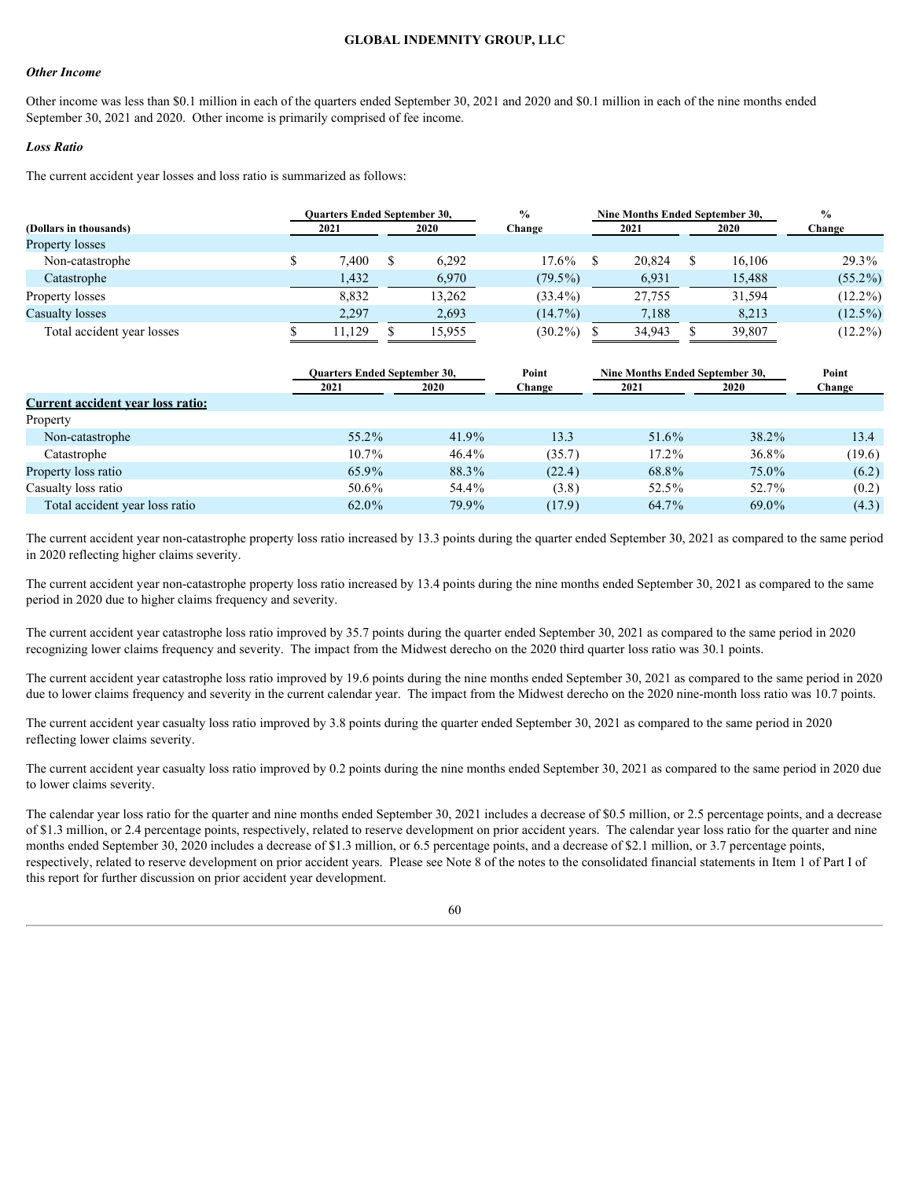### *Other Income*

Other income was less than $0.1 million in each of the quarters ended September 30, 2021 and 2020 and $0.1 million in each of the nine months ended September 30, 2021 and 2020. Other income is primarily comprised of fee income.

### *Loss Ratio*

The current accident year losses and loss ratio is summarized as follows:

| (Dollars in thousands) | Quarters Ended September 30, 2021 | Quarters Ended September 30, 2020 | % Change | Nine Months Ended September 30, 2021 | Nine Months Ended September 30, 2020 | % Change |
|---|---|---|---|---|---|---|
| Property losses | | | | | | |
| Non-catastrophe | $ 7,400 | $ 6,292 | 17.6% | $ 20,824 | $ 16,106 | 29.3% |
| Catastrophe | 1,432 | 6,970 | (79.5%) | 6,931 | 15,488 | (55.2%) |
| Property losses | 8,832 | 13,262 | (33.4%) | 27,755 | 31,594 | (12.2%) |
| Casualty losses | 2,297 | 2,693 | (14.7%) | 7,188 | 8,213 | (12.5%) |
| Total accident year losses | $ 11,129 | $ 15,955 | (30.2%) | $ 34,943 | $ 39,807 | (12.2%) |

| | Quarters Ended September 30, 2021 | Quarters Ended September 30, 2020 | Point Change | Nine Months Ended September 30, 2021 | Nine Months Ended September 30, 2020 | Point Change |
|---|---|---|---|---|---|---|
| **Current accident year loss ratio:** | | | | | | |
| Property | | | | | | |
| Non-catastrophe | 55.2% | 41.9% | 13.3 | 51.6% | 38.2% | 13.4 |
| Catastrophe | 10.7% | 46.4% | (35.7) | 17.2% | 36.8% | (19.6) |
| Property loss ratio | 65.9% | 88.3% | (22.4) | 68.8% | 75.0% | (6.2) |
| Casualty loss ratio | 50.6% | 54.4% | (3.8) | 52.5% | 52.7% | (0.2) |
| Total accident year loss ratio | 62.0% | 79.9% | (17.9) | 64.7% | 69.0% | (4.3) |

The current accident year non-catastrophe property loss ratio increased by 13.3 points during the quarter ended September 30, 2021 as compared to the same period in 2020 reflecting higher claims severity.

The current accident year non-catastrophe property loss ratio increased by 13.4 points during the nine months ended September 30, 2021 as compared to the same period in 2020 due to higher claims frequency and severity.

The current accident year catastrophe loss ratio improved by 35.7 points during the quarter ended September 30, 2021 as compared to the same period in 2020 recognizing lower claims frequency and severity. The impact from the Midwest derecho on the 2020 third quarter loss ratio was 30.1 points.

The current accident year catastrophe loss ratio improved by 19.6 points during the nine months ended September 30, 2021 as compared to the same period in 2020 due to lower claims frequency and severity in the current calendar year. The impact from the Midwest derecho on the 2020 nine-month loss ratio was 10.7 points.

The current accident year casualty loss ratio improved by 3.8 points during the quarter ended September 30, 2021 as compared to the same period in 2020 reflecting lower claims severity.

The current accident year casualty loss ratio improved by 0.2 points during the nine months ended September 30, 2021 as compared to the same period in 2020 due to lower claims severity.

The calendar year loss ratio for the quarter and nine months ended September 30, 2021 includes a decrease of $0.5 million, or 2.5 percentage points, and a decrease of $1.3 million, or 2.4 percentage points, respectively, related to reserve development on prior accident years. The calendar year loss ratio for the quarter and nine months ended September 30, 2020 includes a decrease of $1.3 million, or 6.5 percentage points, and a decrease of $2.1 million, or 3.7 percentage points, respectively, related to reserve development on prior accident years. Please see Note 8 of the notes to the consolidated financial statements in Item 1 of Part I of this report for further discussion on prior accident year development.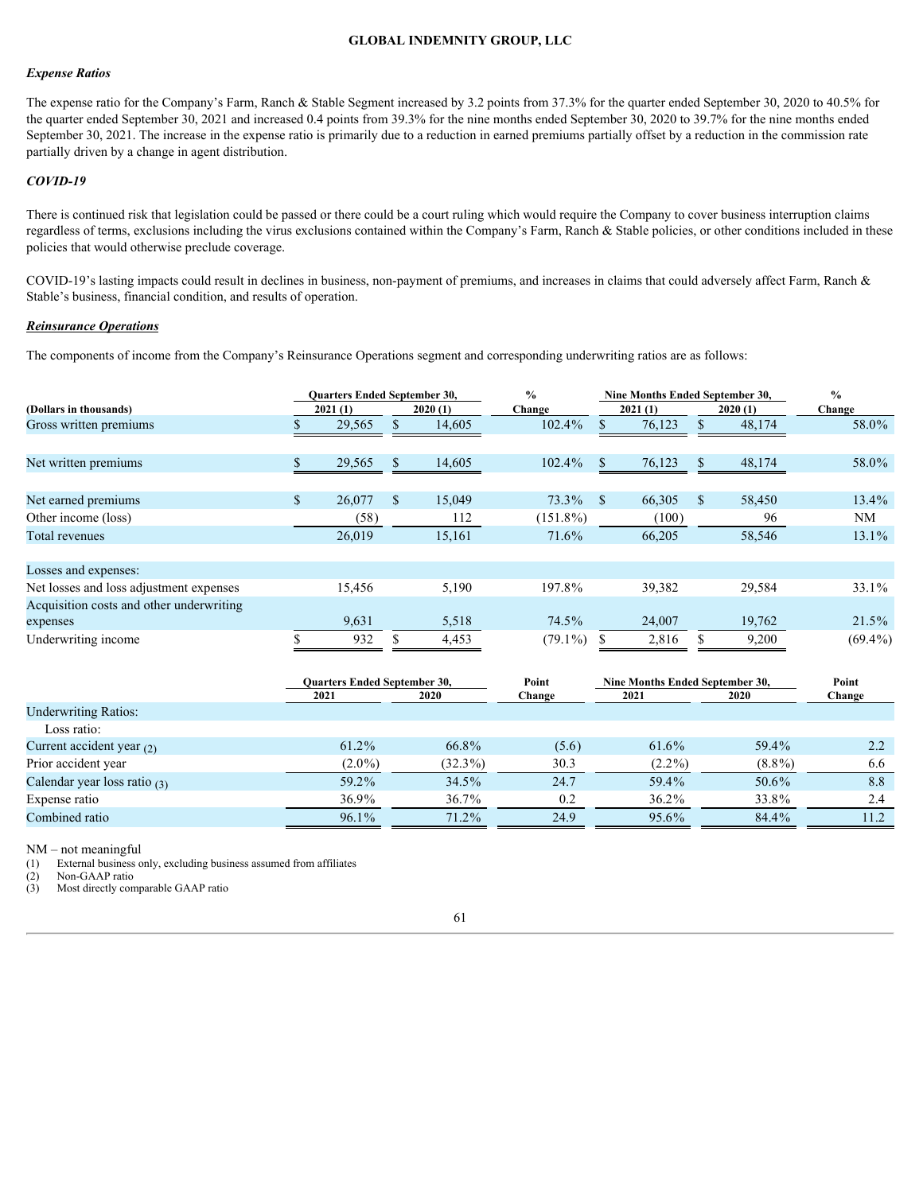*Expense Ratios*

The expense ratio for the Company's Farm, Ranch & Stable Segment increased by 3.2 points from 37.3% for the quarter ended September 30, 2020 to 40.5% for the quarter ended September 30, 2021 and increased 0.4 points from 39.3% for the nine months ended September 30, 2020 to 39.7% for the nine months ended September 30, 2021. The increase in the expense ratio is primarily due to a reduction in earned premiums partially offset by a reduction in the commission rate partially driven by a change in agent distribution.

***COVID-19***

There is continued risk that legislation could be passed or there could be a court ruling which would require the Company to cover business interruption claims regardless of terms, exclusions including the virus exclusions contained within the Company's Farm, Ranch & Stable policies, or other conditions included in these policies that would otherwise preclude coverage.

COVID-19's lasting impacts could result in declines in business, non-payment of premiums, and increases in claims that could adversely affect Farm, Ranch & Stable's business, financial condition, and results of operation.

***Reinsurance Operations***

The components of income from the Company's Reinsurance Operations segment and corresponding underwriting ratios are as follows:

| | Quarters Ended September 30, | | % | Nine Months Ended September 30, | | % |
|---|---|---|---|---|---|---|
| **(Dollars in thousands)** | **2021 (1)** | **2020 (1)** | **Change** | **2021 (1)** | **2020 (1)** | **Change** |
| Gross written premiums | $ 29,565 | $ 14,605 | 102.4% | $ 76,123 | $ 48,174 | 58.0% |
| Net written premiums | $ 29,565 | $ 14,605 | 102.4% | $ 76,123 | $ 48,174 | 58.0% |
| Net earned premiums | $ 26,077 | $ 15,049 | 73.3% | $ 66,305 | $ 58,450 | 13.4% |
| Other income (loss) | (58) | 112 | (151.8%) | (100) | 96 | NM |
| Total revenues | 26,019 | 15,161 | 71.6% | 66,205 | 58,546 | 13.1% |
| Losses and expenses: | | | | | | |
| Net losses and loss adjustment expenses | 15,456 | 5,190 | 197.8% | 39,382 | 29,584 | 33.1% |
| Acquisition costs and other underwriting expenses | 9,631 | 5,518 | 74.5% | 24,007 | 19,762 | 21.5% |
| Underwriting income | $ 932 | $ 4,453 | (79.1%) | $ 2,816 | $ 9,200 | (69.4%) |

| | Quarters Ended September 30, | | Point | Nine Months Ended September 30, | | Point |
|---|---|---|---|---|---|---|
| | **2021** | **2020** | **Change** | **2021** | **2020** | **Change** |
| Underwriting Ratios: | | | | | | |
| Loss ratio: | | | | | | |
| Current accident year (2) | 61.2% | 66.8% | (5.6) | 61.6% | 59.4% | 2.2 |
| Prior accident year | (2.0%) | (32.3%) | 30.3 | (2.2%) | (8.8%) | 6.6 |
| Calendar year loss ratio (3) | 59.2% | 34.5% | 24.7 | 59.4% | 50.6% | 8.8 |
| Expense ratio | 36.9% | 36.7% | 0.2 | 36.2% | 33.8% | 2.4 |
| Combined ratio | 96.1% | 71.2% | 24.9 | 95.6% | 84.4% | 11.2 |

NM – not meaningful
(1) External business only, excluding business assumed from affiliates
(2) Non-GAAP ratio
(3) Most directly comparable GAAP ratio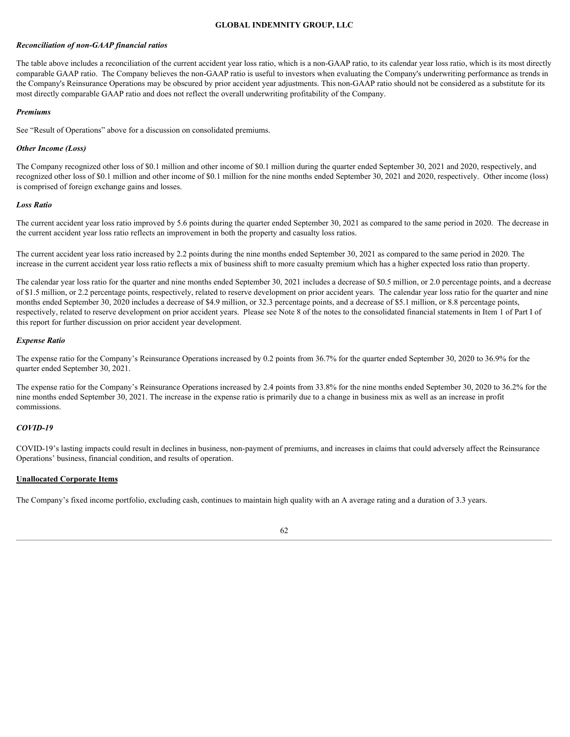*Reconciliation of non-GAAP financial ratios*

The table above includes a reconciliation of the current accident year loss ratio, which is a non-GAAP ratio, to its calendar year loss ratio, which is its most directly comparable GAAP ratio. The Company believes the non-GAAP ratio is useful to investors when evaluating the Company's underwriting performance as trends in the Company's Reinsurance Operations may be obscured by prior accident year adjustments. This non-GAAP ratio should not be considered as a substitute for its most directly comparable GAAP ratio and does not reflect the overall underwriting profitability of the Company.

*Premiums*

See "Result of Operations" above for a discussion on consolidated premiums.

*Other Income (Loss)*

The Company recognized other loss of $0.1 million and other income of $0.1 million during the quarter ended September 30, 2021 and 2020, respectively, and recognized other loss of $0.1 million and other income of $0.1 million for the nine months ended September 30, 2021 and 2020, respectively. Other income (loss) is comprised of foreign exchange gains and losses.

*Loss Ratio*

The current accident year loss ratio improved by 5.6 points during the quarter ended September 30, 2021 as compared to the same period in 2020. The decrease in the current accident year loss ratio reflects an improvement in both the property and casualty loss ratios.

The current accident year loss ratio increased by 2.2 points during the nine months ended September 30, 2021 as compared to the same period in 2020. The increase in the current accident year loss ratio reflects a mix of business shift to more casualty premium which has a higher expected loss ratio than property.

The calendar year loss ratio for the quarter and nine months ended September 30, 2021 includes a decrease of $0.5 million, or 2.0 percentage points, and a decrease of $1.5 million, or 2.2 percentage points, respectively, related to reserve development on prior accident years. The calendar year loss ratio for the quarter and nine months ended September 30, 2020 includes a decrease of $4.9 million, or 32.3 percentage points, and a decrease of $5.1 million, or 8.8 percentage points, respectively, related to reserve development on prior accident years. Please see Note 8 of the notes to the consolidated financial statements in Item 1 of Part I of this report for further discussion on prior accident year development.

*Expense Ratio*

The expense ratio for the Company's Reinsurance Operations increased by 0.2 points from 36.7% for the quarter ended September 30, 2020 to 36.9% for the quarter ended September 30, 2021.

The expense ratio for the Company's Reinsurance Operations increased by 2.4 points from 33.8% for the nine months ended September 30, 2020 to 36.2% for the nine months ended September 30, 2021. The increase in the expense ratio is primarily due to a change in business mix as well as an increase in profit commissions.

*COVID-19*

COVID-19's lasting impacts could result in declines in business, non-payment of premiums, and increases in claims that could adversely affect the Reinsurance Operations' business, financial condition, and results of operation.

**Unallocated Corporate Items**

The Company's fixed income portfolio, excluding cash, continues to maintain high quality with an A average rating and a duration of 3.3 years.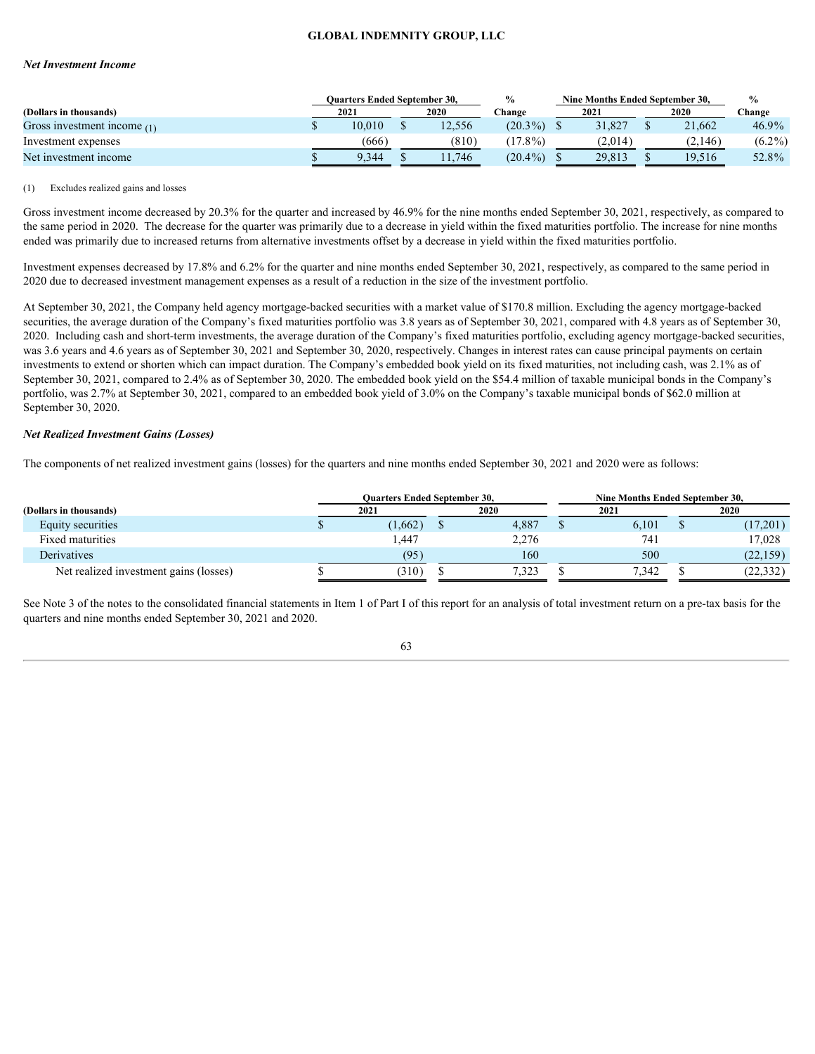### *Net Investment Income*

| (Dollars in thousands) | Quarters Ended September 30, 2021 | 2020 | % Change | Nine Months Ended September 30, 2021 | 2020 | % Change |
|---|---|---|---|---|---|---|
| Gross investment income (1) | $ 10,010 | $ 12,556 | (20.3%) | $ 31,827 | $ 21,662 | 46.9% |
| Investment expenses | (666) | (810) | (17.8%) | (2,014) | (2,146) | (6.2%) |
| Net investment income | $ 9,344 | $ 11,746 | (20.4%) | $ 29,813 | $ 19,516 | 52.8% |

(1) Excludes realized gains and losses

Gross investment income decreased by 20.3% for the quarter and increased by 46.9% for the nine months ended September 30, 2021, respectively, as compared to the same period in 2020. The decrease for the quarter was primarily due to a decrease in yield within the fixed maturities portfolio. The increase for nine months ended was primarily due to increased returns from alternative investments offset by a decrease in yield within the fixed maturities portfolio.

Investment expenses decreased by 17.8% and 6.2% for the quarter and nine months ended September 30, 2021, respectively, as compared to the same period in 2020 due to decreased investment management expenses as a result of a reduction in the size of the investment portfolio.

At September 30, 2021, the Company held agency mortgage-backed securities with a market value of $170.8 million. Excluding the agency mortgage-backed securities, the average duration of the Company's fixed maturities portfolio was 3.8 years as of September 30, 2021, compared with 4.8 years as of September 30, 2020. Including cash and short-term investments, the average duration of the Company's fixed maturities portfolio, excluding agency mortgage-backed securities, was 3.6 years and 4.6 years as of September 30, 2021 and September 30, 2020, respectively. Changes in interest rates can cause principal payments on certain investments to extend or shorten which can impact duration. The Company's embedded book yield on its fixed maturities, not including cash, was 2.1% as of September 30, 2021, compared to 2.4% as of September 30, 2020. The embedded book yield on the $54.4 million of taxable municipal bonds in the Company's portfolio, was 2.7% at September 30, 2021, compared to an embedded book yield of 3.0% on the Company's taxable municipal bonds of $62.0 million at September 30, 2020.

### *Net Realized Investment Gains (Losses)*

The components of net realized investment gains (losses) for the quarters and nine months ended September 30, 2021 and 2020 were as follows:

| (Dollars in thousands) | Quarters Ended September 30, 2021 | 2020 | Nine Months Ended September 30, 2021 | 2020 |
|---|---|---|---|---|
| Equity securities | $ (1,662) | $ 4,887 | $ 6,101 | $ (17,201) |
| Fixed maturities | 1,447 | 2,276 | 741 | 17,028 |
| Derivatives | (95) | 160 | 500 | (22,159) |
| Net realized investment gains (losses) | $ (310) | $ 7,323 | $ 7,342 | $ (22,332) |

See Note 3 of the notes to the consolidated financial statements in Item 1 of Part I of this report for an analysis of total investment return on a pre-tax basis for the quarters and nine months ended September 30, 2021 and 2020.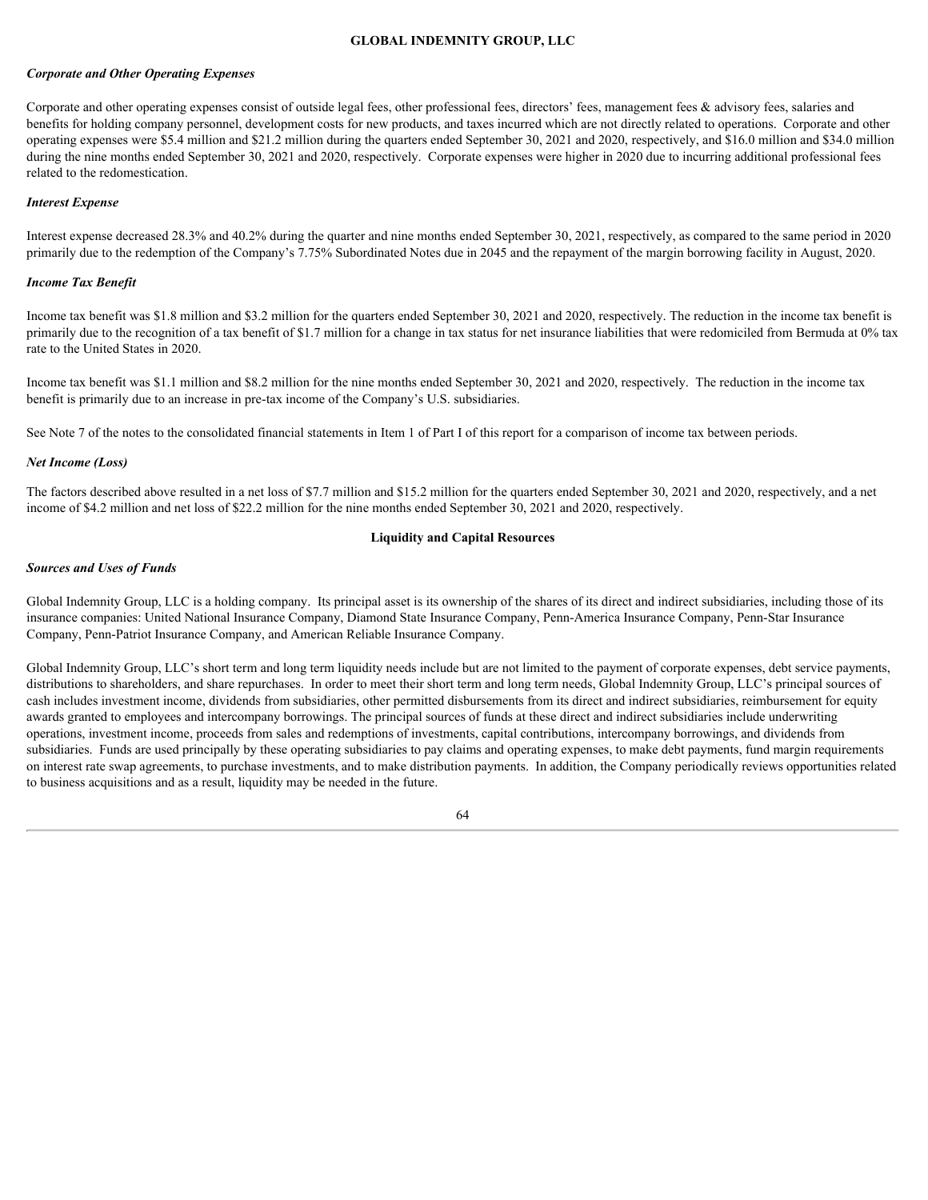*Corporate and Other Operating Expenses*

Corporate and other operating expenses consist of outside legal fees, other professional fees, directors' fees, management fees & advisory fees, salaries and benefits for holding company personnel, development costs for new products, and taxes incurred which are not directly related to operations. Corporate and other operating expenses were $5.4 million and $21.2 million during the quarters ended September 30, 2021 and 2020, respectively, and $16.0 million and $34.0 million during the nine months ended September 30, 2021 and 2020, respectively. Corporate expenses were higher in 2020 due to incurring additional professional fees related to the redomestication.

*Interest Expense*

Interest expense decreased 28.3% and 40.2% during the quarter and nine months ended September 30, 2021, respectively, as compared to the same period in 2020 primarily due to the redemption of the Company's 7.75% Subordinated Notes due in 2045 and the repayment of the margin borrowing facility in August, 2020.

*Income Tax Benefit*

Income tax benefit was $1.8 million and $3.2 million for the quarters ended September 30, 2021 and 2020, respectively. The reduction in the income tax benefit is primarily due to the recognition of a tax benefit of $1.7 million for a change in tax status for net insurance liabilities that were redomiciled from Bermuda at 0% tax rate to the United States in 2020.

Income tax benefit was $1.1 million and $8.2 million for the nine months ended September 30, 2021 and 2020, respectively. The reduction in the income tax benefit is primarily due to an increase in pre-tax income of the Company's U.S. subsidiaries.

See Note 7 of the notes to the consolidated financial statements in Item 1 of Part I of this report for a comparison of income tax between periods.

*Net Income (Loss)*

The factors described above resulted in a net loss of $7.7 million and $15.2 million for the quarters ended September 30, 2021 and 2020, respectively, and a net income of $4.2 million and net loss of $22.2 million for the nine months ended September 30, 2021 and 2020, respectively.

## Liquidity and Capital Resources

*Sources and Uses of Funds*

Global Indemnity Group, LLC is a holding company. Its principal asset is its ownership of the shares of its direct and indirect subsidiaries, including those of its insurance companies: United National Insurance Company, Diamond State Insurance Company, Penn-America Insurance Company, Penn-Star Insurance Company, Penn-Patriot Insurance Company, and American Reliable Insurance Company.

Global Indemnity Group, LLC's short term and long term liquidity needs include but are not limited to the payment of corporate expenses, debt service payments, distributions to shareholders, and share repurchases. In order to meet their short term and long term needs, Global Indemnity Group, LLC's principal sources of cash includes investment income, dividends from subsidiaries, other permitted disbursements from its direct and indirect subsidiaries, reimbursement for equity awards granted to employees and intercompany borrowings. The principal sources of funds at these direct and indirect subsidiaries include underwriting operations, investment income, proceeds from sales and redemptions of investments, capital contributions, intercompany borrowings, and dividends from subsidiaries. Funds are used principally by these operating subsidiaries to pay claims and operating expenses, to make debt payments, fund margin requirements on interest rate swap agreements, to purchase investments, and to make distribution payments. In addition, the Company periodically reviews opportunities related to business acquisitions and as a result, liquidity may be needed in the future.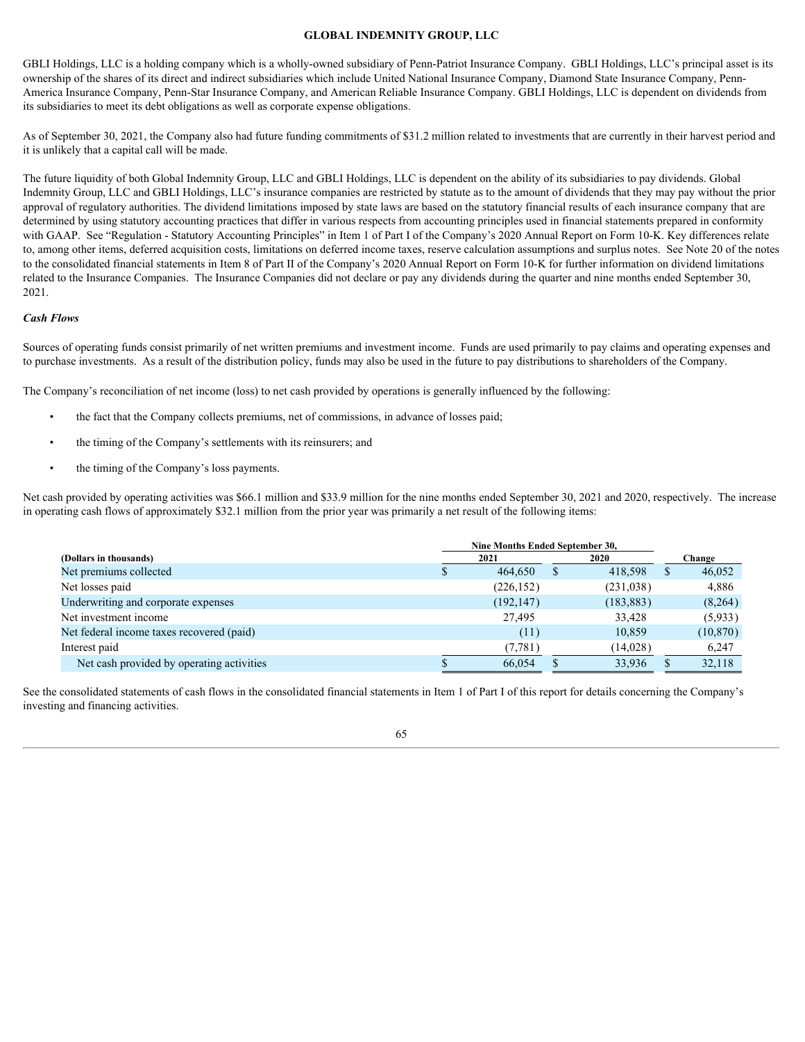GBLI Holdings, LLC is a holding company which is a wholly-owned subsidiary of Penn-Patriot Insurance Company. GBLI Holdings, LLC's principal asset is its ownership of the shares of its direct and indirect subsidiaries which include United National Insurance Company, Diamond State Insurance Company, Penn-America Insurance Company, Penn-Star Insurance Company, and American Reliable Insurance Company. GBLI Holdings, LLC is dependent on dividends from its subsidiaries to meet its debt obligations as well as corporate expense obligations.

As of September 30, 2021, the Company also had future funding commitments of $31.2 million related to investments that are currently in their harvest period and it is unlikely that a capital call will be made.

The future liquidity of both Global Indemnity Group, LLC and GBLI Holdings, LLC is dependent on the ability of its subsidiaries to pay dividends. Global Indemnity Group, LLC and GBLI Holdings, LLC's insurance companies are restricted by statute as to the amount of dividends that they may pay without the prior approval of regulatory authorities. The dividend limitations imposed by state laws are based on the statutory financial results of each insurance company that are determined by using statutory accounting practices that differ in various respects from accounting principles used in financial statements prepared in conformity with GAAP. See "Regulation - Statutory Accounting Principles" in Item 1 of Part I of the Company's 2020 Annual Report on Form 10-K. Key differences relate to, among other items, deferred acquisition costs, limitations on deferred income taxes, reserve calculation assumptions and surplus notes. See Note 20 of the notes to the consolidated financial statements in Item 8 of Part II of the Company's 2020 Annual Report on Form 10-K for further information on dividend limitations related to the Insurance Companies. The Insurance Companies did not declare or pay any dividends during the quarter and nine months ended September 30, 2021.

*Cash Flows*

Sources of operating funds consist primarily of net written premiums and investment income. Funds are used primarily to pay claims and operating expenses and to purchase investments. As a result of the distribution policy, funds may also be used in the future to pay distributions to shareholders of the Company.

The Company's reconciliation of net income (loss) to net cash provided by operations is generally influenced by the following:

- the fact that the Company collects premiums, net of commissions, in advance of losses paid;
- the timing of the Company's settlements with its reinsurers; and
- the timing of the Company's loss payments.

Net cash provided by operating activities was $66.1 million and $33.9 million for the nine months ended September 30, 2021 and 2020, respectively. The increase in operating cash flows of approximately $32.1 million from the prior year was primarily a net result of the following items:

| (Dollars in thousands) | Nine Months Ended September 30, 2021 | 2020 | Change |
|---|---|---|---|
| Net premiums collected | $ 464,650 | $ 418,598 | $ 46,052 |
| Net losses paid | (226,152) | (231,038) | 4,886 |
| Underwriting and corporate expenses | (192,147) | (183,883) | (8,264) |
| Net investment income | 27,495 | 33,428 | (5,933) |
| Net federal income taxes recovered (paid) | (11) | 10,859 | (10,870) |
| Interest paid | (7,781) | (14,028) | 6,247 |
| Net cash provided by operating activities | $ 66,054 | $ 33,936 | $ 32,118 |

See the consolidated statements of cash flows in the consolidated financial statements in Item 1 of Part I of this report for details concerning the Company's investing and financing activities.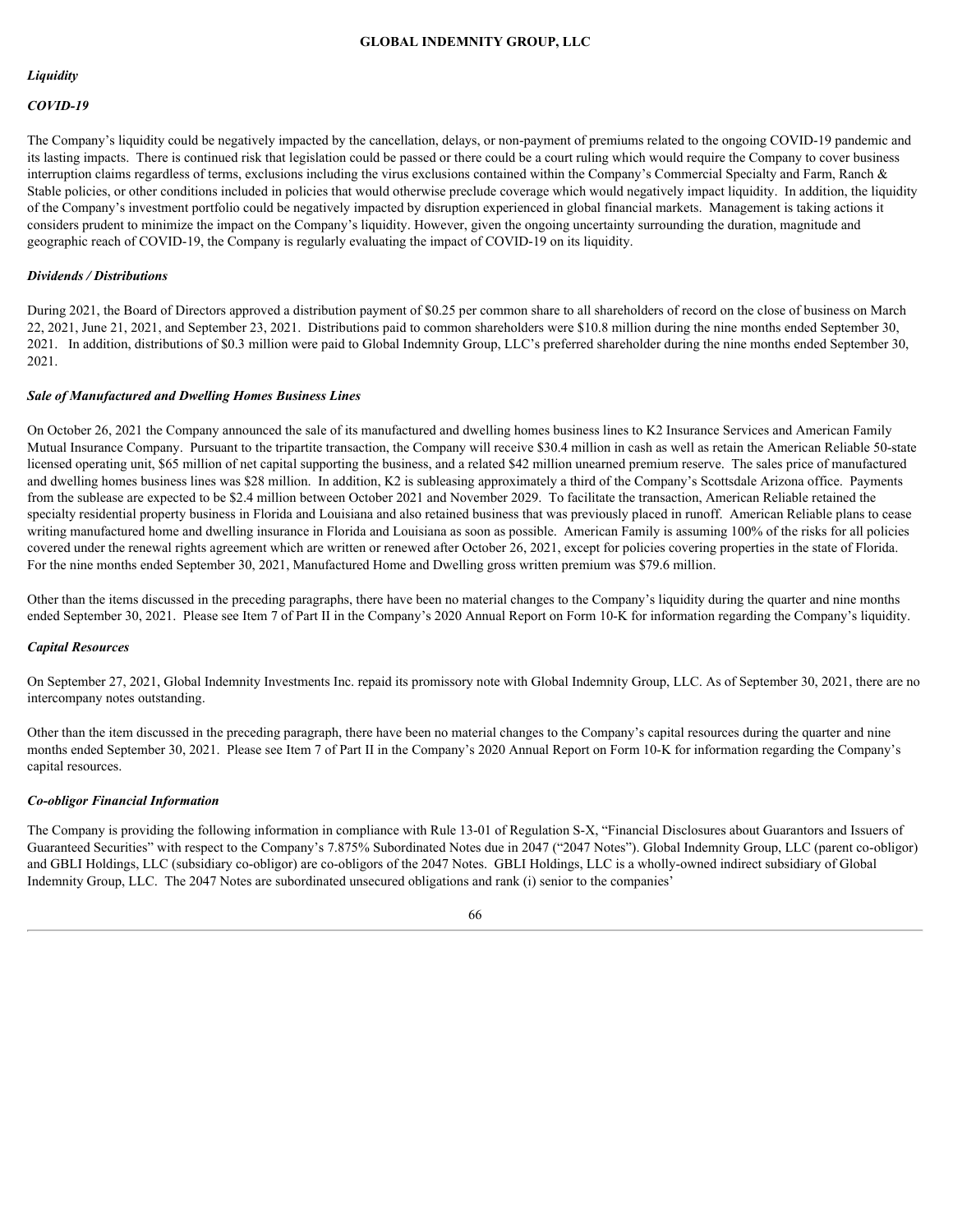*Liquidity*

*COVID-19*

The Company's liquidity could be negatively impacted by the cancellation, delays, or non-payment of premiums related to the ongoing COVID-19 pandemic and its lasting impacts. There is continued risk that legislation could be passed or there could be a court ruling which would require the Company to cover business interruption claims regardless of terms, exclusions including the virus exclusions contained within the Company's Commercial Specialty and Farm, Ranch & Stable policies, or other conditions included in policies that would otherwise preclude coverage which would negatively impact liquidity. In addition, the liquidity of the Company's investment portfolio could be negatively impacted by disruption experienced in global financial markets. Management is taking actions it considers prudent to minimize the impact on the Company's liquidity. However, given the ongoing uncertainty surrounding the duration, magnitude and geographic reach of COVID-19, the Company is regularly evaluating the impact of COVID-19 on its liquidity.

*Dividends / Distributions*

During 2021, the Board of Directors approved a distribution payment of $0.25 per common share to all shareholders of record on the close of business on March 22, 2021, June 21, 2021, and September 23, 2021. Distributions paid to common shareholders were $10.8 million during the nine months ended September 30, 2021. In addition, distributions of $0.3 million were paid to Global Indemnity Group, LLC's preferred shareholder during the nine months ended September 30, 2021.

***Sale of Manufactured and Dwelling Homes Business Lines***

On October 26, 2021 the Company announced the sale of its manufactured and dwelling homes business lines to K2 Insurance Services and American Family Mutual Insurance Company. Pursuant to the tripartite transaction, the Company will receive $30.4 million in cash as well as retain the American Reliable 50-state licensed operating unit, $65 million of net capital supporting the business, and a related $42 million unearned premium reserve. The sales price of manufactured and dwelling homes business lines was $28 million. In addition, K2 is subleasing approximately a third of the Company's Scottsdale Arizona office. Payments from the sublease are expected to be $2.4 million between October 2021 and November 2029. To facilitate the transaction, American Reliable retained the specialty residential property business in Florida and Louisiana and also retained business that was previously placed in runoff. American Reliable plans to cease writing manufactured home and dwelling insurance in Florida and Louisiana as soon as possible. American Family is assuming 100% of the risks for all policies covered under the renewal rights agreement which are written or renewed after October 26, 2021, except for policies covering properties in the state of Florida. For the nine months ended September 30, 2021, Manufactured Home and Dwelling gross written premium was $79.6 million.

Other than the items discussed in the preceding paragraphs, there have been no material changes to the Company's liquidity during the quarter and nine months ended September 30, 2021. Please see Item 7 of Part II in the Company's 2020 Annual Report on Form 10-K for information regarding the Company's liquidity.

***Capital Resources***

On September 27, 2021, Global Indemnity Investments Inc. repaid its promissory note with Global Indemnity Group, LLC. As of September 30, 2021, there are no intercompany notes outstanding.

Other than the item discussed in the preceding paragraph, there have been no material changes to the Company's capital resources during the quarter and nine months ended September 30, 2021. Please see Item 7 of Part II in the Company's 2020 Annual Report on Form 10-K for information regarding the Company's capital resources.

***Co-obligor Financial Information***

The Company is providing the following information in compliance with Rule 13-01 of Regulation S-X, "Financial Disclosures about Guarantors and Issuers of Guaranteed Securities" with respect to the Company's 7.875% Subordinated Notes due in 2047 ("2047 Notes"). Global Indemnity Group, LLC (parent co-obligor) and GBLI Holdings, LLC (subsidiary co-obligor) are co-obligors of the 2047 Notes. GBLI Holdings, LLC is a wholly-owned indirect subsidiary of Global Indemnity Group, LLC. The 2047 Notes are subordinated unsecured obligations and rank (i) senior to the companies'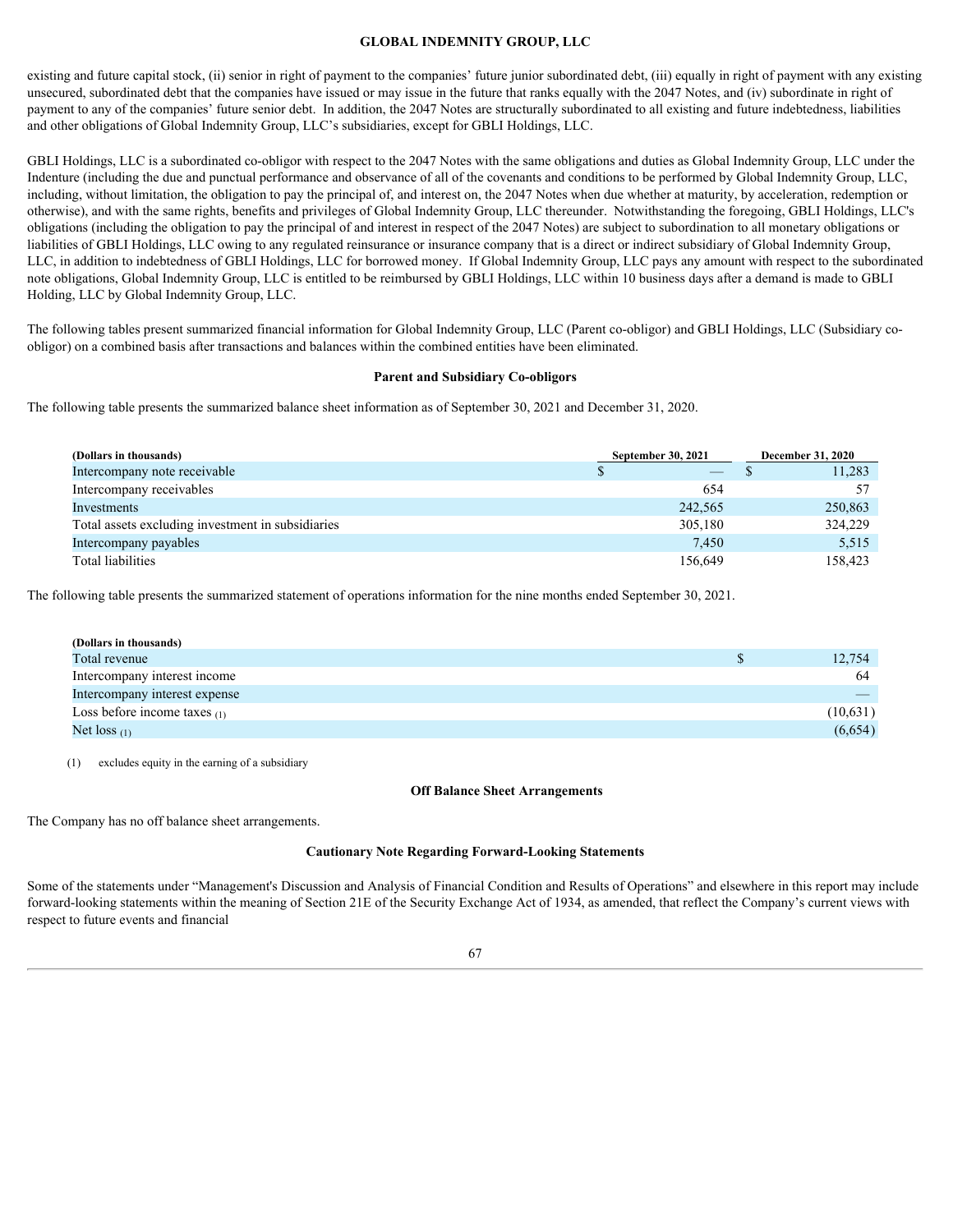existing and future capital stock, (ii) senior in right of payment to the companies' future junior subordinated debt, (iii) equally in right of payment with any existing unsecured, subordinated debt that the companies have issued or may issue in the future that ranks equally with the 2047 Notes, and (iv) subordinate in right of payment to any of the companies' future senior debt. In addition, the 2047 Notes are structurally subordinated to all existing and future indebtedness, liabilities and other obligations of Global Indemnity Group, LLC's subsidiaries, except for GBLI Holdings, LLC.

GBLI Holdings, LLC is a subordinated co-obligor with respect to the 2047 Notes with the same obligations and duties as Global Indemnity Group, LLC under the Indenture (including the due and punctual performance and observance of all of the covenants and conditions to be performed by Global Indemnity Group, LLC, including, without limitation, the obligation to pay the principal of, and interest on, the 2047 Notes when due whether at maturity, by acceleration, redemption or otherwise), and with the same rights, benefits and privileges of Global Indemnity Group, LLC thereunder. Notwithstanding the foregoing, GBLI Holdings, LLC's obligations (including the obligation to pay the principal of and interest in respect of the 2047 Notes) are subject to subordination to all monetary obligations or liabilities of GBLI Holdings, LLC owing to any regulated reinsurance or insurance company that is a direct or indirect subsidiary of Global Indemnity Group, LLC, in addition to indebtedness of GBLI Holdings, LLC for borrowed money. If Global Indemnity Group, LLC pays any amount with respect to the subordinated note obligations, Global Indemnity Group, LLC is entitled to be reimbursed by GBLI Holdings, LLC within 10 business days after a demand is made to GBLI Holding, LLC by Global Indemnity Group, LLC.

The following tables present summarized financial information for Global Indemnity Group, LLC (Parent co-obligor) and GBLI Holdings, LLC (Subsidiary co-obligor) on a combined basis after transactions and balances within the combined entities have been eliminated.

**Parent and Subsidiary Co-obligors**

The following table presents the summarized balance sheet information as of September 30, 2021 and December 31, 2020.

| (Dollars in thousands) | September 30, 2021 | December 31, 2020 |
|---|---|---|
| Intercompany note receivable | $ — | $ 11,283 |
| Intercompany receivables | 654 | 57 |
| Investments | 242,565 | 250,863 |
| Total assets excluding investment in subsidiaries | 305,180 | 324,229 |
| Intercompany payables | 7,450 | 5,515 |
| Total liabilities | 156,649 | 158,423 |

The following table presents the summarized statement of operations information for the nine months ended September 30, 2021.

| (Dollars in thousands) | |
|---|---|
| Total revenue | $ 12,754 |
| Intercompany interest income | 64 |
| Intercompany interest expense | — |
| Loss before income taxes (1) | (10,631) |
| Net loss (1) | (6,654) |

(1) excludes equity in the earning of a subsidiary

**Off Balance Sheet Arrangements**

The Company has no off balance sheet arrangements.

**Cautionary Note Regarding Forward-Looking Statements**

Some of the statements under "Management's Discussion and Analysis of Financial Condition and Results of Operations" and elsewhere in this report may include forward-looking statements within the meaning of Section 21E of the Security Exchange Act of 1934, as amended, that reflect the Company's current views with respect to future events and financial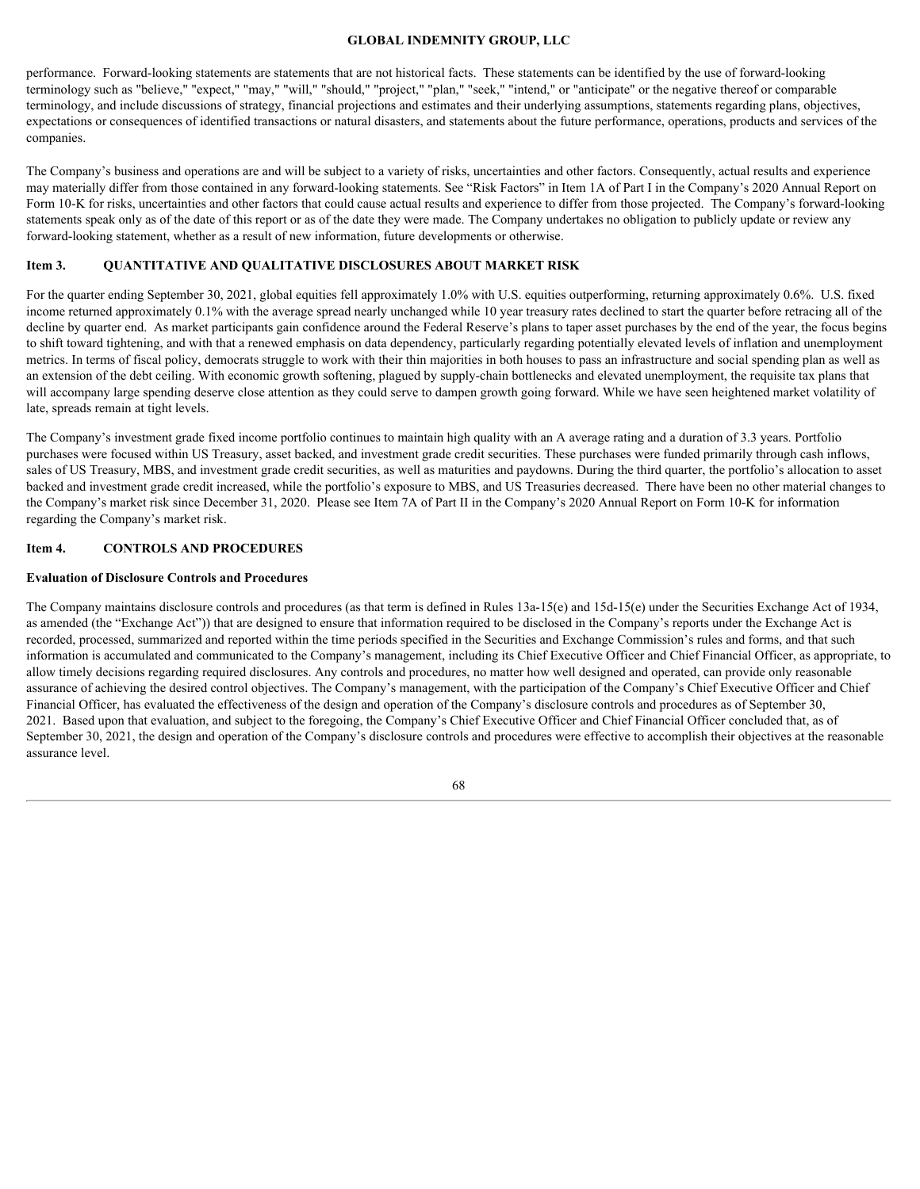performance. Forward-looking statements are statements that are not historical facts. These statements can be identified by the use of forward-looking terminology such as "believe," "expect," "may," "will," "should," "project," "plan," "seek," "intend," or "anticipate" or the negative thereof or comparable terminology, and include discussions of strategy, financial projections and estimates and their underlying assumptions, statements regarding plans, objectives, expectations or consequences of identified transactions or natural disasters, and statements about the future performance, operations, products and services of the companies.

The Company's business and operations are and will be subject to a variety of risks, uncertainties and other factors. Consequently, actual results and experience may materially differ from those contained in any forward-looking statements. See "Risk Factors" in Item 1A of Part I in the Company's 2020 Annual Report on Form 10-K for risks, uncertainties and other factors that could cause actual results and experience to differ from those projected. The Company's forward-looking statements speak only as of the date of this report or as of the date they were made. The Company undertakes no obligation to publicly update or review any forward-looking statement, whether as a result of new information, future developments or otherwise.

## Item 3. QUANTITATIVE AND QUALITATIVE DISCLOSURES ABOUT MARKET RISK

For the quarter ending September 30, 2021, global equities fell approximately 1.0% with U.S. equities outperforming, returning approximately 0.6%. U.S. fixed income returned approximately 0.1% with the average spread nearly unchanged while 10 year treasury rates declined to start the quarter before retracing all of the decline by quarter end. As market participants gain confidence around the Federal Reserve's plans to taper asset purchases by the end of the year, the focus begins to shift toward tightening, and with that a renewed emphasis on data dependency, particularly regarding potentially elevated levels of inflation and unemployment metrics. In terms of fiscal policy, democrats struggle to work with their thin majorities in both houses to pass an infrastructure and social spending plan as well as an extension of the debt ceiling. With economic growth softening, plagued by supply-chain bottlenecks and elevated unemployment, the requisite tax plans that will accompany large spending deserve close attention as they could serve to dampen growth going forward. While we have seen heightened market volatility of late, spreads remain at tight levels.

The Company's investment grade fixed income portfolio continues to maintain high quality with an A average rating and a duration of 3.3 years. Portfolio purchases were focused within US Treasury, asset backed, and investment grade credit securities. These purchases were funded primarily through cash inflows, sales of US Treasury, MBS, and investment grade credit securities, as well as maturities and paydowns. During the third quarter, the portfolio's allocation to asset backed and investment grade credit increased, while the portfolio's exposure to MBS, and US Treasuries decreased. There have been no other material changes to the Company's market risk since December 31, 2020. Please see Item 7A of Part II in the Company's 2020 Annual Report on Form 10-K for information regarding the Company's market risk.

## Item 4. CONTROLS AND PROCEDURES

### Evaluation of Disclosure Controls and Procedures

The Company maintains disclosure controls and procedures (as that term is defined in Rules 13a-15(e) and 15d-15(e) under the Securities Exchange Act of 1934, as amended (the "Exchange Act")) that are designed to ensure that information required to be disclosed in the Company's reports under the Exchange Act is recorded, processed, summarized and reported within the time periods specified in the Securities and Exchange Commission's rules and forms, and that such information is accumulated and communicated to the Company's management, including its Chief Executive Officer and Chief Financial Officer, as appropriate, to allow timely decisions regarding required disclosures. Any controls and procedures, no matter how well designed and operated, can provide only reasonable assurance of achieving the desired control objectives. The Company's management, with the participation of the Company's Chief Executive Officer and Chief Financial Officer, has evaluated the effectiveness of the design and operation of the Company's disclosure controls and procedures as of September 30, 2021. Based upon that evaluation, and subject to the foregoing, the Company's Chief Executive Officer and Chief Financial Officer concluded that, as of September 30, 2021, the design and operation of the Company's disclosure controls and procedures were effective to accomplish their objectives at the reasonable assurance level.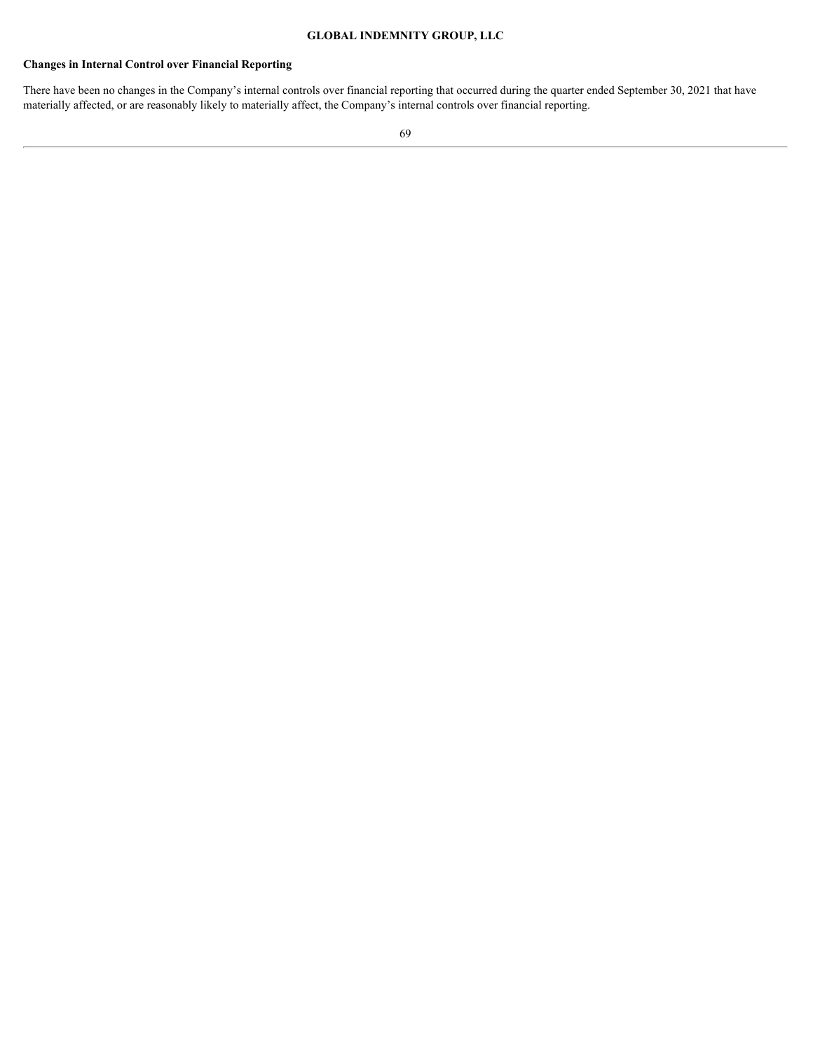**Changes in Internal Control over Financial Reporting**

There have been no changes in the Company's internal controls over financial reporting that occurred during the quarter ended September 30, 2021 that have materially affected, or are reasonably likely to materially affect, the Company's internal controls over financial reporting.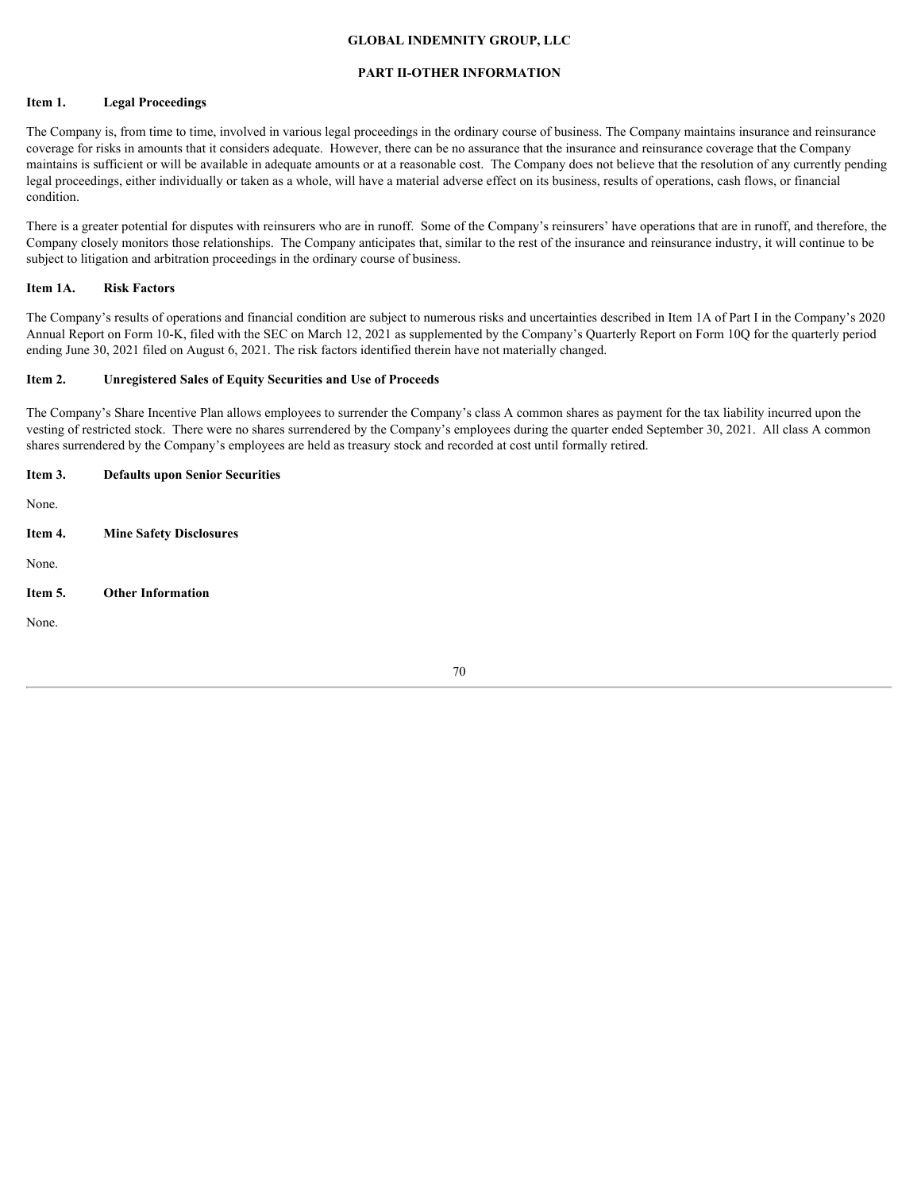**GLOBAL INDEMNITY GROUP, LLC**

## PART II-OTHER INFORMATION

### Item 1. Legal Proceedings

The Company is, from time to time, involved in various legal proceedings in the ordinary course of business. The Company maintains insurance and reinsurance coverage for risks in amounts that it considers adequate. However, there can be no assurance that the insurance and reinsurance coverage that the Company maintains is sufficient or will be available in adequate amounts or at a reasonable cost. The Company does not believe that the resolution of any currently pending legal proceedings, either individually or taken as a whole, will have a material adverse effect on its business, results of operations, cash flows, or financial condition.

There is a greater potential for disputes with reinsurers who are in runoff. Some of the Company's reinsurers' have operations that are in runoff, and therefore, the Company closely monitors those relationships. The Company anticipates that, similar to the rest of the insurance and reinsurance industry, it will continue to be subject to litigation and arbitration proceedings in the ordinary course of business.

### Item 1A. Risk Factors

The Company's results of operations and financial condition are subject to numerous risks and uncertainties described in Item 1A of Part I in the Company's 2020 Annual Report on Form 10-K, filed with the SEC on March 12, 2021 as supplemented by the Company's Quarterly Report on Form 10Q for the quarterly period ending June 30, 2021 filed on August 6, 2021. The risk factors identified therein have not materially changed.

### Item 2. Unregistered Sales of Equity Securities and Use of Proceeds

The Company's Share Incentive Plan allows employees to surrender the Company's class A common shares as payment for the tax liability incurred upon the vesting of restricted stock. There were no shares surrendered by the Company's employees during the quarter ended September 30, 2021. All class A common shares surrendered by the Company's employees are held as treasury stock and recorded at cost until formally retired.

### Item 3. Defaults upon Senior Securities

None.

### Item 4. Mine Safety Disclosures

None.

### Item 5. Other Information

None.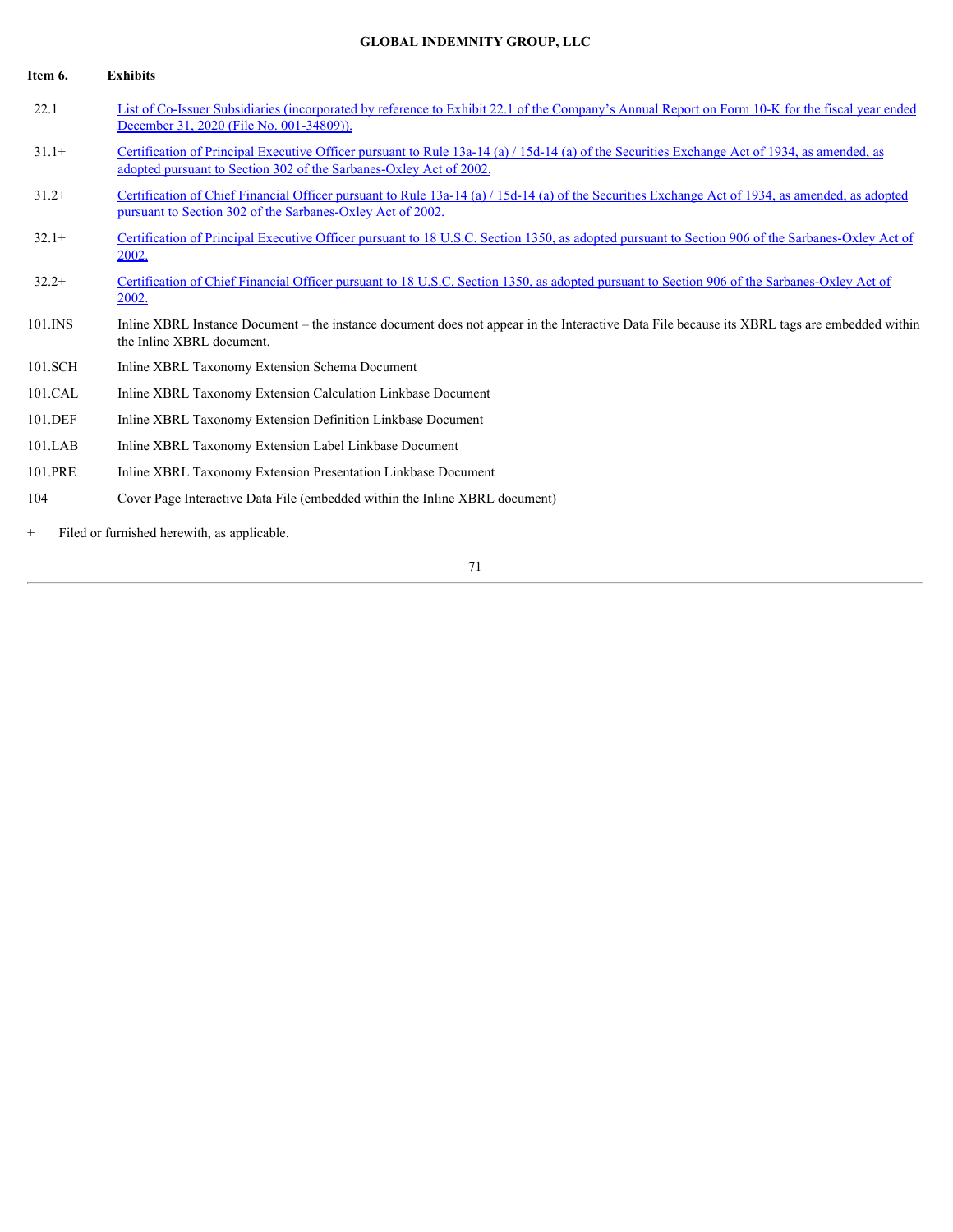**GLOBAL INDEMNITY GROUP, LLC**

**Item 6. Exhibits**

| | |
|---|---|
| 22.1 | List of Co-Issuer Subsidiaries (incorporated by reference to Exhibit 22.1 of the Company's Annual Report on Form 10-K for the fiscal year ended December 31, 2020 (File No. 001-34809)). |
| 31.1+ | Certification of Principal Executive Officer pursuant to Rule 13a-14 (a) / 15d-14 (a) of the Securities Exchange Act of 1934, as amended, as adopted pursuant to Section 302 of the Sarbanes-Oxley Act of 2002. |
| 31.2+ | Certification of Chief Financial Officer pursuant to Rule 13a-14 (a) / 15d-14 (a) of the Securities Exchange Act of 1934, as amended, as adopted pursuant to Section 302 of the Sarbanes-Oxley Act of 2002. |
| 32.1+ | Certification of Principal Executive Officer pursuant to 18 U.S.C. Section 1350, as adopted pursuant to Section 906 of the Sarbanes-Oxley Act of 2002. |
| 32.2+ | Certification of Chief Financial Officer pursuant to 18 U.S.C. Section 1350, as adopted pursuant to Section 906 of the Sarbanes-Oxley Act of 2002. |
| 101.INS | Inline XBRL Instance Document – the instance document does not appear in the Interactive Data File because its XBRL tags are embedded within the Inline XBRL document. |
| 101.SCH | Inline XBRL Taxonomy Extension Schema Document |
| 101.CAL | Inline XBRL Taxonomy Extension Calculation Linkbase Document |
| 101.DEF | Inline XBRL Taxonomy Extension Definition Linkbase Document |
| 101.LAB | Inline XBRL Taxonomy Extension Label Linkbase Document |
| 101.PRE | Inline XBRL Taxonomy Extension Presentation Linkbase Document |
| 104 | Cover Page Interactive Data File (embedded within the Inline XBRL document) |

\+ Filed or furnished herewith, as applicable.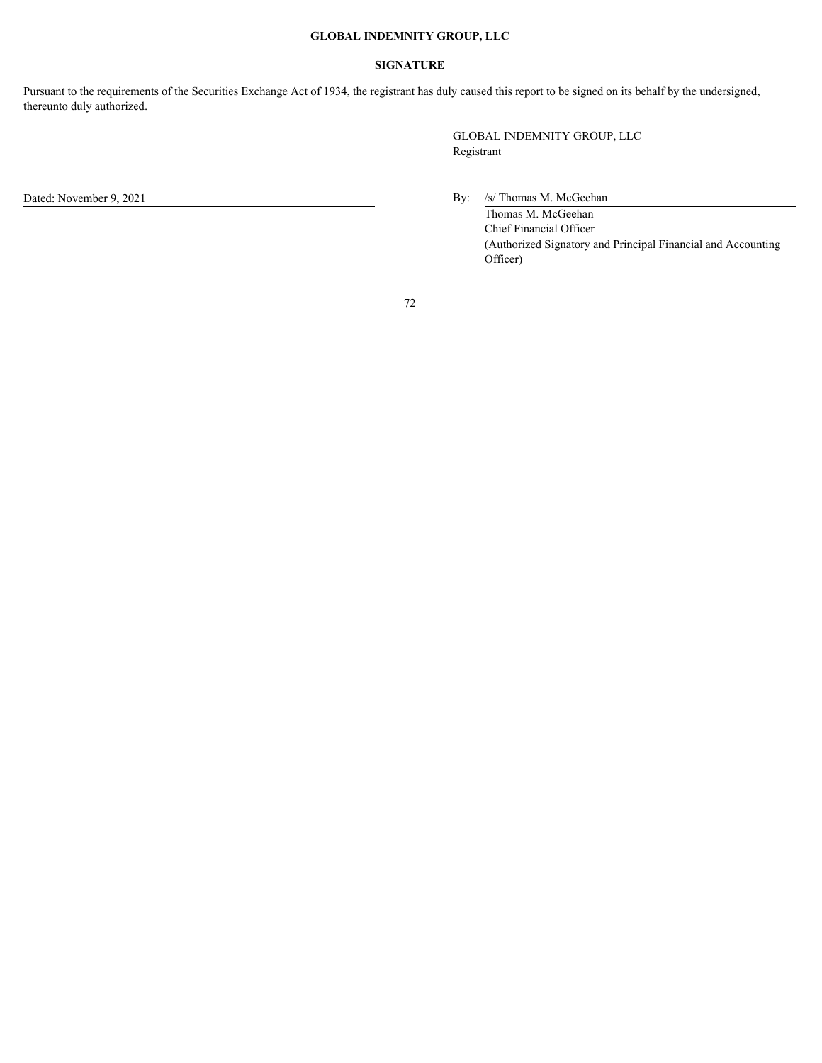**GLOBAL INDEMNITY GROUP, LLC**

**SIGNATURE**

Pursuant to the requirements of the Securities Exchange Act of 1934, the registrant has duly caused this report to be signed on its behalf by the undersigned, thereunto duly authorized.

GLOBAL INDEMNITY GROUP, LLC
Registrant

Dated: November 9, 2021

By: /s/ Thomas M. McGeehan
Thomas M. McGeehan
Chief Financial Officer
(Authorized Signatory and Principal Financial and Accounting Officer)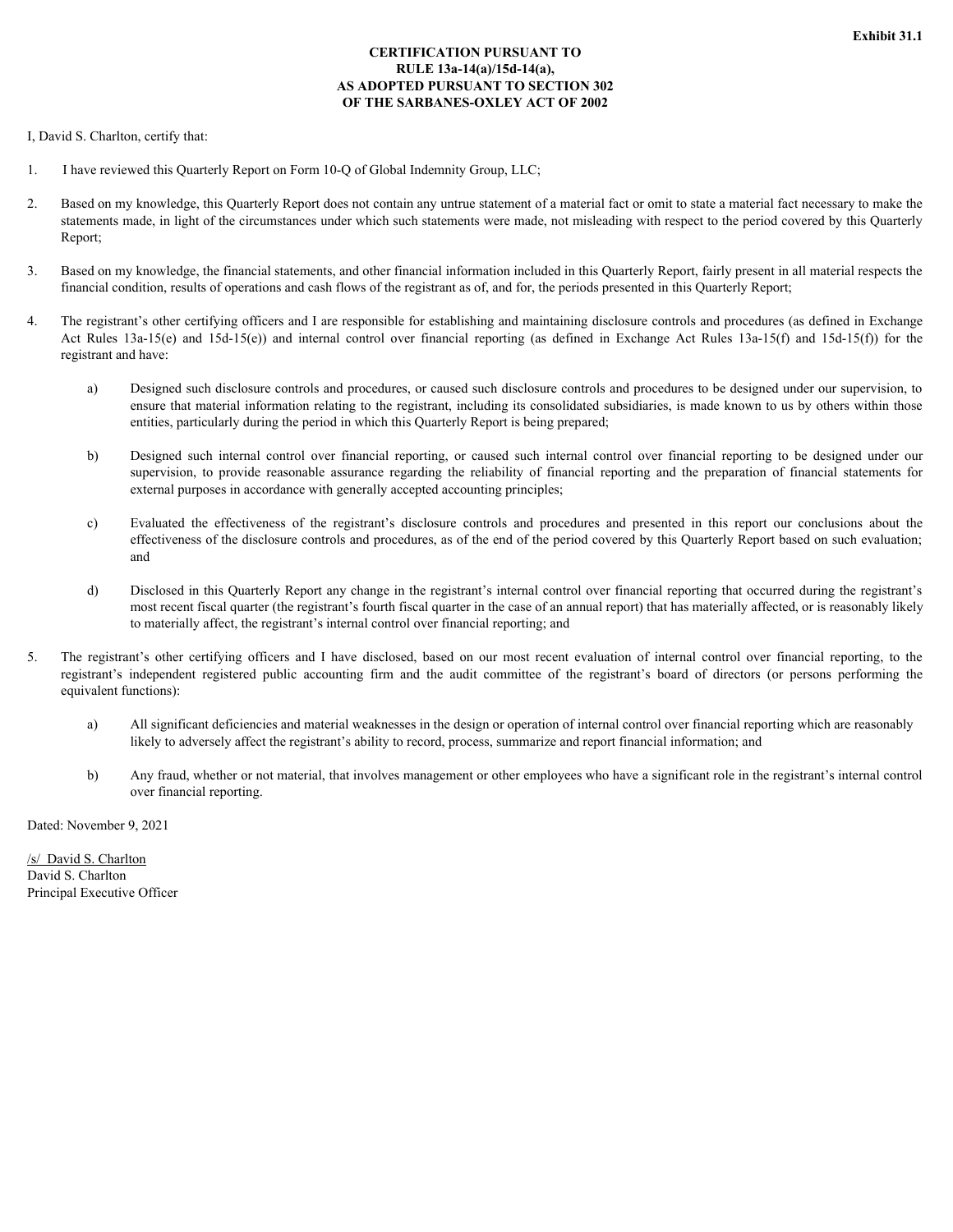**Exhibit 31.1**

**CERTIFICATION PURSUANT TO RULE 13a-14(a)/15d-14(a), AS ADOPTED PURSUANT TO SECTION 302 OF THE SARBANES-OXLEY ACT OF 2002**

I, David S. Charlton, certify that:

1. I have reviewed this Quarterly Report on Form 10-Q of Global Indemnity Group, LLC;

2. Based on my knowledge, this Quarterly Report does not contain any untrue statement of a material fact or omit to state a material fact necessary to make the statements made, in light of the circumstances under which such statements were made, not misleading with respect to the period covered by this Quarterly Report;

3. Based on my knowledge, the financial statements, and other financial information included in this Quarterly Report, fairly present in all material respects the financial condition, results of operations and cash flows of the registrant as of, and for, the periods presented in this Quarterly Report;

4. The registrant's other certifying officers and I are responsible for establishing and maintaining disclosure controls and procedures (as defined in Exchange Act Rules 13a-15(e) and 15d-15(e)) and internal control over financial reporting (as defined in Exchange Act Rules 13a-15(f) and 15d-15(f)) for the registrant and have:

   a) Designed such disclosure controls and procedures, or caused such disclosure controls and procedures to be designed under our supervision, to ensure that material information relating to the registrant, including its consolidated subsidiaries, is made known to us by others within those entities, particularly during the period in which this Quarterly Report is being prepared;

   b) Designed such internal control over financial reporting, or caused such internal control over financial reporting to be designed under our supervision, to provide reasonable assurance regarding the reliability of financial reporting and the preparation of financial statements for external purposes in accordance with generally accepted accounting principles;

   c) Evaluated the effectiveness of the registrant's disclosure controls and procedures and presented in this report our conclusions about the effectiveness of the disclosure controls and procedures, as of the end of the period covered by this Quarterly Report based on such evaluation; and

   d) Disclosed in this Quarterly Report any change in the registrant's internal control over financial reporting that occurred during the registrant's most recent fiscal quarter (the registrant's fourth fiscal quarter in the case of an annual report) that has materially affected, or is reasonably likely to materially affect, the registrant's internal control over financial reporting; and

5. The registrant's other certifying officers and I have disclosed, based on our most recent evaluation of internal control over financial reporting, to the registrant's independent registered public accounting firm and the audit committee of the registrant's board of directors (or persons performing the equivalent functions):

   a) All significant deficiencies and material weaknesses in the design or operation of internal control over financial reporting which are reasonably likely to adversely affect the registrant's ability to record, process, summarize and report financial information; and

   b) Any fraud, whether or not material, that involves management or other employees who have a significant role in the registrant's internal control over financial reporting.

Dated: November 9, 2021

/s/ David S. Charlton
David S. Charlton
Principal Executive Officer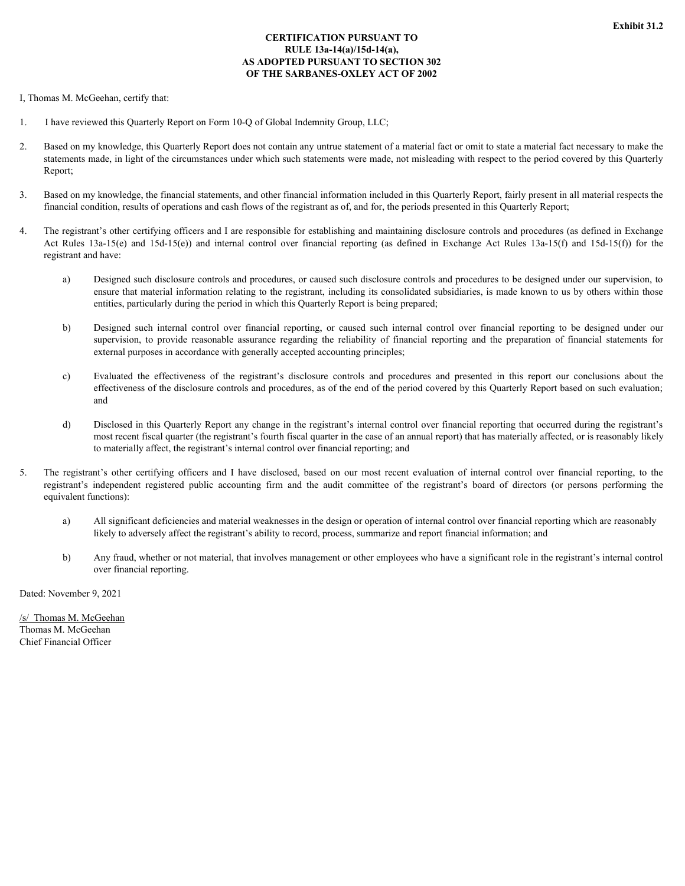**Exhibit 31.2**

**CERTIFICATION PURSUANT TO**
**RULE 13a-14(a)/15d-14(a),**
**AS ADOPTED PURSUANT TO SECTION 302**
**OF THE SARBANES-OXLEY ACT OF 2002**

I, Thomas M. McGeehan, certify that:

1. I have reviewed this Quarterly Report on Form 10-Q of Global Indemnity Group, LLC;

2. Based on my knowledge, this Quarterly Report does not contain any untrue statement of a material fact or omit to state a material fact necessary to make the statements made, in light of the circumstances under which such statements were made, not misleading with respect to the period covered by this Quarterly Report;

3. Based on my knowledge, the financial statements, and other financial information included in this Quarterly Report, fairly present in all material respects the financial condition, results of operations and cash flows of the registrant as of, and for, the periods presented in this Quarterly Report;

4. The registrant's other certifying officers and I are responsible for establishing and maintaining disclosure controls and procedures (as defined in Exchange Act Rules 13a-15(e) and 15d-15(e)) and internal control over financial reporting (as defined in Exchange Act Rules 13a-15(f) and 15d-15(f)) for the registrant and have:

   a) Designed such disclosure controls and procedures, or caused such disclosure controls and procedures to be designed under our supervision, to ensure that material information relating to the registrant, including its consolidated subsidiaries, is made known to us by others within those entities, particularly during the period in which this Quarterly Report is being prepared;

   b) Designed such internal control over financial reporting, or caused such internal control over financial reporting to be designed under our supervision, to provide reasonable assurance regarding the reliability of financial reporting and the preparation of financial statements for external purposes in accordance with generally accepted accounting principles;

   c) Evaluated the effectiveness of the registrant's disclosure controls and procedures and presented in this report our conclusions about the effectiveness of the disclosure controls and procedures, as of the end of the period covered by this Quarterly Report based on such evaluation; and

   d) Disclosed in this Quarterly Report any change in the registrant's internal control over financial reporting that occurred during the registrant's most recent fiscal quarter (the registrant's fourth fiscal quarter in the case of an annual report) that has materially affected, or is reasonably likely to materially affect, the registrant's internal control over financial reporting; and

5. The registrant's other certifying officers and I have disclosed, based on our most recent evaluation of internal control over financial reporting, to the registrant's independent registered public accounting firm and the audit committee of the registrant's board of directors (or persons performing the equivalent functions):

   a) All significant deficiencies and material weaknesses in the design or operation of internal control over financial reporting which are reasonably likely to adversely affect the registrant's ability to record, process, summarize and report financial information; and

   b) Any fraud, whether or not material, that involves management or other employees who have a significant role in the registrant's internal control over financial reporting.

Dated: November 9, 2021

/s/ Thomas M. McGeehan
Thomas M. McGeehan
Chief Financial Officer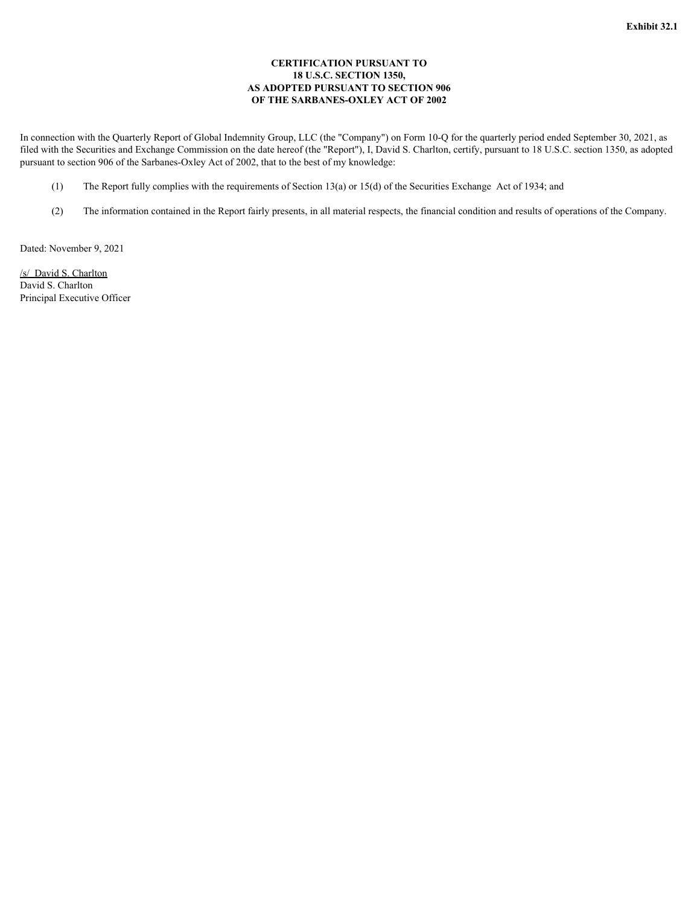**Exhibit 32.1**

**CERTIFICATION PURSUANT TO**
**18 U.S.C. SECTION 1350,**
**AS ADOPTED PURSUANT TO SECTION 906**
**OF THE SARBANES-OXLEY ACT OF 2002**

In connection with the Quarterly Report of Global Indemnity Group, LLC (the "Company") on Form 10-Q for the quarterly period ended September 30, 2021, as filed with the Securities and Exchange Commission on the date hereof (the "Report"), I, David S. Charlton, certify, pursuant to 18 U.S.C. section 1350, as adopted pursuant to section 906 of the Sarbanes-Oxley Act of 2002, that to the best of my knowledge:

(1) The Report fully complies with the requirements of Section 13(a) or 15(d) of the Securities Exchange Act of 1934; and

(2) The information contained in the Report fairly presents, in all material respects, the financial condition and results of operations of the Company.

Dated: November 9, 2021

/s/ David S. Charlton
David S. Charlton
Principal Executive Officer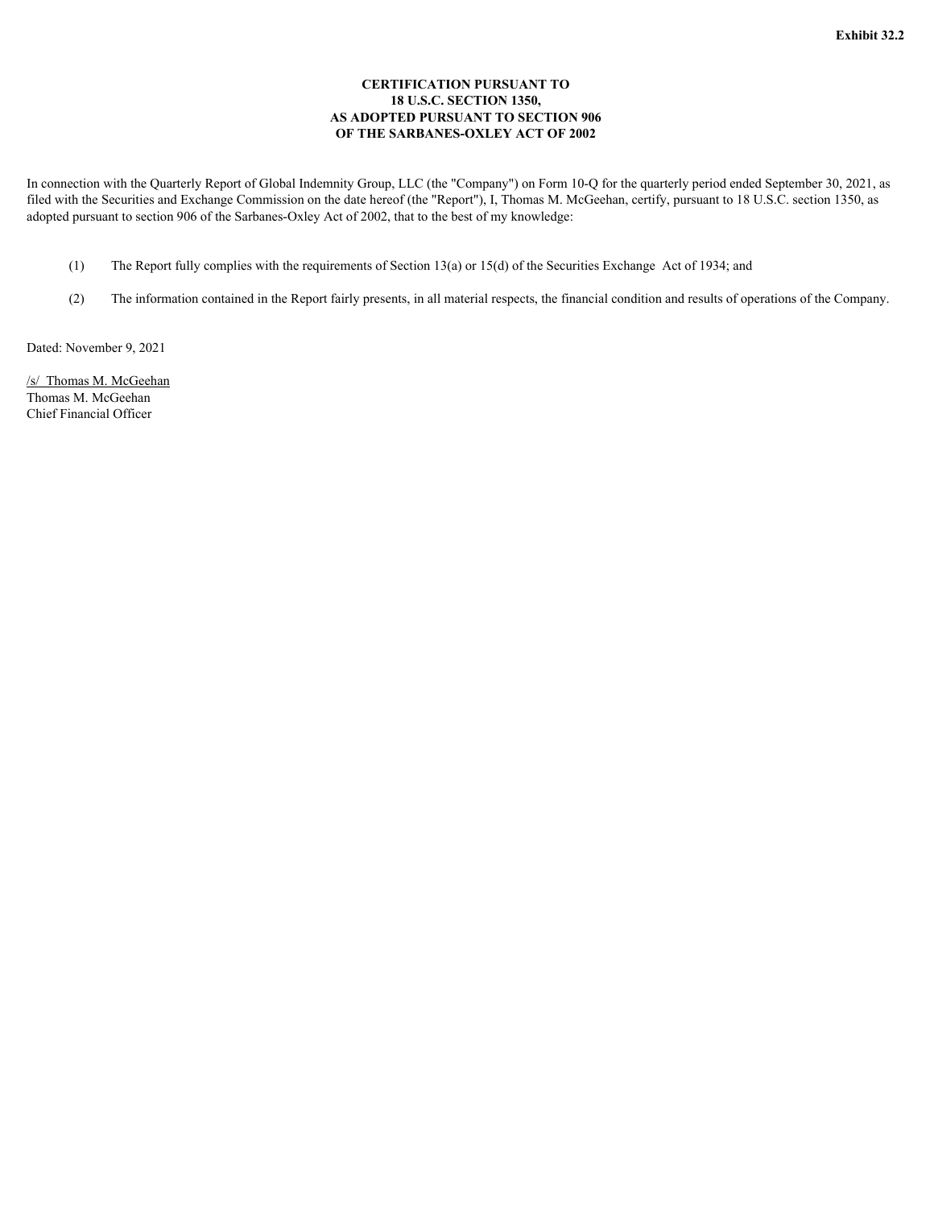**Exhibit 32.2**

**CERTIFICATION PURSUANT TO**
**18 U.S.C. SECTION 1350,**
**AS ADOPTED PURSUANT TO SECTION 906**
**OF THE SARBANES-OXLEY ACT OF 2002**

In connection with the Quarterly Report of Global Indemnity Group, LLC (the "Company") on Form 10-Q for the quarterly period ended September 30, 2021, as filed with the Securities and Exchange Commission on the date hereof (the "Report"), I, Thomas M. McGeehan, certify, pursuant to 18 U.S.C. section 1350, as adopted pursuant to section 906 of the Sarbanes-Oxley Act of 2002, that to the best of my knowledge:

(1) The Report fully complies with the requirements of Section 13(a) or 15(d) of the Securities Exchange Act of 1934; and

(2) The information contained in the Report fairly presents, in all material respects, the financial condition and results of operations of the Company.

Dated: November 9, 2021

/s/ Thomas M. McGeehan
Thomas M. McGeehan
Chief Financial Officer